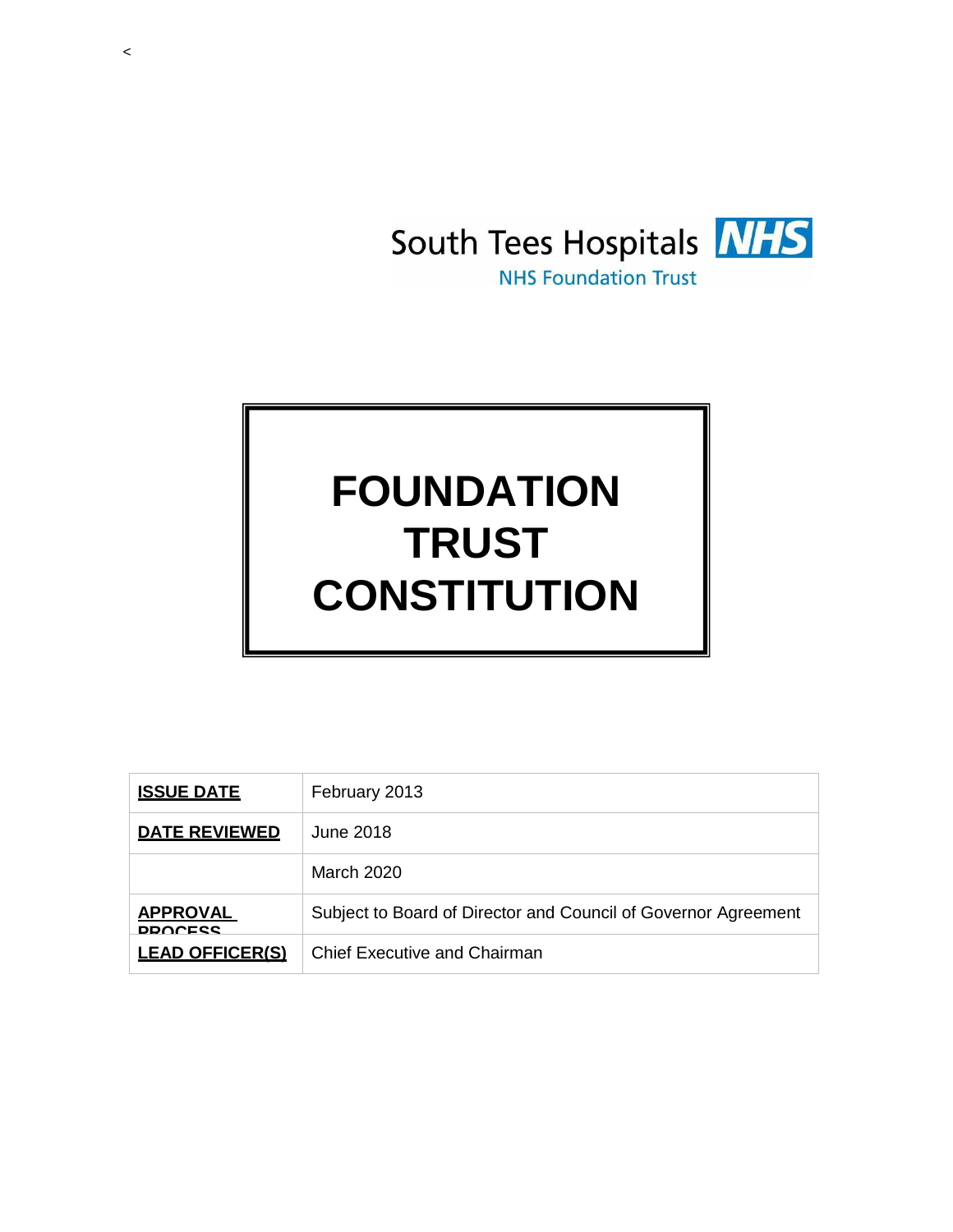<

South Tees Hospitals NHS

NHS Foundation Trust

# FOUNDATION TRUST CONSTITUTION

| **ISSUE DATE** | February 2013 |
|---|---|
| **DATE REVIEWED** | June 2018 |
| | March 2020 |
| **APPROVAL PROCESS** | Subject to Board of Director and Council of Governor Agreement |
| **LEAD OFFICER(S)** | Chief Executive and Chairman |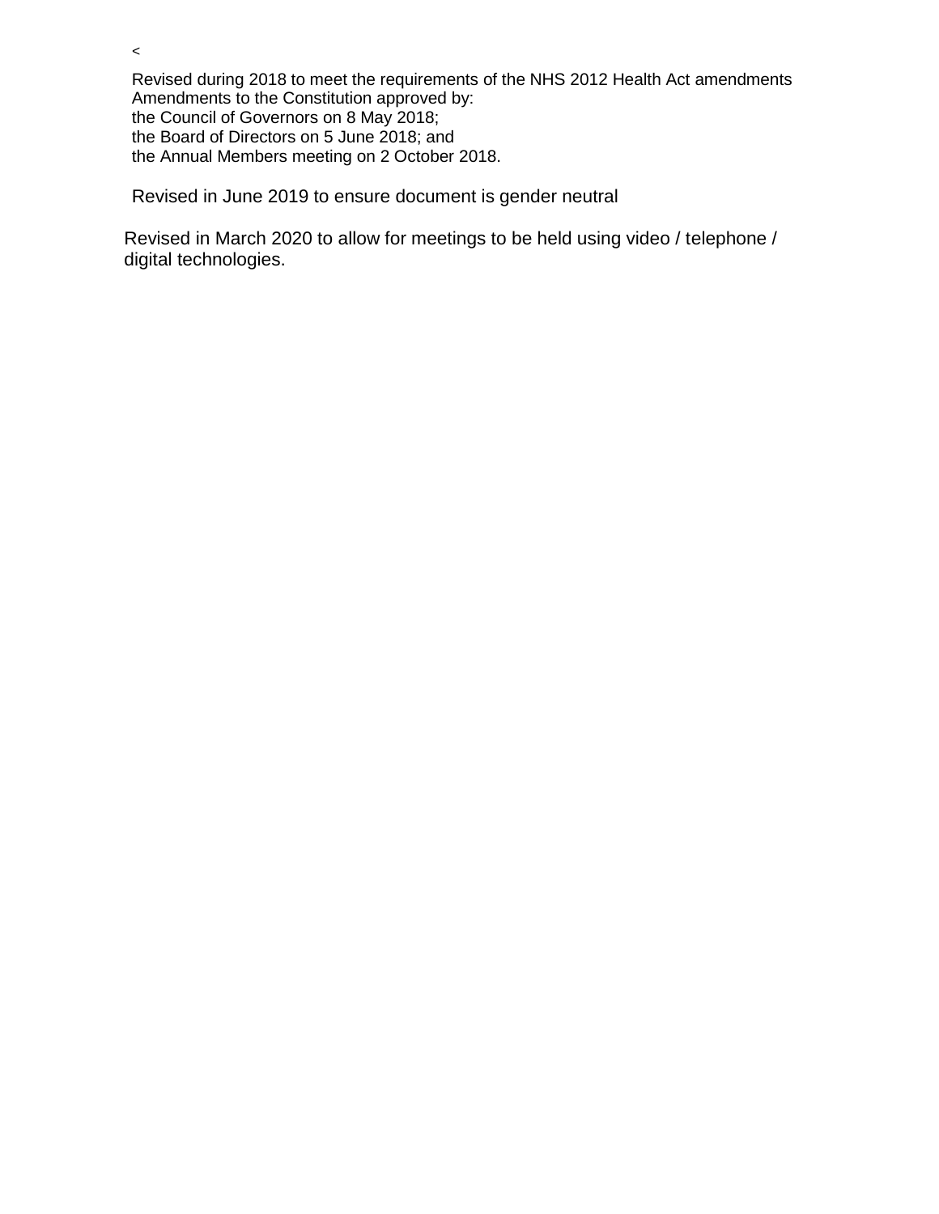<

Revised during 2018 to meet the requirements of the NHS 2012 Health Act amendments
Amendments to the Constitution approved by:
the Council of Governors on 8 May 2018;
the Board of Directors on 5 June 2018; and
the Annual Members meeting on 2 October 2018.

Revised in June 2019 to ensure document is gender neutral

Revised in March 2020 to allow for meetings to be held using video / telephone / digital technologies.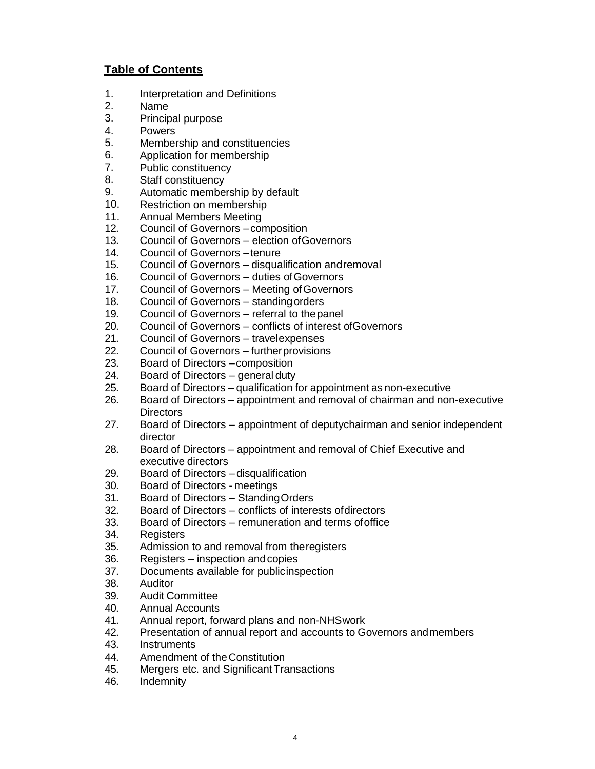## **Table of Contents**

1. Interpretation and Definitions
2. Name
3. Principal purpose
4. Powers
5. Membership and constituencies
6. Application for membership
7. Public constituency
8. Staff constituency
9. Automatic membership by default
10. Restriction on membership
11. Annual Members Meeting
12. Council of Governors – composition
13. Council of Governors – election of Governors
14. Council of Governors – tenure
15. Council of Governors – disqualification and removal
16. Council of Governors – duties of Governors
17. Council of Governors – Meeting of Governors
18. Council of Governors – standing orders
19. Council of Governors – referral to the panel
20. Council of Governors – conflicts of interest of Governors
21. Council of Governors – travel expenses
22. Council of Governors – further provisions
23. Board of Directors – composition
24. Board of Directors – general duty
25. Board of Directors – qualification for appointment as non-executive
26. Board of Directors – appointment and removal of chairman and non-executive Directors
27. Board of Directors – appointment of deputy chairman and senior independent director
28. Board of Directors – appointment and removal of Chief Executive and executive directors
29. Board of Directors – disqualification
30. Board of Directors - meetings
31. Board of Directors – Standing Orders
32. Board of Directors – conflicts of interests of directors
33. Board of Directors – remuneration and terms of office
34. Registers
35. Admission to and removal from the registers
36. Registers – inspection and copies
37. Documents available for public inspection
38. Auditor
39. Audit Committee
40. Annual Accounts
41. Annual report, forward plans and non-NHS work
42. Presentation of annual report and accounts to Governors and members
43. Instruments
44. Amendment of the Constitution
45. Mergers etc. and Significant Transactions
46. Indemnity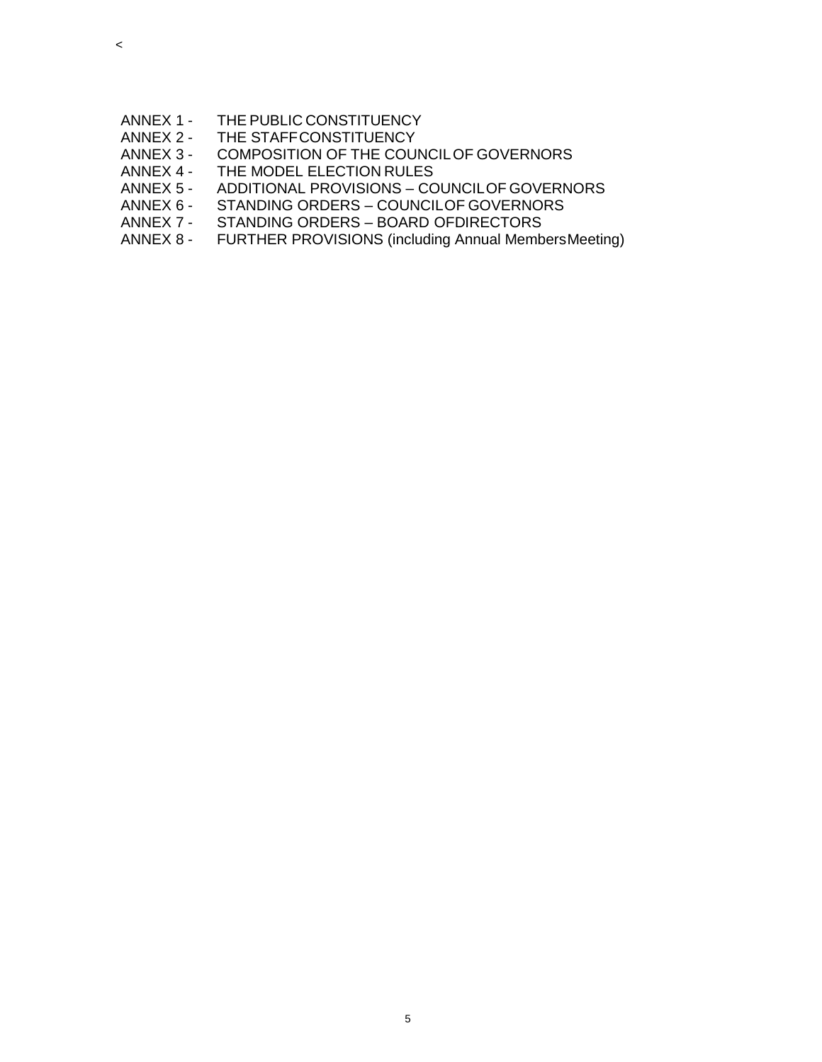<

ANNEX 1 - THE PUBLIC CONSTITUENCY
ANNEX 2 - THE STAFF CONSTITUENCY
ANNEX 3 - COMPOSITION OF THE COUNCIL OF GOVERNORS
ANNEX 4 - THE MODEL ELECTION RULES
ANNEX 5 - ADDITIONAL PROVISIONS – COUNCIL OF GOVERNORS
ANNEX 6 - STANDING ORDERS – COUNCIL OF GOVERNORS
ANNEX 7 - STANDING ORDERS – BOARD OF DIRECTORS
ANNEX 8 - FURTHER PROVISIONS (including Annual Members Meeting)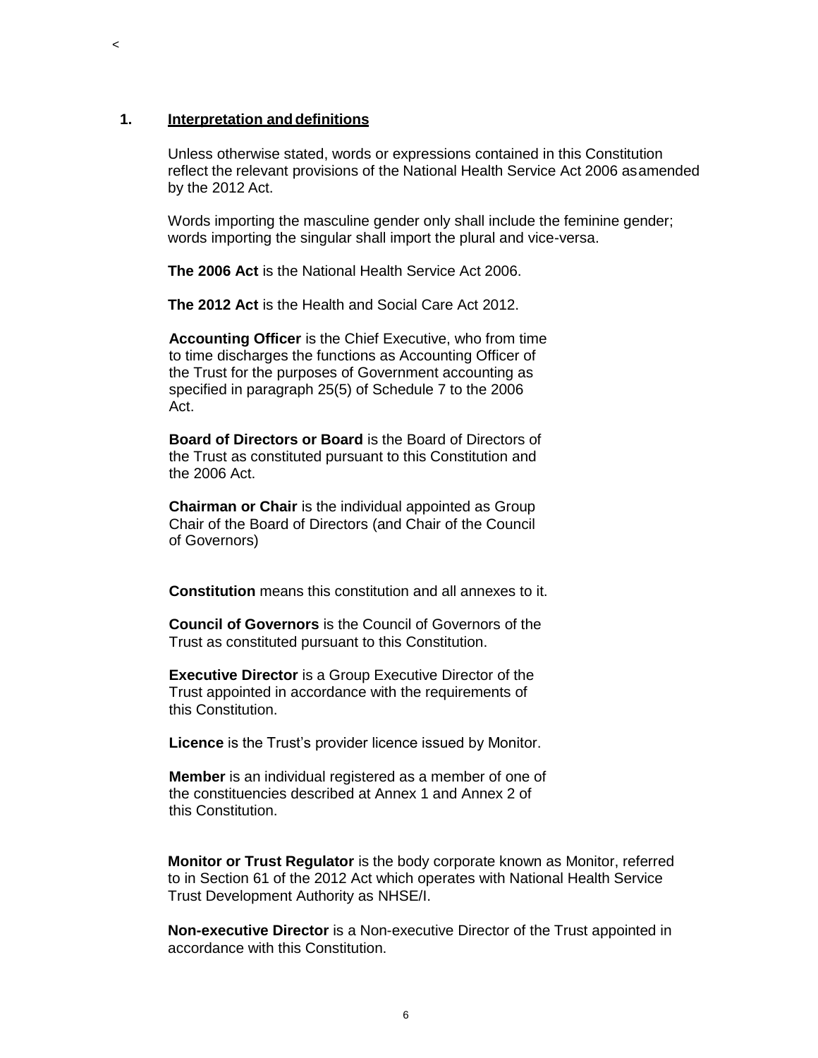## 1. Interpretation and definitions

Unless otherwise stated, words or expressions contained in this Constitution reflect the relevant provisions of the National Health Service Act 2006 as amended by the 2012 Act.

Words importing the masculine gender only shall include the feminine gender; words importing the singular shall import the plural and vice-versa.

**The 2006 Act** is the National Health Service Act 2006.

**The 2012 Act** is the Health and Social Care Act 2012.

**Accounting Officer** is the Chief Executive, who from time to time discharges the functions as Accounting Officer of the Trust for the purposes of Government accounting as specified in paragraph 25(5) of Schedule 7 to the 2006 Act.

**Board of Directors or Board** is the Board of Directors of the Trust as constituted pursuant to this Constitution and the 2006 Act.

**Chairman or Chair** is the individual appointed as Group Chair of the Board of Directors (and Chair of the Council of Governors)

**Constitution** means this constitution and all annexes to it.

**Council of Governors** is the Council of Governors of the Trust as constituted pursuant to this Constitution.

**Executive Director** is a Group Executive Director of the Trust appointed in accordance with the requirements of this Constitution.

**Licence** is the Trust's provider licence issued by Monitor.

**Member** is an individual registered as a member of one of the constituencies described at Annex 1 and Annex 2 of this Constitution.

**Monitor or Trust Regulator** is the body corporate known as Monitor, referred to in Section 61 of the 2012 Act which operates with National Health Service Trust Development Authority as NHSE/I.

**Non-executive Director** is a Non-executive Director of the Trust appointed in accordance with this Constitution.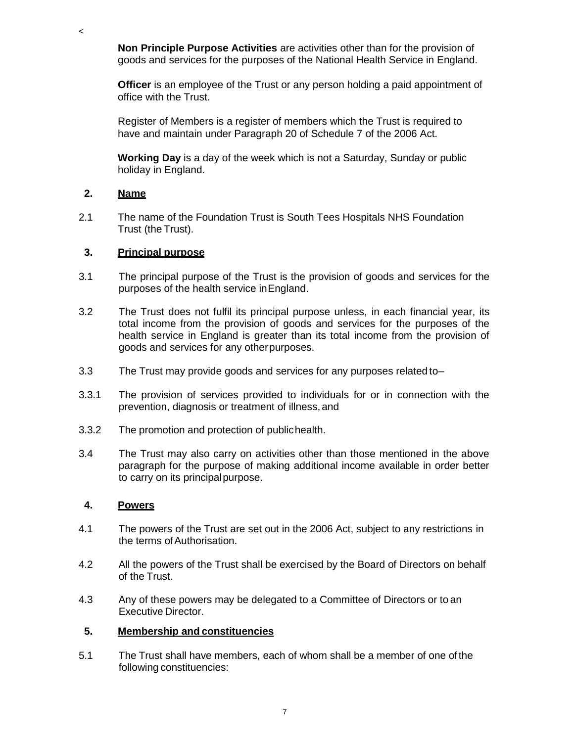<

**Non Principle Purpose Activities** are activities other than for the provision of goods and services for the purposes of the National Health Service in England.

**Officer** is an employee of the Trust or any person holding a paid appointment of office with the Trust.

Register of Members is a register of members which the Trust is required to have and maintain under Paragraph 20 of Schedule 7 of the 2006 Act.

**Working Day** is a day of the week which is not a Saturday, Sunday or public holiday in England.

## 2. Name

2.1 The name of the Foundation Trust is South Tees Hospitals NHS Foundation Trust (the Trust).

## 3. Principal purpose

3.1 The principal purpose of the Trust is the provision of goods and services for the purposes of the health service in England.

3.2 The Trust does not fulfil its principal purpose unless, in each financial year, its total income from the provision of goods and services for the purposes of the health service in England is greater than its total income from the provision of goods and services for any other purposes.

3.3 The Trust may provide goods and services for any purposes related to–

3.3.1 The provision of services provided to individuals for or in connection with the prevention, diagnosis or treatment of illness, and

3.3.2 The promotion and protection of public health.

3.4 The Trust may also carry on activities other than those mentioned in the above paragraph for the purpose of making additional income available in order better to carry on its principal purpose.

## 4. Powers

4.1 The powers of the Trust are set out in the 2006 Act, subject to any restrictions in the terms of Authorisation.

4.2 All the powers of the Trust shall be exercised by the Board of Directors on behalf of the Trust.

4.3 Any of these powers may be delegated to a Committee of Directors or to an Executive Director.

## 5. Membership and constituencies

5.1 The Trust shall have members, each of whom shall be a member of one of the following constituencies: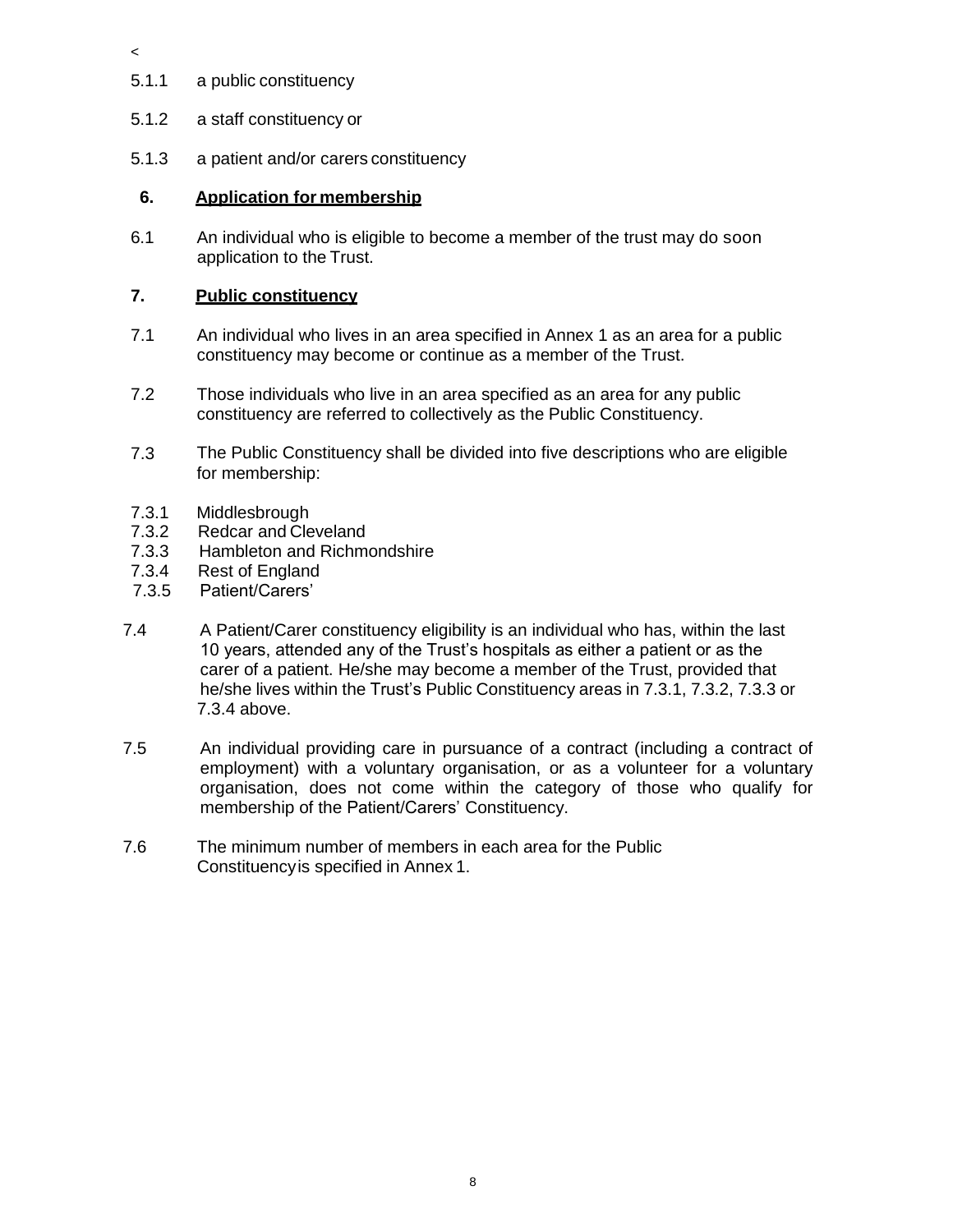<

5.1.1 a public constituency

5.1.2 a staff constituency or

5.1.3 a patient and/or carers constituency

**6. <u>Application for membership</u>**

6.1 An individual who is eligible to become a member of the trust may do soon application to the Trust.

**7. <u>Public constituency</u>**

7.1 An individual who lives in an area specified in Annex 1 as an area for a public constituency may become or continue as a member of the Trust.

7.2 Those individuals who live in an area specified as an area for any public constituency are referred to collectively as the Public Constituency.

7.3 The Public Constituency shall be divided into five descriptions who are eligible for membership:

7.3.1 Middlesbrough
7.3.2 Redcar and Cleveland
7.3.3 Hambleton and Richmondshire
7.3.4 Rest of England
7.3.5 Patient/Carers'

7.4 A Patient/Carer constituency eligibility is an individual who has, within the last 10 years, attended any of the Trust's hospitals as either a patient or as the carer of a patient. He/she may become a member of the Trust, provided that he/she lives within the Trust's Public Constituency areas in 7.3.1, 7.3.2, 7.3.3 or 7.3.4 above.

7.5 An individual providing care in pursuance of a contract (including a contract of employment) with a voluntary organisation, or as a volunteer for a voluntary organisation, does not come within the category of those who qualify for membership of the Patient/Carers' Constituency.

7.6 The minimum number of members in each area for the Public Constituencyis specified in Annex 1.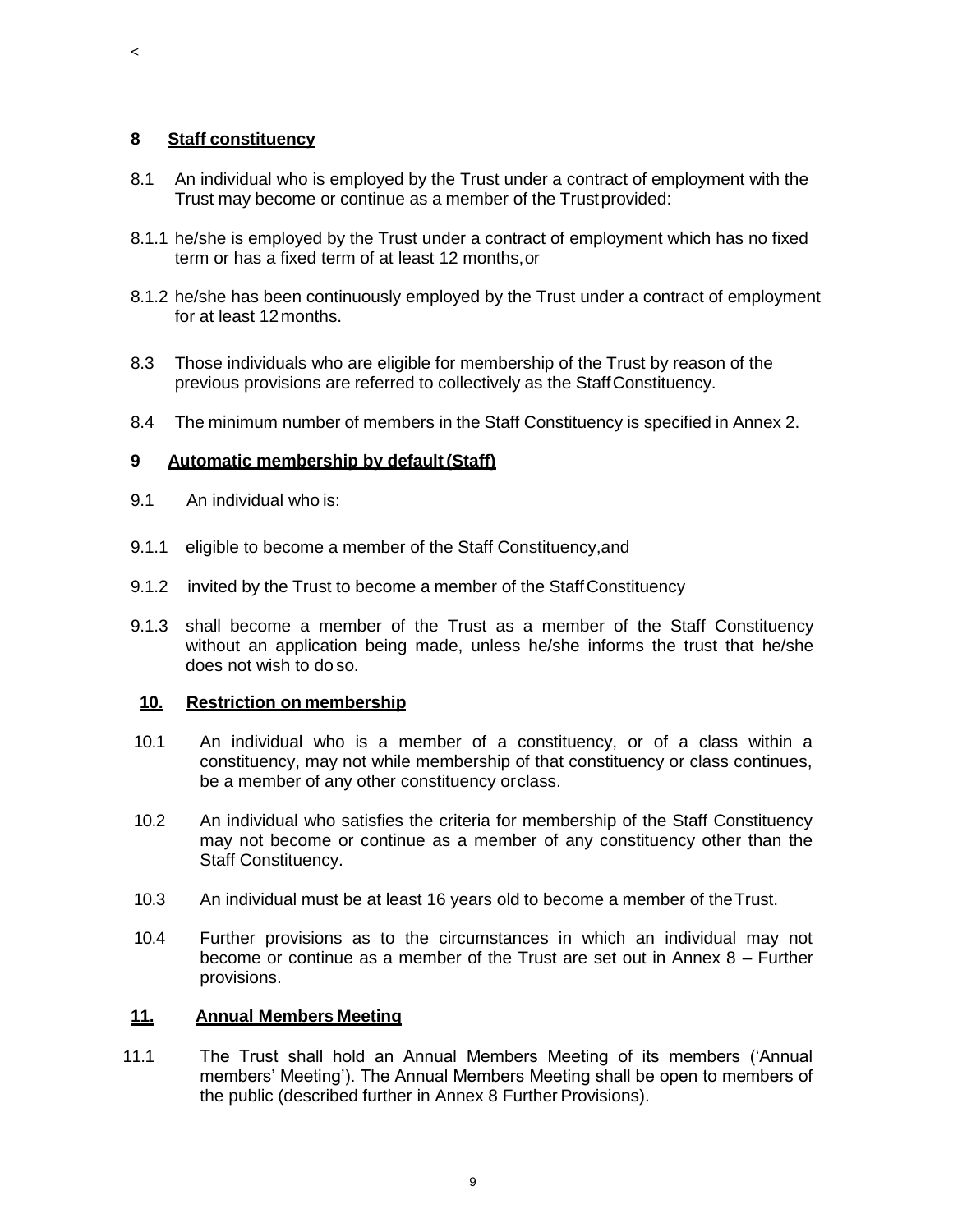<

## 8 Staff constituency

8.1 An individual who is employed by the Trust under a contract of employment with the Trust may become or continue as a member of the Trust provided:

8.1.1 he/she is employed by the Trust under a contract of employment which has no fixed term or has a fixed term of at least 12 months, or

8.1.2 he/she has been continuously employed by the Trust under a contract of employment for at least 12 months.

8.3 Those individuals who are eligible for membership of the Trust by reason of the previous provisions are referred to collectively as the Staff Constituency.

8.4 The minimum number of members in the Staff Constituency is specified in Annex 2.

## 9 Automatic membership by default (Staff)

9.1 An individual who is:

9.1.1 eligible to become a member of the Staff Constituency, and

9.1.2 invited by the Trust to become a member of the Staff Constituency

9.1.3 shall become a member of the Trust as a member of the Staff Constituency without an application being made, unless he/she informs the trust that he/she does not wish to do so.

## 10. Restriction on membership

10.1 An individual who is a member of a constituency, or of a class within a constituency, may not while membership of that constituency or class continues, be a member of any other constituency or class.

10.2 An individual who satisfies the criteria for membership of the Staff Constituency may not become or continue as a member of any constituency other than the Staff Constituency.

10.3 An individual must be at least 16 years old to become a member of the Trust.

10.4 Further provisions as to the circumstances in which an individual may not become or continue as a member of the Trust are set out in Annex 8 – Further provisions.

## 11. Annual Members Meeting

11.1 The Trust shall hold an Annual Members Meeting of its members ('Annual members' Meeting'). The Annual Members Meeting shall be open to members of the public (described further in Annex 8 Further Provisions).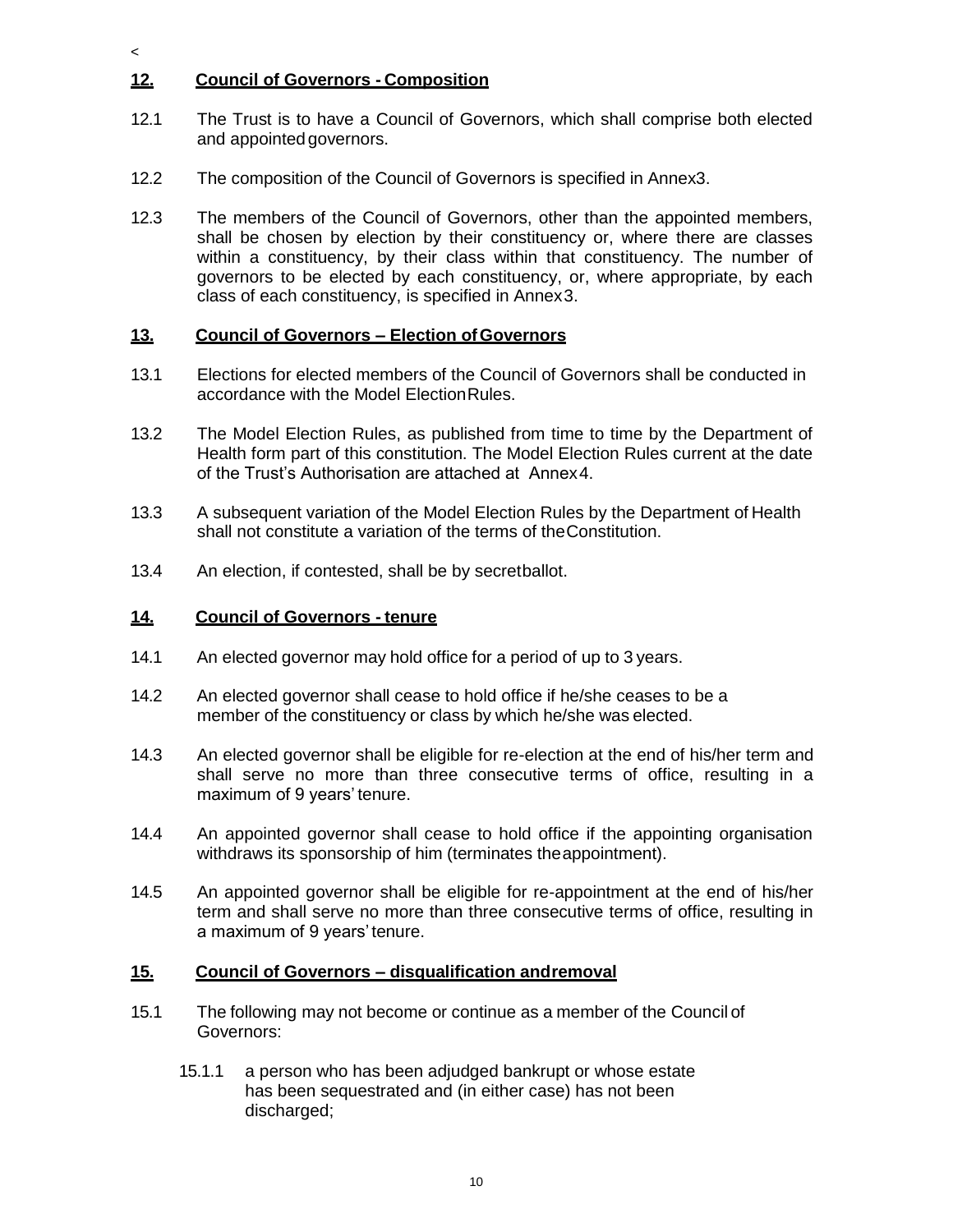<

## 12. Council of Governors - Composition

12.1 The Trust is to have a Council of Governors, which shall comprise both elected and appointed governors.

12.2 The composition of the Council of Governors is specified in Annex 3.

12.3 The members of the Council of Governors, other than the appointed members, shall be chosen by election by their constituency or, where there are classes within a constituency, by their class within that constituency. The number of governors to be elected by each constituency, or, where appropriate, by each class of each constituency, is specified in Annex 3.

## 13. Council of Governors – Election of Governors

13.1 Elections for elected members of the Council of Governors shall be conducted in accordance with the Model Election Rules.

13.2 The Model Election Rules, as published from time to time by the Department of Health form part of this constitution. The Model Election Rules current at the date of the Trust's Authorisation are attached at Annex 4.

13.3 A subsequent variation of the Model Election Rules by the Department of Health shall not constitute a variation of the terms of the Constitution.

13.4 An election, if contested, shall be by secret ballot.

## 14. Council of Governors - tenure

14.1 An elected governor may hold office for a period of up to 3 years.

14.2 An elected governor shall cease to hold office if he/she ceases to be a member of the constituency or class by which he/she was elected.

14.3 An elected governor shall be eligible for re-election at the end of his/her term and shall serve no more than three consecutive terms of office, resulting in a maximum of 9 years' tenure.

14.4 An appointed governor shall cease to hold office if the appointing organisation withdraws its sponsorship of him (terminates the appointment).

14.5 An appointed governor shall be eligible for re-appointment at the end of his/her term and shall serve no more than three consecutive terms of office, resulting in a maximum of 9 years' tenure.

## 15. Council of Governors – disqualification and removal

15.1 The following may not become or continue as a member of the Council of Governors:

15.1.1 a person who has been adjudged bankrupt or whose estate has been sequestrated and (in either case) has not been discharged;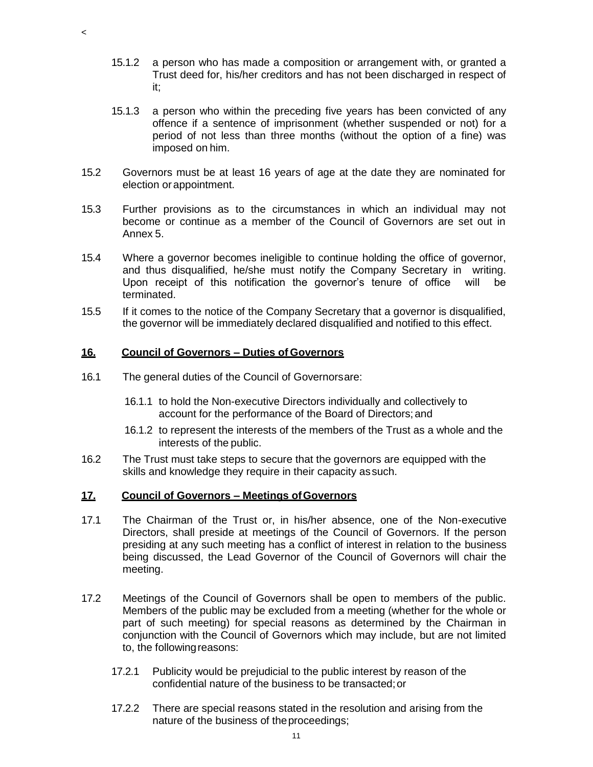15.1.2 a person who has made a composition or arrangement with, or granted a Trust deed for, his/her creditors and has not been discharged in respect of it;

15.1.3 a person who within the preceding five years has been convicted of any offence if a sentence of imprisonment (whether suspended or not) for a period of not less than three months (without the option of a fine) was imposed on him.

15.2 Governors must be at least 16 years of age at the date they are nominated for election or appointment.

15.3 Further provisions as to the circumstances in which an individual may not become or continue as a member of the Council of Governors are set out in Annex 5.

15.4 Where a governor becomes ineligible to continue holding the office of governor, and thus disqualified, he/she must notify the Company Secretary in writing. Upon receipt of this notification the governor's tenure of office will be terminated.

15.5 If it comes to the notice of the Company Secretary that a governor is disqualified, the governor will be immediately declared disqualified and notified to this effect.

## 16. Council of Governors – Duties of Governors

16.1 The general duties of the Council of Governors are:

16.1.1 to hold the Non-executive Directors individually and collectively to account for the performance of the Board of Directors; and

16.1.2 to represent the interests of the members of the Trust as a whole and the interests of the public.

16.2 The Trust must take steps to secure that the governors are equipped with the skills and knowledge they require in their capacity as such.

## 17. Council of Governors – Meetings of Governors

17.1 The Chairman of the Trust or, in his/her absence, one of the Non-executive Directors, shall preside at meetings of the Council of Governors. If the person presiding at any such meeting has a conflict of interest in relation to the business being discussed, the Lead Governor of the Council of Governors will chair the meeting.

17.2 Meetings of the Council of Governors shall be open to members of the public. Members of the public may be excluded from a meeting (whether for the whole or part of such meeting) for special reasons as determined by the Chairman in conjunction with the Council of Governors which may include, but are not limited to, the following reasons:

17.2.1 Publicity would be prejudicial to the public interest by reason of the confidential nature of the business to be transacted; or

17.2.2 There are special reasons stated in the resolution and arising from the nature of the business of the proceedings;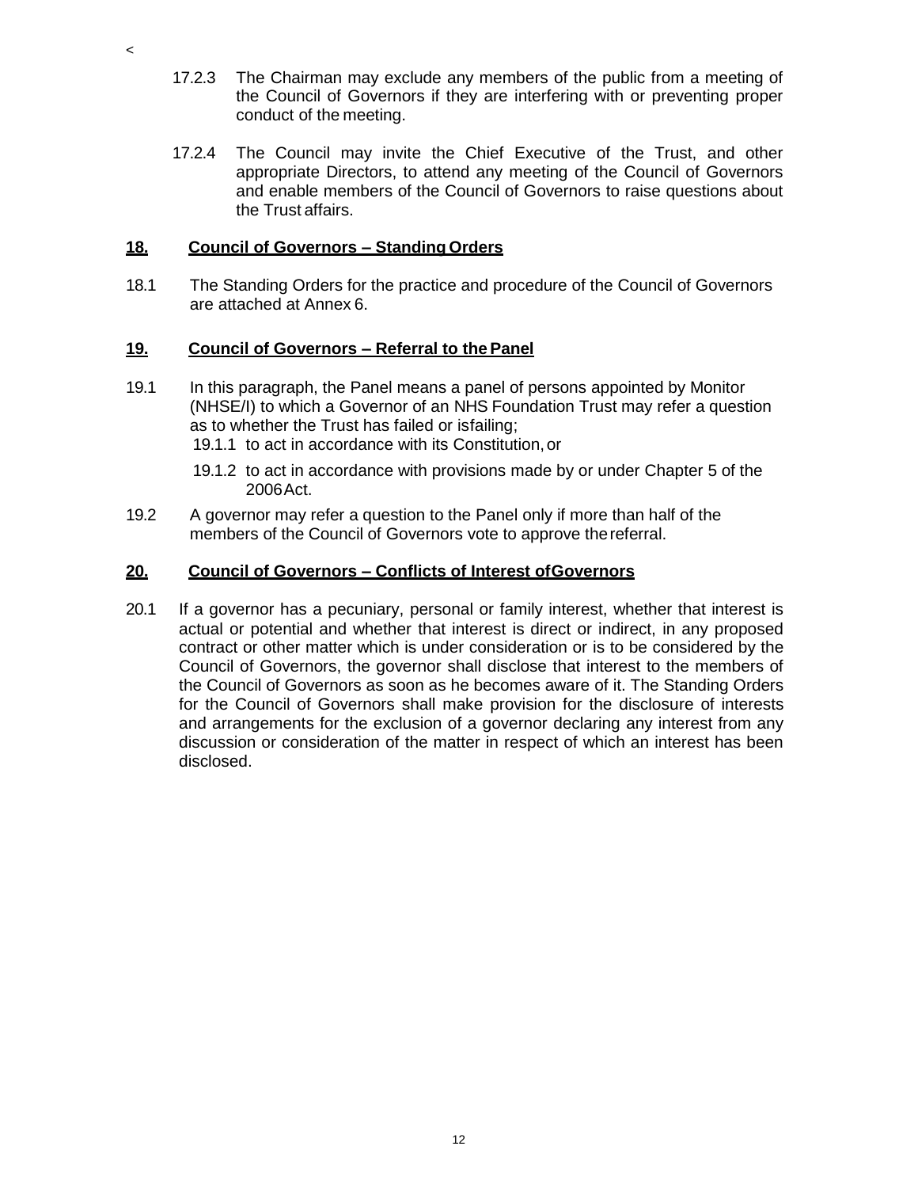17.2.3 The Chairman may exclude any members of the public from a meeting of the Council of Governors if they are interfering with or preventing proper conduct of the meeting.

17.2.4 The Council may invite the Chief Executive of the Trust, and other appropriate Directors, to attend any meeting of the Council of Governors and enable members of the Council of Governors to raise questions about the Trust affairs.

## 18. Council of Governors – Standing Orders

18.1 The Standing Orders for the practice and procedure of the Council of Governors are attached at Annex 6.

## 19. Council of Governors – Referral to the Panel

19.1 In this paragraph, the Panel means a panel of persons appointed by Monitor (NHSE/I) to which a Governor of an NHS Foundation Trust may refer a question as to whether the Trust has failed or is failing;

19.1.1 to act in accordance with its Constitution, or

19.1.2 to act in accordance with provisions made by or under Chapter 5 of the 2006 Act.

19.2 A governor may refer a question to the Panel only if more than half of the members of the Council of Governors vote to approve the referral.

## 20. Council of Governors – Conflicts of Interest of Governors

20.1 If a governor has a pecuniary, personal or family interest, whether that interest is actual or potential and whether that interest is direct or indirect, in any proposed contract or other matter which is under consideration or is to be considered by the Council of Governors, the governor shall disclose that interest to the members of the Council of Governors as soon as he becomes aware of it. The Standing Orders for the Council of Governors shall make provision for the disclosure of interests and arrangements for the exclusion of a governor declaring any interest from any discussion or consideration of the matter in respect of which an interest has been disclosed.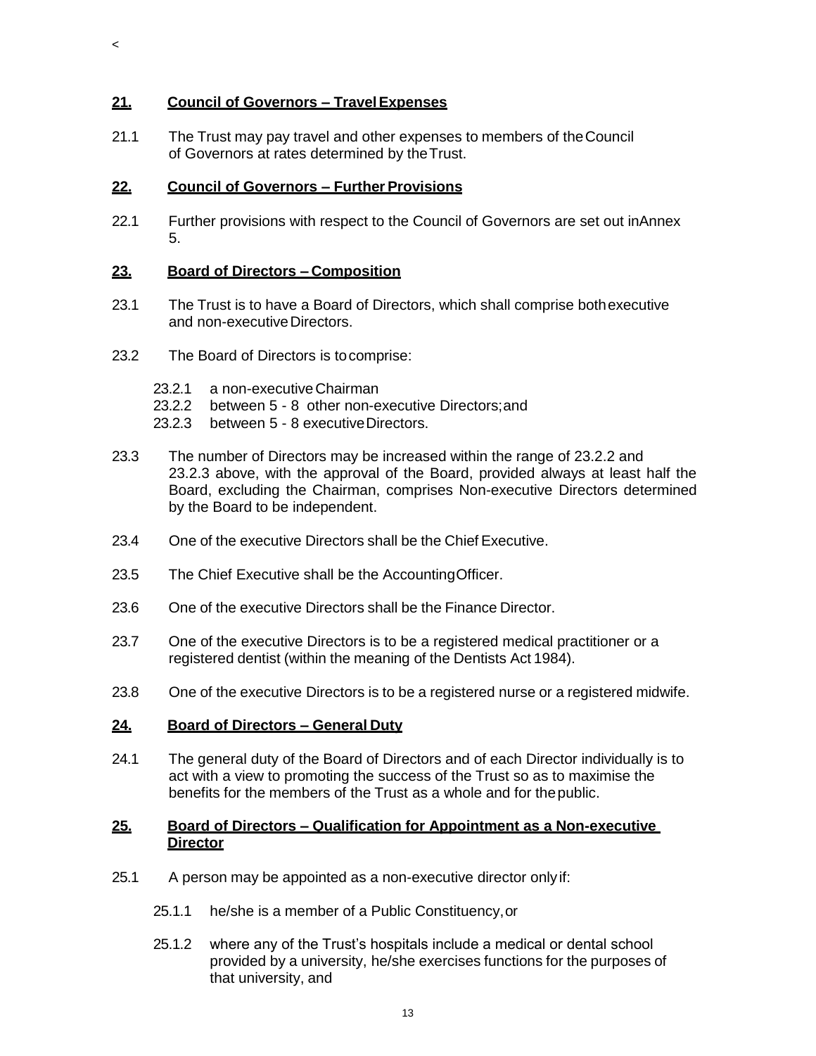<

## 21. Council of Governors – Travel Expenses

21.1 The Trust may pay travel and other expenses to members of the Council of Governors at rates determined by the Trust.

## 22. Council of Governors – Further Provisions

22.1 Further provisions with respect to the Council of Governors are set out in Annex 5.

## 23. Board of Directors – Composition

23.1 The Trust is to have a Board of Directors, which shall comprise both executive and non-executive Directors.

23.2 The Board of Directors is to comprise:

- 23.2.1 a non-executive Chairman
- 23.2.2 between 5 - 8 other non-executive Directors; and
- 23.2.3 between 5 - 8 executive Directors.

23.3 The number of Directors may be increased within the range of 23.2.2 and 23.2.3 above, with the approval of the Board, provided always at least half the Board, excluding the Chairman, comprises Non-executive Directors determined by the Board to be independent.

23.4 One of the executive Directors shall be the Chief Executive.

23.5 The Chief Executive shall be the Accounting Officer.

23.6 One of the executive Directors shall be the Finance Director.

23.7 One of the executive Directors is to be a registered medical practitioner or a registered dentist (within the meaning of the Dentists Act 1984).

23.8 One of the executive Directors is to be a registered nurse or a registered midwife.

## 24. Board of Directors – General Duty

24.1 The general duty of the Board of Directors and of each Director individually is to act with a view to promoting the success of the Trust so as to maximise the benefits for the members of the Trust as a whole and for the public.

## 25. Board of Directors – Qualification for Appointment as a Non-executive Director

25.1 A person may be appointed as a non-executive director only if:

- 25.1.1 he/she is a member of a Public Constituency, or
- 25.1.2 where any of the Trust's hospitals include a medical or dental school provided by a university, he/she exercises functions for the purposes of that university, and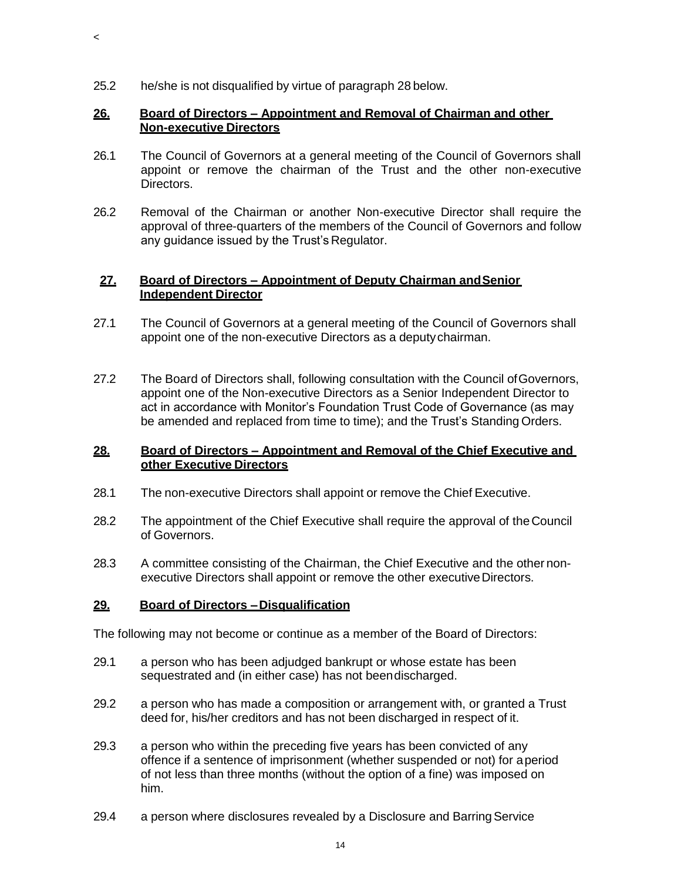<

25.2 he/she is not disqualified by virtue of paragraph 28 below.

## 26. Board of Directors – Appointment and Removal of Chairman and other Non-executive Directors

26.1 The Council of Governors at a general meeting of the Council of Governors shall appoint or remove the chairman of the Trust and the other non-executive Directors.

26.2 Removal of the Chairman or another Non-executive Director shall require the approval of three-quarters of the members of the Council of Governors and follow any guidance issued by the Trust's Regulator.

## 27. Board of Directors – Appointment of Deputy Chairman and Senior Independent Director

27.1 The Council of Governors at a general meeting of the Council of Governors shall appoint one of the non-executive Directors as a deputy chairman.

27.2 The Board of Directors shall, following consultation with the Council of Governors, appoint one of the Non-executive Directors as a Senior Independent Director to act in accordance with Monitor's Foundation Trust Code of Governance (as may be amended and replaced from time to time); and the Trust's Standing Orders.

## 28. Board of Directors – Appointment and Removal of the Chief Executive and other Executive Directors

28.1 The non-executive Directors shall appoint or remove the Chief Executive.

28.2 The appointment of the Chief Executive shall require the approval of the Council of Governors.

28.3 A committee consisting of the Chairman, the Chief Executive and the other non-executive Directors shall appoint or remove the other executive Directors.

## 29. Board of Directors – Disqualification

The following may not become or continue as a member of the Board of Directors:

29.1 a person who has been adjudged bankrupt or whose estate has been sequestrated and (in either case) has not been discharged.

29.2 a person who has made a composition or arrangement with, or granted a Trust deed for, his/her creditors and has not been discharged in respect of it.

29.3 a person who within the preceding five years has been convicted of any offence if a sentence of imprisonment (whether suspended or not) for a period of not less than three months (without the option of a fine) was imposed on him.

29.4 a person where disclosures revealed by a Disclosure and Barring Service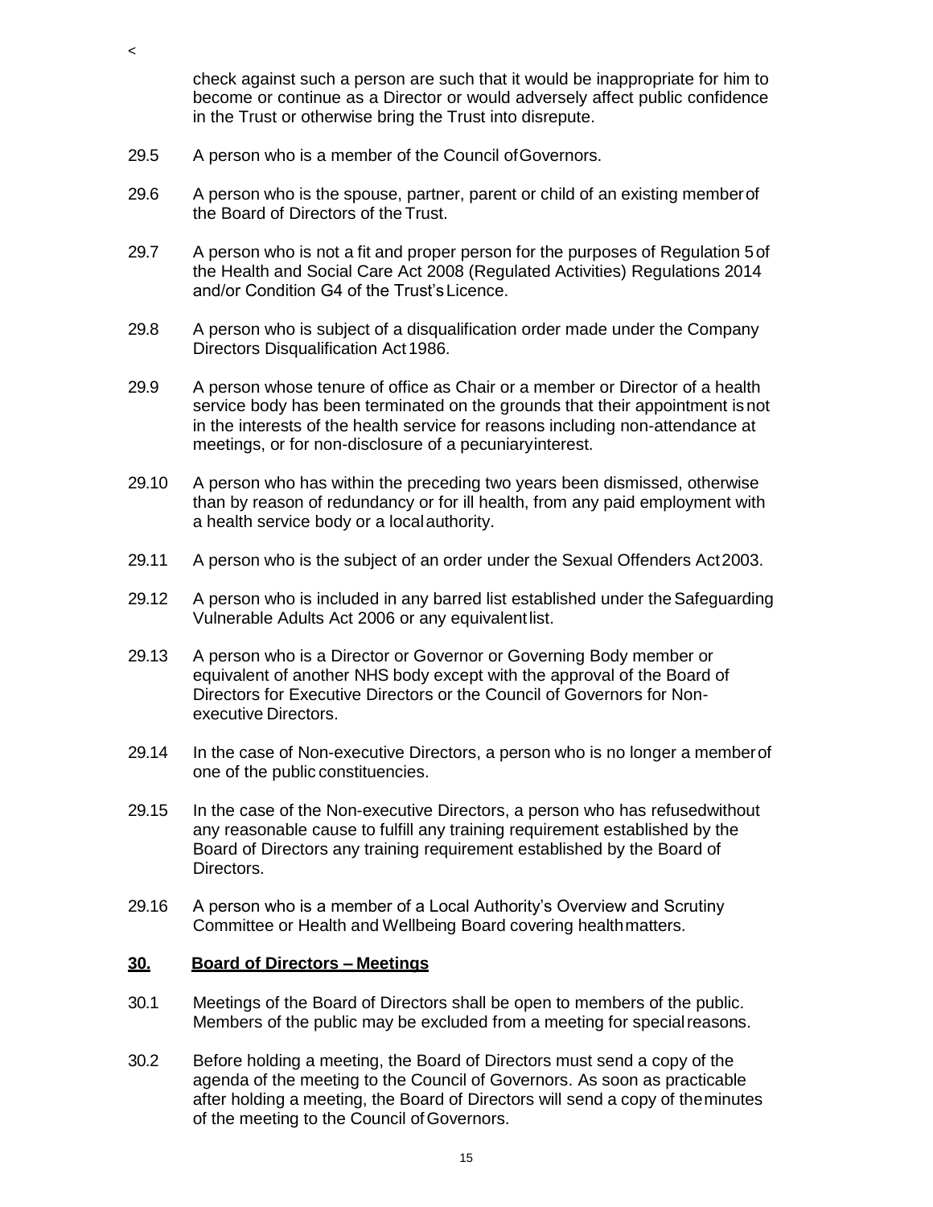<

check against such a person are such that it would be inappropriate for him to become or continue as a Director or would adversely affect public confidence in the Trust or otherwise bring the Trust into disrepute.

29.5 A person who is a member of the Council of Governors.

29.6 A person who is the spouse, partner, parent or child of an existing member of the Board of Directors of the Trust.

29.7 A person who is not a fit and proper person for the purposes of Regulation 5 of the Health and Social Care Act 2008 (Regulated Activities) Regulations 2014 and/or Condition G4 of the Trust's Licence.

29.8 A person who is subject of a disqualification order made under the Company Directors Disqualification Act 1986.

29.9 A person whose tenure of office as Chair or a member or Director of a health service body has been terminated on the grounds that their appointment is not in the interests of the health service for reasons including non-attendance at meetings, or for non-disclosure of a pecuniary interest.

29.10 A person who has within the preceding two years been dismissed, otherwise than by reason of redundancy or for ill health, from any paid employment with a health service body or a local authority.

29.11 A person who is the subject of an order under the Sexual Offenders Act 2003.

29.12 A person who is included in any barred list established under the Safeguarding Vulnerable Adults Act 2006 or any equivalent list.

29.13 A person who is a Director or Governor or Governing Body member or equivalent of another NHS body except with the approval of the Board of Directors for Executive Directors or the Council of Governors for Non-executive Directors.

29.14 In the case of Non-executive Directors, a person who is no longer a member of one of the public constituencies.

29.15 In the case of the Non-executive Directors, a person who has refused without any reasonable cause to fulfill any training requirement established by the Board of Directors any training requirement established by the Board of Directors.

29.16 A person who is a member of a Local Authority's Overview and Scrutiny Committee or Health and Wellbeing Board covering health matters.

## <u>30. Board of Directors – Meetings</u>

30.1 Meetings of the Board of Directors shall be open to members of the public. Members of the public may be excluded from a meeting for special reasons.

30.2 Before holding a meeting, the Board of Directors must send a copy of the agenda of the meeting to the Council of Governors. As soon as practicable after holding a meeting, the Board of Directors will send a copy of the minutes of the meeting to the Council of Governors.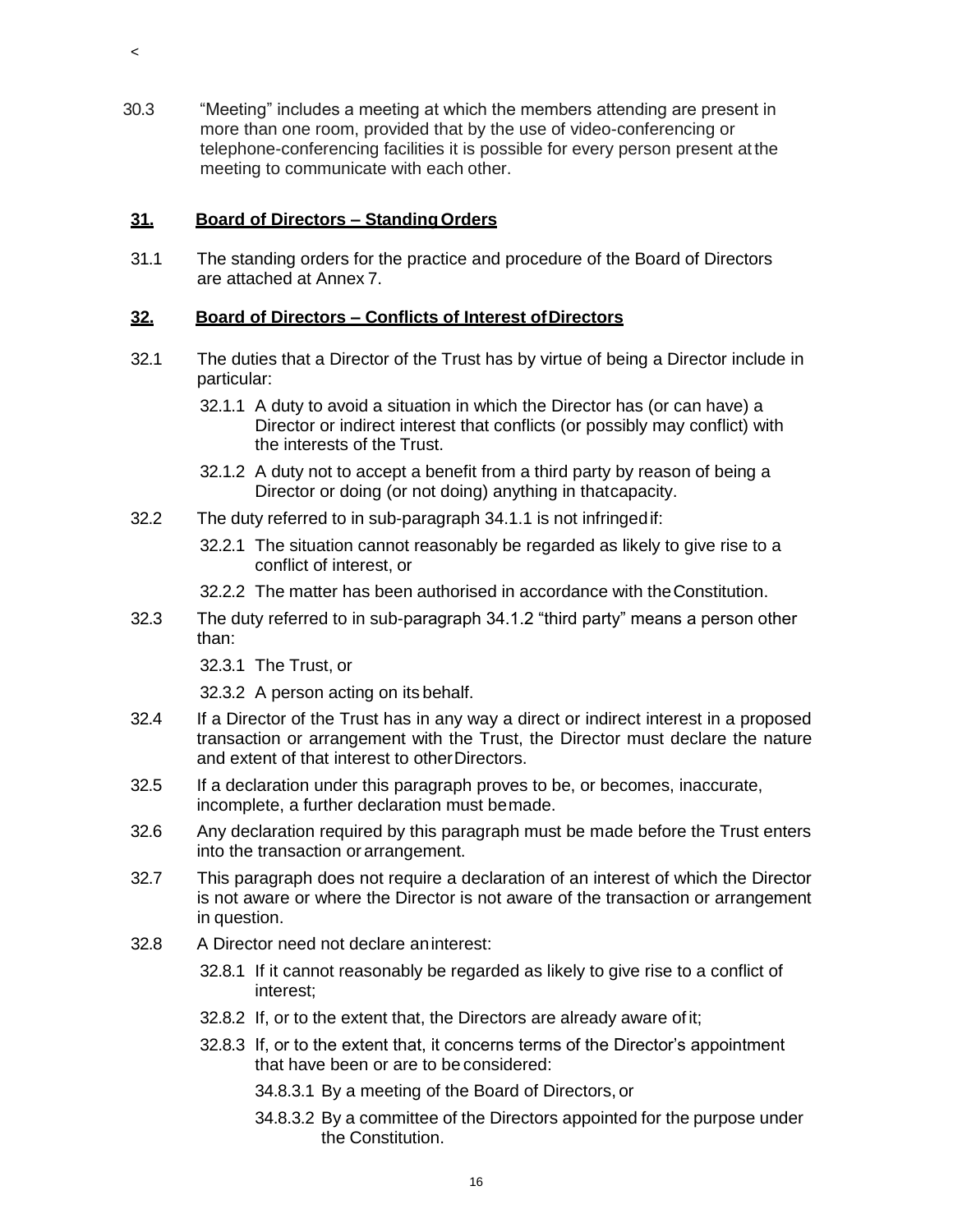<

30.3 "Meeting" includes a meeting at which the members attending are present in more than one room, provided that by the use of video-conferencing or telephone-conferencing facilities it is possible for every person present at the meeting to communicate with each other.

## **31. Board of Directors – Standing Orders**

31.1 The standing orders for the practice and procedure of the Board of Directors are attached at Annex 7.

## **32. Board of Directors – Conflicts of Interest of Directors**

32.1 The duties that a Director of the Trust has by virtue of being a Director include in particular:

32.1.1 A duty to avoid a situation in which the Director has (or can have) a Director or indirect interest that conflicts (or possibly may conflict) with the interests of the Trust.

32.1.2 A duty not to accept a benefit from a third party by reason of being a Director or doing (or not doing) anything in that capacity.

32.2 The duty referred to in sub-paragraph 34.1.1 is not infringed if:

32.2.1 The situation cannot reasonably be regarded as likely to give rise to a conflict of interest, or

32.2.2 The matter has been authorised in accordance with the Constitution.

32.3 The duty referred to in sub-paragraph 34.1.2 "third party" means a person other than:

32.3.1 The Trust, or

32.3.2 A person acting on its behalf.

32.4 If a Director of the Trust has in any way a direct or indirect interest in a proposed transaction or arrangement with the Trust, the Director must declare the nature and extent of that interest to other Directors.

32.5 If a declaration under this paragraph proves to be, or becomes, inaccurate, incomplete, a further declaration must be made.

32.6 Any declaration required by this paragraph must be made before the Trust enters into the transaction or arrangement.

32.7 This paragraph does not require a declaration of an interest of which the Director is not aware or where the Director is not aware of the transaction or arrangement in question.

32.8 A Director need not declare an interest:

32.8.1 If it cannot reasonably be regarded as likely to give rise to a conflict of interest;

32.8.2 If, or to the extent that, the Directors are already aware of it;

32.8.3 If, or to the extent that, it concerns terms of the Director's appointment that have been or are to be considered:

34.8.3.1 By a meeting of the Board of Directors, or

34.8.3.2 By a committee of the Directors appointed for the purpose under the Constitution.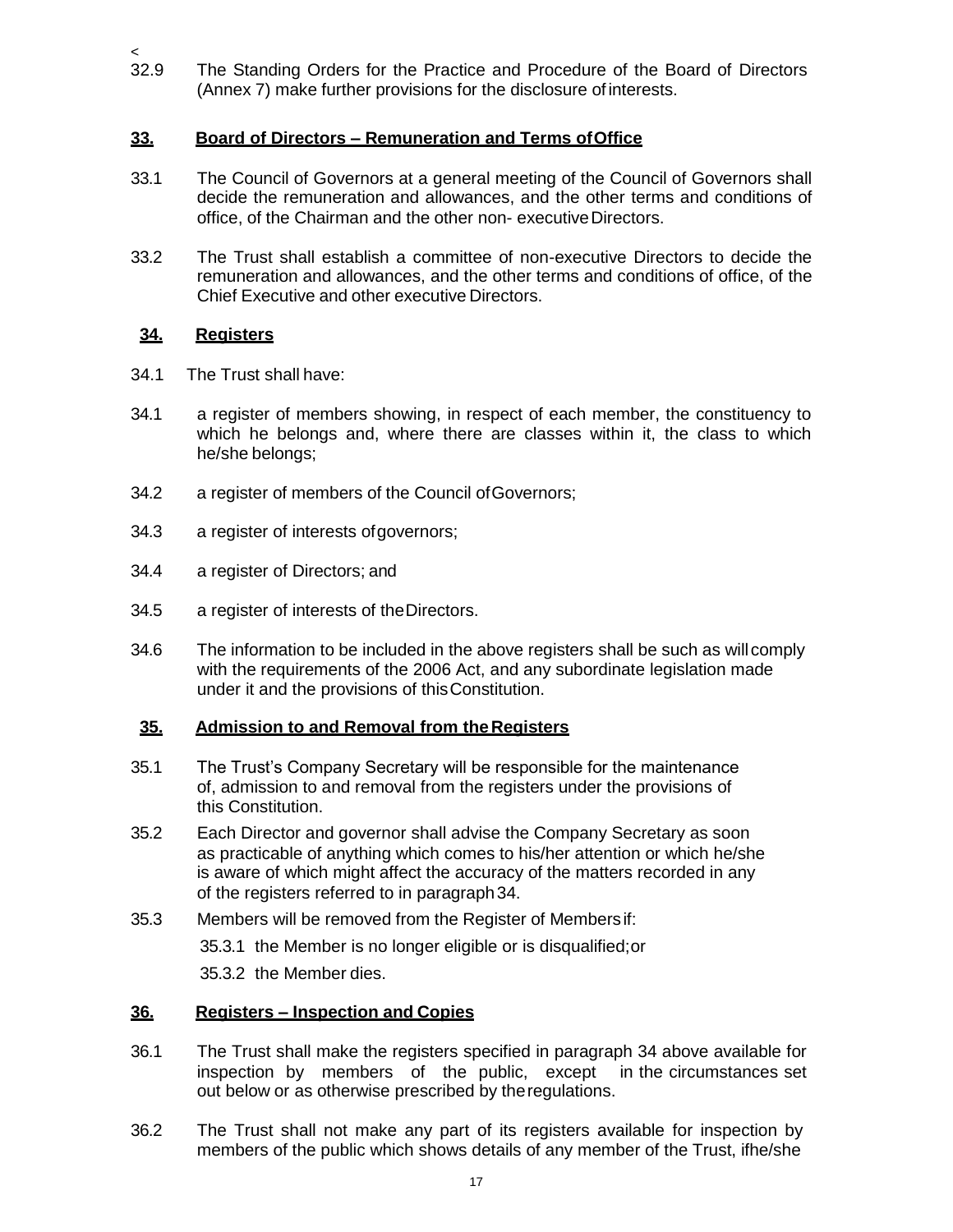<

32.9 The Standing Orders for the Practice and Procedure of the Board of Directors (Annex 7) make further provisions for the disclosure of interests.

## 33. Board of Directors – Remuneration and Terms of Office

33.1 The Council of Governors at a general meeting of the Council of Governors shall decide the remuneration and allowances, and the other terms and conditions of office, of the Chairman and the other non- executive Directors.

33.2 The Trust shall establish a committee of non-executive Directors to decide the remuneration and allowances, and the other terms and conditions of office, of the Chief Executive and other executive Directors.

## 34. Registers

34.1 The Trust shall have:

34.1 a register of members showing, in respect of each member, the constituency to which he belongs and, where there are classes within it, the class to which he/she belongs;

34.2 a register of members of the Council of Governors;

34.3 a register of interests of governors;

34.4 a register of Directors; and

34.5 a register of interests of the Directors.

34.6 The information to be included in the above registers shall be such as will comply with the requirements of the 2006 Act, and any subordinate legislation made under it and the provisions of this Constitution.

## 35. Admission to and Removal from the Registers

35.1 The Trust's Company Secretary will be responsible for the maintenance of, admission to and removal from the registers under the provisions of this Constitution.

35.2 Each Director and governor shall advise the Company Secretary as soon as practicable of anything which comes to his/her attention or which he/she is aware of which might affect the accuracy of the matters recorded in any of the registers referred to in paragraph 34.

35.3 Members will be removed from the Register of Members if:

35.3.1 the Member is no longer eligible or is disqualified; or

35.3.2 the Member dies.

## 36. Registers – Inspection and Copies

36.1 The Trust shall make the registers specified in paragraph 34 above available for inspection by members of the public, except in the circumstances set out below or as otherwise prescribed by the regulations.

36.2 The Trust shall not make any part of its registers available for inspection by members of the public which shows details of any member of the Trust, if he/she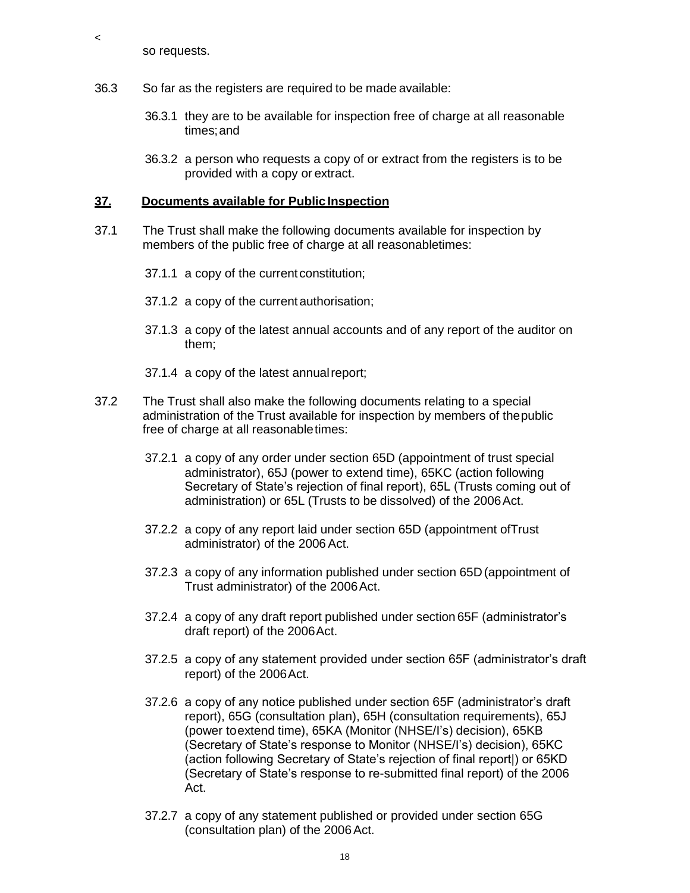<

so requests.

36.3 So far as the registers are required to be made available:

36.3.1 they are to be available for inspection free of charge at all reasonable times; and

36.3.2 a person who requests a copy of or extract from the registers is to be provided with a copy or extract.

## 37. Documents available for Public Inspection

37.1 The Trust shall make the following documents available for inspection by members of the public free of charge at all reasonabletimes:

37.1.1 a copy of the current constitution;

37.1.2 a copy of the current authorisation;

37.1.3 a copy of the latest annual accounts and of any report of the auditor on them;

37.1.4 a copy of the latest annual report;

37.2 The Trust shall also make the following documents relating to a special administration of the Trust available for inspection by members of thepublic free of charge at all reasonable times:

37.2.1 a copy of any order under section 65D (appointment of trust special administrator), 65J (power to extend time), 65KC (action following Secretary of State's rejection of final report), 65L (Trusts coming out of administration) or 65L (Trusts to be dissolved) of the 2006 Act.

37.2.2 a copy of any report laid under section 65D (appointment ofTrust administrator) of the 2006 Act.

37.2.3 a copy of any information published under section 65D (appointment of Trust administrator) of the 2006 Act.

37.2.4 a copy of any draft report published under section 65F (administrator's draft report) of the 2006Act.

37.2.5 a copy of any statement provided under section 65F (administrator's draft report) of the 2006 Act.

37.2.6 a copy of any notice published under section 65F (administrator's draft report), 65G (consultation plan), 65H (consultation requirements), 65J (power toextend time), 65KA (Monitor (NHSE/I's) decision), 65KB (Secretary of State's response to Monitor (NHSE/I's) decision), 65KC (action following Secretary of State's rejection of final report|) or 65KD (Secretary of State's response to re-submitted final report) of the 2006 Act.

37.2.7 a copy of any statement published or provided under section 65G (consultation plan) of the 2006 Act.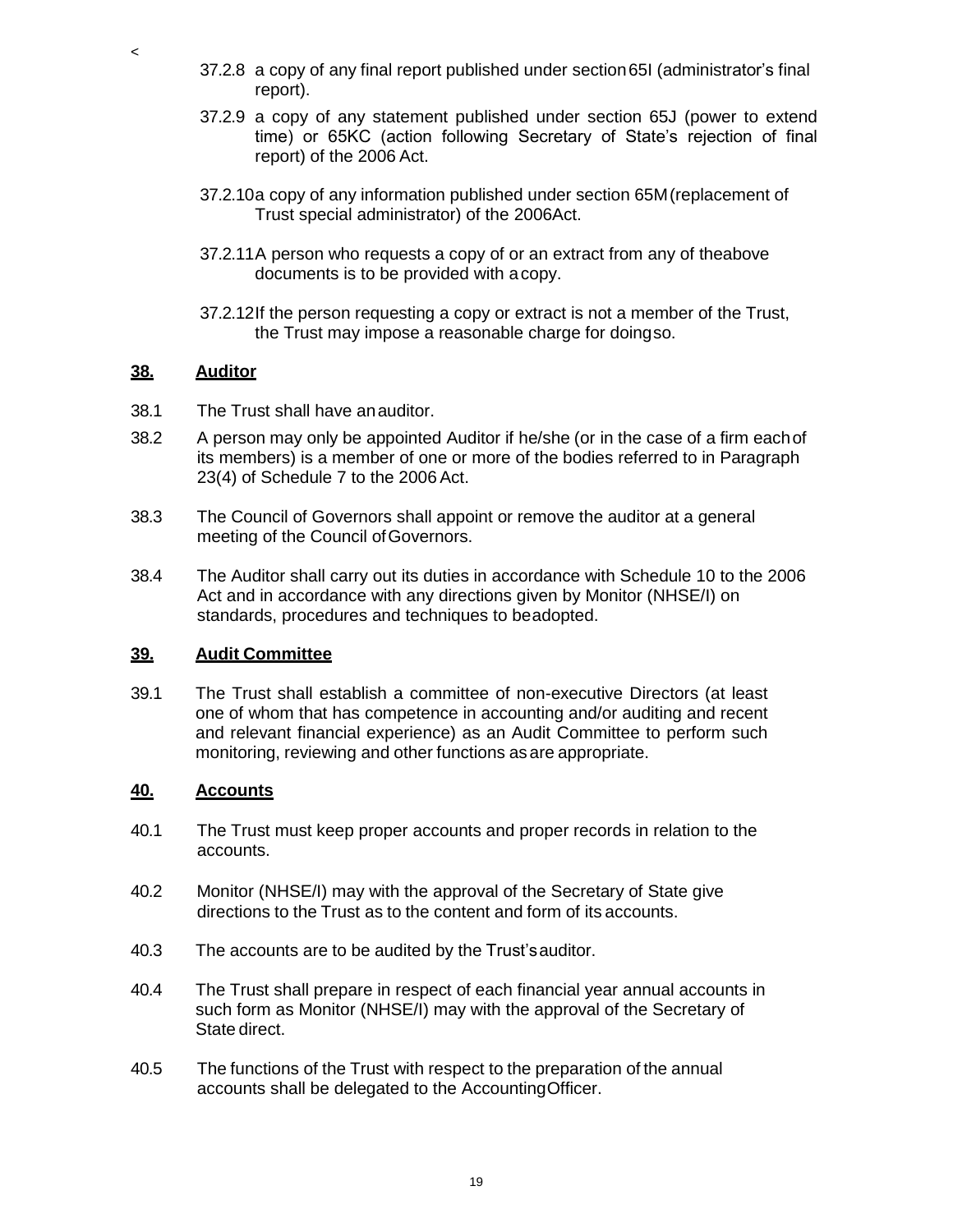<

37.2.8 a copy of any final report published under section 65I (administrator's final report).

37.2.9 a copy of any statement published under section 65J (power to extend time) or 65KC (action following Secretary of State's rejection of final report) of the 2006 Act.

37.2.10 a copy of any information published under section 65M (replacement of Trust special administrator) of the 2006 Act.

37.2.11 A person who requests a copy of or an extract from any of the above documents is to be provided with a copy.

37.2.12 If the person requesting a copy or extract is not a member of the Trust, the Trust may impose a reasonable charge for doing so.

## 38. Auditor

38.1 The Trust shall have an auditor.

38.2 A person may only be appointed Auditor if he/she (or in the case of a firm each of its members) is a member of one or more of the bodies referred to in Paragraph 23(4) of Schedule 7 to the 2006 Act.

38.3 The Council of Governors shall appoint or remove the auditor at a general meeting of the Council of Governors.

38.4 The Auditor shall carry out its duties in accordance with Schedule 10 to the 2006 Act and in accordance with any directions given by Monitor (NHSE/I) on standards, procedures and techniques to be adopted.

## 39. Audit Committee

39.1 The Trust shall establish a committee of non-executive Directors (at least one of whom that has competence in accounting and/or auditing and recent and relevant financial experience) as an Audit Committee to perform such monitoring, reviewing and other functions as are appropriate.

## 40. Accounts

40.1 The Trust must keep proper accounts and proper records in relation to the accounts.

40.2 Monitor (NHSE/I) may with the approval of the Secretary of State give directions to the Trust as to the content and form of its accounts.

40.3 The accounts are to be audited by the Trust's auditor.

40.4 The Trust shall prepare in respect of each financial year annual accounts in such form as Monitor (NHSE/I) may with the approval of the Secretary of State direct.

40.5 The functions of the Trust with respect to the preparation of the annual accounts shall be delegated to the Accounting Officer.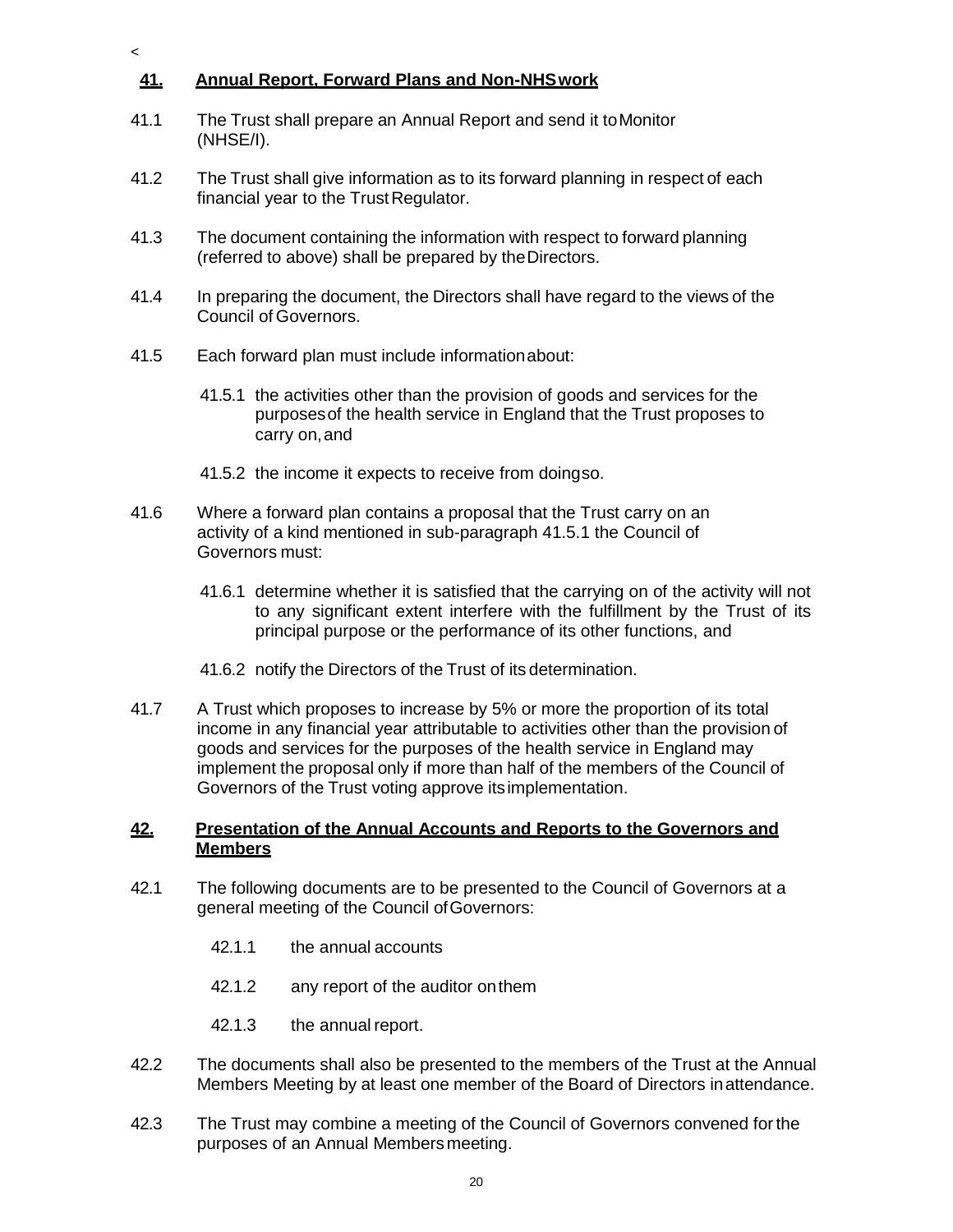## 41. Annual Report, Forward Plans and Non-NHS work

41.1 The Trust shall prepare an Annual Report and send it to Monitor (NHSE/I).

41.2 The Trust shall give information as to its forward planning in respect of each financial year to the Trust Regulator.

41.3 The document containing the information with respect to forward planning (referred to above) shall be prepared by the Directors.

41.4 In preparing the document, the Directors shall have regard to the views of the Council of Governors.

41.5 Each forward plan must include information about:

41.5.1 the activities other than the provision of goods and services for the purposes of the health service in England that the Trust proposes to carry on, and

41.5.2 the income it expects to receive from doing so.

41.6 Where a forward plan contains a proposal that the Trust carry on an activity of a kind mentioned in sub-paragraph 41.5.1 the Council of Governors must:

41.6.1 determine whether it is satisfied that the carrying on of the activity will not to any significant extent interfere with the fulfillment by the Trust of its principal purpose or the performance of its other functions, and

41.6.2 notify the Directors of the Trust of its determination.

41.7 A Trust which proposes to increase by 5% or more the proportion of its total income in any financial year attributable to activities other than the provision of goods and services for the purposes of the health service in England may implement the proposal only if more than half of the members of the Council of Governors of the Trust voting approve its implementation.

## 42. Presentation of the Annual Accounts and Reports to the Governors and Members

42.1 The following documents are to be presented to the Council of Governors at a general meeting of the Council of Governors:

42.1.1 the annual accounts

42.1.2 any report of the auditor on them

42.1.3 the annual report.

42.2 The documents shall also be presented to the members of the Trust at the Annual Members Meeting by at least one member of the Board of Directors in attendance.

42.3 The Trust may combine a meeting of the Council of Governors convened for the purposes of an Annual Members meeting.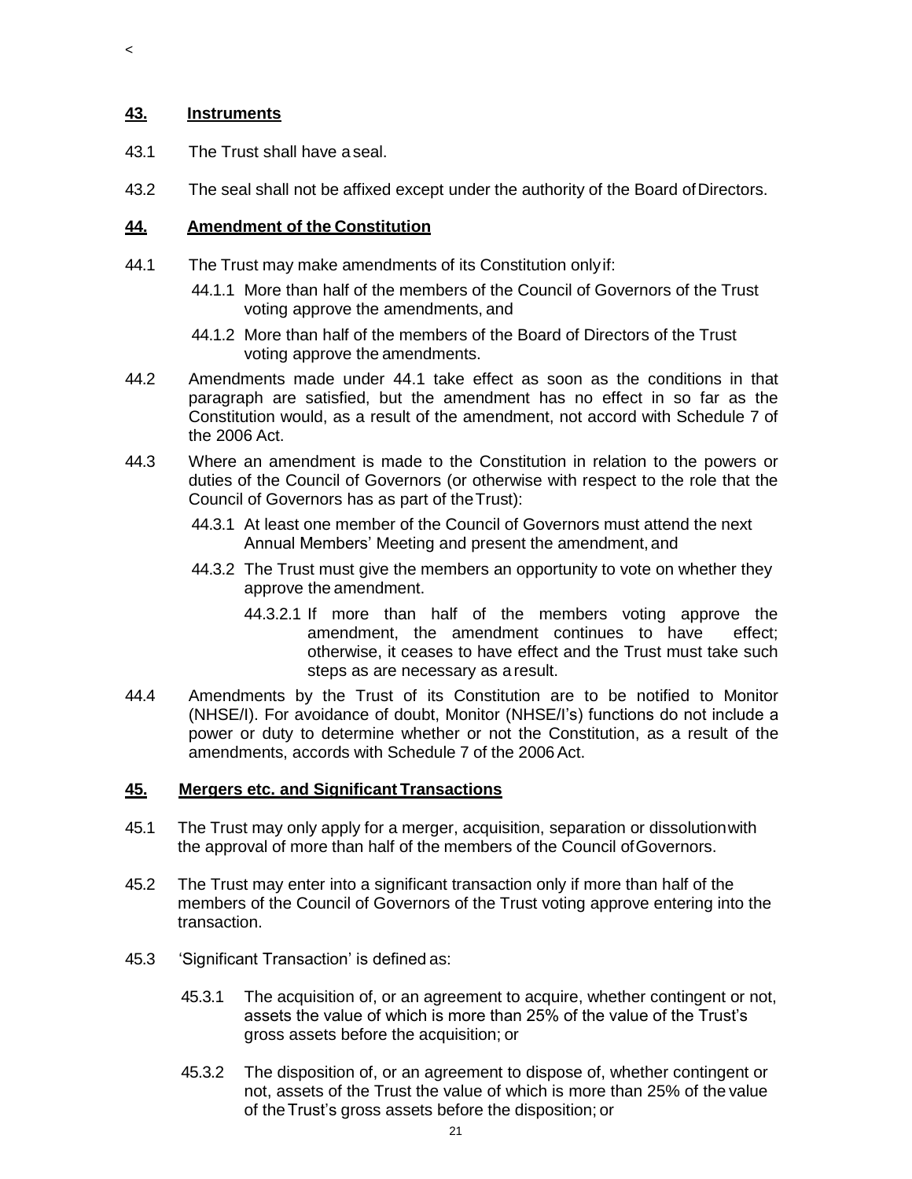<

## 43. Instruments

43.1 The Trust shall have a seal.

43.2 The seal shall not be affixed except under the authority of the Board of Directors.

## 44. Amendment of the Constitution

44.1 The Trust may make amendments of its Constitution only if:

- 44.1.1 More than half of the members of the Council of Governors of the Trust voting approve the amendments, and
- 44.1.2 More than half of the members of the Board of Directors of the Trust voting approve the amendments.

44.2 Amendments made under 44.1 take effect as soon as the conditions in that paragraph are satisfied, but the amendment has no effect in so far as the Constitution would, as a result of the amendment, not accord with Schedule 7 of the 2006 Act.

44.3 Where an amendment is made to the Constitution in relation to the powers or duties of the Council of Governors (or otherwise with respect to the role that the Council of Governors has as part of the Trust):

- 44.3.1 At least one member of the Council of Governors must attend the next Annual Members' Meeting and present the amendment, and
- 44.3.2 The Trust must give the members an opportunity to vote on whether they approve the amendment.
  - 44.3.2.1 If more than half of the members voting approve the amendment, the amendment continues to have effect; otherwise, it ceases to have effect and the Trust must take such steps as are necessary as a result.

44.4 Amendments by the Trust of its Constitution are to be notified to Monitor (NHSE/I). For avoidance of doubt, Monitor (NHSE/I's) functions do not include a power or duty to determine whether or not the Constitution, as a result of the amendments, accords with Schedule 7 of the 2006 Act.

## 45. Mergers etc. and Significant Transactions

45.1 The Trust may only apply for a merger, acquisition, separation or dissolution with the approval of more than half of the members of the Council of Governors.

45.2 The Trust may enter into a significant transaction only if more than half of the members of the Council of Governors of the Trust voting approve entering into the transaction.

45.3 'Significant Transaction' is defined as:

- 45.3.1 The acquisition of, or an agreement to acquire, whether contingent or not, assets the value of which is more than 25% of the value of the Trust's gross assets before the acquisition; or
- 45.3.2 The disposition of, or an agreement to dispose of, whether contingent or not, assets of the Trust the value of which is more than 25% of the value of the Trust's gross assets before the disposition; or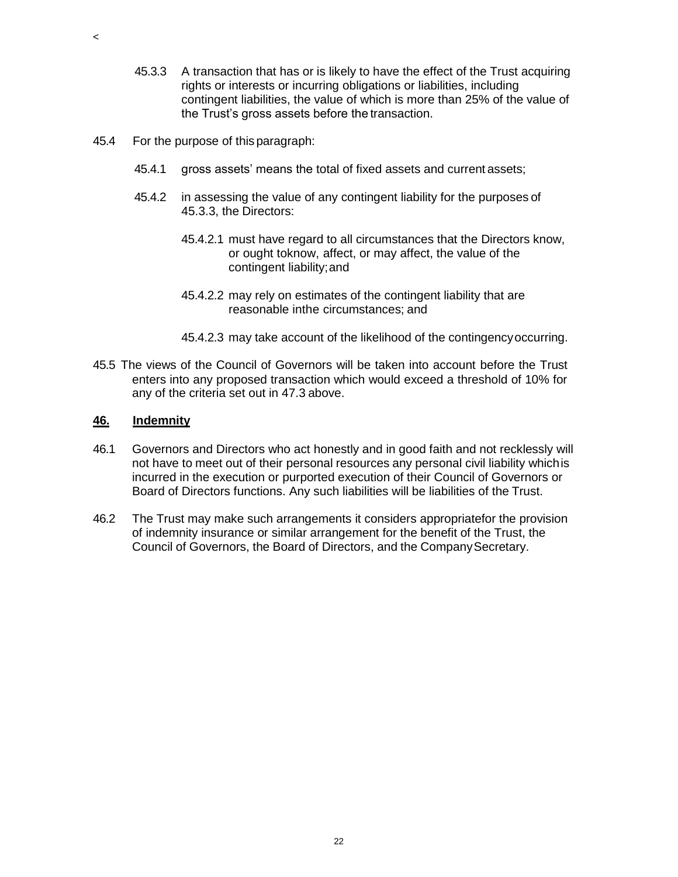<

45.3.3 A transaction that has or is likely to have the effect of the Trust acquiring rights or interests or incurring obligations or liabilities, including contingent liabilities, the value of which is more than 25% of the value of the Trust's gross assets before the transaction.

45.4 For the purpose of this paragraph:

45.4.1 gross assets' means the total of fixed assets and current assets;

45.4.2 in assessing the value of any contingent liability for the purposes of 45.3.3, the Directors:

45.4.2.1 must have regard to all circumstances that the Directors know, or ought toknow, affect, or may affect, the value of the contingent liability; and

45.4.2.2 may rely on estimates of the contingent liability that are reasonable inthe circumstances; and

45.4.2.3 may take account of the likelihood of the contingency occurring.

45.5 The views of the Council of Governors will be taken into account before the Trust enters into any proposed transaction which would exceed a threshold of 10% for any of the criteria set out in 47.3 above.

## 46. Indemnity

46.1 Governors and Directors who act honestly and in good faith and not recklessly will not have to meet out of their personal resources any personal civil liability which is incurred in the execution or purported execution of their Council of Governors or Board of Directors functions. Any such liabilities will be liabilities of the Trust.

46.2 The Trust may make such arrangements it considers appropriatefor the provision of indemnity insurance or similar arrangement for the benefit of the Trust, the Council of Governors, the Board of Directors, and the Company Secretary.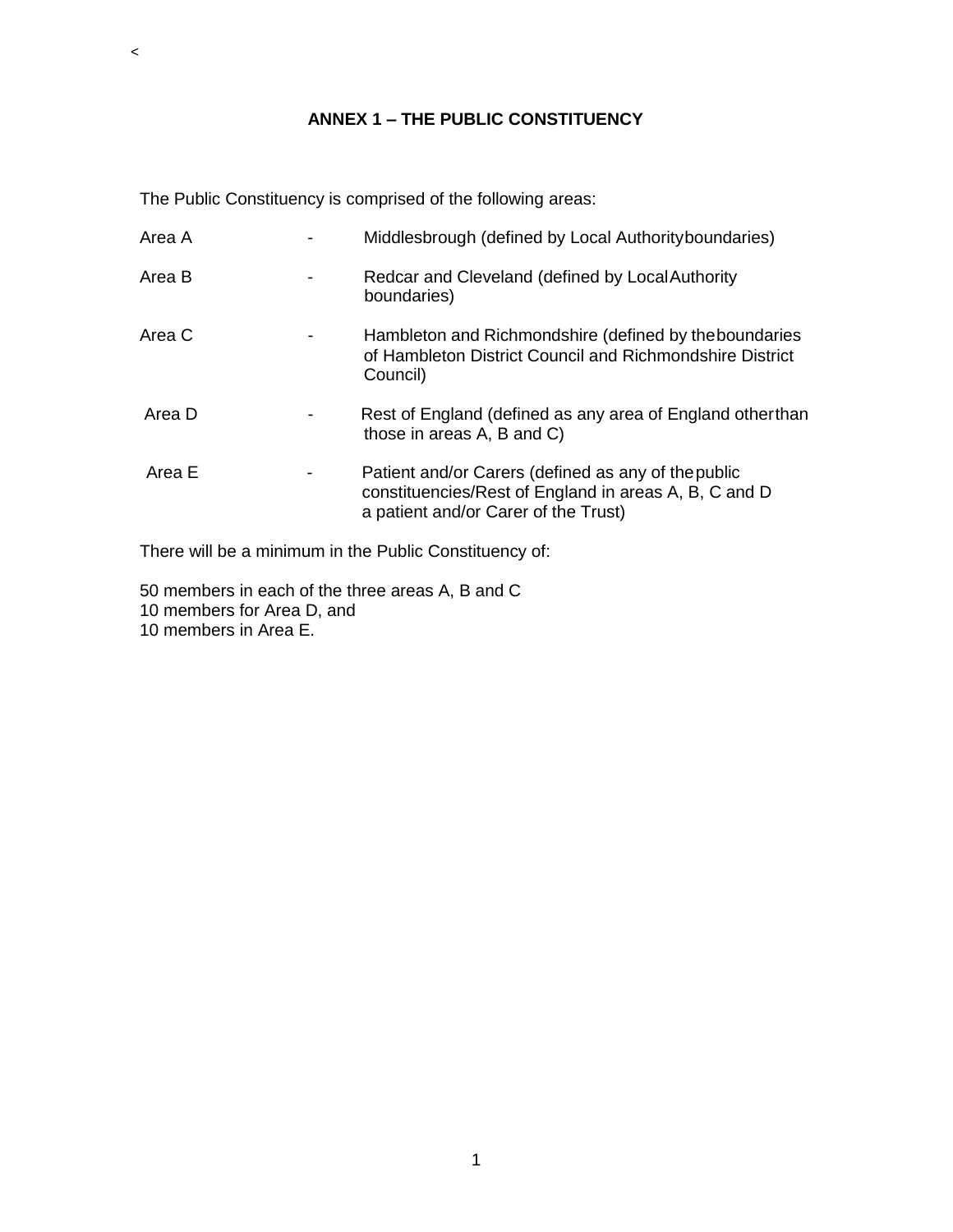<

## ANNEX 1 – THE PUBLIC CONSTITUENCY

The Public Constituency is comprised of the following areas:

| | | |
|---|---|---|
| Area A | - | Middlesbrough (defined by Local Authority boundaries) |
| Area B | - | Redcar and Cleveland (defined by Local Authority boundaries) |
| Area C | - | Hambleton and Richmondshire (defined by the boundaries of Hambleton District Council and Richmondshire District Council) |
| Area D | - | Rest of England (defined as any area of England other than those in areas A, B and C) |
| Area E | - | Patient and/or Carers (defined as any of the public constituencies/Rest of England in areas A, B, C and D a patient and/or Carer of the Trust) |

There will be a minimum in the Public Constituency of:

50 members in each of the three areas A, B and C
10 members for Area D, and
10 members in Area E.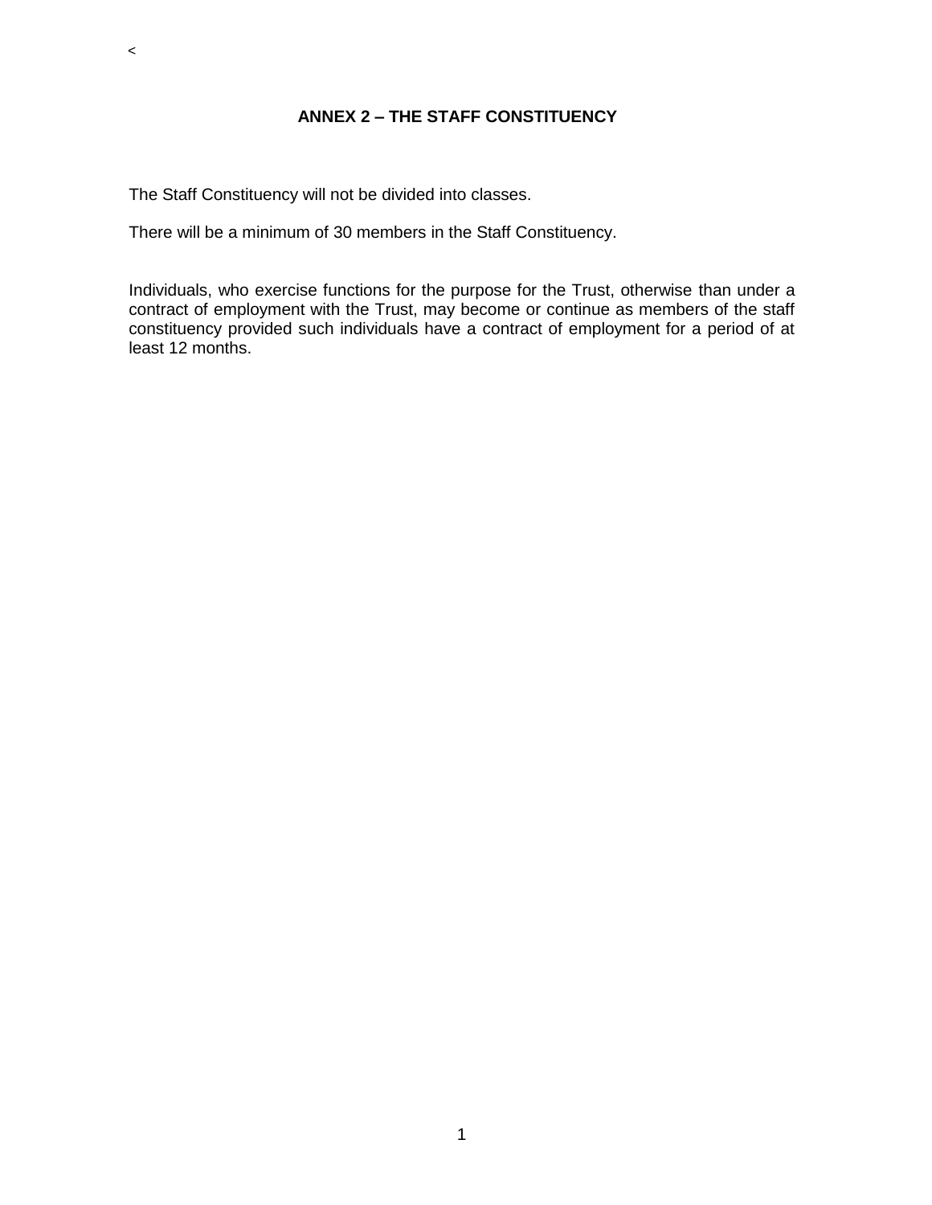<

## ANNEX 2 – THE STAFF CONSTITUENCY

The Staff Constituency will not be divided into classes.

There will be a minimum of 30 members in the Staff Constituency.

Individuals, who exercise functions for the purpose for the Trust, otherwise than under a contract of employment with the Trust, may become or continue as members of the staff constituency provided such individuals have a contract of employment for a period of at least 12 months.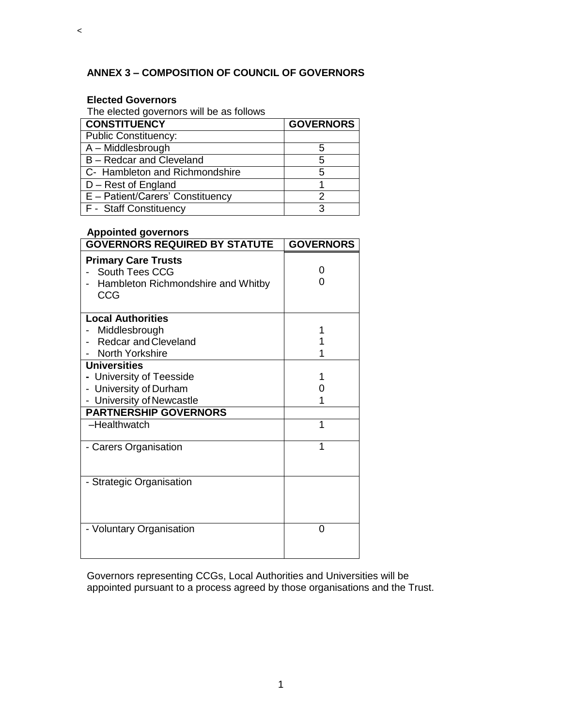<

## ANNEX 3 – COMPOSITION OF COUNCIL OF GOVERNORS

### Elected Governors

The elected governors will be as follows

| CONSTITUENCY | GOVERNORS |
|---|---|
| Public Constituency: | |
| A – Middlesbrough | 5 |
| B – Redcar and Cleveland | 5 |
| C- Hambleton and Richmondshire | 5 |
| D – Rest of England | 1 |
| E – Patient/Carers' Constituency | 2 |
| F - Staff Constituency | 3 |

### Appointed governors

| GOVERNORS REQUIRED BY STATUTE | GOVERNORS |
|---|---|
| **Primary Care Trusts** | |
| - South Tees CCG | 0 |
| - Hambleton Richmondshire and Whitby CCG | 0 |
| **Local Authorities** | |
| - Middlesbrough | 1 |
| - Redcar and Cleveland | 1 |
| - North Yorkshire | 1 |
| **Universities** | |
| - University of Teesside | 1 |
| - University of Durham | 0 |
| - University of Newcastle | 1 |
| **PARTNERSHIP GOVERNORS** | |
| –Healthwatch | 1 |
| - Carers Organisation | 1 |
| - Strategic Organisation | |
| - Voluntary Organisation | 0 |

Governors representing CCGs, Local Authorities and Universities will be appointed pursuant to a process agreed by those organisations and the Trust.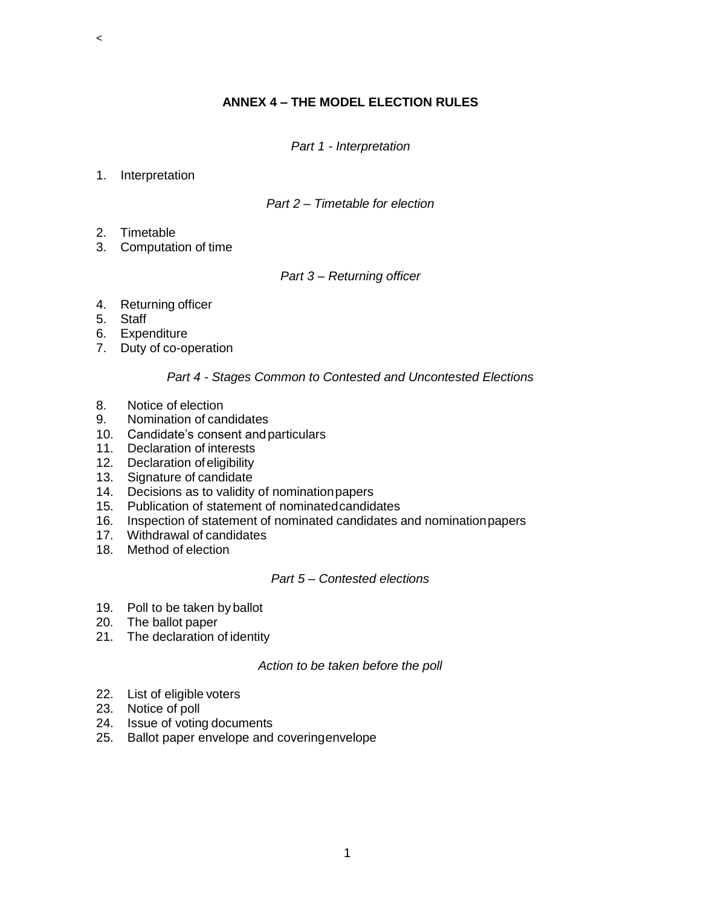<

# ANNEX 4 – THE MODEL ELECTION RULES

*Part 1 - Interpretation*

1. Interpretation

*Part 2 – Timetable for election*

2. Timetable
3. Computation of time

*Part 3 – Returning officer*

4. Returning officer
5. Staff
6. Expenditure
7. Duty of co-operation

*Part 4 - Stages Common to Contested and Uncontested Elections*

8. Notice of election
9. Nomination of candidates
10. Candidate's consent and particulars
11. Declaration of interests
12. Declaration of eligibility
13. Signature of candidate
14. Decisions as to validity of nomination papers
15. Publication of statement of nominated candidates
16. Inspection of statement of nominated candidates and nomination papers
17. Withdrawal of candidates
18. Method of election

*Part 5 – Contested elections*

19. Poll to be taken by ballot
20. The ballot paper
21. The declaration of identity

*Action to be taken before the poll*

22. List of eligible voters
23. Notice of poll
24. Issue of voting documents
25. Ballot paper envelope and covering envelope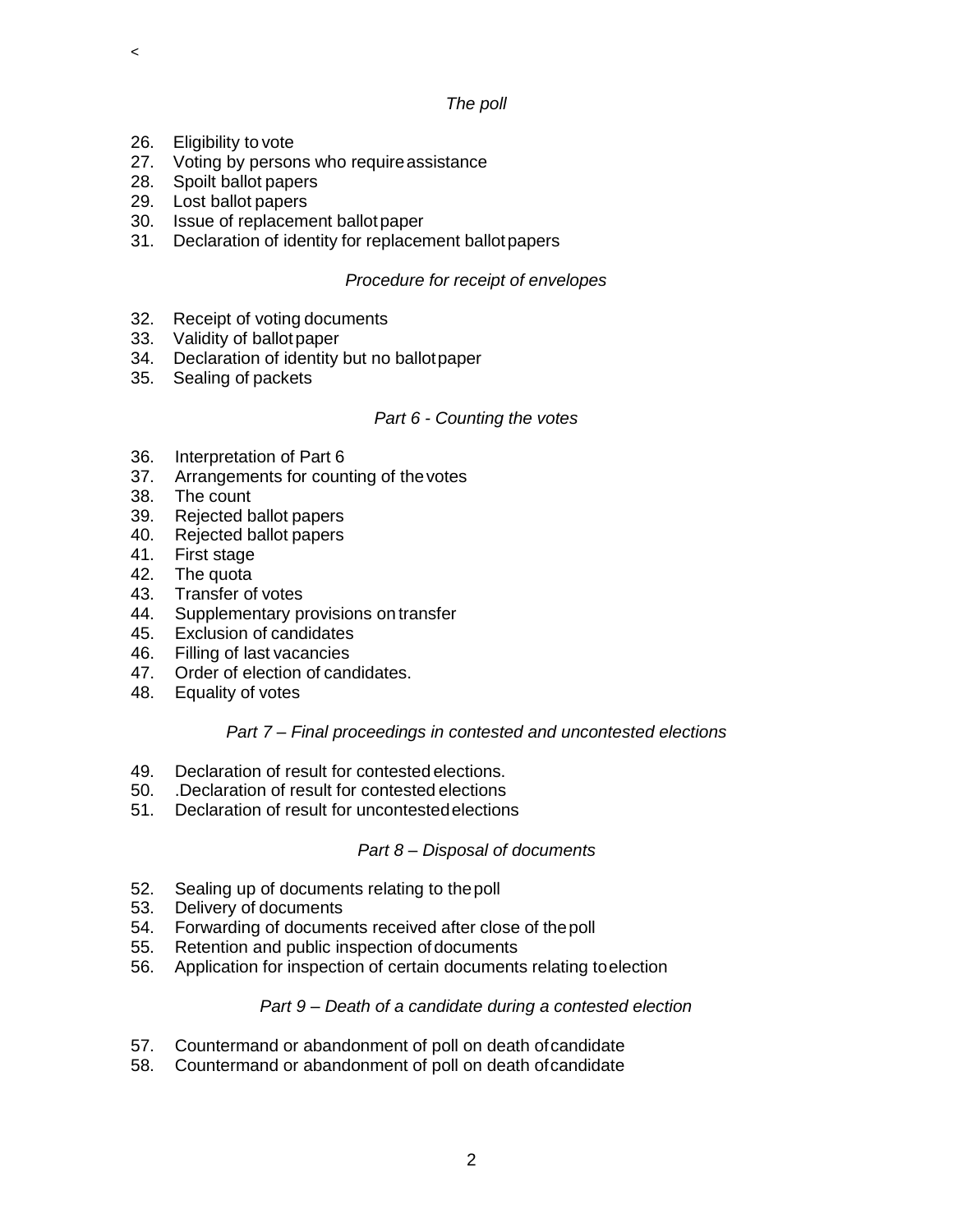<

*The poll*

26. Eligibility to vote
27. Voting by persons who require assistance
28. Spoilt ballot papers
29. Lost ballot papers
30. Issue of replacement ballot paper
31. Declaration of identity for replacement ballot papers

*Procedure for receipt of envelopes*

32. Receipt of voting documents
33. Validity of ballot paper
34. Declaration of identity but no ballot paper
35. Sealing of packets

*Part 6 - Counting the votes*

36. Interpretation of Part 6
37. Arrangements for counting of the votes
38. The count
39. Rejected ballot papers
40. Rejected ballot papers
41. First stage
42. The quota
43. Transfer of votes
44. Supplementary provisions on transfer
45. Exclusion of candidates
46. Filling of last vacancies
47. Order of election of candidates.
48. Equality of votes

*Part 7 – Final proceedings in contested and uncontested elections*

49. Declaration of result for contested elections.
50. .Declaration of result for contested elections
51. Declaration of result for uncontested elections

*Part 8 – Disposal of documents*

52. Sealing up of documents relating to the poll
53. Delivery of documents
54. Forwarding of documents received after close of the poll
55. Retention and public inspection of documents
56. Application for inspection of certain documents relating to election

*Part 9 – Death of a candidate during a contested election*

57. Countermand or abandonment of poll on death of candidate
58. Countermand or abandonment of poll on death of candidate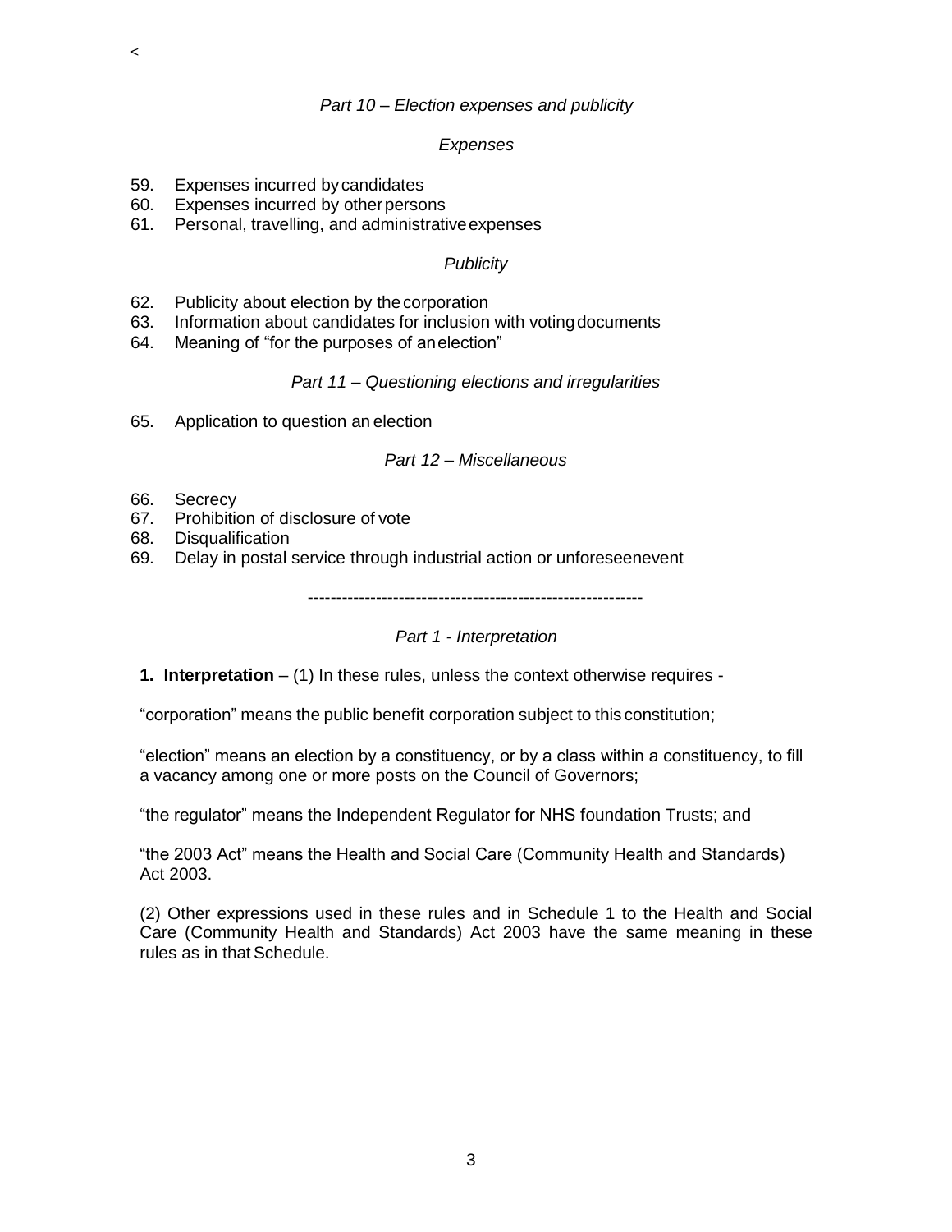<

*Part 10 – Election expenses and publicity*

*Expenses*

59. Expenses incurred by candidates
60. Expenses incurred by other persons
61. Personal, travelling, and administrative expenses

*Publicity*

62. Publicity about election by the corporation
63. Information about candidates for inclusion with voting documents
64. Meaning of "for the purposes of an election"

*Part 11 – Questioning elections and irregularities*

65. Application to question an election

*Part 12 – Miscellaneous*

66. Secrecy
67. Prohibition of disclosure of vote
68. Disqualification
69. Delay in postal service through industrial action or unforeseen event

-----------------------------------------------------------

*Part 1 - Interpretation*

**1. Interpretation** – (1) In these rules, unless the context otherwise requires -

"corporation" means the public benefit corporation subject to this constitution;

"election" means an election by a constituency, or by a class within a constituency, to fill a vacancy among one or more posts on the Council of Governors;

"the regulator" means the Independent Regulator for NHS foundation Trusts; and

"the 2003 Act" means the Health and Social Care (Community Health and Standards) Act 2003.

(2) Other expressions used in these rules and in Schedule 1 to the Health and Social Care (Community Health and Standards) Act 2003 have the same meaning in these rules as in that Schedule.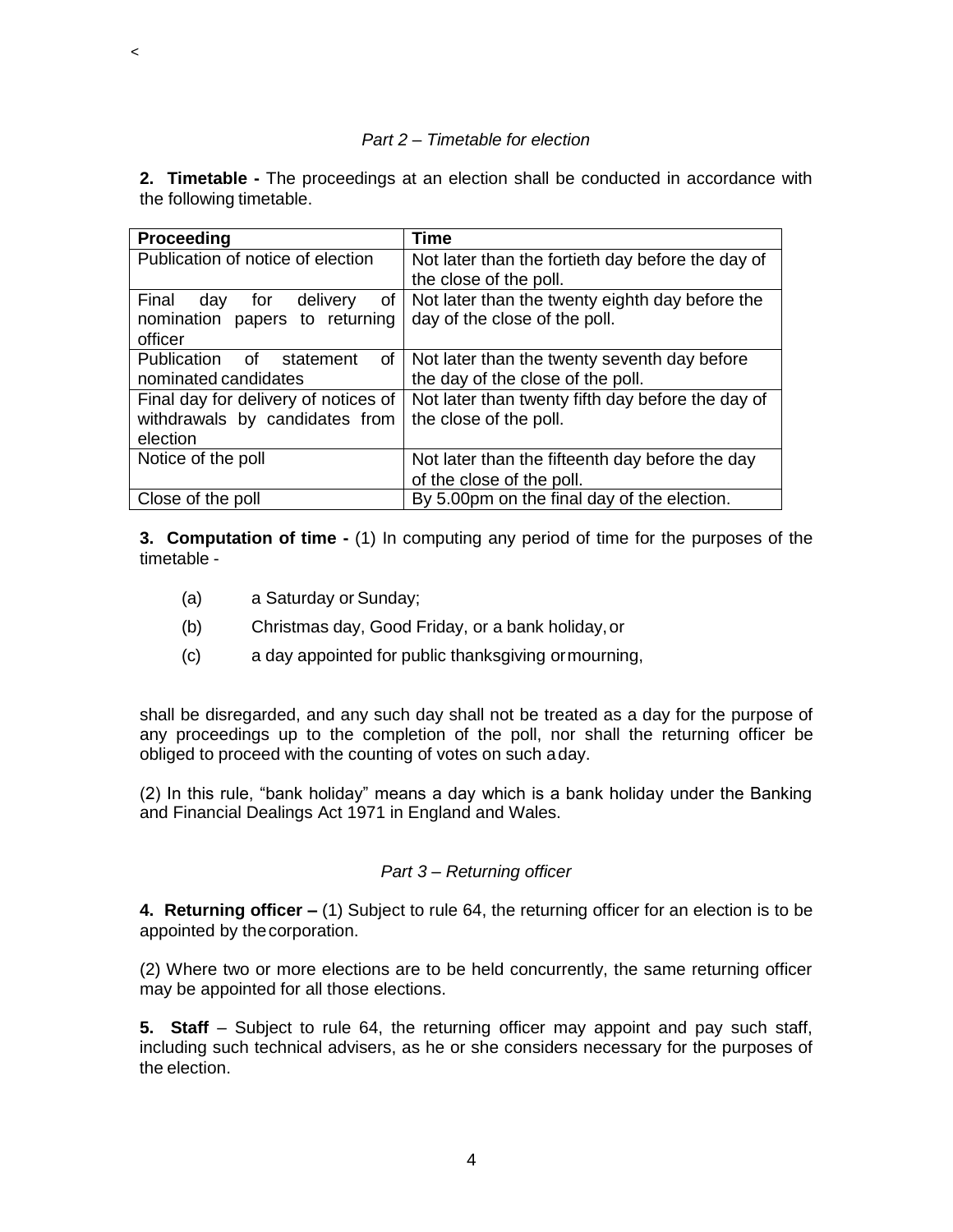*Part 2 – Timetable for election*

**2. Timetable -** The proceedings at an election shall be conducted in accordance with the following timetable.

| **Proceeding** | **Time** |
| --- | --- |
| Publication of notice of election | Not later than the fortieth day before the day of the close of the poll. |
| Final day for delivery of nomination papers to returning officer | Not later than the twenty eighth day before the day of the close of the poll. |
| Publication of statement of nominated candidates | Not later than the twenty seventh day before the day of the close of the poll. |
| Final day for delivery of notices of withdrawals by candidates from election | Not later than twenty fifth day before the day of the close of the poll. |
| Notice of the poll | Not later than the fifteenth day before the day of the close of the poll. |
| Close of the poll | By 5.00pm on the final day of the election. |

**3. Computation of time -** (1) In computing any period of time for the purposes of the timetable -

- (a) a Saturday or Sunday;
- (b) Christmas day, Good Friday, or a bank holiday, or
- (c) a day appointed for public thanksgiving or mourning,

shall be disregarded, and any such day shall not be treated as a day for the purpose of any proceedings up to the completion of the poll, nor shall the returning officer be obliged to proceed with the counting of votes on such a day.

(2) In this rule, "bank holiday" means a day which is a bank holiday under the Banking and Financial Dealings Act 1971 in England and Wales.

*Part 3 – Returning officer*

**4. Returning officer –** (1) Subject to rule 64, the returning officer for an election is to be appointed by the corporation.

(2) Where two or more elections are to be held concurrently, the same returning officer may be appointed for all those elections.

**5. Staff** – Subject to rule 64, the returning officer may appoint and pay such staff, including such technical advisers, as he or she considers necessary for the purposes of the election.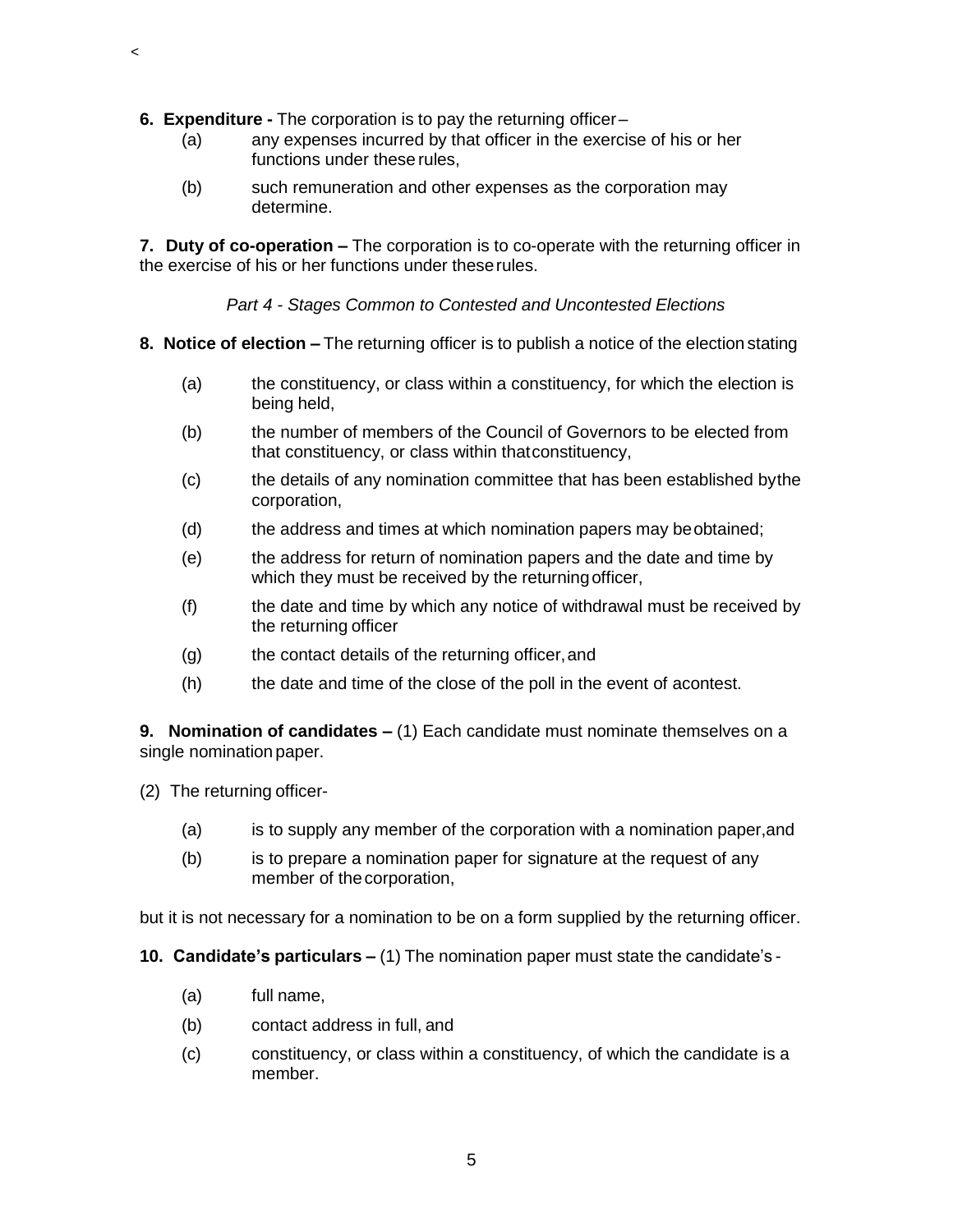**6. Expenditure -** The corporation is to pay the returning officer –

(a) any expenses incurred by that officer in the exercise of his or her functions under these rules,

(b) such remuneration and other expenses as the corporation may determine.

**7. Duty of co-operation –** The corporation is to co-operate with the returning officer in the exercise of his or her functions under these rules.

*Part 4 - Stages Common to Contested and Uncontested Elections*

**8. Notice of election –** The returning officer is to publish a notice of the election stating

(a) the constituency, or class within a constituency, for which the election is being held,

(b) the number of members of the Council of Governors to be elected from that constituency, or class within that constituency,

(c) the details of any nomination committee that has been established by the corporation,

(d) the address and times at which nomination papers may be obtained;

(e) the address for return of nomination papers and the date and time by which they must be received by the returning officer,

(f) the date and time by which any notice of withdrawal must be received by the returning officer

(g) the contact details of the returning officer, and

(h) the date and time of the close of the poll in the event of a contest.

**9. Nomination of candidates –** (1) Each candidate must nominate themselves on a single nomination paper.

(2) The returning officer-

(a) is to supply any member of the corporation with a nomination paper, and

(b) is to prepare a nomination paper for signature at the request of any member of the corporation,

but it is not necessary for a nomination to be on a form supplied by the returning officer.

**10. Candidate's particulars –** (1) The nomination paper must state the candidate's -

(a) full name,

(b) contact address in full, and

(c) constituency, or class within a constituency, of which the candidate is a member.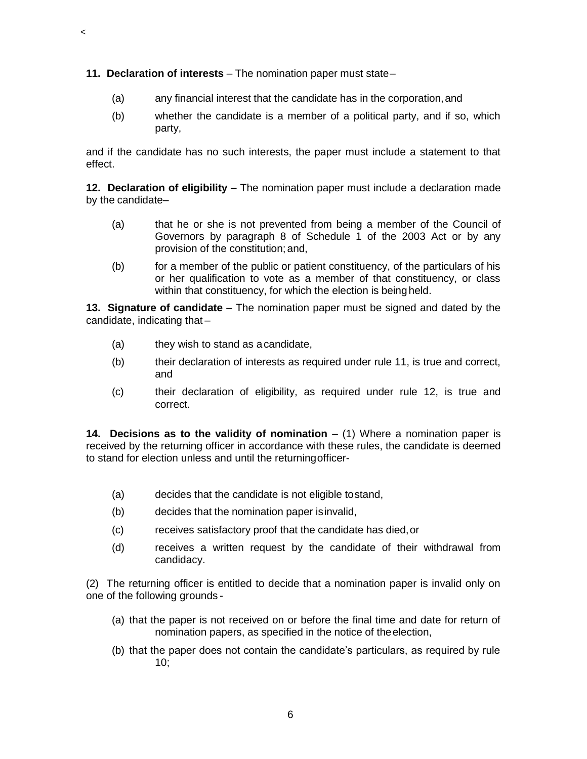**11. Declaration of interests** – The nomination paper must state–

(a) any financial interest that the candidate has in the corporation, and

(b) whether the candidate is a member of a political party, and if so, which party,

and if the candidate has no such interests, the paper must include a statement to that effect.

**12. Declaration of eligibility –** The nomination paper must include a declaration made by the candidate–

(a) that he or she is not prevented from being a member of the Council of Governors by paragraph 8 of Schedule 1 of the 2003 Act or by any provision of the constitution; and,

(b) for a member of the public or patient constituency, of the particulars of his or her qualification to vote as a member of that constituency, or class within that constituency, for which the election is being held.

**13. Signature of candidate** – The nomination paper must be signed and dated by the candidate, indicating that –

(a) they wish to stand as a candidate,

(b) their declaration of interests as required under rule 11, is true and correct, and

(c) their declaration of eligibility, as required under rule 12, is true and correct.

**14. Decisions as to the validity of nomination** – (1) Where a nomination paper is received by the returning officer in accordance with these rules, the candidate is deemed to stand for election unless and until the returning officer-

(a) decides that the candidate is not eligible to stand,

(b) decides that the nomination paper is invalid,

(c) receives satisfactory proof that the candidate has died, or

(d) receives a written request by the candidate of their withdrawal from candidacy.

(2) The returning officer is entitled to decide that a nomination paper is invalid only on one of the following grounds -

(a) that the paper is not received on or before the final time and date for return of nomination papers, as specified in the notice of the election,

(b) that the paper does not contain the candidate's particulars, as required by rule 10;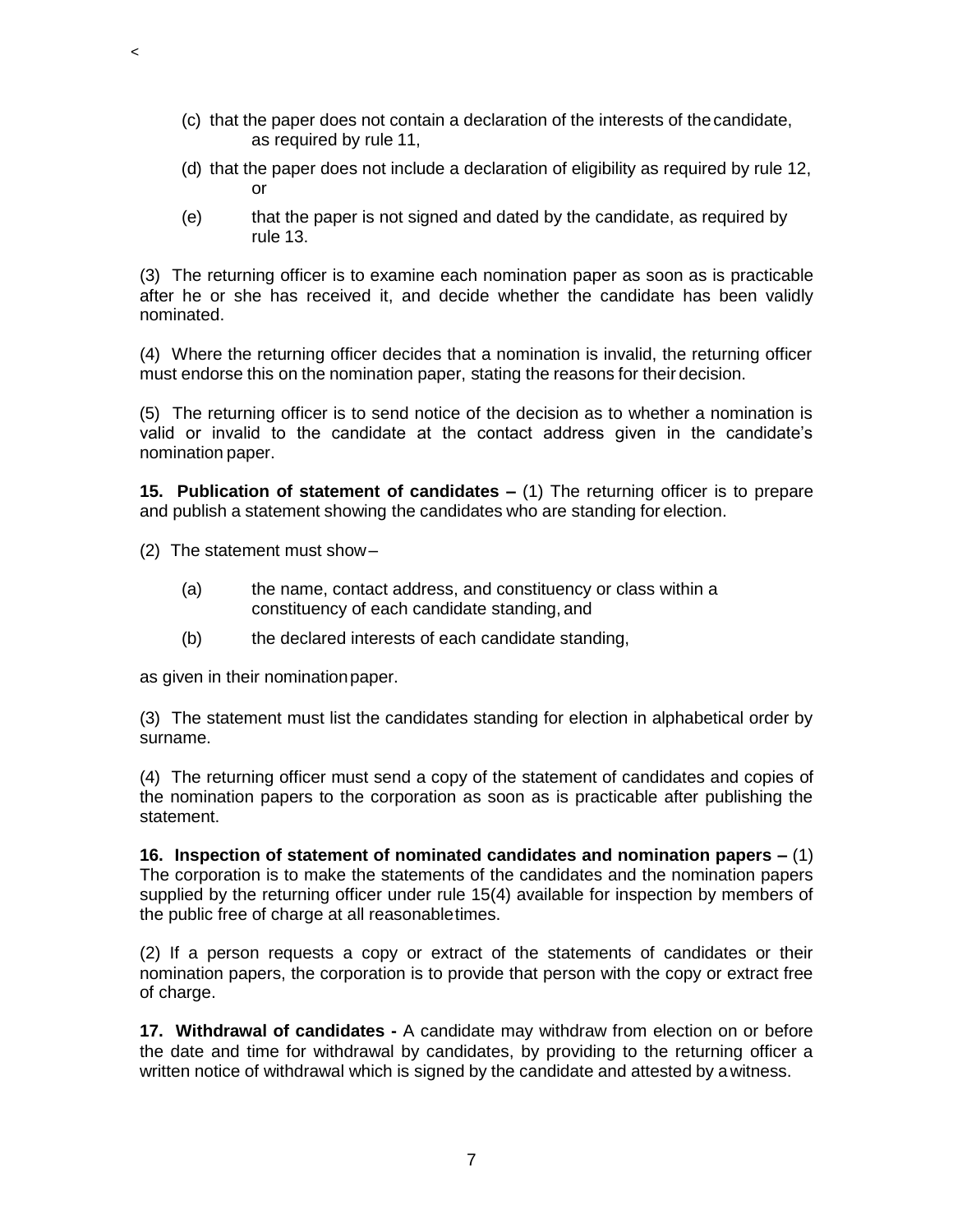(c) that the paper does not contain a declaration of the interests of the candidate, as required by rule 11,

(d) that the paper does not include a declaration of eligibility as required by rule 12, or

(e) that the paper is not signed and dated by the candidate, as required by rule 13.

(3) The returning officer is to examine each nomination paper as soon as is practicable after he or she has received it, and decide whether the candidate has been validly nominated.

(4) Where the returning officer decides that a nomination is invalid, the returning officer must endorse this on the nomination paper, stating the reasons for their decision.

(5) The returning officer is to send notice of the decision as to whether a nomination is valid or invalid to the candidate at the contact address given in the candidate's nomination paper.

**15. Publication of statement of candidates –** (1) The returning officer is to prepare and publish a statement showing the candidates who are standing for election.

(2) The statement must show –

(a) the name, contact address, and constituency or class within a constituency of each candidate standing, and

(b) the declared interests of each candidate standing,

as given in their nomination paper.

(3) The statement must list the candidates standing for election in alphabetical order by surname.

(4) The returning officer must send a copy of the statement of candidates and copies of the nomination papers to the corporation as soon as is practicable after publishing the statement.

**16. Inspection of statement of nominated candidates and nomination papers –** (1) The corporation is to make the statements of the candidates and the nomination papers supplied by the returning officer under rule 15(4) available for inspection by members of the public free of charge at all reasonable times.

(2) If a person requests a copy or extract of the statements of candidates or their nomination papers, the corporation is to provide that person with the copy or extract free of charge.

**17. Withdrawal of candidates -** A candidate may withdraw from election on or before the date and time for withdrawal by candidates, by providing to the returning officer a written notice of withdrawal which is signed by the candidate and attested by a witness.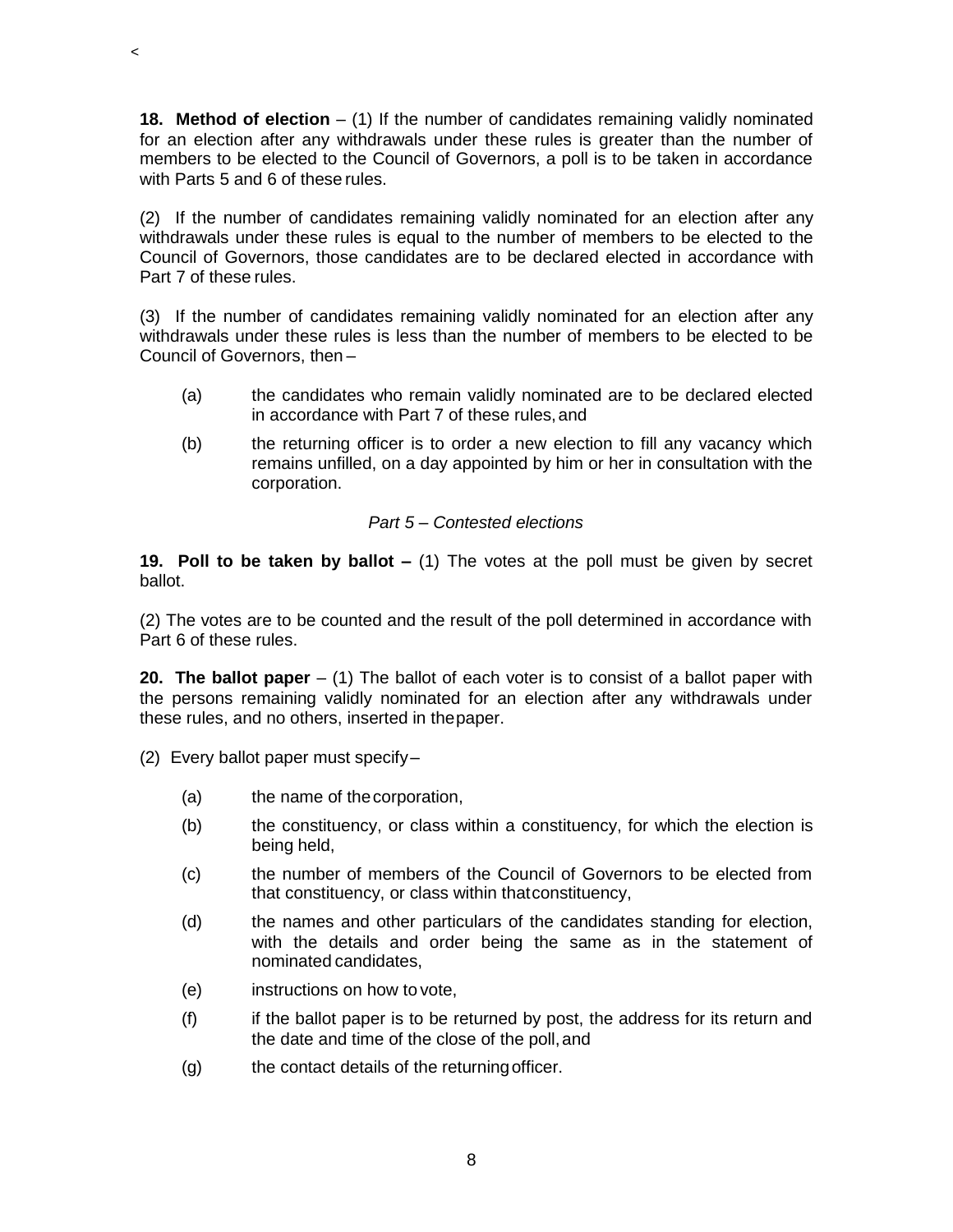**18. Method of election** – (1) If the number of candidates remaining validly nominated for an election after any withdrawals under these rules is greater than the number of members to be elected to the Council of Governors, a poll is to be taken in accordance with Parts 5 and 6 of these rules.

(2) If the number of candidates remaining validly nominated for an election after any withdrawals under these rules is equal to the number of members to be elected to the Council of Governors, those candidates are to be declared elected in accordance with Part 7 of these rules.

(3) If the number of candidates remaining validly nominated for an election after any withdrawals under these rules is less than the number of members to be elected to be Council of Governors, then –

- (a) the candidates who remain validly nominated are to be declared elected in accordance with Part 7 of these rules, and
- (b) the returning officer is to order a new election to fill any vacancy which remains unfilled, on a day appointed by him or her in consultation with the corporation.

*Part 5 – Contested elections*

**19. Poll to be taken by ballot –** (1) The votes at the poll must be given by secret ballot.

(2) The votes are to be counted and the result of the poll determined in accordance with Part 6 of these rules.

**20. The ballot paper** – (1) The ballot of each voter is to consist of a ballot paper with the persons remaining validly nominated for an election after any withdrawals under these rules, and no others, inserted in the paper.

(2) Every ballot paper must specify –

- (a) the name of the corporation,
- (b) the constituency, or class within a constituency, for which the election is being held,
- (c) the number of members of the Council of Governors to be elected from that constituency, or class within that constituency,
- (d) the names and other particulars of the candidates standing for election, with the details and order being the same as in the statement of nominated candidates,
- (e) instructions on how to vote,
- (f) if the ballot paper is to be returned by post, the address for its return and the date and time of the close of the poll, and
- (g) the contact details of the returning officer.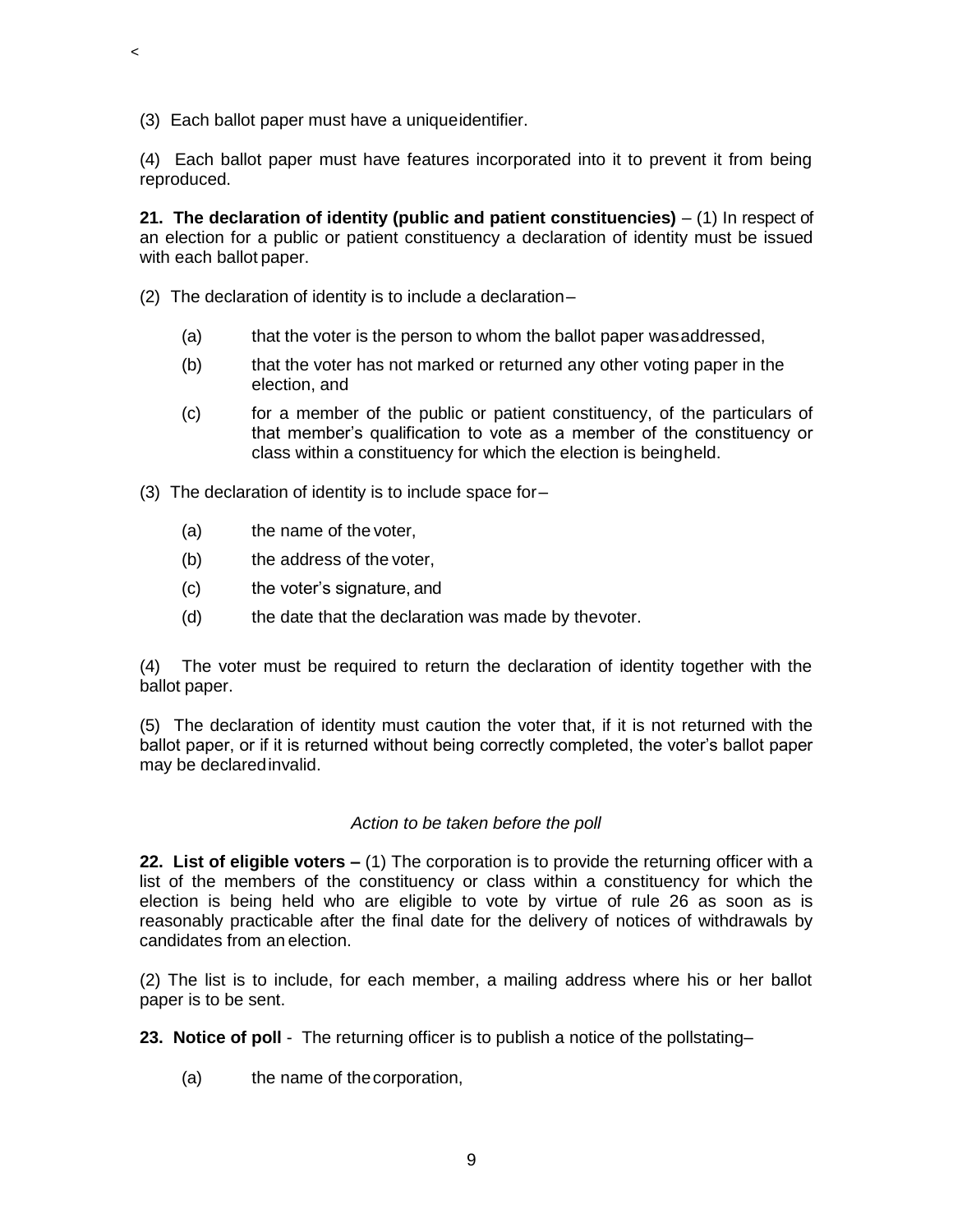(3) Each ballot paper must have a unique identifier.

(4) Each ballot paper must have features incorporated into it to prevent it from being reproduced.

**21. The declaration of identity (public and patient constituencies)** – (1) In respect of an election for a public or patient constituency a declaration of identity must be issued with each ballot paper.

(2) The declaration of identity is to include a declaration–

- (a) that the voter is the person to whom the ballot paper was addressed,
- (b) that the voter has not marked or returned any other voting paper in the election, and
- (c) for a member of the public or patient constituency, of the particulars of that member's qualification to vote as a member of the constituency or class within a constituency for which the election is being held.

(3) The declaration of identity is to include space for–

- (a) the name of the voter,
- (b) the address of the voter,
- (c) the voter's signature, and
- (d) the date that the declaration was made by the voter.

(4) The voter must be required to return the declaration of identity together with the ballot paper.

(5) The declaration of identity must caution the voter that, if it is not returned with the ballot paper, or if it is returned without being correctly completed, the voter's ballot paper may be declared invalid.

*Action to be taken before the poll*

**22. List of eligible voters –** (1) The corporation is to provide the returning officer with a list of the members of the constituency or class within a constituency for which the election is being held who are eligible to vote by virtue of rule 26 as soon as is reasonably practicable after the final date for the delivery of notices of withdrawals by candidates from an election.

(2) The list is to include, for each member, a mailing address where his or her ballot paper is to be sent.

**23. Notice of poll** - The returning officer is to publish a notice of the poll stating–

- (a) the name of the corporation,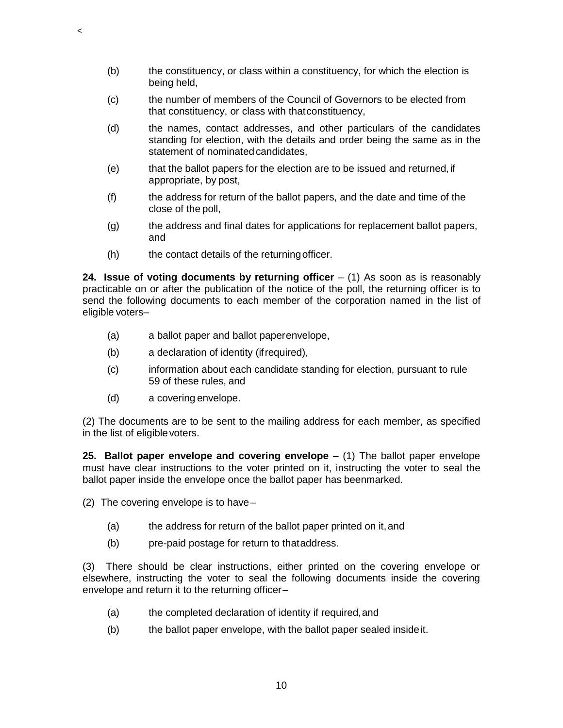(b) the constituency, or class within a constituency, for which the election is being held,

(c) the number of members of the Council of Governors to be elected from that constituency, or class with that constituency,

(d) the names, contact addresses, and other particulars of the candidates standing for election, with the details and order being the same as in the statement of nominated candidates,

(e) that the ballot papers for the election are to be issued and returned, if appropriate, by post,

(f) the address for return of the ballot papers, and the date and time of the close of the poll,

(g) the address and final dates for applications for replacement ballot papers, and

(h) the contact details of the returning officer.

**24. Issue of voting documents by returning officer** – (1) As soon as is reasonably practicable on or after the publication of the notice of the poll, the returning officer is to send the following documents to each member of the corporation named in the list of eligible voters–

(a) a ballot paper and ballot paper envelope,

(b) a declaration of identity (if required),

(c) information about each candidate standing for election, pursuant to rule 59 of these rules, and

(d) a covering envelope.

(2) The documents are to be sent to the mailing address for each member, as specified in the list of eligible voters.

**25. Ballot paper envelope and covering envelope** – (1) The ballot paper envelope must have clear instructions to the voter printed on it, instructing the voter to seal the ballot paper inside the envelope once the ballot paper has been marked.

(2) The covering envelope is to have –

(a) the address for return of the ballot paper printed on it, and

(b) pre-paid postage for return to that address.

(3) There should be clear instructions, either printed on the covering envelope or elsewhere, instructing the voter to seal the following documents inside the covering envelope and return it to the returning officer –

(a) the completed declaration of identity if required, and

(b) the ballot paper envelope, with the ballot paper sealed inside it.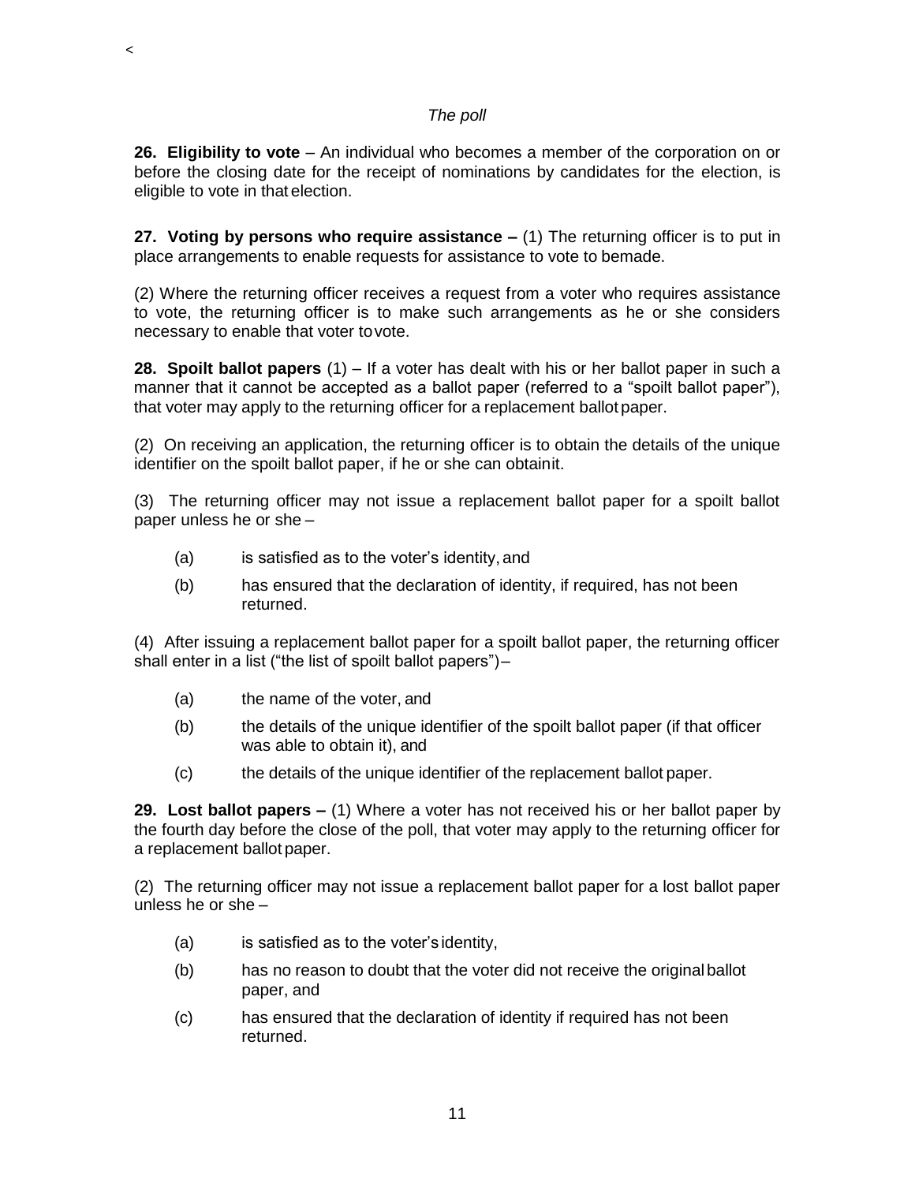*The poll*

**26. Eligibility to vote** – An individual who becomes a member of the corporation on or before the closing date for the receipt of nominations by candidates for the election, is eligible to vote in that election.

**27. Voting by persons who require assistance –** (1) The returning officer is to put in place arrangements to enable requests for assistance to vote to be made.

(2) Where the returning officer receives a request from a voter who requires assistance to vote, the returning officer is to make such arrangements as he or she considers necessary to enable that voter to vote.

**28. Spoilt ballot papers** (1) – If a voter has dealt with his or her ballot paper in such a manner that it cannot be accepted as a ballot paper (referred to a "spoilt ballot paper"), that voter may apply to the returning officer for a replacement ballot paper.

(2) On receiving an application, the returning officer is to obtain the details of the unique identifier on the spoilt ballot paper, if he or she can obtain it.

(3) The returning officer may not issue a replacement ballot paper for a spoilt ballot paper unless he or she –

- (a) is satisfied as to the voter's identity, and
- (b) has ensured that the declaration of identity, if required, has not been returned.

(4) After issuing a replacement ballot paper for a spoilt ballot paper, the returning officer shall enter in a list ("the list of spoilt ballot papers") –

- (a) the name of the voter, and
- (b) the details of the unique identifier of the spoilt ballot paper (if that officer was able to obtain it), and
- (c) the details of the unique identifier of the replacement ballot paper.

**29. Lost ballot papers –** (1) Where a voter has not received his or her ballot paper by the fourth day before the close of the poll, that voter may apply to the returning officer for a replacement ballot paper.

(2) The returning officer may not issue a replacement ballot paper for a lost ballot paper unless he or she –

- (a) is satisfied as to the voter's identity,
- (b) has no reason to doubt that the voter did not receive the original ballot paper, and
- (c) has ensured that the declaration of identity if required has not been returned.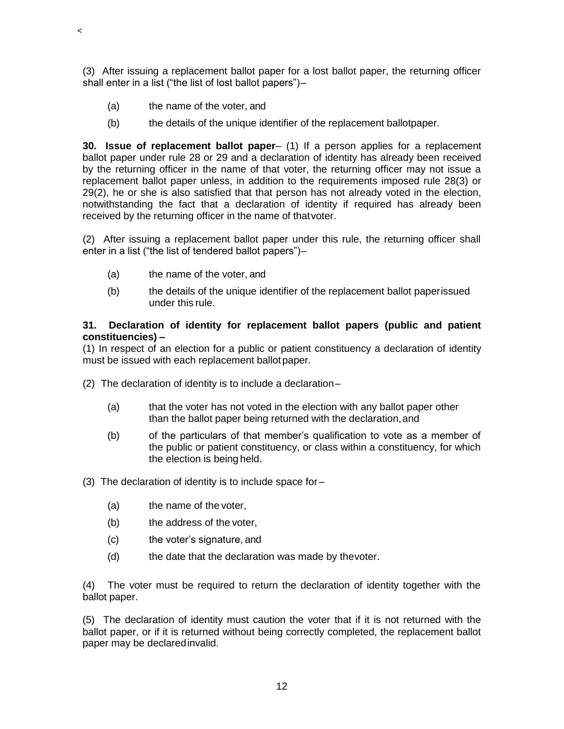(3) After issuing a replacement ballot paper for a lost ballot paper, the returning officer shall enter in a list ("the list of lost ballot papers")–

(a) the name of the voter, and

(b) the details of the unique identifier of the replacement ballotpaper.

**30. Issue of replacement ballot paper**– (1) If a person applies for a replacement ballot paper under rule 28 or 29 and a declaration of identity has already been received by the returning officer in the name of that voter, the returning officer may not issue a replacement ballot paper unless, in addition to the requirements imposed rule 28(3) or 29(2), he or she is also satisfied that that person has not already voted in the election, notwithstanding the fact that a declaration of identity if required has already been received by the returning officer in the name of thatvoter.

(2) After issuing a replacement ballot paper under this rule, the returning officer shall enter in a list ("the list of tendered ballot papers")–

(a) the name of the voter, and

(b) the details of the unique identifier of the replacement ballot paperissued under this rule.

**31. Declaration of identity for replacement ballot papers (public and patient constituencies) –**

(1) In respect of an election for a public or patient constituency a declaration of identity must be issued with each replacement ballotpaper.

(2) The declaration of identity is to include a declaration–

(a) that the voter has not voted in the election with any ballot paper other than the ballot paper being returned with the declaration,and

(b) of the particulars of that member's qualification to vote as a member of the public or patient constituency, or class within a constituency, for which the election is being held.

(3) The declaration of identity is to include space for–

(a) the name of the voter,

(b) the address of the voter,

(c) the voter's signature, and

(d) the date that the declaration was made by thevoter.

(4) The voter must be required to return the declaration of identity together with the ballot paper.

(5) The declaration of identity must caution the voter that if it is not returned with the ballot paper, or if it is returned without being correctly completed, the replacement ballot paper may be declaredinvalid.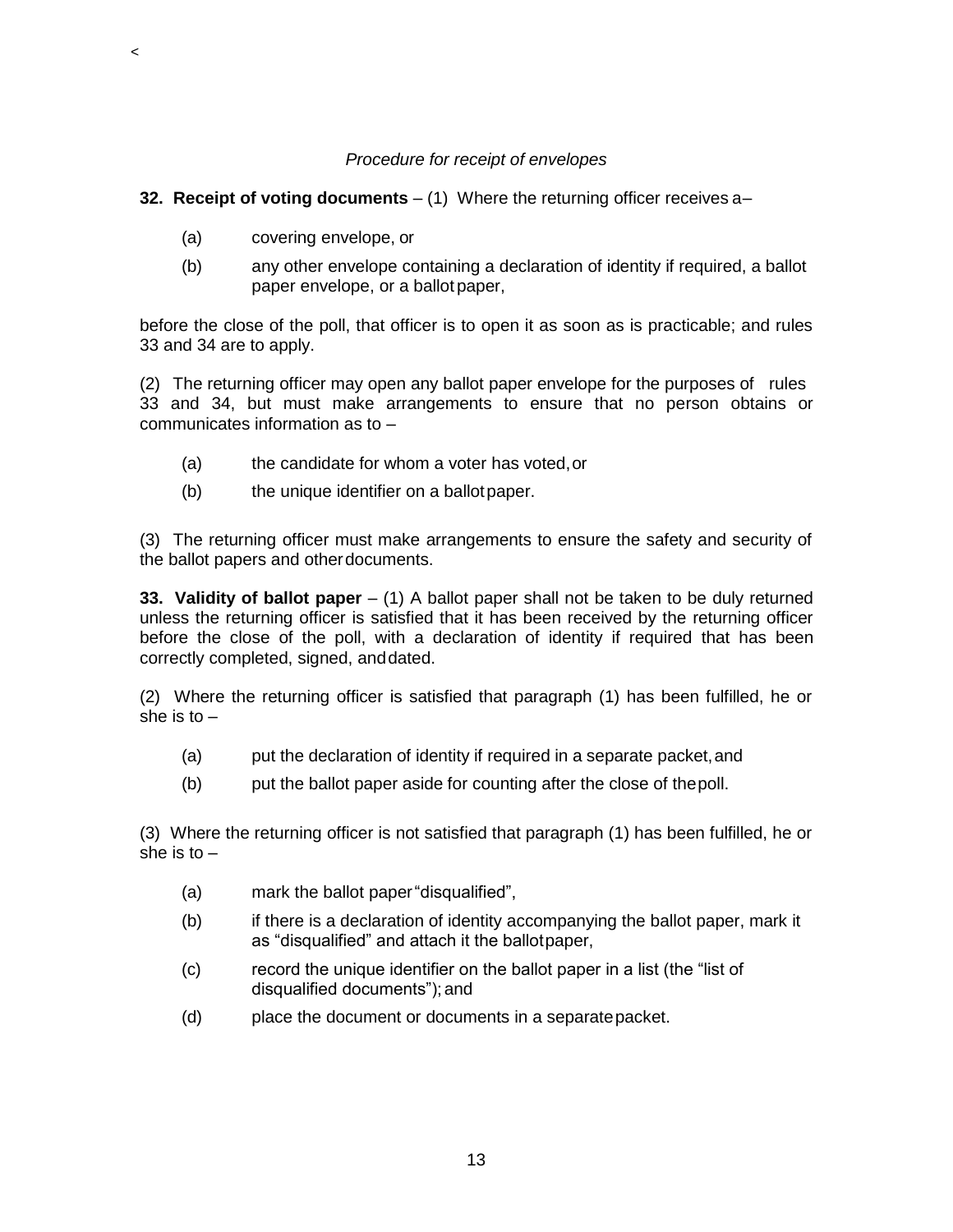*Procedure for receipt of envelopes*

**32. Receipt of voting documents** – (1) Where the returning officer receives a–

(a) covering envelope, or

(b) any other envelope containing a declaration of identity if required, a ballot paper envelope, or a ballot paper,

before the close of the poll, that officer is to open it as soon as is practicable; and rules 33 and 34 are to apply.

(2) The returning officer may open any ballot paper envelope for the purposes of rules 33 and 34, but must make arrangements to ensure that no person obtains or communicates information as to –

(a) the candidate for whom a voter has voted, or

(b) the unique identifier on a ballot paper.

(3) The returning officer must make arrangements to ensure the safety and security of the ballot papers and other documents.

**33. Validity of ballot paper** – (1) A ballot paper shall not be taken to be duly returned unless the returning officer is satisfied that it has been received by the returning officer before the close of the poll, with a declaration of identity if required that has been correctly completed, signed, and dated.

(2) Where the returning officer is satisfied that paragraph (1) has been fulfilled, he or she is to –

(a) put the declaration of identity if required in a separate packet, and

(b) put the ballot paper aside for counting after the close of the poll.

(3) Where the returning officer is not satisfied that paragraph (1) has been fulfilled, he or she is to –

(a) mark the ballot paper "disqualified",

(b) if there is a declaration of identity accompanying the ballot paper, mark it as "disqualified" and attach it the ballot paper,

(c) record the unique identifier on the ballot paper in a list (the "list of disqualified documents"); and

(d) place the document or documents in a separate packet.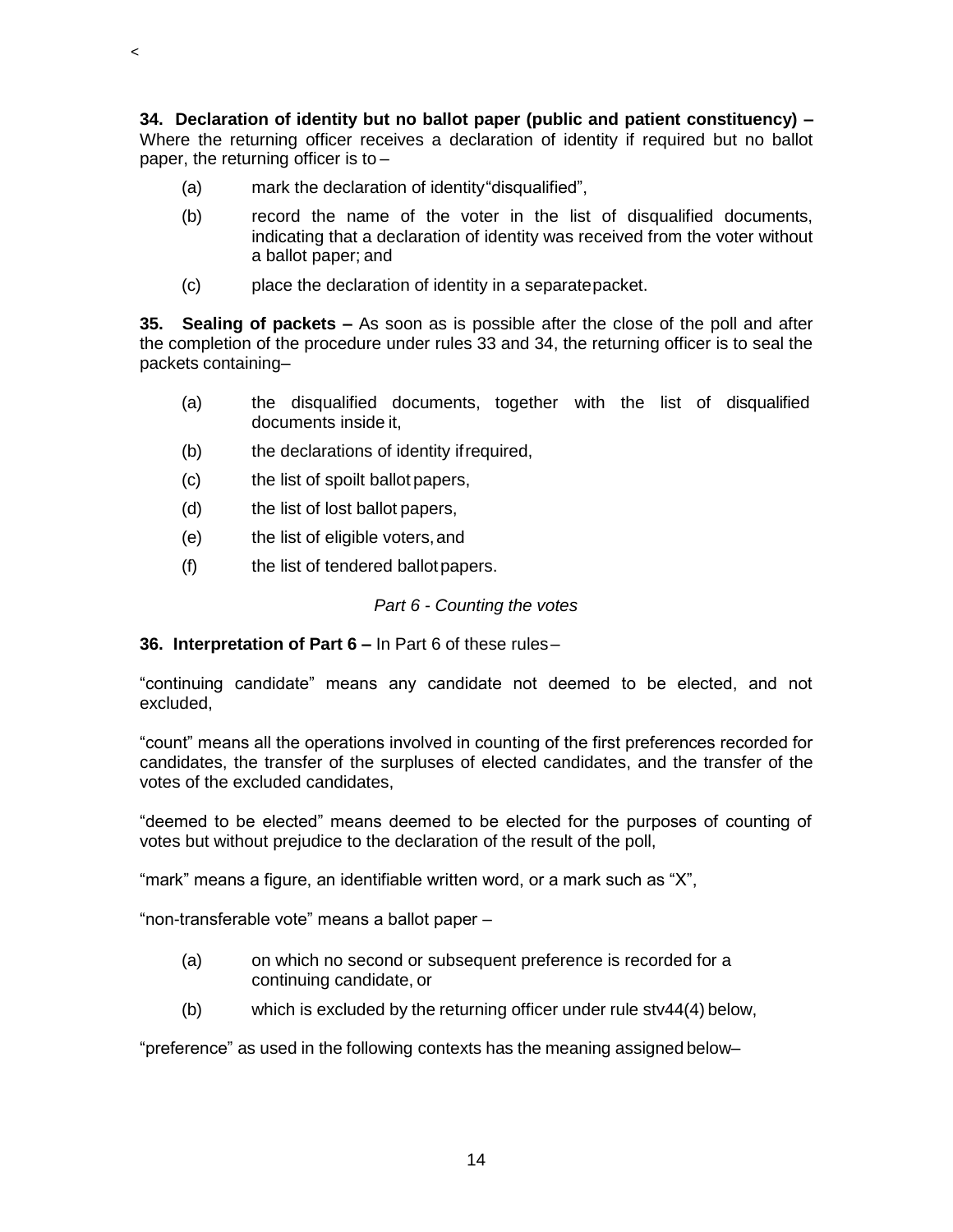**34. Declaration of identity but no ballot paper (public and patient constituency) –** Where the returning officer receives a declaration of identity if required but no ballot paper, the returning officer is to –

(a) mark the declaration of identity "disqualified",

(b) record the name of the voter in the list of disqualified documents, indicating that a declaration of identity was received from the voter without a ballot paper; and

(c) place the declaration of identity in a separate packet.

**35. Sealing of packets –** As soon as is possible after the close of the poll and after the completion of the procedure under rules 33 and 34, the returning officer is to seal the packets containing–

(a) the disqualified documents, together with the list of disqualified documents inside it,

(b) the declarations of identity if required,

(c) the list of spoilt ballot papers,

(d) the list of lost ballot papers,

(e) the list of eligible voters, and

(f) the list of tendered ballot papers.

*Part 6 - Counting the votes*

**36. Interpretation of Part 6 –** In Part 6 of these rules –

"continuing candidate" means any candidate not deemed to be elected, and not excluded,

"count" means all the operations involved in counting of the first preferences recorded for candidates, the transfer of the surpluses of elected candidates, and the transfer of the votes of the excluded candidates,

"deemed to be elected" means deemed to be elected for the purposes of counting of votes but without prejudice to the declaration of the result of the poll,

"mark" means a figure, an identifiable written word, or a mark such as "X",

"non-transferable vote" means a ballot paper –

(a) on which no second or subsequent preference is recorded for a continuing candidate, or

(b) which is excluded by the returning officer under rule stv44(4) below,

"preference" as used in the following contexts has the meaning assigned below–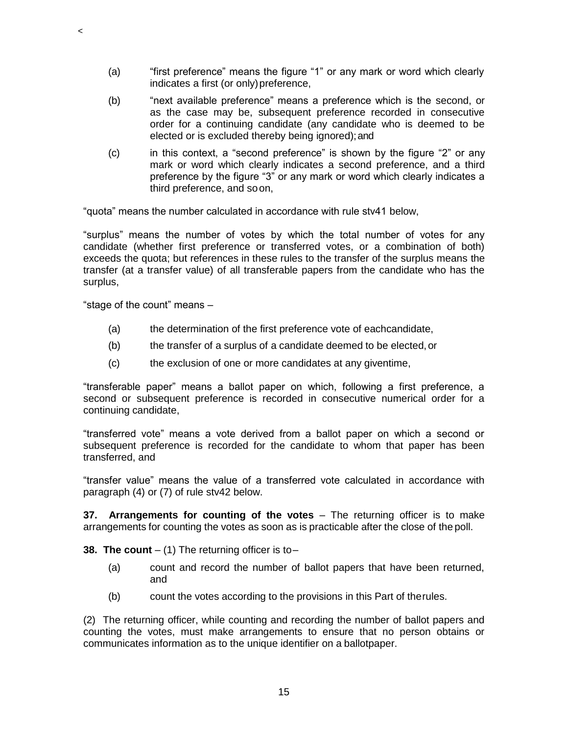(a) "first preference" means the figure "1" or any mark or word which clearly indicates a first (or only) preference,

(b) "next available preference" means a preference which is the second, or as the case may be, subsequent preference recorded in consecutive order for a continuing candidate (any candidate who is deemed to be elected or is excluded thereby being ignored); and

(c) in this context, a "second preference" is shown by the figure "2" or any mark or word which clearly indicates a second preference, and a third preference by the figure "3" or any mark or word which clearly indicates a third preference, and so on,

"quota" means the number calculated in accordance with rule stv41 below,

"surplus" means the number of votes by which the total number of votes for any candidate (whether first preference or transferred votes, or a combination of both) exceeds the quota; but references in these rules to the transfer of the surplus means the transfer (at a transfer value) of all transferable papers from the candidate who has the surplus,

"stage of the count" means –

(a) the determination of the first preference vote of each candidate,

(b) the transfer of a surplus of a candidate deemed to be elected, or

(c) the exclusion of one or more candidates at any given time,

"transferable paper" means a ballot paper on which, following a first preference, a second or subsequent preference is recorded in consecutive numerical order for a continuing candidate,

"transferred vote" means a vote derived from a ballot paper on which a second or subsequent preference is recorded for the candidate to whom that paper has been transferred, and

"transfer value" means the value of a transferred vote calculated in accordance with paragraph (4) or (7) of rule stv42 below.

**37. Arrangements for counting of the votes** – The returning officer is to make arrangements for counting the votes as soon as is practicable after the close of the poll.

**38. The count** – (1) The returning officer is to –

(a) count and record the number of ballot papers that have been returned, and

(b) count the votes according to the provisions in this Part of the rules.

(2) The returning officer, while counting and recording the number of ballot papers and counting the votes, must make arrangements to ensure that no person obtains or communicates information as to the unique identifier on a ballot paper.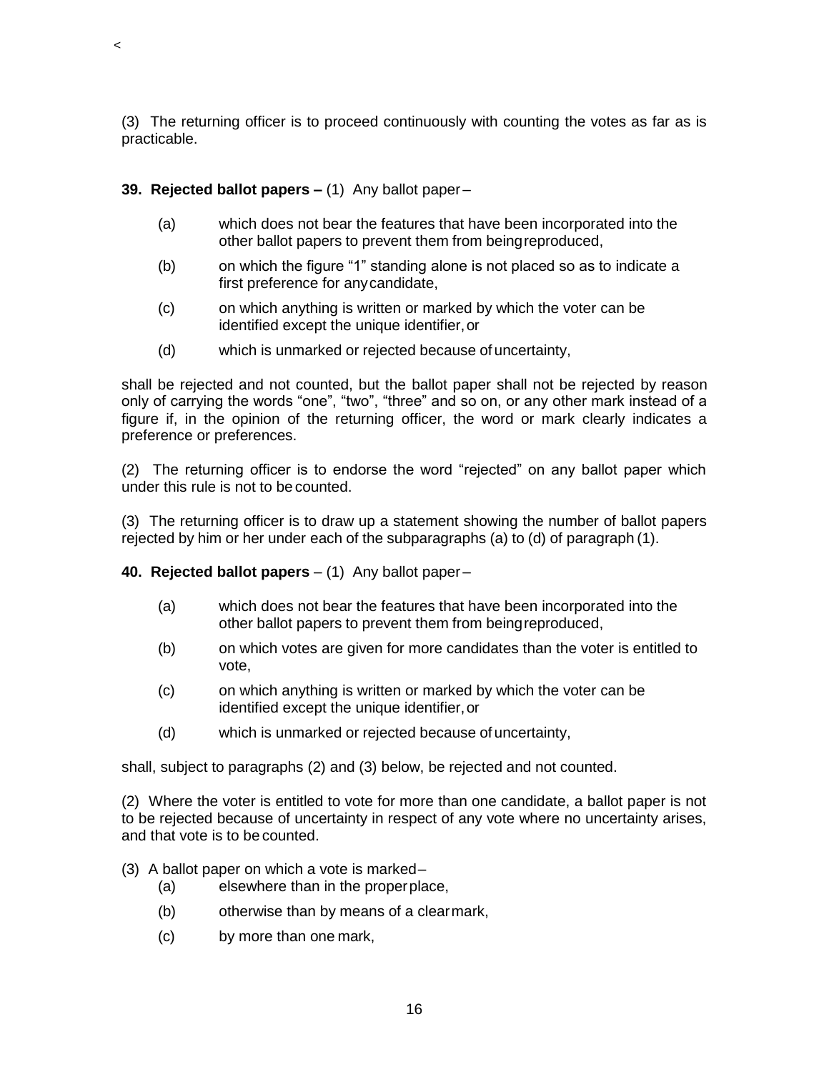(3) The returning officer is to proceed continuously with counting the votes as far as is practicable.

**39. Rejected ballot papers –** (1) Any ballot paper –

(a) which does not bear the features that have been incorporated into the other ballot papers to prevent them from being reproduced,

(b) on which the figure "1" standing alone is not placed so as to indicate a first preference for any candidate,

(c) on which anything is written or marked by which the voter can be identified except the unique identifier, or

(d) which is unmarked or rejected because of uncertainty,

shall be rejected and not counted, but the ballot paper shall not be rejected by reason only of carrying the words "one", "two", "three" and so on, or any other mark instead of a figure if, in the opinion of the returning officer, the word or mark clearly indicates a preference or preferences.

(2) The returning officer is to endorse the word "rejected" on any ballot paper which under this rule is not to be counted.

(3) The returning officer is to draw up a statement showing the number of ballot papers rejected by him or her under each of the subparagraphs (a) to (d) of paragraph (1).

**40. Rejected ballot papers** – (1) Any ballot paper –

(a) which does not bear the features that have been incorporated into the other ballot papers to prevent them from being reproduced,

(b) on which votes are given for more candidates than the voter is entitled to vote,

(c) on which anything is written or marked by which the voter can be identified except the unique identifier, or

(d) which is unmarked or rejected because of uncertainty,

shall, subject to paragraphs (2) and (3) below, be rejected and not counted.

(2) Where the voter is entitled to vote for more than one candidate, a ballot paper is not to be rejected because of uncertainty in respect of any vote where no uncertainty arises, and that vote is to be counted.

(3) A ballot paper on which a vote is marked –

(a) elsewhere than in the proper place,

(b) otherwise than by means of a clear mark,

(c) by more than one mark,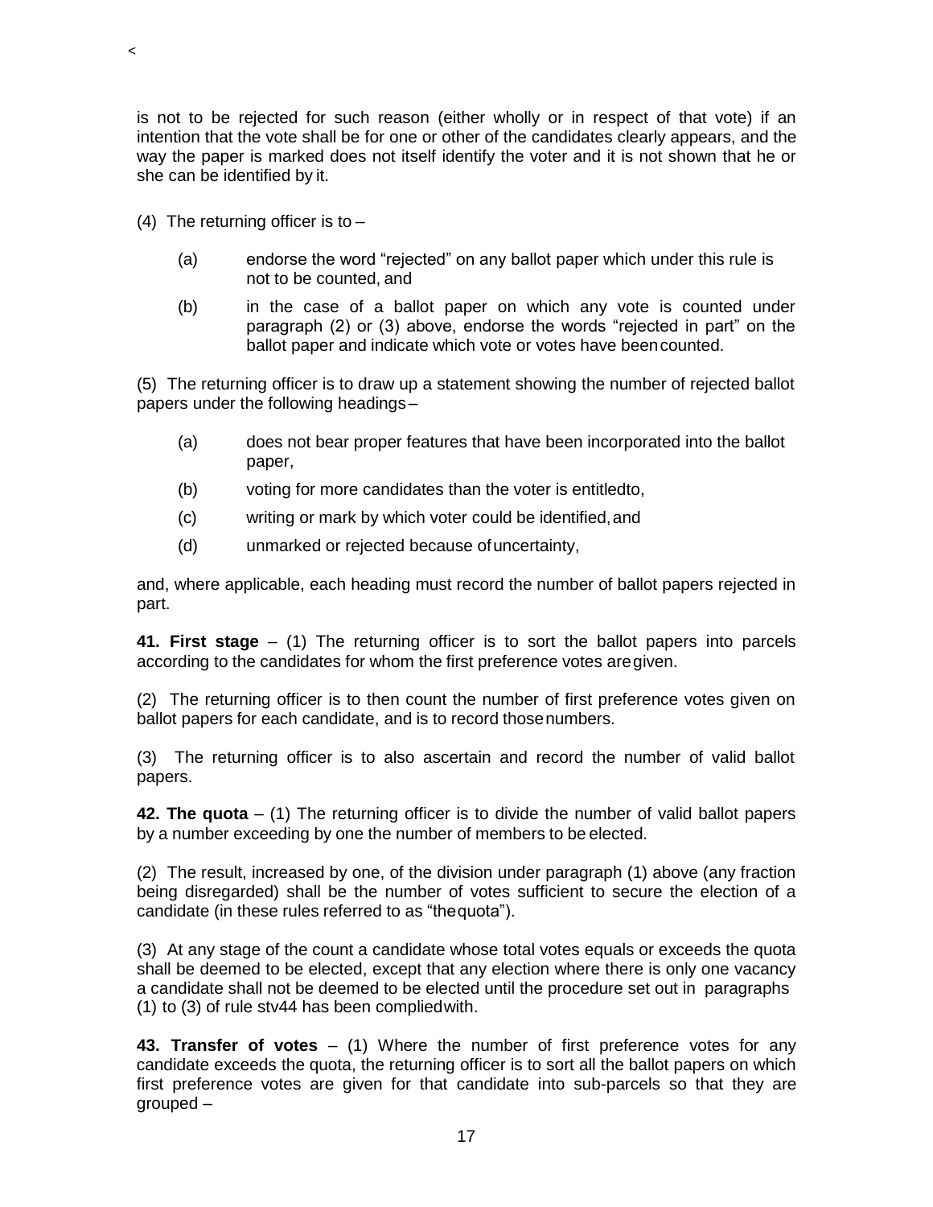is not to be rejected for such reason (either wholly or in respect of that vote) if an intention that the vote shall be for one or other of the candidates clearly appears, and the way the paper is marked does not itself identify the voter and it is not shown that he or she can be identified by it.

(4) The returning officer is to –

(a) endorse the word "rejected" on any ballot paper which under this rule is not to be counted, and

(b) in the case of a ballot paper on which any vote is counted under paragraph (2) or (3) above, endorse the words "rejected in part" on the ballot paper and indicate which vote or votes have been counted.

(5) The returning officer is to draw up a statement showing the number of rejected ballot papers under the following headings –

(a) does not bear proper features that have been incorporated into the ballot paper,

(b) voting for more candidates than the voter is entitled to,

(c) writing or mark by which voter could be identified, and

(d) unmarked or rejected because of uncertainty,

and, where applicable, each heading must record the number of ballot papers rejected in part.

**41. First stage** – (1) The returning officer is to sort the ballot papers into parcels according to the candidates for whom the first preference votes are given.

(2) The returning officer is to then count the number of first preference votes given on ballot papers for each candidate, and is to record those numbers.

(3) The returning officer is to also ascertain and record the number of valid ballot papers.

**42. The quota** – (1) The returning officer is to divide the number of valid ballot papers by a number exceeding by one the number of members to be elected.

(2) The result, increased by one, of the division under paragraph (1) above (any fraction being disregarded) shall be the number of votes sufficient to secure the election of a candidate (in these rules referred to as "the quota").

(3) At any stage of the count a candidate whose total votes equals or exceeds the quota shall be deemed to be elected, except that any election where there is only one vacancy a candidate shall not be deemed to be elected until the procedure set out in paragraphs (1) to (3) of rule stv44 has been complied with.

**43. Transfer of votes** – (1) Where the number of first preference votes for any candidate exceeds the quota, the returning officer is to sort all the ballot papers on which first preference votes are given for that candidate into sub-parcels so that they are grouped –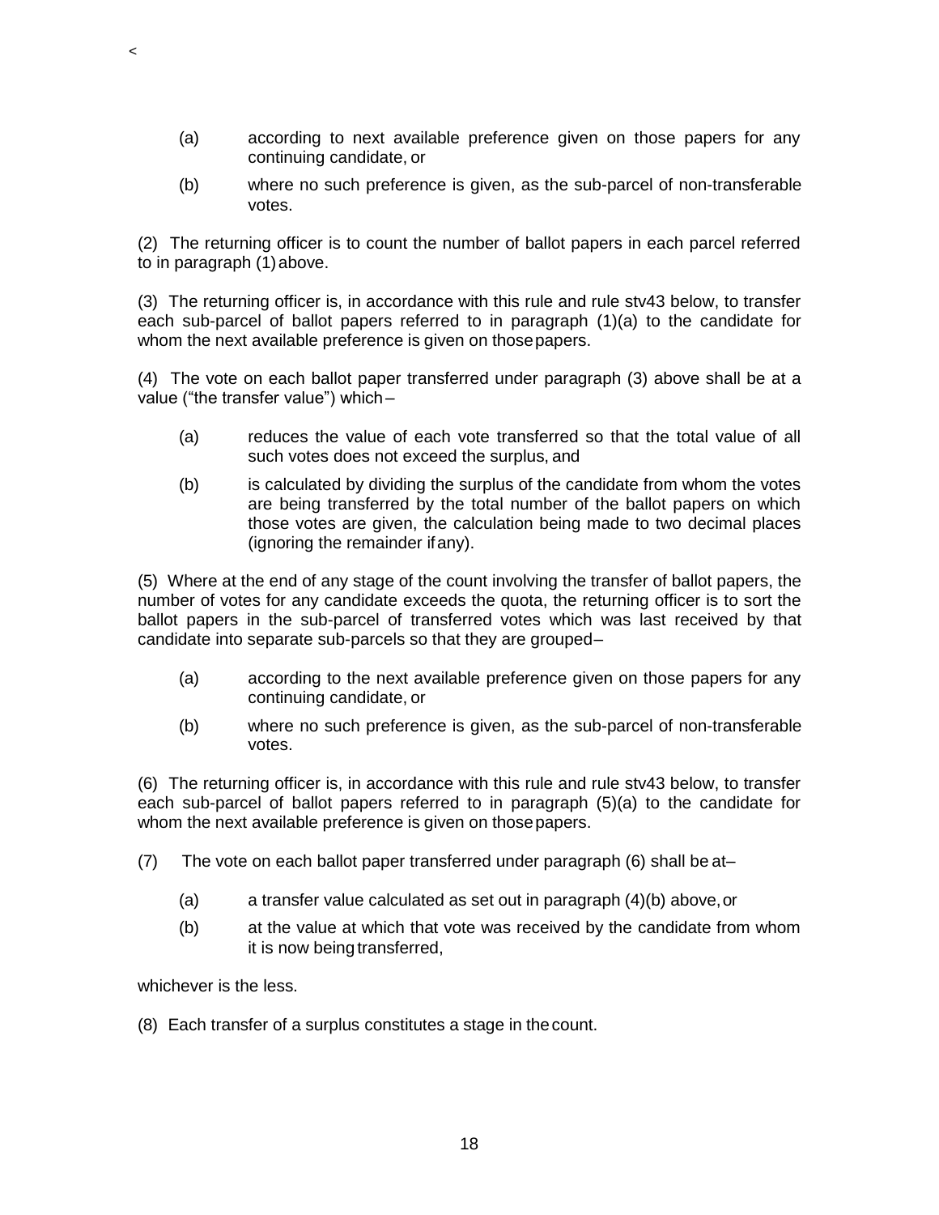(a) according to next available preference given on those papers for any continuing candidate, or

(b) where no such preference is given, as the sub-parcel of non-transferable votes.

(2) The returning officer is to count the number of ballot papers in each parcel referred to in paragraph (1) above.

(3) The returning officer is, in accordance with this rule and rule stv43 below, to transfer each sub-parcel of ballot papers referred to in paragraph (1)(a) to the candidate for whom the next available preference is given on those papers.

(4) The vote on each ballot paper transferred under paragraph (3) above shall be at a value ("the transfer value") which –

(a) reduces the value of each vote transferred so that the total value of all such votes does not exceed the surplus, and

(b) is calculated by dividing the surplus of the candidate from whom the votes are being transferred by the total number of the ballot papers on which those votes are given, the calculation being made to two decimal places (ignoring the remainder if any).

(5) Where at the end of any stage of the count involving the transfer of ballot papers, the number of votes for any candidate exceeds the quota, the returning officer is to sort the ballot papers in the sub-parcel of transferred votes which was last received by that candidate into separate sub-parcels so that they are grouped –

(a) according to the next available preference given on those papers for any continuing candidate, or

(b) where no such preference is given, as the sub-parcel of non-transferable votes.

(6) The returning officer is, in accordance with this rule and rule stv43 below, to transfer each sub-parcel of ballot papers referred to in paragraph (5)(a) to the candidate for whom the next available preference is given on those papers.

(7) The vote on each ballot paper transferred under paragraph (6) shall be at –

(a) a transfer value calculated as set out in paragraph (4)(b) above, or

(b) at the value at which that vote was received by the candidate from whom it is now being transferred,

whichever is the less.

(8) Each transfer of a surplus constitutes a stage in the count.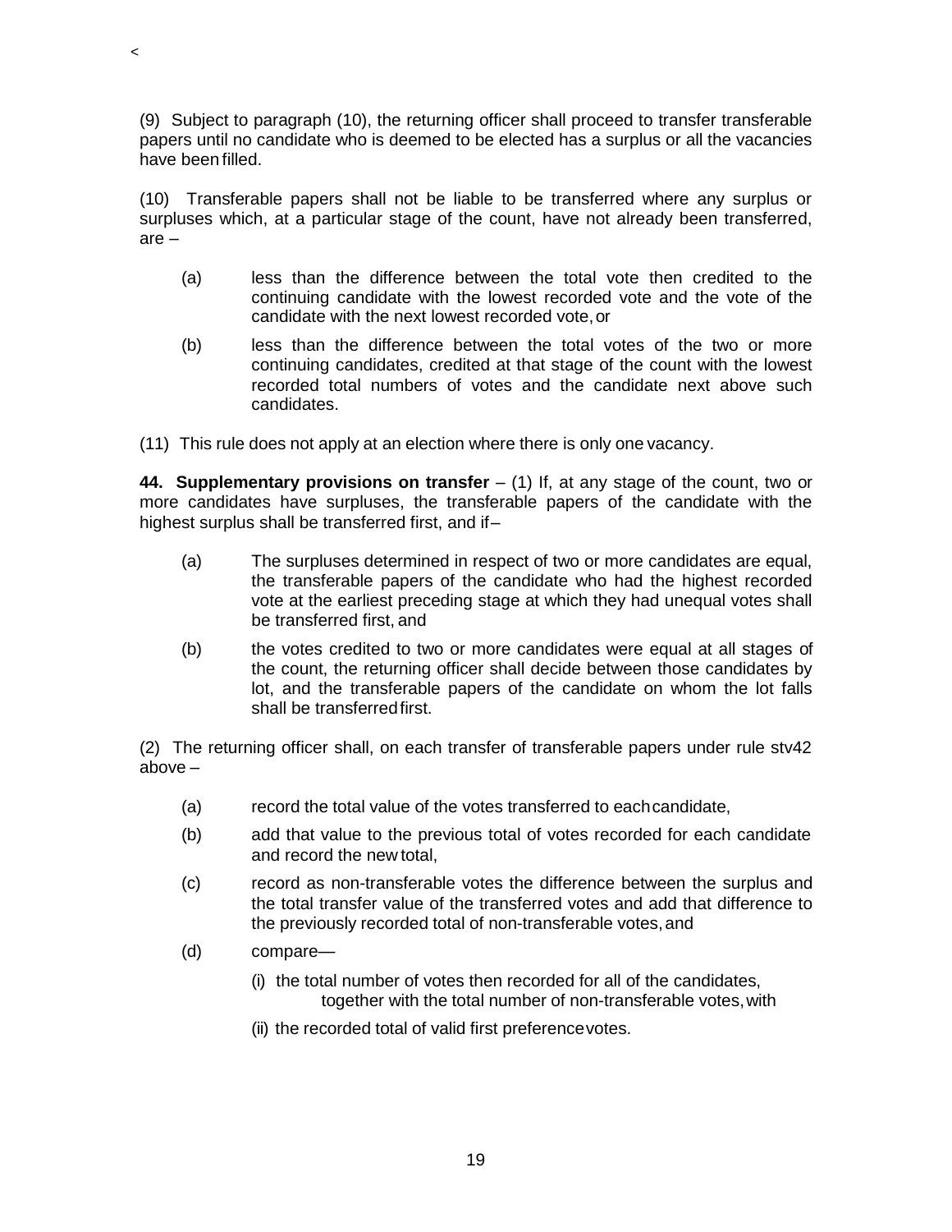(9) Subject to paragraph (10), the returning officer shall proceed to transfer transferable papers until no candidate who is deemed to be elected has a surplus or all the vacancies have been filled.

(10) Transferable papers shall not be liable to be transferred where any surplus or surpluses which, at a particular stage of the count, have not already been transferred, are –

(a) less than the difference between the total vote then credited to the continuing candidate with the lowest recorded vote and the vote of the candidate with the next lowest recorded vote, or

(b) less than the difference between the total votes of the two or more continuing candidates, credited at that stage of the count with the lowest recorded total numbers of votes and the candidate next above such candidates.

(11) This rule does not apply at an election where there is only one vacancy.

**44. Supplementary provisions on transfer** – (1) If, at any stage of the count, two or more candidates have surpluses, the transferable papers of the candidate with the highest surplus shall be transferred first, and if –

(a) The surpluses determined in respect of two or more candidates are equal, the transferable papers of the candidate who had the highest recorded vote at the earliest preceding stage at which they had unequal votes shall be transferred first, and

(b) the votes credited to two or more candidates were equal at all stages of the count, the returning officer shall decide between those candidates by lot, and the transferable papers of the candidate on whom the lot falls shall be transferred first.

(2) The returning officer shall, on each transfer of transferable papers under rule stv42 above –

(a) record the total value of the votes transferred to each candidate,

(b) add that value to the previous total of votes recorded for each candidate and record the new total,

(c) record as non-transferable votes the difference between the surplus and the total transfer value of the transferred votes and add that difference to the previously recorded total of non-transferable votes, and

(d) compare—

(i) the total number of votes then recorded for all of the candidates, together with the total number of non-transferable votes, with

(ii) the recorded total of valid first preference votes.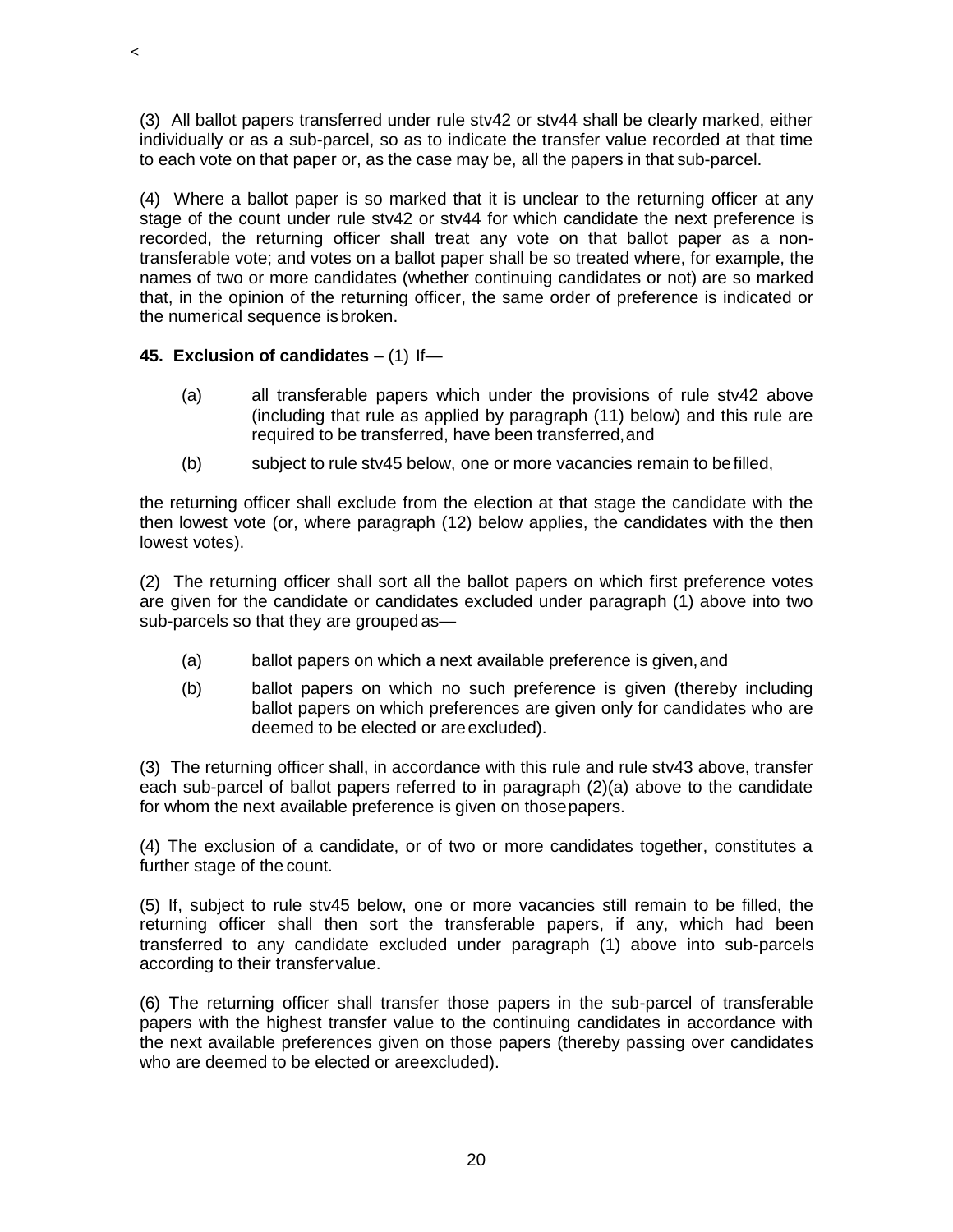(3) All ballot papers transferred under rule stv42 or stv44 shall be clearly marked, either individually or as a sub-parcel, so as to indicate the transfer value recorded at that time to each vote on that paper or, as the case may be, all the papers in that sub-parcel.

(4) Where a ballot paper is so marked that it is unclear to the returning officer at any stage of the count under rule stv42 or stv44 for which candidate the next preference is recorded, the returning officer shall treat any vote on that ballot paper as a non-transferable vote; and votes on a ballot paper shall be so treated where, for example, the names of two or more candidates (whether continuing candidates or not) are so marked that, in the opinion of the returning officer, the same order of preference is indicated or the numerical sequence is broken.

**45. Exclusion of candidates** – (1) If—

(a) all transferable papers which under the provisions of rule stv42 above (including that rule as applied by paragraph (11) below) and this rule are required to be transferred, have been transferred, and

(b) subject to rule stv45 below, one or more vacancies remain to be filled,

the returning officer shall exclude from the election at that stage the candidate with the then lowest vote (or, where paragraph (12) below applies, the candidates with the then lowest votes).

(2) The returning officer shall sort all the ballot papers on which first preference votes are given for the candidate or candidates excluded under paragraph (1) above into two sub-parcels so that they are grouped as—

(a) ballot papers on which a next available preference is given, and

(b) ballot papers on which no such preference is given (thereby including ballot papers on which preferences are given only for candidates who are deemed to be elected or are excluded).

(3) The returning officer shall, in accordance with this rule and rule stv43 above, transfer each sub-parcel of ballot papers referred to in paragraph (2)(a) above to the candidate for whom the next available preference is given on those papers.

(4) The exclusion of a candidate, or of two or more candidates together, constitutes a further stage of the count.

(5) If, subject to rule stv45 below, one or more vacancies still remain to be filled, the returning officer shall then sort the transferable papers, if any, which had been transferred to any candidate excluded under paragraph (1) above into sub-parcels according to their transfer value.

(6) The returning officer shall transfer those papers in the sub-parcel of transferable papers with the highest transfer value to the continuing candidates in accordance with the next available preferences given on those papers (thereby passing over candidates who are deemed to be elected or are excluded).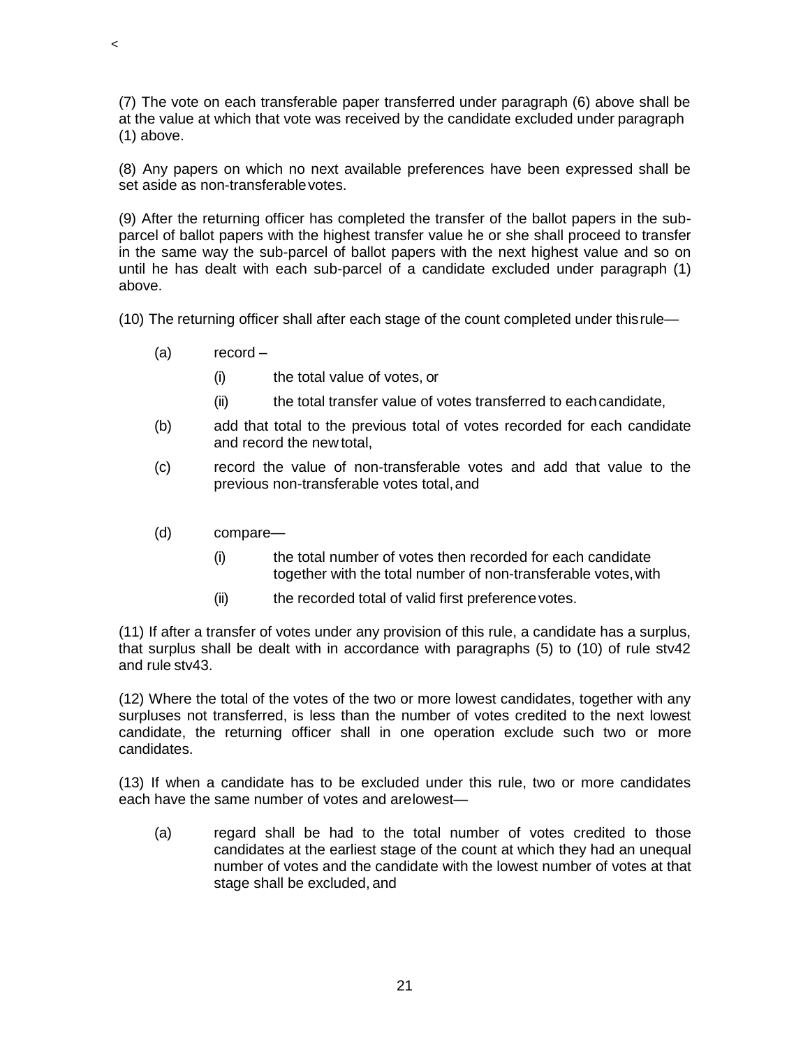(7) The vote on each transferable paper transferred under paragraph (6) above shall be at the value at which that vote was received by the candidate excluded under paragraph (1) above.

(8) Any papers on which no next available preferences have been expressed shall be set aside as non-transferable votes.

(9) After the returning officer has completed the transfer of the ballot papers in the sub-parcel of ballot papers with the highest transfer value he or she shall proceed to transfer in the same way the sub-parcel of ballot papers with the next highest value and so on until he has dealt with each sub-parcel of a candidate excluded under paragraph (1) above.

(10) The returning officer shall after each stage of the count completed under this rule—

- (a) record –
  - (i) the total value of votes, or
  - (ii) the total transfer value of votes transferred to each candidate,
- (b) add that total to the previous total of votes recorded for each candidate and record the new total,
- (c) record the value of non-transferable votes and add that value to the previous non-transferable votes total, and
- (d) compare—
  - (i) the total number of votes then recorded for each candidate together with the total number of non-transferable votes, with
  - (ii) the recorded total of valid first preference votes.

(11) If after a transfer of votes under any provision of this rule, a candidate has a surplus, that surplus shall be dealt with in accordance with paragraphs (5) to (10) of rule stv42 and rule stv43.

(12) Where the total of the votes of the two or more lowest candidates, together with any surpluses not transferred, is less than the number of votes credited to the next lowest candidate, the returning officer shall in one operation exclude such two or more candidates.

(13) If when a candidate has to be excluded under this rule, two or more candidates each have the same number of votes and are lowest—

- (a) regard shall be had to the total number of votes credited to those candidates at the earliest stage of the count at which they had an unequal number of votes and the candidate with the lowest number of votes at that stage shall be excluded, and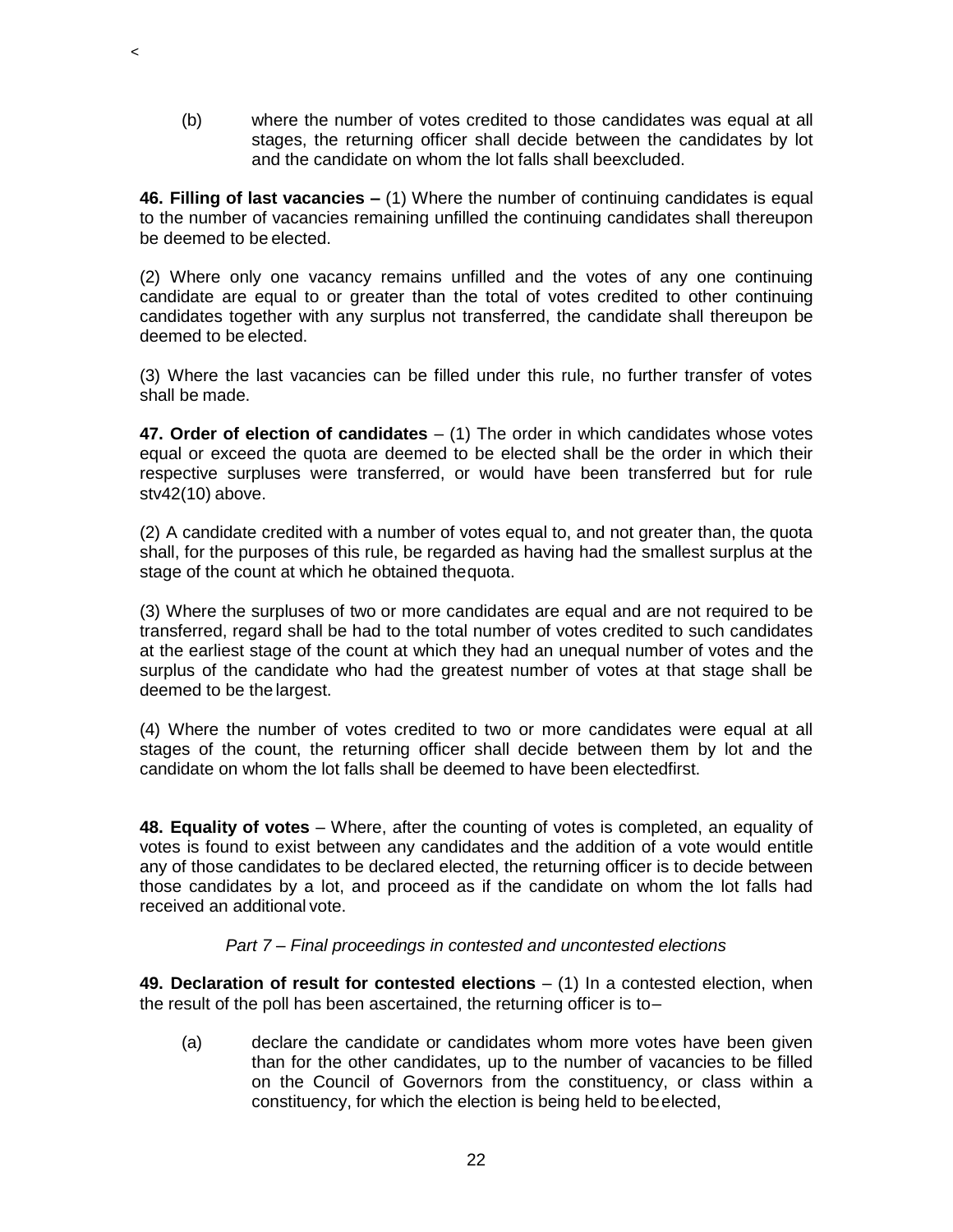(b) where the number of votes credited to those candidates was equal at all stages, the returning officer shall decide between the candidates by lot and the candidate on whom the lot falls shall beexcluded.

**46. Filling of last vacancies –** (1) Where the number of continuing candidates is equal to the number of vacancies remaining unfilled the continuing candidates shall thereupon be deemed to be elected.

(2) Where only one vacancy remains unfilled and the votes of any one continuing candidate are equal to or greater than the total of votes credited to other continuing candidates together with any surplus not transferred, the candidate shall thereupon be deemed to be elected.

(3) Where the last vacancies can be filled under this rule, no further transfer of votes shall be made.

**47. Order of election of candidates** – (1) The order in which candidates whose votes equal or exceed the quota are deemed to be elected shall be the order in which their respective surpluses were transferred, or would have been transferred but for rule stv42(10) above.

(2) A candidate credited with a number of votes equal to, and not greater than, the quota shall, for the purposes of this rule, be regarded as having had the smallest surplus at the stage of the count at which he obtained thequota.

(3) Where the surpluses of two or more candidates are equal and are not required to be transferred, regard shall be had to the total number of votes credited to such candidates at the earliest stage of the count at which they had an unequal number of votes and the surplus of the candidate who had the greatest number of votes at that stage shall be deemed to be the largest.

(4) Where the number of votes credited to two or more candidates were equal at all stages of the count, the returning officer shall decide between them by lot and the candidate on whom the lot falls shall be deemed to have been electedfirst.

**48. Equality of votes** – Where, after the counting of votes is completed, an equality of votes is found to exist between any candidates and the addition of a vote would entitle any of those candidates to be declared elected, the returning officer is to decide between those candidates by a lot, and proceed as if the candidate on whom the lot falls had received an additional vote.

*Part 7 – Final proceedings in contested and uncontested elections*

**49. Declaration of result for contested elections** – (1) In a contested election, when the result of the poll has been ascertained, the returning officer is to–

(a) declare the candidate or candidates whom more votes have been given than for the other candidates, up to the number of vacancies to be filled on the Council of Governors from the constituency, or class within a constituency, for which the election is being held to beelected,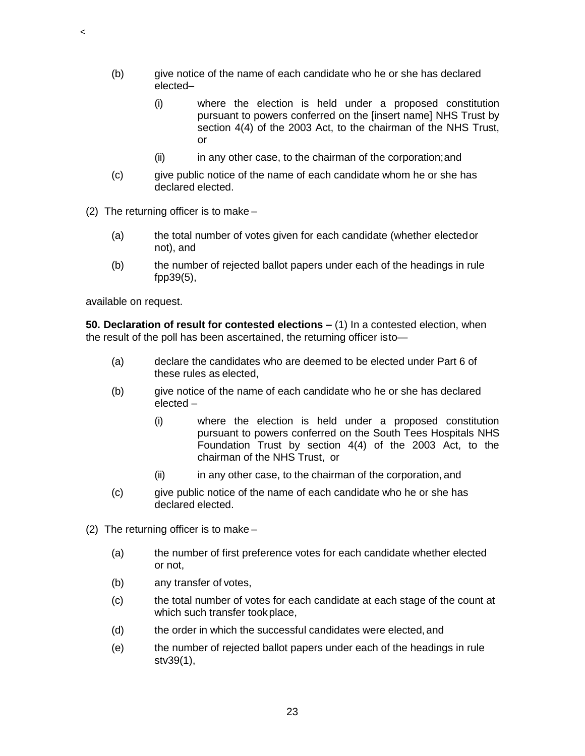(b) give notice of the name of each candidate who he or she has declared elected–

    (i) where the election is held under a proposed constitution pursuant to powers conferred on the [insert name] NHS Trust by section 4(4) of the 2003 Act, to the chairman of the NHS Trust, or

    (ii) in any other case, to the chairman of the corporation; and

(c) give public notice of the name of each candidate whom he or she has declared elected.

(2) The returning officer is to make –

(a) the total number of votes given for each candidate (whether elected or not), and

(b) the number of rejected ballot papers under each of the headings in rule fpp39(5),

available on request.

**50. Declaration of result for contested elections –** (1) In a contested election, when the result of the poll has been ascertained, the returning officer is to—

(a) declare the candidates who are deemed to be elected under Part 6 of these rules as elected,

(b) give notice of the name of each candidate who he or she has declared elected –

    (i) where the election is held under a proposed constitution pursuant to powers conferred on the South Tees Hospitals NHS Foundation Trust by section 4(4) of the 2003 Act, to the chairman of the NHS Trust, or

    (ii) in any other case, to the chairman of the corporation, and

(c) give public notice of the name of each candidate who he or she has declared elected.

(2) The returning officer is to make –

(a) the number of first preference votes for each candidate whether elected or not,

(b) any transfer of votes,

(c) the total number of votes for each candidate at each stage of the count at which such transfer took place,

(d) the order in which the successful candidates were elected, and

(e) the number of rejected ballot papers under each of the headings in rule stv39(1),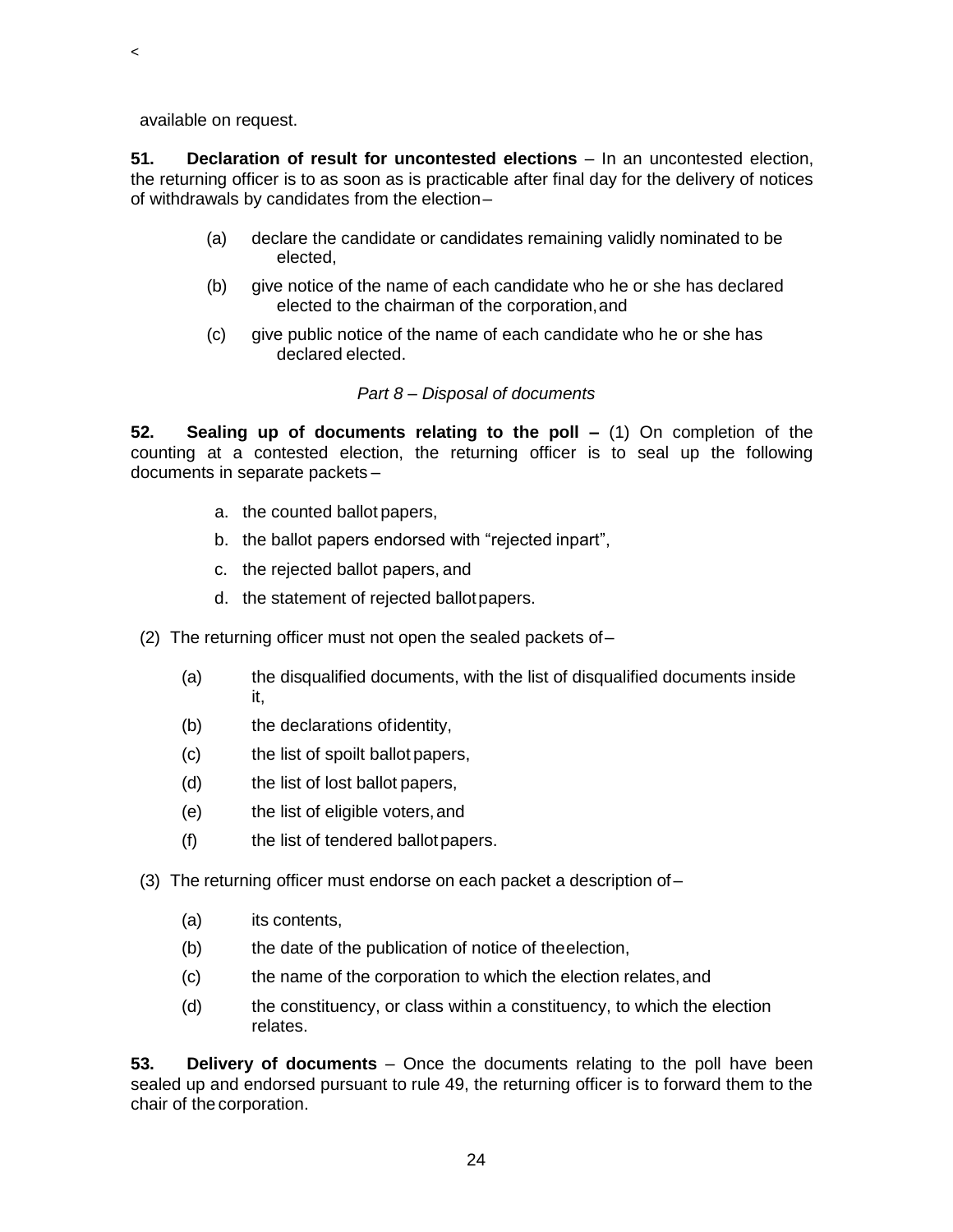<

available on request.

**51. Declaration of result for uncontested elections** – In an uncontested election, the returning officer is to as soon as is practicable after final day for the delivery of notices of withdrawals by candidates from the election –

(a) declare the candidate or candidates remaining validly nominated to be elected,

(b) give notice of the name of each candidate who he or she has declared elected to the chairman of the corporation, and

(c) give public notice of the name of each candidate who he or she has declared elected.

*Part 8 – Disposal of documents*

**52. Sealing up of documents relating to the poll –** (1) On completion of the counting at a contested election, the returning officer is to seal up the following documents in separate packets –

a. the counted ballot papers,
b. the ballot papers endorsed with "rejected inpart",
c. the rejected ballot papers, and
d. the statement of rejected ballot papers.

(2) The returning officer must not open the sealed packets of –

(a) the disqualified documents, with the list of disqualified documents inside it,

(b) the declarations of identity,

(c) the list of spoilt ballot papers,

(d) the list of lost ballot papers,

(e) the list of eligible voters, and

(f) the list of tendered ballot papers.

(3) The returning officer must endorse on each packet a description of –

(a) its contents,

(b) the date of the publication of notice of the election,

(c) the name of the corporation to which the election relates, and

(d) the constituency, or class within a constituency, to which the election relates.

**53. Delivery of documents** – Once the documents relating to the poll have been sealed up and endorsed pursuant to rule 49, the returning officer is to forward them to the chair of the corporation.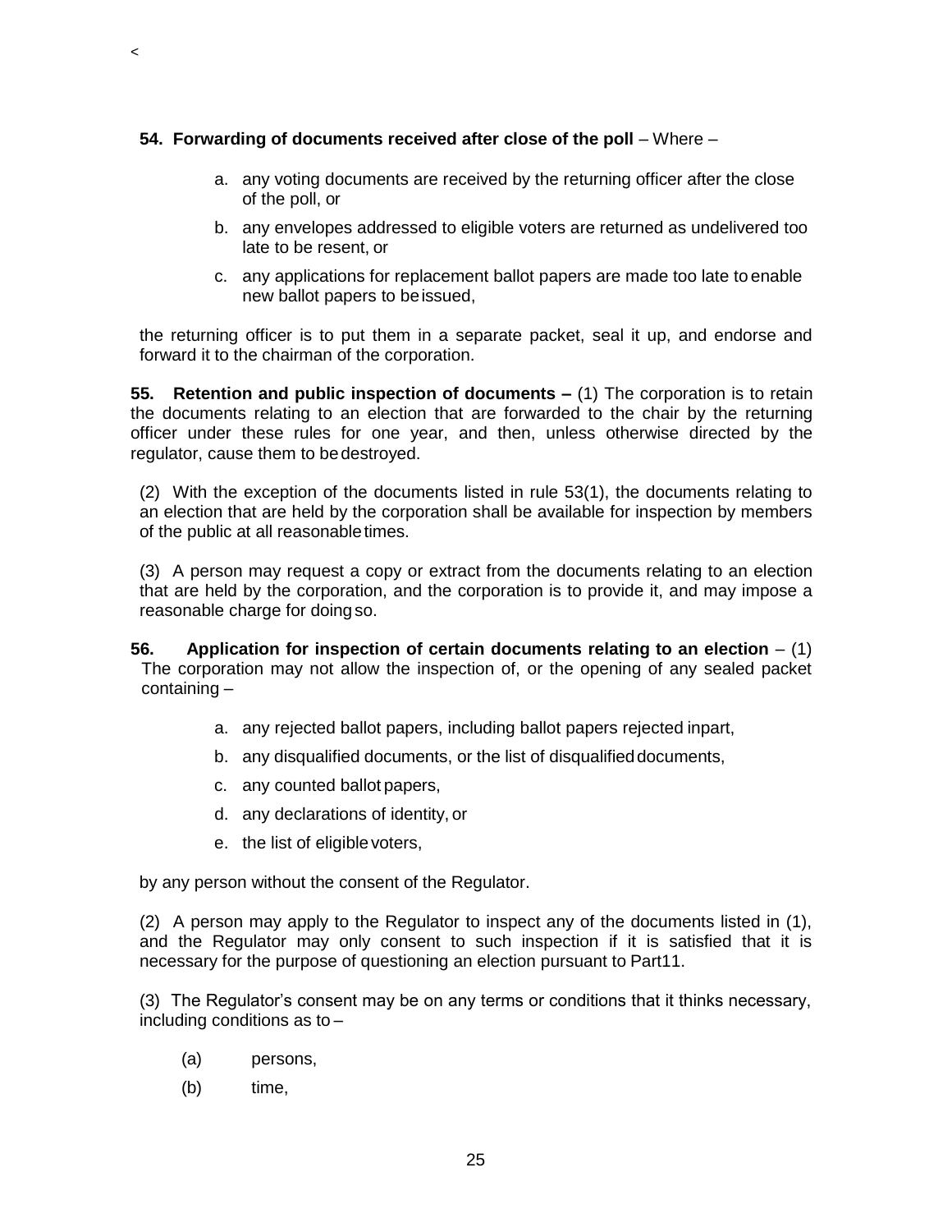<

**54. Forwarding of documents received after close of the poll** – Where –

a. any voting documents are received by the returning officer after the close of the poll, or

b. any envelopes addressed to eligible voters are returned as undelivered too late to be resent, or

c. any applications for replacement ballot papers are made too late to enable new ballot papers to be issued,

the returning officer is to put them in a separate packet, seal it up, and endorse and forward it to the chairman of the corporation.

**55. Retention and public inspection of documents –** (1) The corporation is to retain the documents relating to an election that are forwarded to the chair by the returning officer under these rules for one year, and then, unless otherwise directed by the regulator, cause them to be destroyed.

(2) With the exception of the documents listed in rule 53(1), the documents relating to an election that are held by the corporation shall be available for inspection by members of the public at all reasonable times.

(3) A person may request a copy or extract from the documents relating to an election that are held by the corporation, and the corporation is to provide it, and may impose a reasonable charge for doing so.

**56. Application for inspection of certain documents relating to an election** – (1) The corporation may not allow the inspection of, or the opening of any sealed packet containing –

a. any rejected ballot papers, including ballot papers rejected in part,

b. any disqualified documents, or the list of disqualified documents,

c. any counted ballot papers,

d. any declarations of identity, or

e. the list of eligible voters,

by any person without the consent of the Regulator.

(2) A person may apply to the Regulator to inspect any of the documents listed in (1), and the Regulator may only consent to such inspection if it is satisfied that it is necessary for the purpose of questioning an election pursuant to Part11.

(3) The Regulator's consent may be on any terms or conditions that it thinks necessary, including conditions as to –

(a) persons,

(b) time,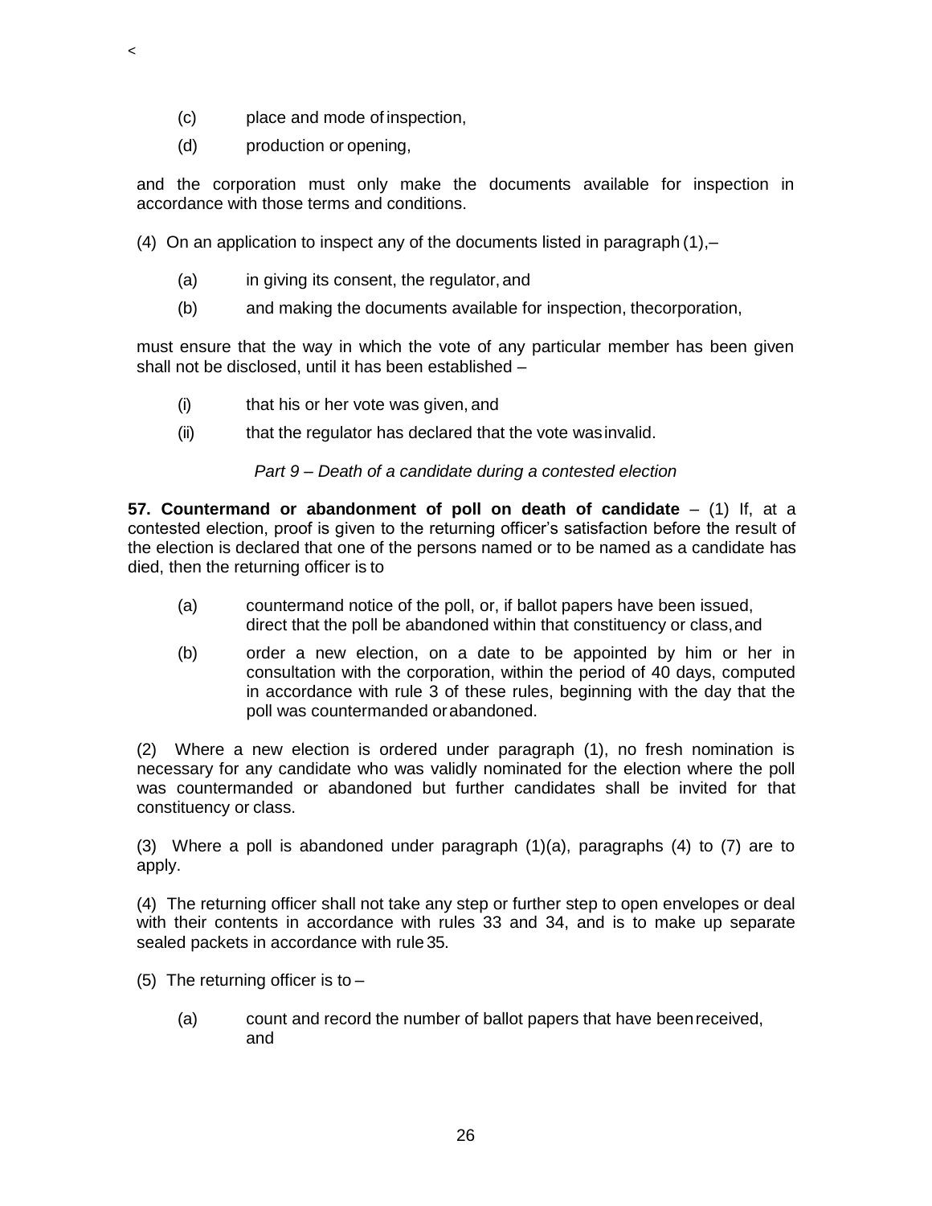(c) place and mode of inspection,

(d) production or opening,

and the corporation must only make the documents available for inspection in accordance with those terms and conditions.

(4) On an application to inspect any of the documents listed in paragraph (1),–

(a) in giving its consent, the regulator, and

(b) and making the documents available for inspection, the corporation,

must ensure that the way in which the vote of any particular member has been given shall not be disclosed, until it has been established –

(i) that his or her vote was given, and

(ii) that the regulator has declared that the vote was invalid.

*Part 9 – Death of a candidate during a contested election*

**57. Countermand or abandonment of poll on death of candidate** – (1) If, at a contested election, proof is given to the returning officer's satisfaction before the result of the election is declared that one of the persons named or to be named as a candidate has died, then the returning officer is to

(a) countermand notice of the poll, or, if ballot papers have been issued, direct that the poll be abandoned within that constituency or class, and

(b) order a new election, on a date to be appointed by him or her in consultation with the corporation, within the period of 40 days, computed in accordance with rule 3 of these rules, beginning with the day that the poll was countermanded or abandoned.

(2) Where a new election is ordered under paragraph (1), no fresh nomination is necessary for any candidate who was validly nominated for the election where the poll was countermanded or abandoned but further candidates shall be invited for that constituency or class.

(3) Where a poll is abandoned under paragraph (1)(a), paragraphs (4) to (7) are to apply.

(4) The returning officer shall not take any step or further step to open envelopes or deal with their contents in accordance with rules 33 and 34, and is to make up separate sealed packets in accordance with rule 35.

(5) The returning officer is to –

(a) count and record the number of ballot papers that have been received, and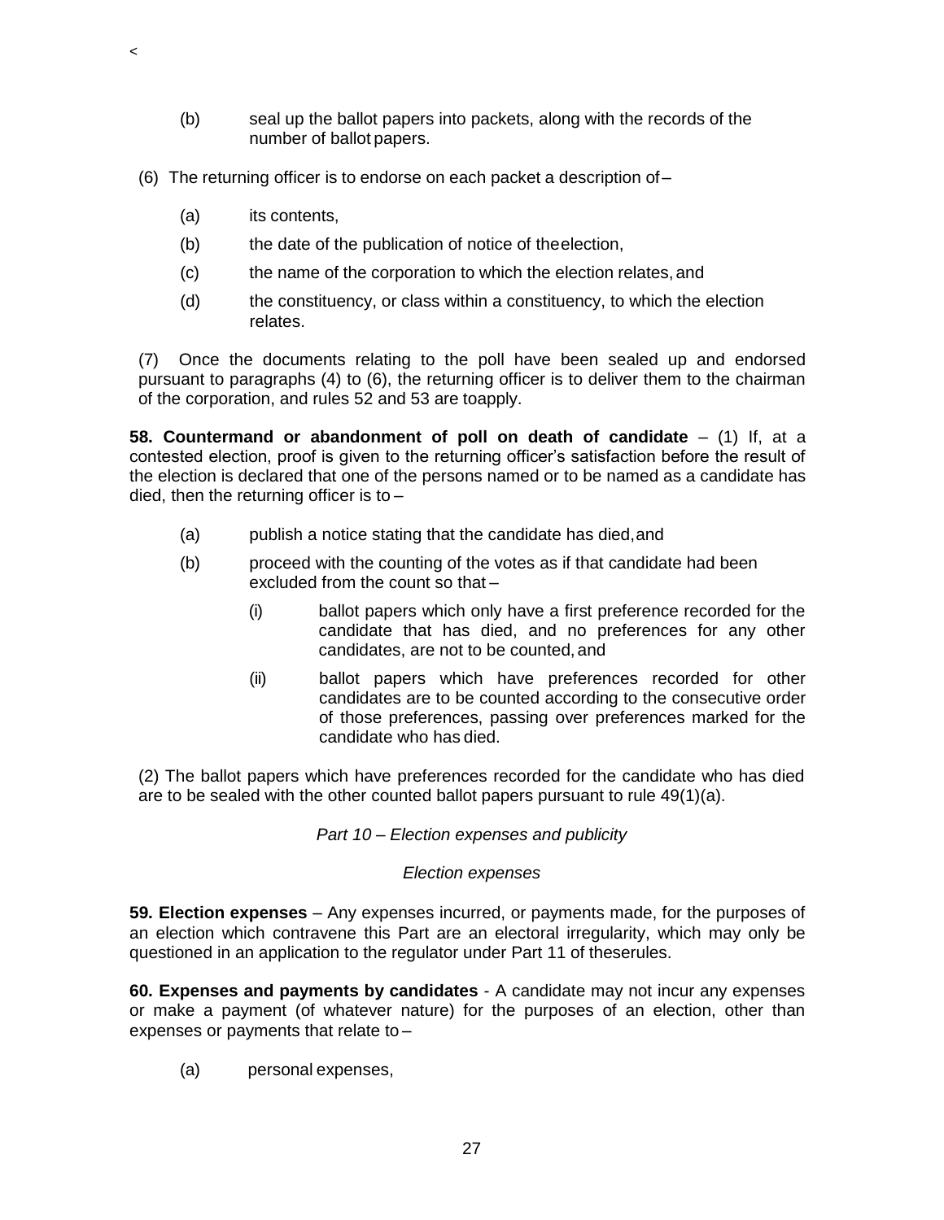(b) seal up the ballot papers into packets, along with the records of the number of ballot papers.

(6) The returning officer is to endorse on each packet a description of –

(a) its contents,

(b) the date of the publication of notice of the election,

(c) the name of the corporation to which the election relates, and

(d) the constituency, or class within a constituency, to which the election relates.

(7) Once the documents relating to the poll have been sealed up and endorsed pursuant to paragraphs (4) to (6), the returning officer is to deliver them to the chairman of the corporation, and rules 52 and 53 are to apply.

**58. Countermand or abandonment of poll on death of candidate** – (1) If, at a contested election, proof is given to the returning officer's satisfaction before the result of the election is declared that one of the persons named or to be named as a candidate has died, then the returning officer is to –

(a) publish a notice stating that the candidate has died, and

(b) proceed with the counting of the votes as if that candidate had been excluded from the count so that –

(i) ballot papers which only have a first preference recorded for the candidate that has died, and no preferences for any other candidates, are not to be counted, and

(ii) ballot papers which have preferences recorded for other candidates are to be counted according to the consecutive order of those preferences, passing over preferences marked for the candidate who has died.

(2) The ballot papers which have preferences recorded for the candidate who has died are to be sealed with the other counted ballot papers pursuant to rule 49(1)(a).

*Part 10 – Election expenses and publicity*

*Election expenses*

**59. Election expenses** – Any expenses incurred, or payments made, for the purposes of an election which contravene this Part are an electoral irregularity, which may only be questioned in an application to the regulator under Part 11 of these rules.

**60. Expenses and payments by candidates** - A candidate may not incur any expenses or make a payment (of whatever nature) for the purposes of an election, other than expenses or payments that relate to –

(a) personal expenses,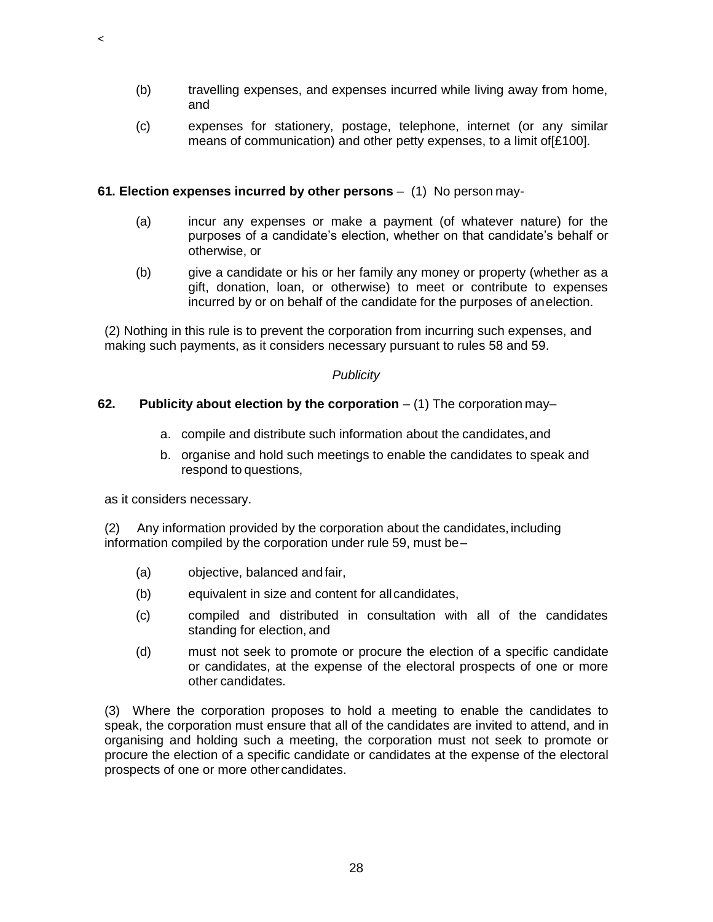(b) travelling expenses, and expenses incurred while living away from home, and

(c) expenses for stationery, postage, telephone, internet (or any similar means of communication) and other petty expenses, to a limit of[£100].

**61. Election expenses incurred by other persons** – (1) No person may-

(a) incur any expenses or make a payment (of whatever nature) for the purposes of a candidate's election, whether on that candidate's behalf or otherwise, or

(b) give a candidate or his or her family any money or property (whether as a gift, donation, loan, or otherwise) to meet or contribute to expenses incurred by or on behalf of the candidate for the purposes of an election.

(2) Nothing in this rule is to prevent the corporation from incurring such expenses, and making such payments, as it considers necessary pursuant to rules 58 and 59.

*Publicity*

**62. Publicity about election by the corporation** – (1) The corporation may–

a. compile and distribute such information about the candidates, and
b. organise and hold such meetings to enable the candidates to speak and respond to questions,

as it considers necessary.

(2) Any information provided by the corporation about the candidates, including information compiled by the corporation under rule 59, must be–

(a) objective, balanced and fair,

(b) equivalent in size and content for all candidates,

(c) compiled and distributed in consultation with all of the candidates standing for election, and

(d) must not seek to promote or procure the election of a specific candidate or candidates, at the expense of the electoral prospects of one or more other candidates.

(3) Where the corporation proposes to hold a meeting to enable the candidates to speak, the corporation must ensure that all of the candidates are invited to attend, and in organising and holding such a meeting, the corporation must not seek to promote or procure the election of a specific candidate or candidates at the expense of the electoral prospects of one or more other candidates.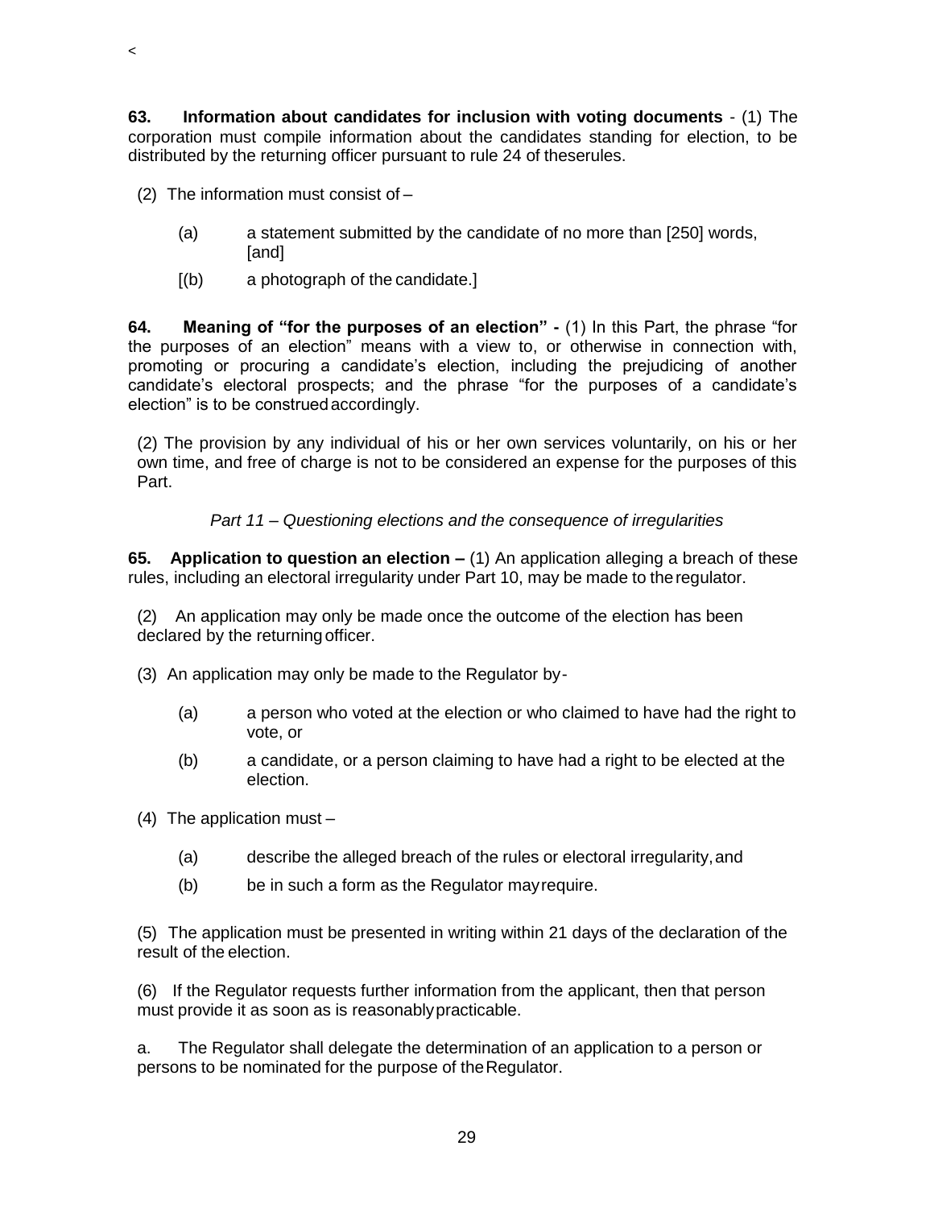<

**63. Information about candidates for inclusion with voting documents** - (1) The corporation must compile information about the candidates standing for election, to be distributed by the returning officer pursuant to rule 24 of theserules.

(2) The information must consist of –

(a) a statement submitted by the candidate of no more than [250] words, [and]

[(b) a photograph of the candidate.]

**64. Meaning of "for the purposes of an election" -** (1) In this Part, the phrase "for the purposes of an election" means with a view to, or otherwise in connection with, promoting or procuring a candidate's election, including the prejudicing of another candidate's electoral prospects; and the phrase "for the purposes of a candidate's election" is to be construed accordingly.

(2) The provision by any individual of his or her own services voluntarily, on his or her own time, and free of charge is not to be considered an expense for the purposes of this Part.

*Part 11 – Questioning elections and the consequence of irregularities*

**65. Application to question an election –** (1) An application alleging a breach of these rules, including an electoral irregularity under Part 10, may be made to theregulator.

(2) An application may only be made once the outcome of the election has been declared by the returningofficer.

(3) An application may only be made to the Regulator by-

(a) a person who voted at the election or who claimed to have had the right to vote, or

(b) a candidate, or a person claiming to have had a right to be elected at the election.

(4) The application must –

(a) describe the alleged breach of the rules or electoral irregularity,and

(b) be in such a form as the Regulator mayrequire.

(5) The application must be presented in writing within 21 days of the declaration of the result of the election.

(6) If the Regulator requests further information from the applicant, then that person must provide it as soon as is reasonablypracticable.

a. The Regulator shall delegate the determination of an application to a person or persons to be nominated for the purpose of theRegulator.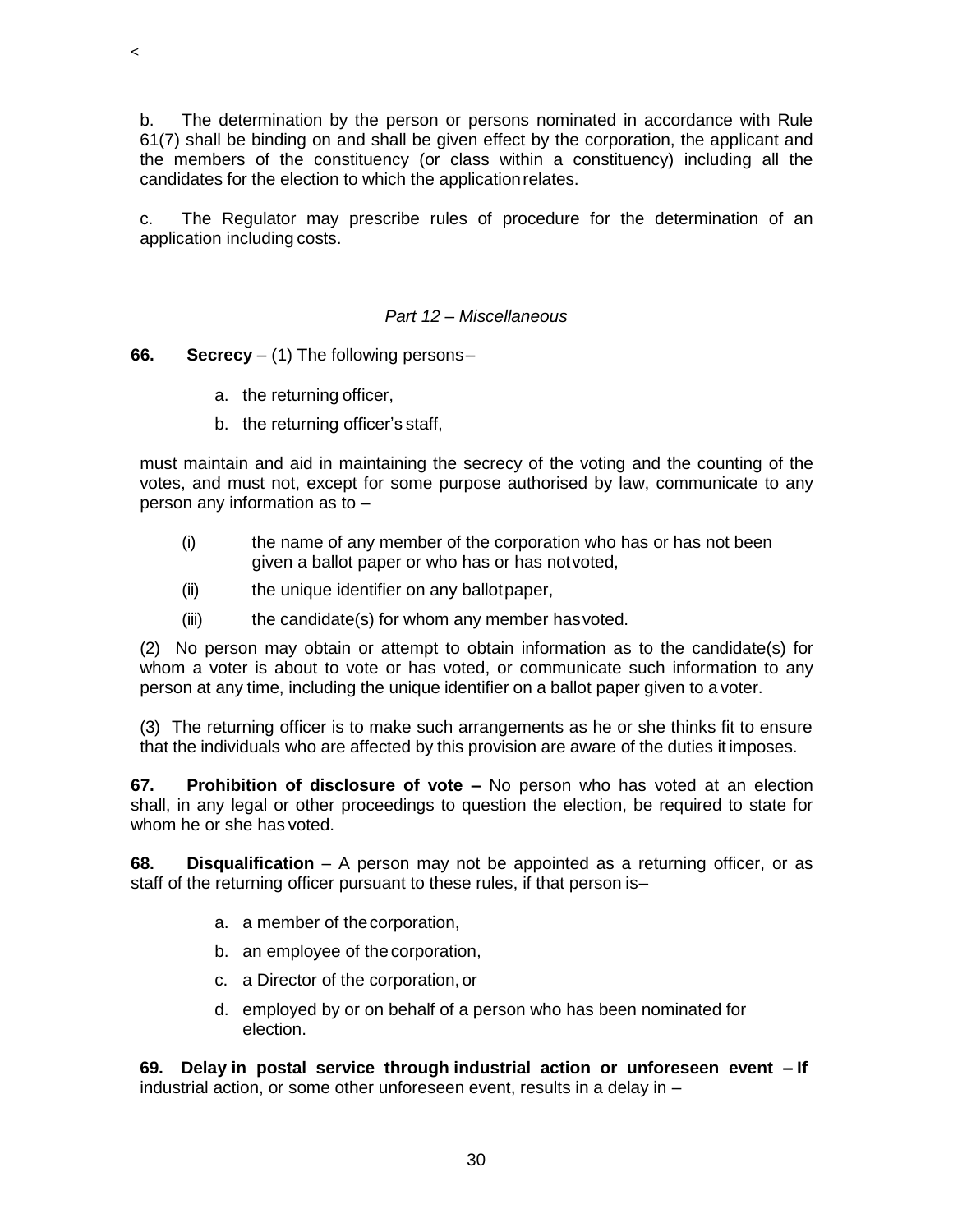b. The determination by the person or persons nominated in accordance with Rule 61(7) shall be binding on and shall be given effect by the corporation, the applicant and the members of the constituency (or class within a constituency) including all the candidates for the election to which the application relates.

c. The Regulator may prescribe rules of procedure for the determination of an application including costs.

## *Part 12 – Miscellaneous*

**66. Secrecy** – (1) The following persons –

a. the returning officer,
b. the returning officer's staff,

must maintain and aid in maintaining the secrecy of the voting and the counting of the votes, and must not, except for some purpose authorised by law, communicate to any person any information as to –

(i) the name of any member of the corporation who has or has not been given a ballot paper or who has or has not voted,

(ii) the unique identifier on any ballot paper,

(iii) the candidate(s) for whom any member has voted.

(2) No person may obtain or attempt to obtain information as to the candidate(s) for whom a voter is about to vote or has voted, or communicate such information to any person at any time, including the unique identifier on a ballot paper given to a voter.

(3) The returning officer is to make such arrangements as he or she thinks fit to ensure that the individuals who are affected by this provision are aware of the duties it imposes.

**67. Prohibition of disclosure of vote –** No person who has voted at an election shall, in any legal or other proceedings to question the election, be required to state for whom he or she has voted.

**68. Disqualification** – A person may not be appointed as a returning officer, or as staff of the returning officer pursuant to these rules, if that person is –

a. a member of the corporation,
b. an employee of the corporation,
c. a Director of the corporation, or
d. employed by or on behalf of a person who has been nominated for election.

**69. Delay in postal service through industrial action or unforeseen event – If** industrial action, or some other unforeseen event, results in a delay in –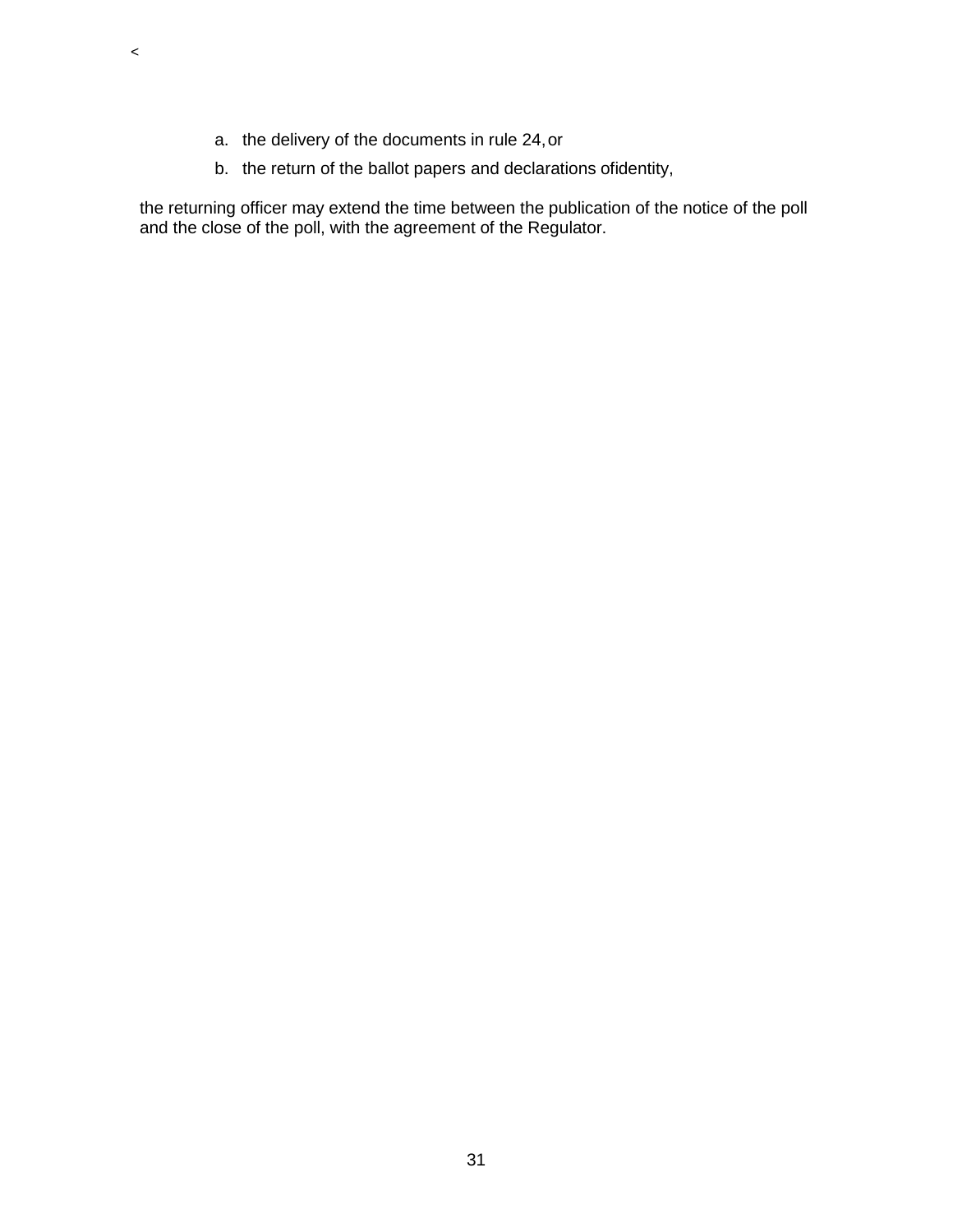<

a. the delivery of the documents in rule 24, or
b. the return of the ballot papers and declarations ofidentity,

the returning officer may extend the time between the publication of the notice of the poll and the close of the poll, with the agreement of the Regulator.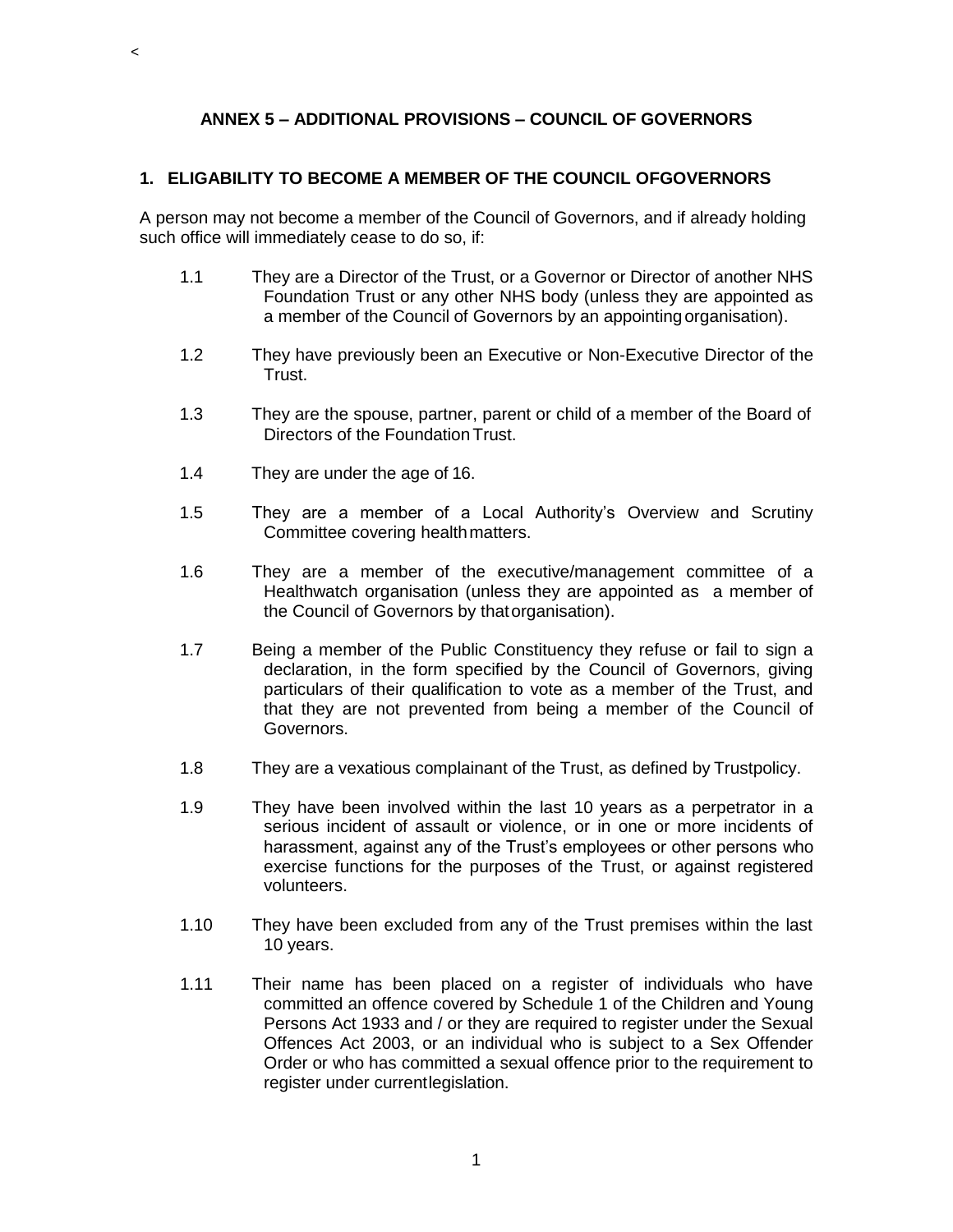## ANNEX 5 – ADDITIONAL PROVISIONS – COUNCIL OF GOVERNORS

### 1. ELIGABILITY TO BECOME A MEMBER OF THE COUNCIL OFGOVERNORS

A person may not become a member of the Council of Governors, and if already holding such office will immediately cease to do so, if:

1.1 They are a Director of the Trust, or a Governor or Director of another NHS Foundation Trust or any other NHS body (unless they are appointed as a member of the Council of Governors by an appointing organisation).

1.2 They have previously been an Executive or Non-Executive Director of the Trust.

1.3 They are the spouse, partner, parent or child of a member of the Board of Directors of the Foundation Trust.

1.4 They are under the age of 16.

1.5 They are a member of a Local Authority's Overview and Scrutiny Committee covering health matters.

1.6 They are a member of the executive/management committee of a Healthwatch organisation (unless they are appointed as a member of the Council of Governors by that organisation).

1.7 Being a member of the Public Constituency they refuse or fail to sign a declaration, in the form specified by the Council of Governors, giving particulars of their qualification to vote as a member of the Trust, and that they are not prevented from being a member of the Council of Governors.

1.8 They are a vexatious complainant of the Trust, as defined by Trustpolicy.

1.9 They have been involved within the last 10 years as a perpetrator in a serious incident of assault or violence, or in one or more incidents of harassment, against any of the Trust's employees or other persons who exercise functions for the purposes of the Trust, or against registered volunteers.

1.10 They have been excluded from any of the Trust premises within the last 10 years.

1.11 Their name has been placed on a register of individuals who have committed an offence covered by Schedule 1 of the Children and Young Persons Act 1933 and / or they are required to register under the Sexual Offences Act 2003, or an individual who is subject to a Sex Offender Order or who has committed a sexual offence prior to the requirement to register under currentlegislation.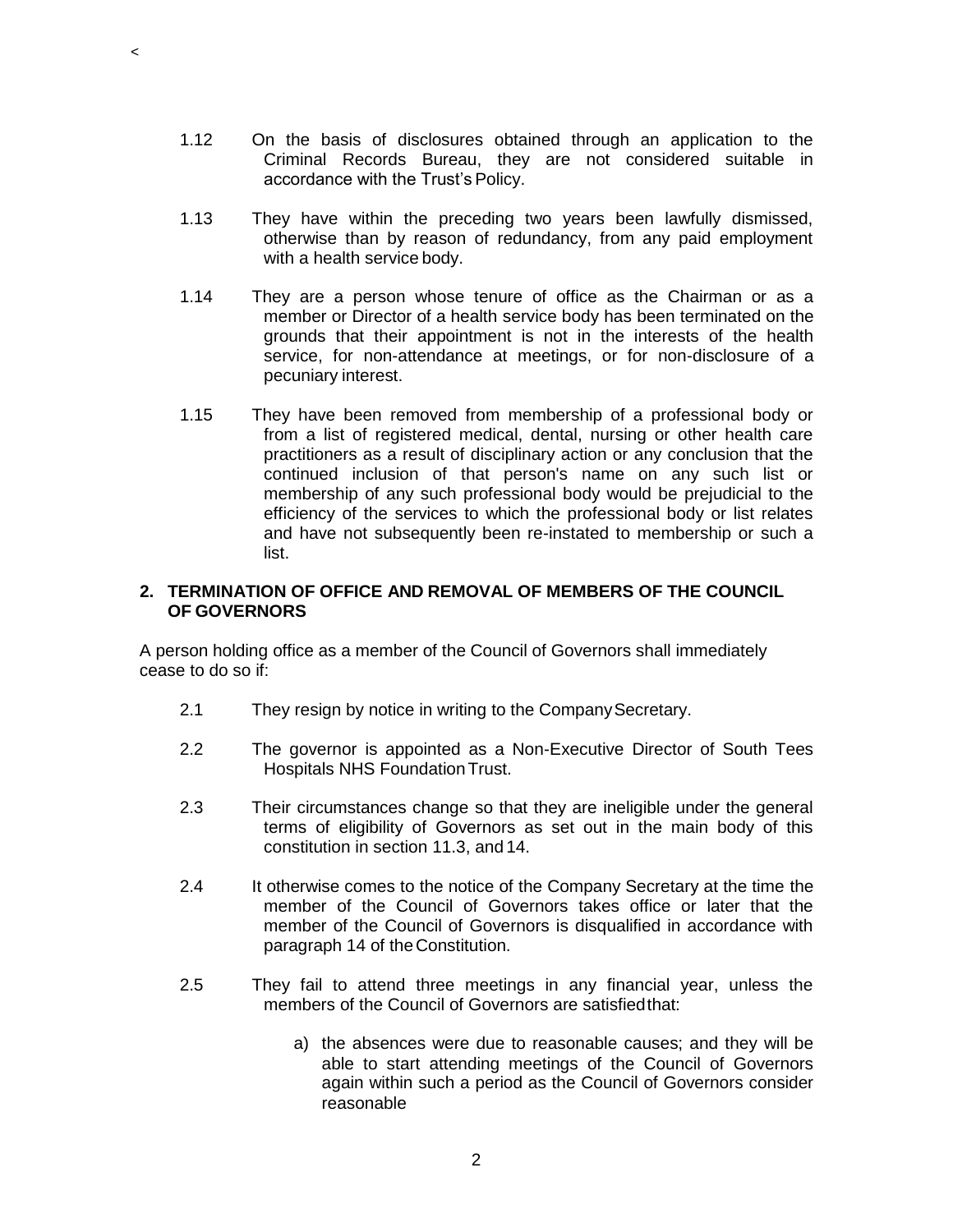1.12 On the basis of disclosures obtained through an application to the Criminal Records Bureau, they are not considered suitable in accordance with the Trust's Policy.

1.13 They have within the preceding two years been lawfully dismissed, otherwise than by reason of redundancy, from any paid employment with a health service body.

1.14 They are a person whose tenure of office as the Chairman or as a member or Director of a health service body has been terminated on the grounds that their appointment is not in the interests of the health service, for non-attendance at meetings, or for non-disclosure of a pecuniary interest.

1.15 They have been removed from membership of a professional body or from a list of registered medical, dental, nursing or other health care practitioners as a result of disciplinary action or any conclusion that the continued inclusion of that person's name on any such list or membership of any such professional body would be prejudicial to the efficiency of the services to which the professional body or list relates and have not subsequently been re-instated to membership or such a list.

## 2. TERMINATION OF OFFICE AND REMOVAL OF MEMBERS OF THE COUNCIL OF GOVERNORS

A person holding office as a member of the Council of Governors shall immediately cease to do so if:

2.1 They resign by notice in writing to the Company Secretary.

2.2 The governor is appointed as a Non-Executive Director of South Tees Hospitals NHS Foundation Trust.

2.3 Their circumstances change so that they are ineligible under the general terms of eligibility of Governors as set out in the main body of this constitution in section 11.3, and 14.

2.4 It otherwise comes to the notice of the Company Secretary at the time the member of the Council of Governors takes office or later that the member of the Council of Governors is disqualified in accordance with paragraph 14 of the Constitution.

2.5 They fail to attend three meetings in any financial year, unless the members of the Council of Governors are satisfied that:

a) the absences were due to reasonable causes; and they will be able to start attending meetings of the Council of Governors again within such a period as the Council of Governors consider reasonable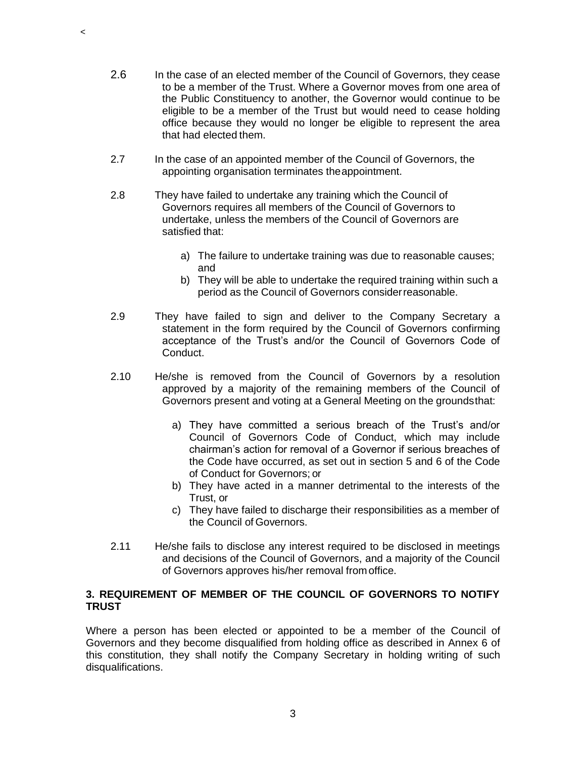2.6 In the case of an elected member of the Council of Governors, they cease to be a member of the Trust. Where a Governor moves from one area of the Public Constituency to another, the Governor would continue to be eligible to be a member of the Trust but would need to cease holding office because they would no longer be eligible to represent the area that had elected them.

2.7 In the case of an appointed member of the Council of Governors, the appointing organisation terminates the appointment.

2.8 They have failed to undertake any training which the Council of Governors requires all members of the Council of Governors to undertake, unless the members of the Council of Governors are satisfied that:

a) The failure to undertake training was due to reasonable causes; and
b) They will be able to undertake the required training within such a period as the Council of Governors consider reasonable.

2.9 They have failed to sign and deliver to the Company Secretary a statement in the form required by the Council of Governors confirming acceptance of the Trust's and/or the Council of Governors Code of Conduct.

2.10 He/she is removed from the Council of Governors by a resolution approved by a majority of the remaining members of the Council of Governors present and voting at a General Meeting on the grounds that:

a) They have committed a serious breach of the Trust's and/or Council of Governors Code of Conduct, which may include chairman's action for removal of a Governor if serious breaches of the Code have occurred, as set out in section 5 and 6 of the Code of Conduct for Governors; or
b) They have acted in a manner detrimental to the interests of the Trust, or
c) They have failed to discharge their responsibilities as a member of the Council of Governors.

2.11 He/she fails to disclose any interest required to be disclosed in meetings and decisions of the Council of Governors, and a majority of the Council of Governors approves his/her removal from office.

**3. REQUIREMENT OF MEMBER OF THE COUNCIL OF GOVERNORS TO NOTIFY TRUST**

Where a person has been elected or appointed to be a member of the Council of Governors and they become disqualified from holding office as described in Annex 6 of this constitution, they shall notify the Company Secretary in holding writing of such disqualifications.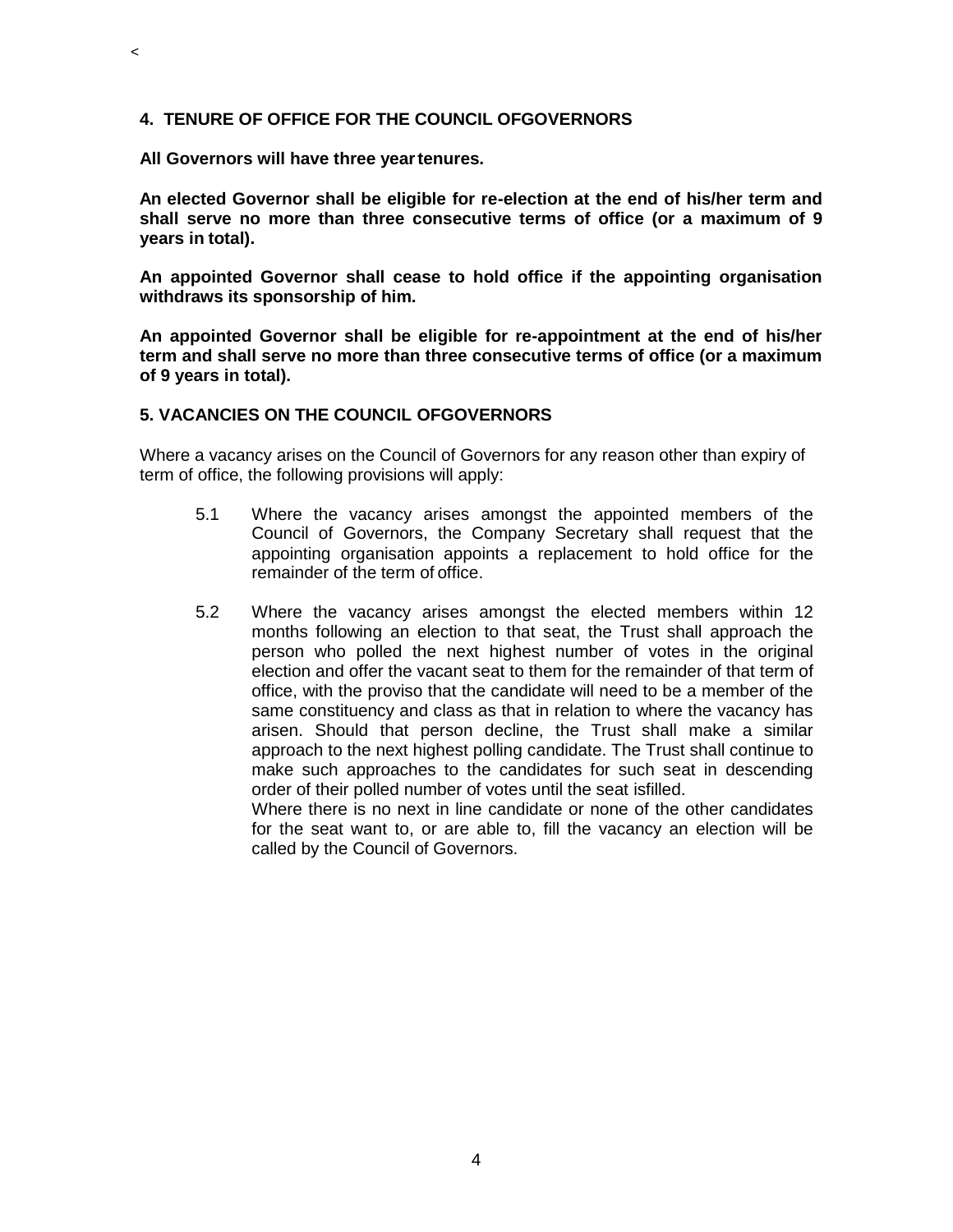## 4. TENURE OF OFFICE FOR THE COUNCIL OFGOVERNORS

**All Governors will have three year tenures.**

**An elected Governor shall be eligible for re-election at the end of his/her term and shall serve no more than three consecutive terms of office (or a maximum of 9 years in total).**

**An appointed Governor shall cease to hold office if the appointing organisation withdraws its sponsorship of him.**

**An appointed Governor shall be eligible for re-appointment at the end of his/her term and shall serve no more than three consecutive terms of office (or a maximum of 9 years in total).**

## 5. VACANCIES ON THE COUNCIL OFGOVERNORS

Where a vacancy arises on the Council of Governors for any reason other than expiry of term of office, the following provisions will apply:

5.1 Where the vacancy arises amongst the appointed members of the Council of Governors, the Company Secretary shall request that the appointing organisation appoints a replacement to hold office for the remainder of the term of office.

5.2 Where the vacancy arises amongst the elected members within 12 months following an election to that seat, the Trust shall approach the person who polled the next highest number of votes in the original election and offer the vacant seat to them for the remainder of that term of office, with the proviso that the candidate will need to be a member of the same constituency and class as that in relation to where the vacancy has arisen. Should that person decline, the Trust shall make a similar approach to the next highest polling candidate. The Trust shall continue to make such approaches to the candidates for such seat in descending order of their polled number of votes until the seat isfilled.
Where there is no next in line candidate or none of the other candidates for the seat want to, or are able to, fill the vacancy an election will be called by the Council of Governors.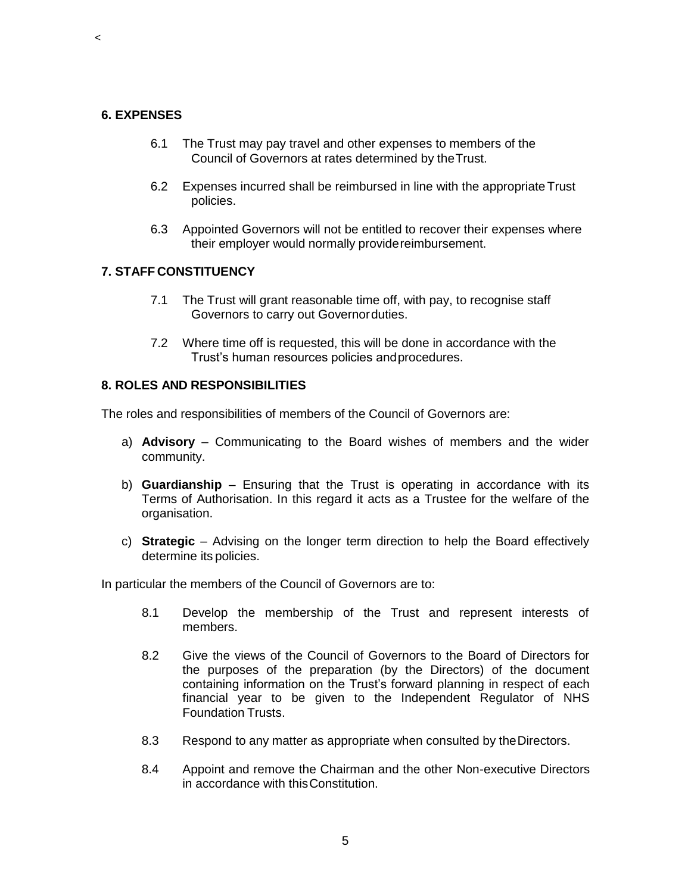<

## 6. EXPENSES

6.1 The Trust may pay travel and other expenses to members of the Council of Governors at rates determined by the Trust.

6.2 Expenses incurred shall be reimbursed in line with the appropriate Trust policies.

6.3 Appointed Governors will not be entitled to recover their expenses where their employer would normally provide reimbursement.

## 7. STAFF CONSTITUENCY

7.1 The Trust will grant reasonable time off, with pay, to recognise staff Governors to carry out Governor duties.

7.2 Where time off is requested, this will be done in accordance with the Trust's human resources policies and procedures.

## 8. ROLES AND RESPONSIBILITIES

The roles and responsibilities of members of the Council of Governors are:

a) **Advisory** – Communicating to the Board wishes of members and the wider community.

b) **Guardianship** – Ensuring that the Trust is operating in accordance with its Terms of Authorisation. In this regard it acts as a Trustee for the welfare of the organisation.

c) **Strategic** – Advising on the longer term direction to help the Board effectively determine its policies.

In particular the members of the Council of Governors are to:

8.1 Develop the membership of the Trust and represent interests of members.

8.2 Give the views of the Council of Governors to the Board of Directors for the purposes of the preparation (by the Directors) of the document containing information on the Trust's forward planning in respect of each financial year to be given to the Independent Regulator of NHS Foundation Trusts.

8.3 Respond to any matter as appropriate when consulted by the Directors.

8.4 Appoint and remove the Chairman and the other Non-executive Directors in accordance with this Constitution.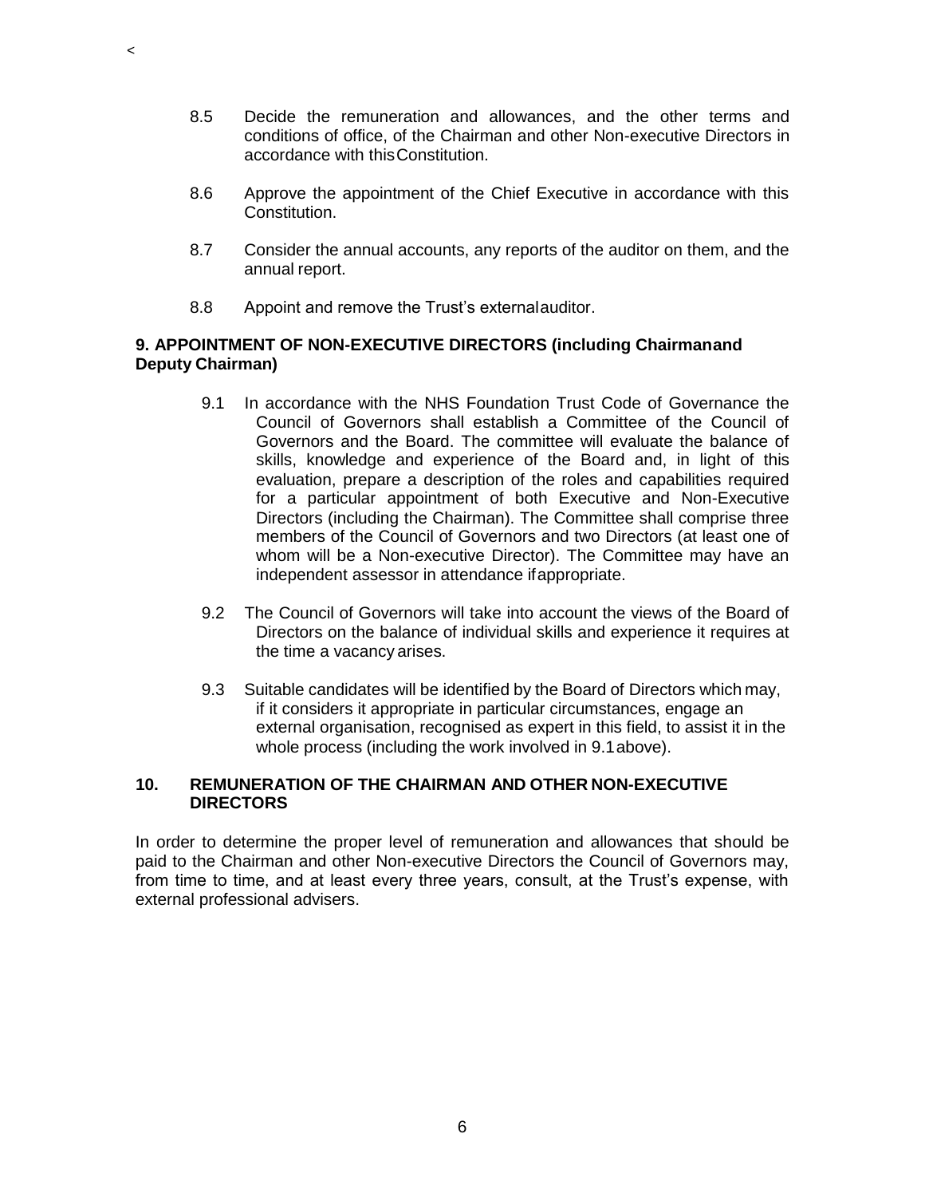<

8.5 Decide the remuneration and allowances, and the other terms and conditions of office, of the Chairman and other Non-executive Directors in accordance with this Constitution.

8.6 Approve the appointment of the Chief Executive in accordance with this Constitution.

8.7 Consider the annual accounts, any reports of the auditor on them, and the annual report.

8.8 Appoint and remove the Trust's external auditor.

**9. APPOINTMENT OF NON-EXECUTIVE DIRECTORS (including Chairman and Deputy Chairman)**

9.1 In accordance with the NHS Foundation Trust Code of Governance the Council of Governors shall establish a Committee of the Council of Governors and the Board. The committee will evaluate the balance of skills, knowledge and experience of the Board and, in light of this evaluation, prepare a description of the roles and capabilities required for a particular appointment of both Executive and Non-Executive Directors (including the Chairman). The Committee shall comprise three members of the Council of Governors and two Directors (at least one of whom will be a Non-executive Director). The Committee may have an independent assessor in attendance if appropriate.

9.2 The Council of Governors will take into account the views of the Board of Directors on the balance of individual skills and experience it requires at the time a vacancy arises.

9.3 Suitable candidates will be identified by the Board of Directors which may, if it considers it appropriate in particular circumstances, engage an external organisation, recognised as expert in this field, to assist it in the whole process (including the work involved in 9.1 above).

**10. REMUNERATION OF THE CHAIRMAN AND OTHER NON-EXECUTIVE DIRECTORS**

In order to determine the proper level of remuneration and allowances that should be paid to the Chairman and other Non-executive Directors the Council of Governors may, from time to time, and at least every three years, consult, at the Trust's expense, with external professional advisers.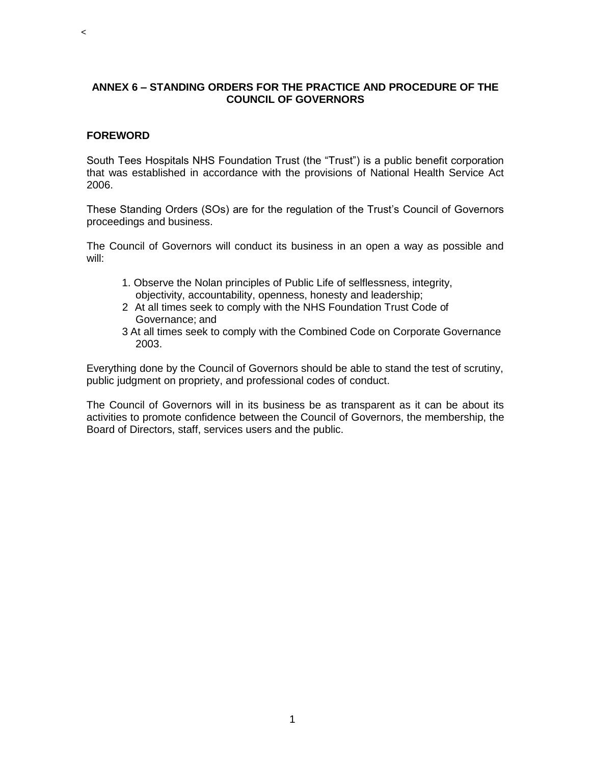## ANNEX 6 – STANDING ORDERS FOR THE PRACTICE AND PROCEDURE OF THE COUNCIL OF GOVERNORS

### FOREWORD

South Tees Hospitals NHS Foundation Trust (the "Trust") is a public benefit corporation that was established in accordance with the provisions of National Health Service Act 2006.

These Standing Orders (SOs) are for the regulation of the Trust's Council of Governors proceedings and business.

The Council of Governors will conduct its business in an open a way as possible and will:

1. Observe the Nolan principles of Public Life of selflessness, integrity, objectivity, accountability, openness, honesty and leadership;
2. At all times seek to comply with the NHS Foundation Trust Code of Governance; and
3. At all times seek to comply with the Combined Code on Corporate Governance 2003.

Everything done by the Council of Governors should be able to stand the test of scrutiny, public judgment on propriety, and professional codes of conduct.

The Council of Governors will in its business be as transparent as it can be about its activities to promote confidence between the Council of Governors, the membership, the Board of Directors, staff, services users and the public.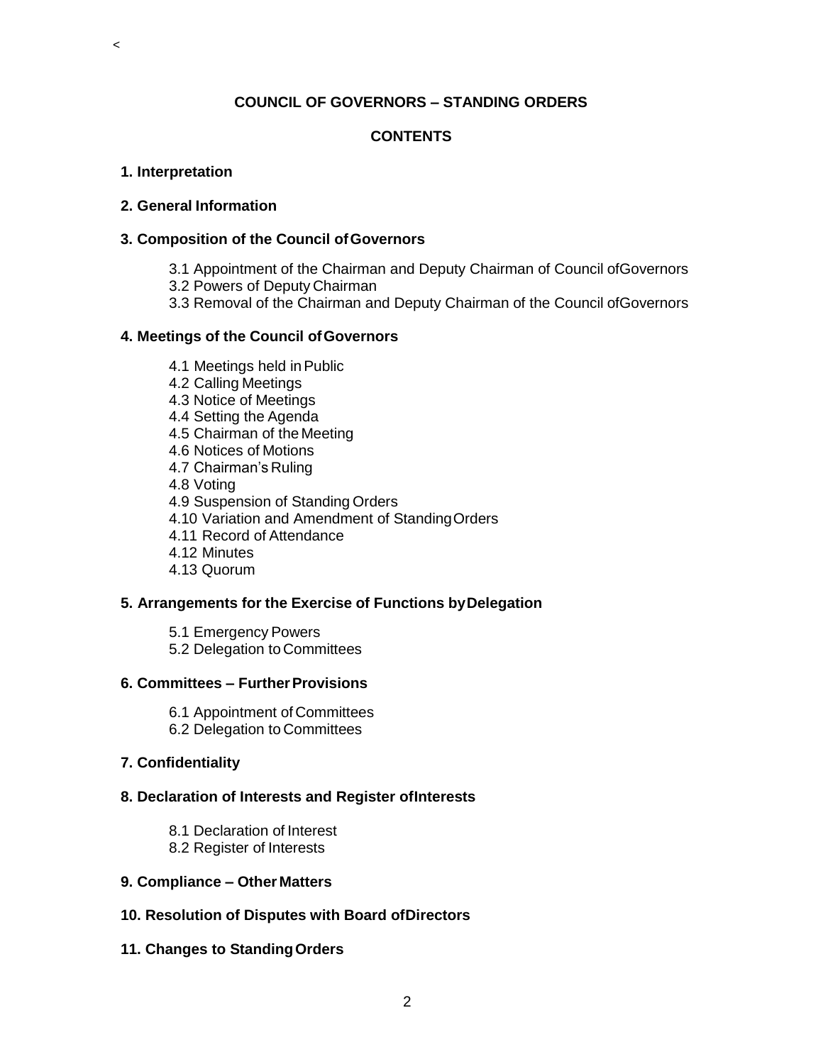<

# COUNCIL OF GOVERNORS – STANDING ORDERS

## CONTENTS

**1. Interpretation**

**2. General Information**

**3. Composition of the Council of Governors**

- 3.1 Appointment of the Chairman and Deputy Chairman of Council of Governors
- 3.2 Powers of Deputy Chairman
- 3.3 Removal of the Chairman and Deputy Chairman of the Council of Governors

**4. Meetings of the Council of Governors**

- 4.1 Meetings held in Public
- 4.2 Calling Meetings
- 4.3 Notice of Meetings
- 4.4 Setting the Agenda
- 4.5 Chairman of the Meeting
- 4.6 Notices of Motions
- 4.7 Chairman's Ruling
- 4.8 Voting
- 4.9 Suspension of Standing Orders
- 4.10 Variation and Amendment of Standing Orders
- 4.11 Record of Attendance
- 4.12 Minutes
- 4.13 Quorum

**5. Arrangements for the Exercise of Functions by Delegation**

- 5.1 Emergency Powers
- 5.2 Delegation to Committees

**6. Committees – Further Provisions**

- 6.1 Appointment of Committees
- 6.2 Delegation to Committees

**7. Confidentiality**

**8. Declaration of Interests and Register of Interests**

- 8.1 Declaration of Interest
- 8.2 Register of Interests

**9. Compliance – Other Matters**

**10. Resolution of Disputes with Board of Directors**

**11. Changes to Standing Orders**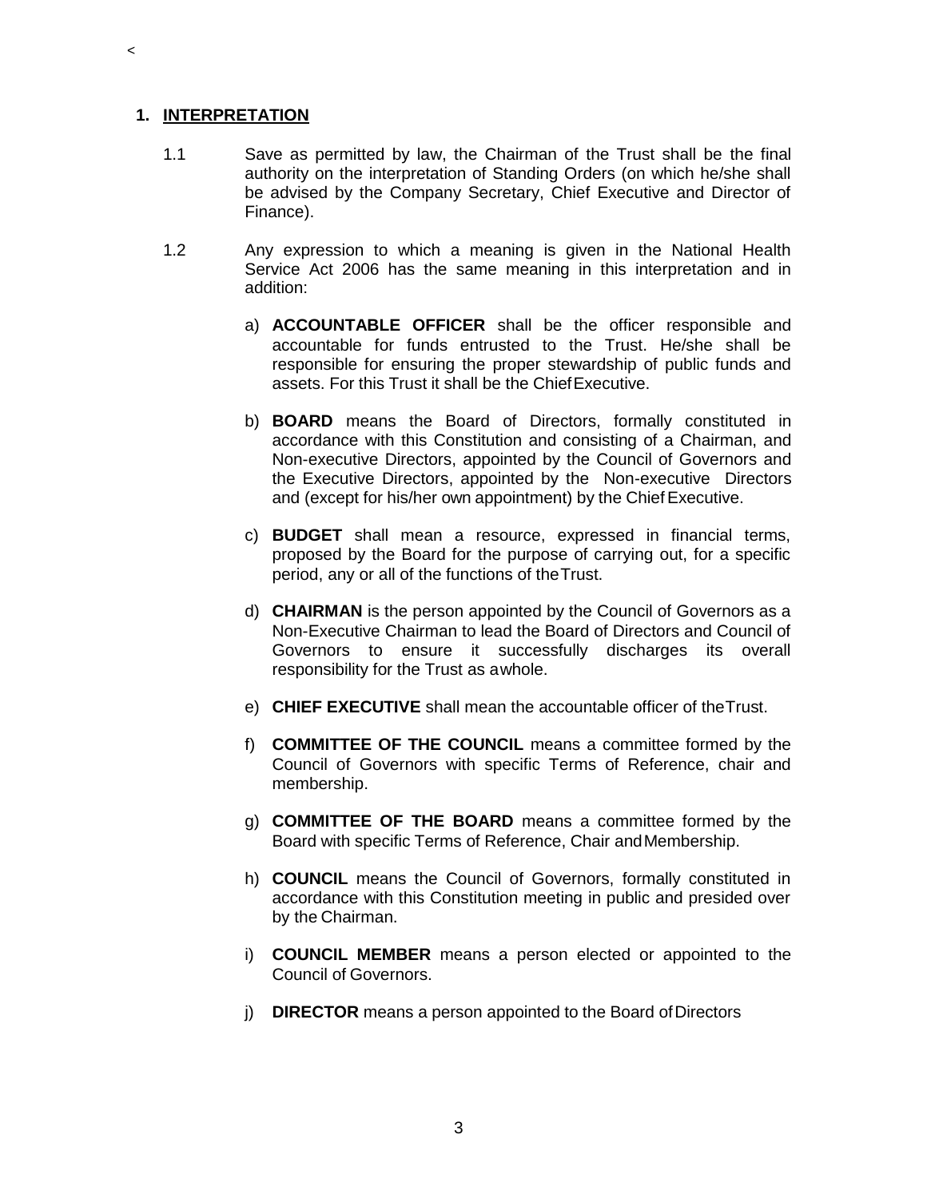## 1. INTERPRETATION

1.1 Save as permitted by law, the Chairman of the Trust shall be the final authority on the interpretation of Standing Orders (on which he/she shall be advised by the Company Secretary, Chief Executive and Director of Finance).

1.2 Any expression to which a meaning is given in the National Health Service Act 2006 has the same meaning in this interpretation and in addition:

a) **ACCOUNTABLE OFFICER** shall be the officer responsible and accountable for funds entrusted to the Trust. He/she shall be responsible for ensuring the proper stewardship of public funds and assets. For this Trust it shall be the Chief Executive.

b) **BOARD** means the Board of Directors, formally constituted in accordance with this Constitution and consisting of a Chairman, and Non-executive Directors, appointed by the Council of Governors and the Executive Directors, appointed by the Non-executive Directors and (except for his/her own appointment) by the Chief Executive.

c) **BUDGET** shall mean a resource, expressed in financial terms, proposed by the Board for the purpose of carrying out, for a specific period, any or all of the functions of the Trust.

d) **CHAIRMAN** is the person appointed by the Council of Governors as a Non-Executive Chairman to lead the Board of Directors and Council of Governors to ensure it successfully discharges its overall responsibility for the Trust as a whole.

e) **CHIEF EXECUTIVE** shall mean the accountable officer of the Trust.

f) **COMMITTEE OF THE COUNCIL** means a committee formed by the Council of Governors with specific Terms of Reference, chair and membership.

g) **COMMITTEE OF THE BOARD** means a committee formed by the Board with specific Terms of Reference, Chair and Membership.

h) **COUNCIL** means the Council of Governors, formally constituted in accordance with this Constitution meeting in public and presided over by the Chairman.

i) **COUNCIL MEMBER** means a person elected or appointed to the Council of Governors.

j) **DIRECTOR** means a person appointed to the Board of Directors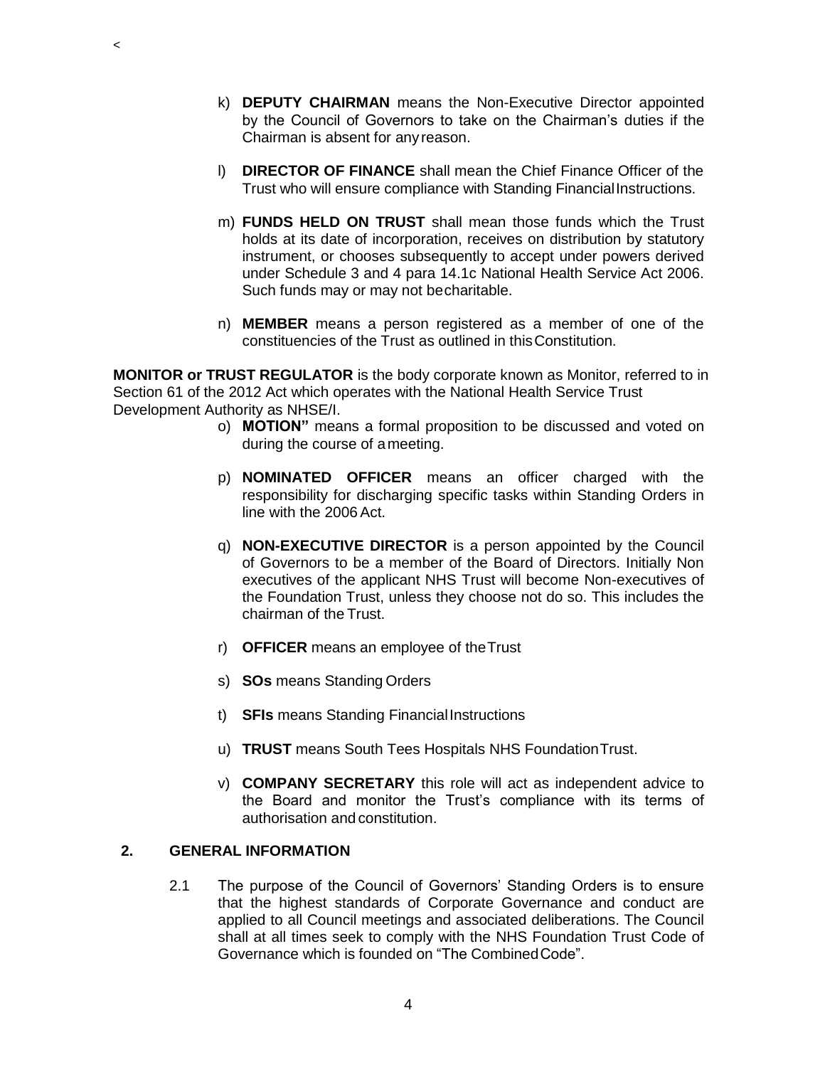k) **DEPUTY CHAIRMAN** means the Non-Executive Director appointed by the Council of Governors to take on the Chairman's duties if the Chairman is absent for any reason.

l) **DIRECTOR OF FINANCE** shall mean the Chief Finance Officer of the Trust who will ensure compliance with Standing Financial Instructions.

m) **FUNDS HELD ON TRUST** shall mean those funds which the Trust holds at its date of incorporation, receives on distribution by statutory instrument, or chooses subsequently to accept under powers derived under Schedule 3 and 4 para 14.1c National Health Service Act 2006. Such funds may or may not be charitable.

n) **MEMBER** means a person registered as a member of one of the constituencies of the Trust as outlined in this Constitution.

**MONITOR or TRUST REGULATOR** is the body corporate known as Monitor, referred to in Section 61 of the 2012 Act which operates with the National Health Service Trust Development Authority as NHSE/I.

o) **MOTION"** means a formal proposition to be discussed and voted on during the course of a meeting.

p) **NOMINATED OFFICER** means an officer charged with the responsibility for discharging specific tasks within Standing Orders in line with the 2006 Act.

q) **NON-EXECUTIVE DIRECTOR** is a person appointed by the Council of Governors to be a member of the Board of Directors. Initially Non executives of the applicant NHS Trust will become Non-executives of the Foundation Trust, unless they choose not do so. This includes the chairman of the Trust.

r) **OFFICER** means an employee of the Trust

s) **SOs** means Standing Orders

t) **SFIs** means Standing Financial Instructions

u) **TRUST** means South Tees Hospitals NHS Foundation Trust.

v) **COMPANY SECRETARY** this role will act as independent advice to the Board and monitor the Trust's compliance with its terms of authorisation and constitution.

## 2. GENERAL INFORMATION

2.1 The purpose of the Council of Governors' Standing Orders is to ensure that the highest standards of Corporate Governance and conduct are applied to all Council meetings and associated deliberations. The Council shall at all times seek to comply with the NHS Foundation Trust Code of Governance which is founded on "The Combined Code".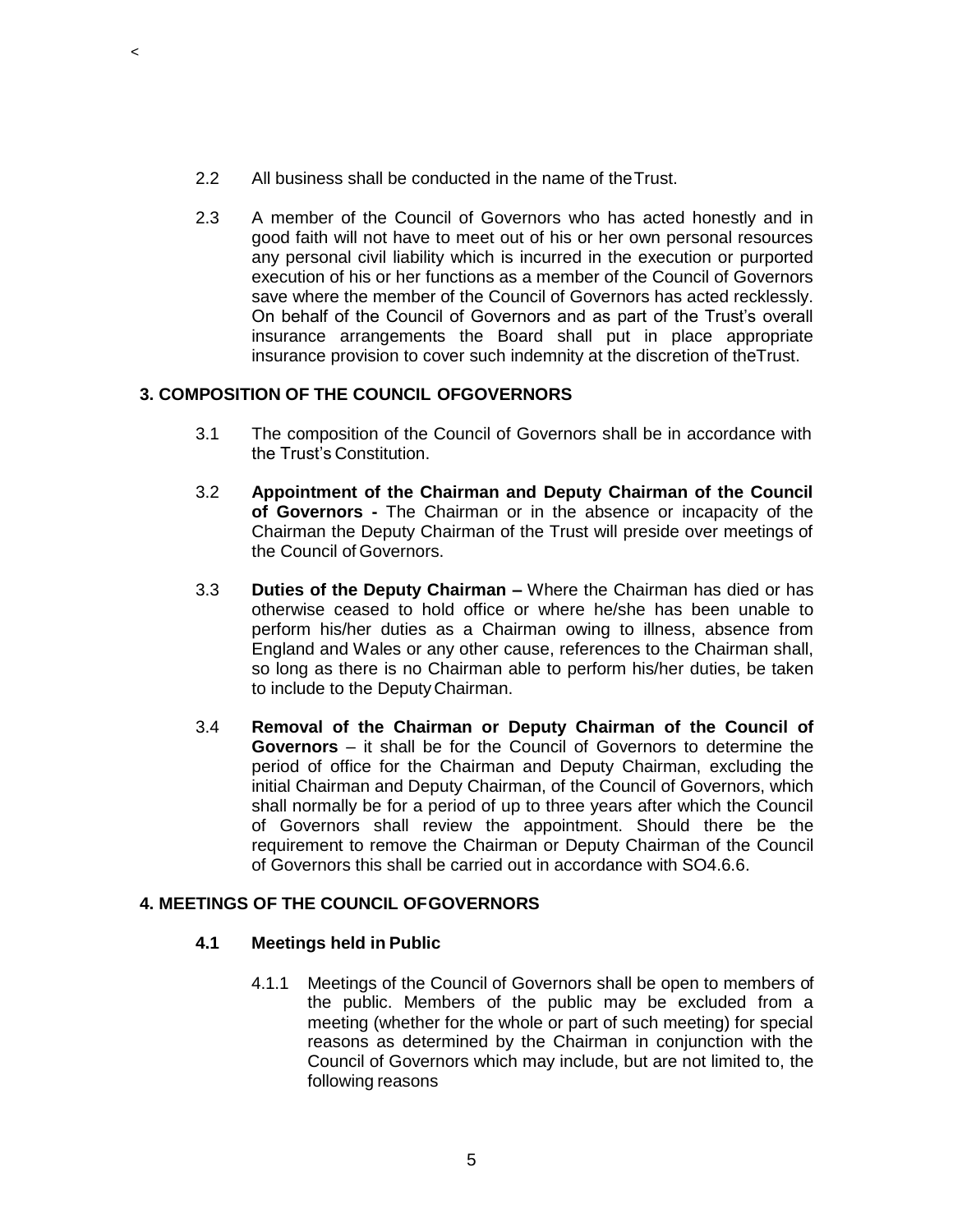2.2 All business shall be conducted in the name of the Trust.

2.3 A member of the Council of Governors who has acted honestly and in good faith will not have to meet out of his or her own personal resources any personal civil liability which is incurred in the execution or purported execution of his or her functions as a member of the Council of Governors save where the member of the Council of Governors has acted recklessly. On behalf of the Council of Governors and as part of the Trust's overall insurance arrangements the Board shall put in place appropriate insurance provision to cover such indemnity at the discretion of the Trust.

## 3. COMPOSITION OF THE COUNCIL OF GOVERNORS

3.1 The composition of the Council of Governors shall be in accordance with the Trust's Constitution.

3.2 **Appointment of the Chairman and Deputy Chairman of the Council of Governors -** The Chairman or in the absence or incapacity of the Chairman the Deputy Chairman of the Trust will preside over meetings of the Council of Governors.

3.3 **Duties of the Deputy Chairman –** Where the Chairman has died or has otherwise ceased to hold office or where he/she has been unable to perform his/her duties as a Chairman owing to illness, absence from England and Wales or any other cause, references to the Chairman shall, so long as there is no Chairman able to perform his/her duties, be taken to include to the Deputy Chairman.

3.4 **Removal of the Chairman or Deputy Chairman of the Council of Governors** – it shall be for the Council of Governors to determine the period of office for the Chairman and Deputy Chairman, excluding the initial Chairman and Deputy Chairman, of the Council of Governors, which shall normally be for a period of up to three years after which the Council of Governors shall review the appointment. Should there be the requirement to remove the Chairman or Deputy Chairman of the Council of Governors this shall be carried out in accordance with SO4.6.6.

## 4. MEETINGS OF THE COUNCIL OF GOVERNORS

### 4.1 Meetings held in Public

4.1.1 Meetings of the Council of Governors shall be open to members of the public. Members of the public may be excluded from a meeting (whether for the whole or part of such meeting) for special reasons as determined by the Chairman in conjunction with the Council of Governors which may include, but are not limited to, the following reasons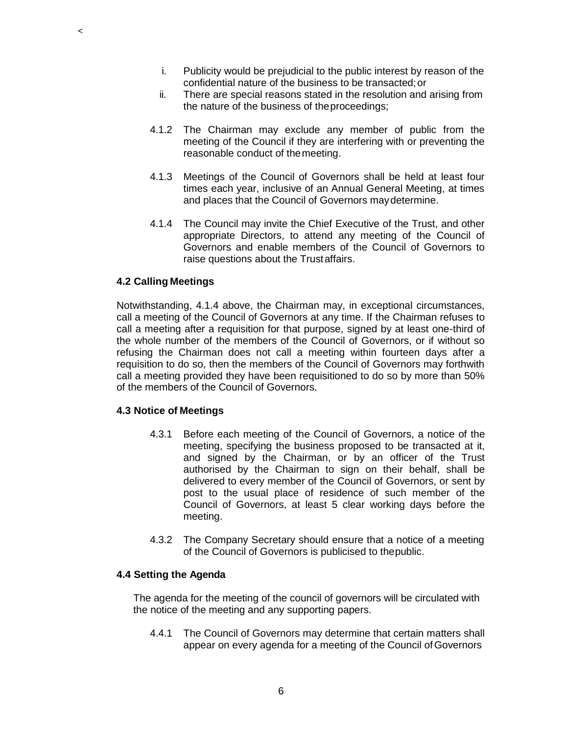&lt;

i. Publicity would be prejudicial to the public interest by reason of the confidential nature of the business to be transacted; or
ii. There are special reasons stated in the resolution and arising from the nature of the business of the proceedings;

4.1.2 The Chairman may exclude any member of public from the meeting of the Council if they are interfering with or preventing the reasonable conduct of the meeting.

4.1.3 Meetings of the Council of Governors shall be held at least four times each year, inclusive of an Annual General Meeting, at times and places that the Council of Governors may determine.

4.1.4 The Council may invite the Chief Executive of the Trust, and other appropriate Directors, to attend any meeting of the Council of Governors and enable members of the Council of Governors to raise questions about the Trust affairs.

**4.2 Calling Meetings**

Notwithstanding, 4.1.4 above, the Chairman may, in exceptional circumstances, call a meeting of the Council of Governors at any time. If the Chairman refuses to call a meeting after a requisition for that purpose, signed by at least one-third of the whole number of the members of the Council of Governors, or if without so refusing the Chairman does not call a meeting within fourteen days after a requisition to do so, then the members of the Council of Governors may forthwith call a meeting provided they have been requisitioned to do so by more than 50% of the members of the Council of Governors.

**4.3 Notice of Meetings**

4.3.1 Before each meeting of the Council of Governors, a notice of the meeting, specifying the business proposed to be transacted at it, and signed by the Chairman, or by an officer of the Trust authorised by the Chairman to sign on their behalf, shall be delivered to every member of the Council of Governors, or sent by post to the usual place of residence of such member of the Council of Governors, at least 5 clear working days before the meeting.

4.3.2 The Company Secretary should ensure that a notice of a meeting of the Council of Governors is publicised to the public.

**4.4 Setting the Agenda**

The agenda for the meeting of the council of governors will be circulated with the notice of the meeting and any supporting papers.

4.4.1 The Council of Governors may determine that certain matters shall appear on every agenda for a meeting of the Council of Governors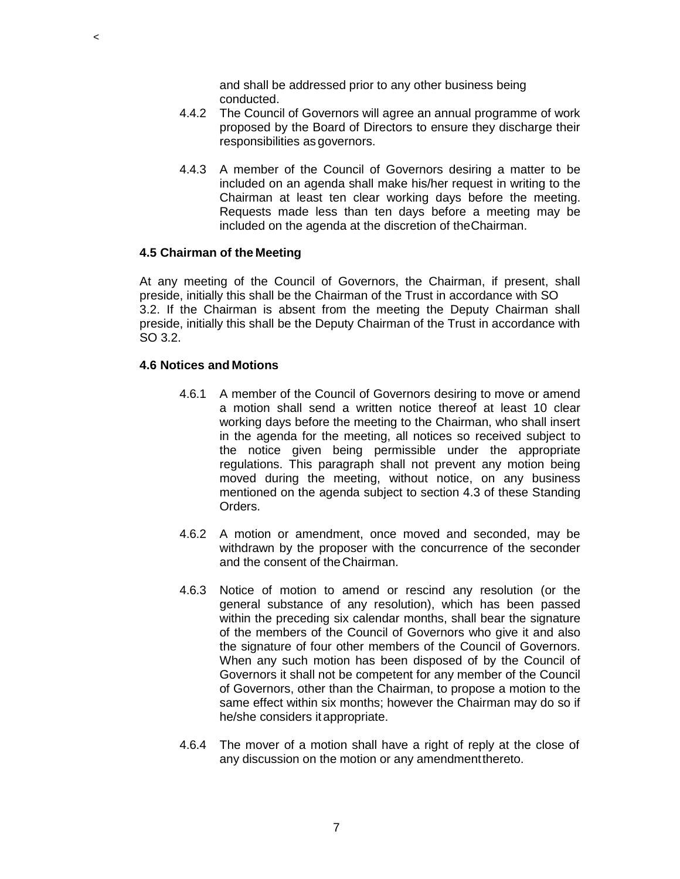and shall be addressed prior to any other business being conducted.

4.4.2 The Council of Governors will agree an annual programme of work proposed by the Board of Directors to ensure they discharge their responsibilities as governors.

4.4.3 A member of the Council of Governors desiring a matter to be included on an agenda shall make his/her request in writing to the Chairman at least ten clear working days before the meeting. Requests made less than ten days before a meeting may be included on the agenda at the discretion of the Chairman.

**4.5 Chairman of the Meeting**

At any meeting of the Council of Governors, the Chairman, if present, shall preside, initially this shall be the Chairman of the Trust in accordance with SO 3.2. If the Chairman is absent from the meeting the Deputy Chairman shall preside, initially this shall be the Deputy Chairman of the Trust in accordance with SO 3.2.

**4.6 Notices and Motions**

4.6.1 A member of the Council of Governors desiring to move or amend a motion shall send a written notice thereof at least 10 clear working days before the meeting to the Chairman, who shall insert in the agenda for the meeting, all notices so received subject to the notice given being permissible under the appropriate regulations. This paragraph shall not prevent any motion being moved during the meeting, without notice, on any business mentioned on the agenda subject to section 4.3 of these Standing Orders.

4.6.2 A motion or amendment, once moved and seconded, may be withdrawn by the proposer with the concurrence of the seconder and the consent of the Chairman.

4.6.3 Notice of motion to amend or rescind any resolution (or the general substance of any resolution), which has been passed within the preceding six calendar months, shall bear the signature of the members of the Council of Governors who give it and also the signature of four other members of the Council of Governors. When any such motion has been disposed of by the Council of Governors it shall not be competent for any member of the Council of Governors, other than the Chairman, to propose a motion to the same effect within six months; however the Chairman may do so if he/she considers it appropriate.

4.6.4 The mover of a motion shall have a right of reply at the close of any discussion on the motion or any amendment thereto.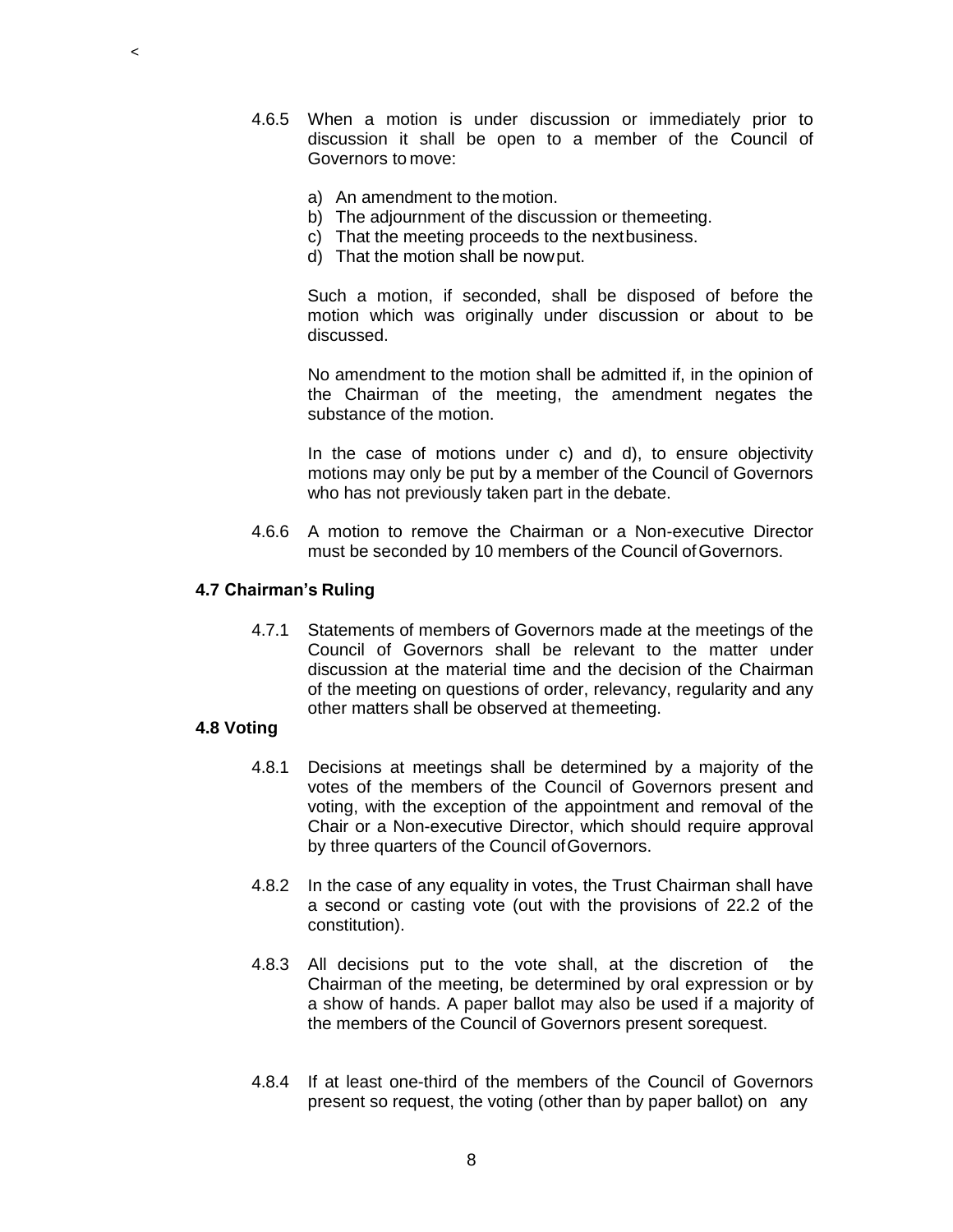4.6.5 When a motion is under discussion or immediately prior to discussion it shall be open to a member of the Council of Governors to move:

a) An amendment to the motion.
b) The adjournment of the discussion or the meeting.
c) That the meeting proceeds to the next business.
d) That the motion shall be now put.

Such a motion, if seconded, shall be disposed of before the motion which was originally under discussion or about to be discussed.

No amendment to the motion shall be admitted if, in the opinion of the Chairman of the meeting, the amendment negates the substance of the motion.

In the case of motions under c) and d), to ensure objectivity motions may only be put by a member of the Council of Governors who has not previously taken part in the debate.

4.6.6 A motion to remove the Chairman or a Non-executive Director must be seconded by 10 members of the Council of Governors.

**4.7 Chairman's Ruling**

4.7.1 Statements of members of Governors made at the meetings of the Council of Governors shall be relevant to the matter under discussion at the material time and the decision of the Chairman of the meeting on questions of order, relevancy, regularity and any other matters shall be observed at the meeting.

**4.8 Voting**

4.8.1 Decisions at meetings shall be determined by a majority of the votes of the members of the Council of Governors present and voting, with the exception of the appointment and removal of the Chair or a Non-executive Director, which should require approval by three quarters of the Council of Governors.

4.8.2 In the case of any equality in votes, the Trust Chairman shall have a second or casting vote (out with the provisions of 22.2 of the constitution).

4.8.3 All decisions put to the vote shall, at the discretion of the Chairman of the meeting, be determined by oral expression or by a show of hands. A paper ballot may also be used if a majority of the members of the Council of Governors present so request.

4.8.4 If at least one-third of the members of the Council of Governors present so request, the voting (other than by paper ballot) on any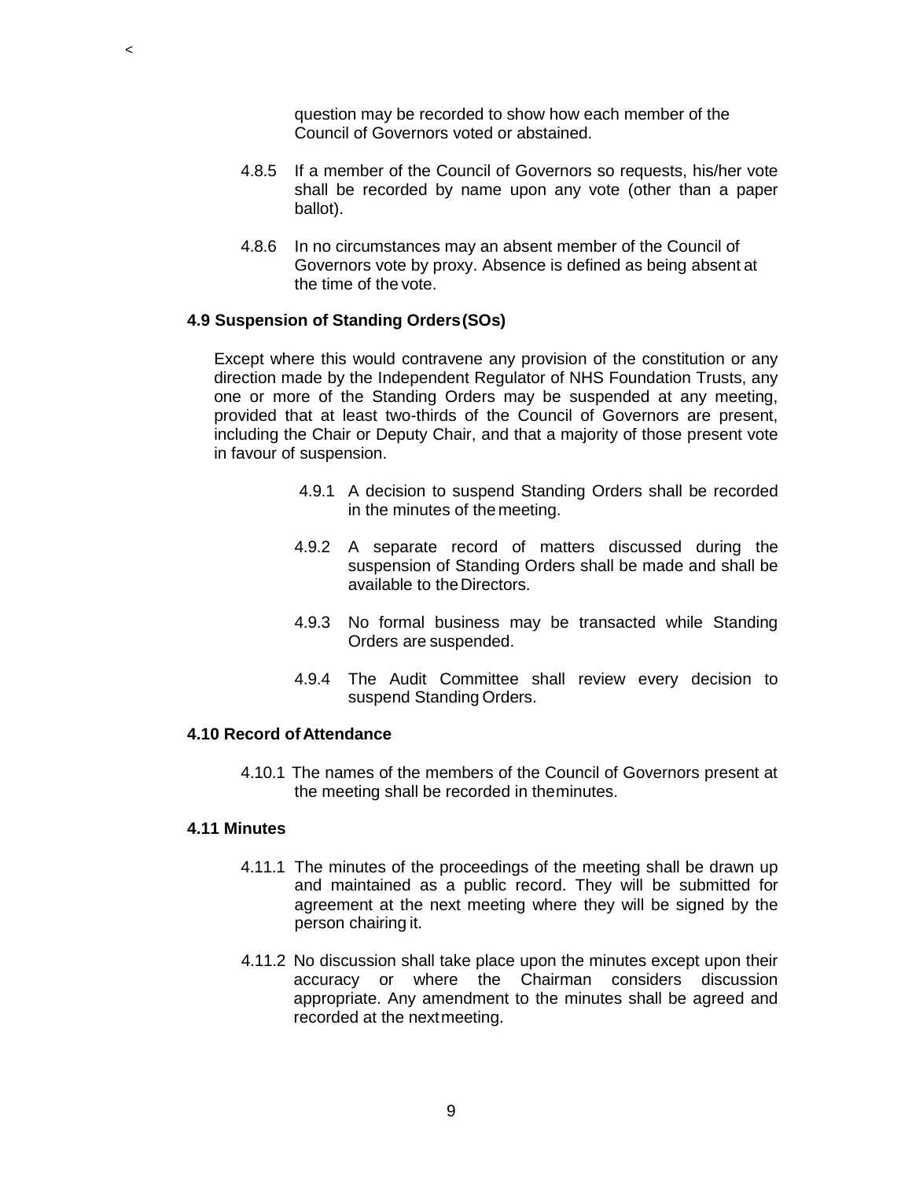question may be recorded to show how each member of the Council of Governors voted or abstained.

4.8.5 If a member of the Council of Governors so requests, his/her vote shall be recorded by name upon any vote (other than a paper ballot).

4.8.6 In no circumstances may an absent member of the Council of Governors vote by proxy. Absence is defined as being absent at the time of the vote.

**4.9 Suspension of Standing Orders (SOs)**

Except where this would contravene any provision of the constitution or any direction made by the Independent Regulator of NHS Foundation Trusts, any one or more of the Standing Orders may be suspended at any meeting, provided that at least two-thirds of the Council of Governors are present, including the Chair or Deputy Chair, and that a majority of those present vote in favour of suspension.

4.9.1 A decision to suspend Standing Orders shall be recorded in the minutes of the meeting.

4.9.2 A separate record of matters discussed during the suspension of Standing Orders shall be made and shall be available to the Directors.

4.9.3 No formal business may be transacted while Standing Orders are suspended.

4.9.4 The Audit Committee shall review every decision to suspend Standing Orders.

**4.10 Record of Attendance**

4.10.1 The names of the members of the Council of Governors present at the meeting shall be recorded in the minutes.

**4.11 Minutes**

4.11.1 The minutes of the proceedings of the meeting shall be drawn up and maintained as a public record. They will be submitted for agreement at the next meeting where they will be signed by the person chairing it.

4.11.2 No discussion shall take place upon the minutes except upon their accuracy or where the Chairman considers discussion appropriate. Any amendment to the minutes shall be agreed and recorded at the next meeting.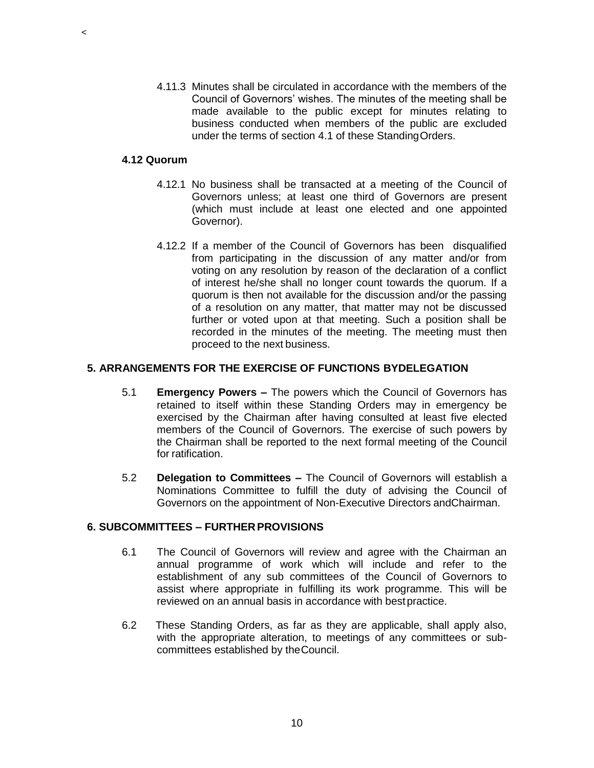4.11.3 Minutes shall be circulated in accordance with the members of the Council of Governors' wishes. The minutes of the meeting shall be made available to the public except for minutes relating to business conducted when members of the public are excluded under the terms of section 4.1 of these Standing Orders.

### 4.12 Quorum

4.12.1 No business shall be transacted at a meeting of the Council of Governors unless; at least one third of Governors are present (which must include at least one elected and one appointed Governor).

4.12.2 If a member of the Council of Governors has been disqualified from participating in the discussion of any matter and/or from voting on any resolution by reason of the declaration of a conflict of interest he/she shall no longer count towards the quorum. If a quorum is then not available for the discussion and/or the passing of a resolution on any matter, that matter may not be discussed further or voted upon at that meeting. Such a position shall be recorded in the minutes of the meeting. The meeting must then proceed to the next business.

## 5. ARRANGEMENTS FOR THE EXERCISE OF FUNCTIONS BY DELEGATION

5.1 **Emergency Powers –** The powers which the Council of Governors has retained to itself within these Standing Orders may in emergency be exercised by the Chairman after having consulted at least five elected members of the Council of Governors. The exercise of such powers by the Chairman shall be reported to the next formal meeting of the Council for ratification.

5.2 **Delegation to Committees –** The Council of Governors will establish a Nominations Committee to fulfill the duty of advising the Council of Governors on the appointment of Non-Executive Directors and Chairman.

## 6. SUBCOMMITTEES – FURTHER PROVISIONS

6.1 The Council of Governors will review and agree with the Chairman an annual programme of work which will include and refer to the establishment of any sub committees of the Council of Governors to assist where appropriate in fulfilling its work programme. This will be reviewed on an annual basis in accordance with best practice.

6.2 These Standing Orders, as far as they are applicable, shall apply also, with the appropriate alteration, to meetings of any committees or sub-committees established by the Council.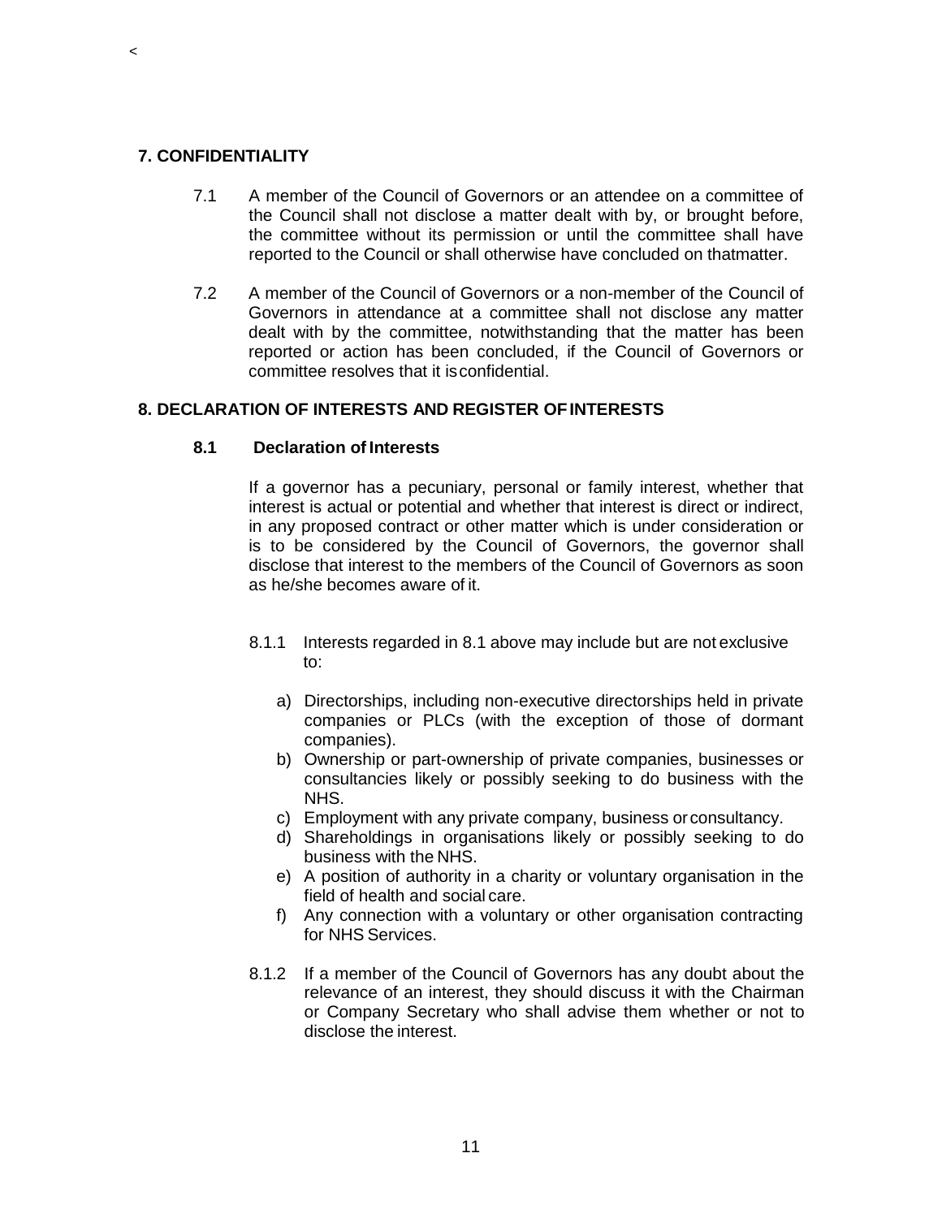## 7. CONFIDENTIALITY

7.1 A member of the Council of Governors or an attendee on a committee of the Council shall not disclose a matter dealt with by, or brought before, the committee without its permission or until the committee shall have reported to the Council or shall otherwise have concluded on that matter.

7.2 A member of the Council of Governors or a non-member of the Council of Governors in attendance at a committee shall not disclose any matter dealt with by the committee, notwithstanding that the matter has been reported or action has been concluded, if the Council of Governors or committee resolves that it is confidential.

## 8. DECLARATION OF INTERESTS AND REGISTER OF INTERESTS

### 8.1 Declaration of Interests

If a governor has a pecuniary, personal or family interest, whether that interest is actual or potential and whether that interest is direct or indirect, in any proposed contract or other matter which is under consideration or is to be considered by the Council of Governors, the governor shall disclose that interest to the members of the Council of Governors as soon as he/she becomes aware of it.

8.1.1 Interests regarded in 8.1 above may include but are not exclusive to:

a) Directorships, including non-executive directorships held in private companies or PLCs (with the exception of those of dormant companies).
b) Ownership or part-ownership of private companies, businesses or consultancies likely or possibly seeking to do business with the NHS.
c) Employment with any private company, business or consultancy.
d) Shareholdings in organisations likely or possibly seeking to do business with the NHS.
e) A position of authority in a charity or voluntary organisation in the field of health and social care.
f) Any connection with a voluntary or other organisation contracting for NHS Services.

8.1.2 If a member of the Council of Governors has any doubt about the relevance of an interest, they should discuss it with the Chairman or Company Secretary who shall advise them whether or not to disclose the interest.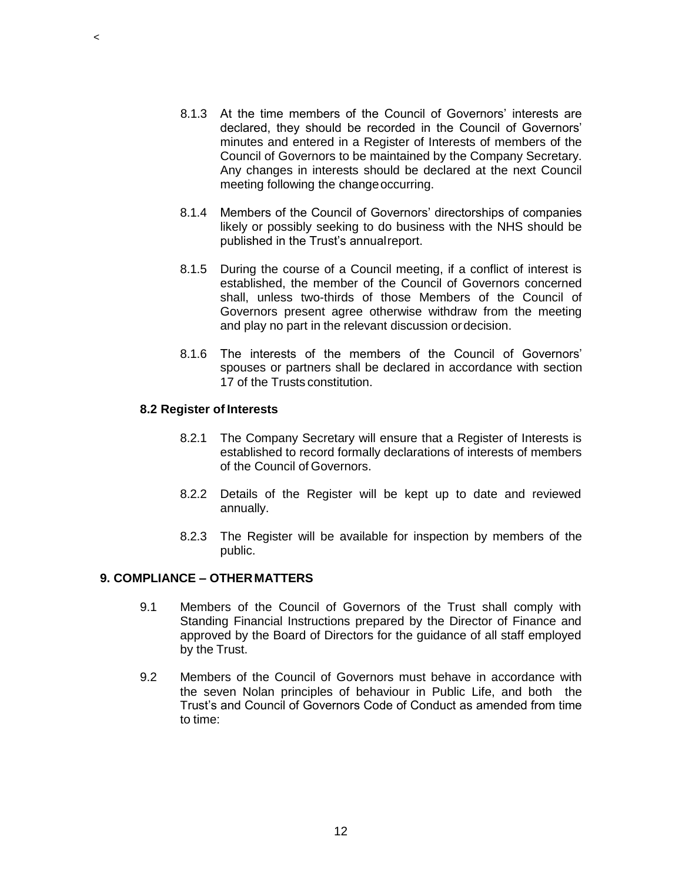8.1.3 At the time members of the Council of Governors' interests are declared, they should be recorded in the Council of Governors' minutes and entered in a Register of Interests of members of the Council of Governors to be maintained by the Company Secretary. Any changes in interests should be declared at the next Council meeting following the change occurring.

8.1.4 Members of the Council of Governors' directorships of companies likely or possibly seeking to do business with the NHS should be published in the Trust's annual report.

8.1.5 During the course of a Council meeting, if a conflict of interest is established, the member of the Council of Governors concerned shall, unless two-thirds of those Members of the Council of Governors present agree otherwise withdraw from the meeting and play no part in the relevant discussion or decision.

8.1.6 The interests of the members of the Council of Governors' spouses or partners shall be declared in accordance with section 17 of the Trusts constitution.

### 8.2 Register of Interests

8.2.1 The Company Secretary will ensure that a Register of Interests is established to record formally declarations of interests of members of the Council of Governors.

8.2.2 Details of the Register will be kept up to date and reviewed annually.

8.2.3 The Register will be available for inspection by members of the public.

## 9. COMPLIANCE – OTHER MATTERS

9.1 Members of the Council of Governors of the Trust shall comply with Standing Financial Instructions prepared by the Director of Finance and approved by the Board of Directors for the guidance of all staff employed by the Trust.

9.2 Members of the Council of Governors must behave in accordance with the seven Nolan principles of behaviour in Public Life, and both the Trust's and Council of Governors Code of Conduct as amended from time to time: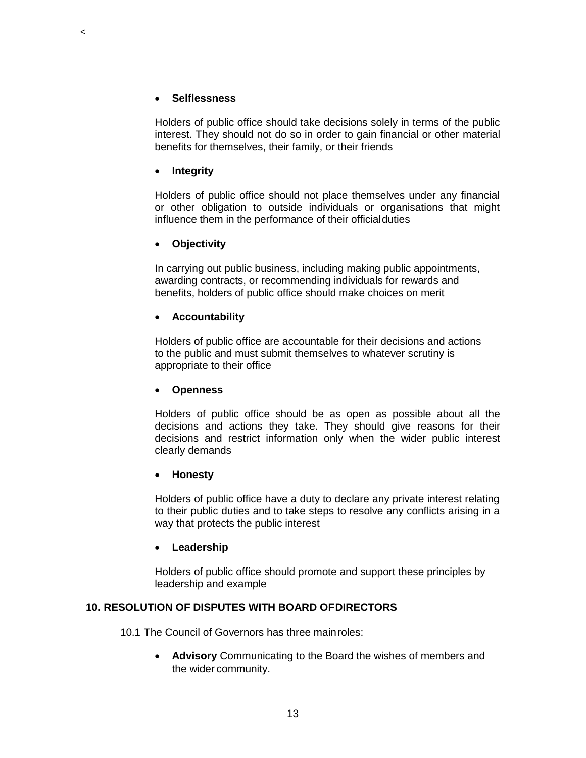<

- **Selflessness**

  Holders of public office should take decisions solely in terms of the public interest. They should not do so in order to gain financial or other material benefits for themselves, their family, or their friends

- **Integrity**

  Holders of public office should not place themselves under any financial or other obligation to outside individuals or organisations that might influence them in the performance of their official duties

- **Objectivity**

  In carrying out public business, including making public appointments, awarding contracts, or recommending individuals for rewards and benefits, holders of public office should make choices on merit

- **Accountability**

  Holders of public office are accountable for their decisions and actions to the public and must submit themselves to whatever scrutiny is appropriate to their office

- **Openness**

  Holders of public office should be as open as possible about all the decisions and actions they take. They should give reasons for their decisions and restrict information only when the wider public interest clearly demands

- **Honesty**

  Holders of public office have a duty to declare any private interest relating to their public duties and to take steps to resolve any conflicts arising in a way that protects the public interest

- **Leadership**

  Holders of public office should promote and support these principles by leadership and example

## 10. RESOLUTION OF DISPUTES WITH BOARD OF DIRECTORS

10.1 The Council of Governors has three main roles:

- **Advisory** Communicating to the Board the wishes of members and the wider community.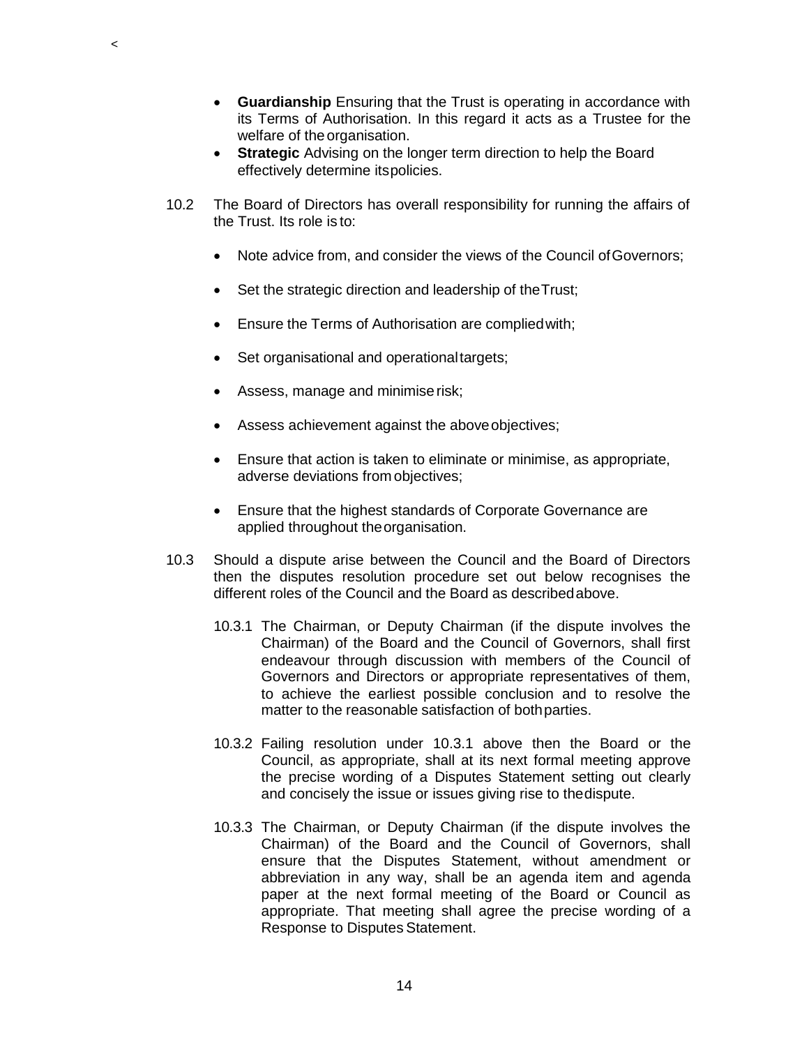<

- **Guardianship** Ensuring that the Trust is operating in accordance with its Terms of Authorisation. In this regard it acts as a Trustee for the welfare of the organisation.
- **Strategic** Advising on the longer term direction to help the Board effectively determine its policies.

10.2 The Board of Directors has overall responsibility for running the affairs of the Trust. Its role is to:

- Note advice from, and consider the views of the Council of Governors;
- Set the strategic direction and leadership of the Trust;
- Ensure the Terms of Authorisation are complied with;
- Set organisational and operational targets;
- Assess, manage and minimise risk;
- Assess achievement against the above objectives;
- Ensure that action is taken to eliminate or minimise, as appropriate, adverse deviations from objectives;
- Ensure that the highest standards of Corporate Governance are applied throughout the organisation.

10.3 Should a dispute arise between the Council and the Board of Directors then the disputes resolution procedure set out below recognises the different roles of the Council and the Board as described above.

10.3.1 The Chairman, or Deputy Chairman (if the dispute involves the Chairman) of the Board and the Council of Governors, shall first endeavour through discussion with members of the Council of Governors and Directors or appropriate representatives of them, to achieve the earliest possible conclusion and to resolve the matter to the reasonable satisfaction of both parties.

10.3.2 Failing resolution under 10.3.1 above then the Board or the Council, as appropriate, shall at its next formal meeting approve the precise wording of a Disputes Statement setting out clearly and concisely the issue or issues giving rise to the dispute.

10.3.3 The Chairman, or Deputy Chairman (if the dispute involves the Chairman) of the Board and the Council of Governors, shall ensure that the Disputes Statement, without amendment or abbreviation in any way, shall be an agenda item and agenda paper at the next formal meeting of the Board or Council as appropriate. That meeting shall agree the precise wording of a Response to Disputes Statement.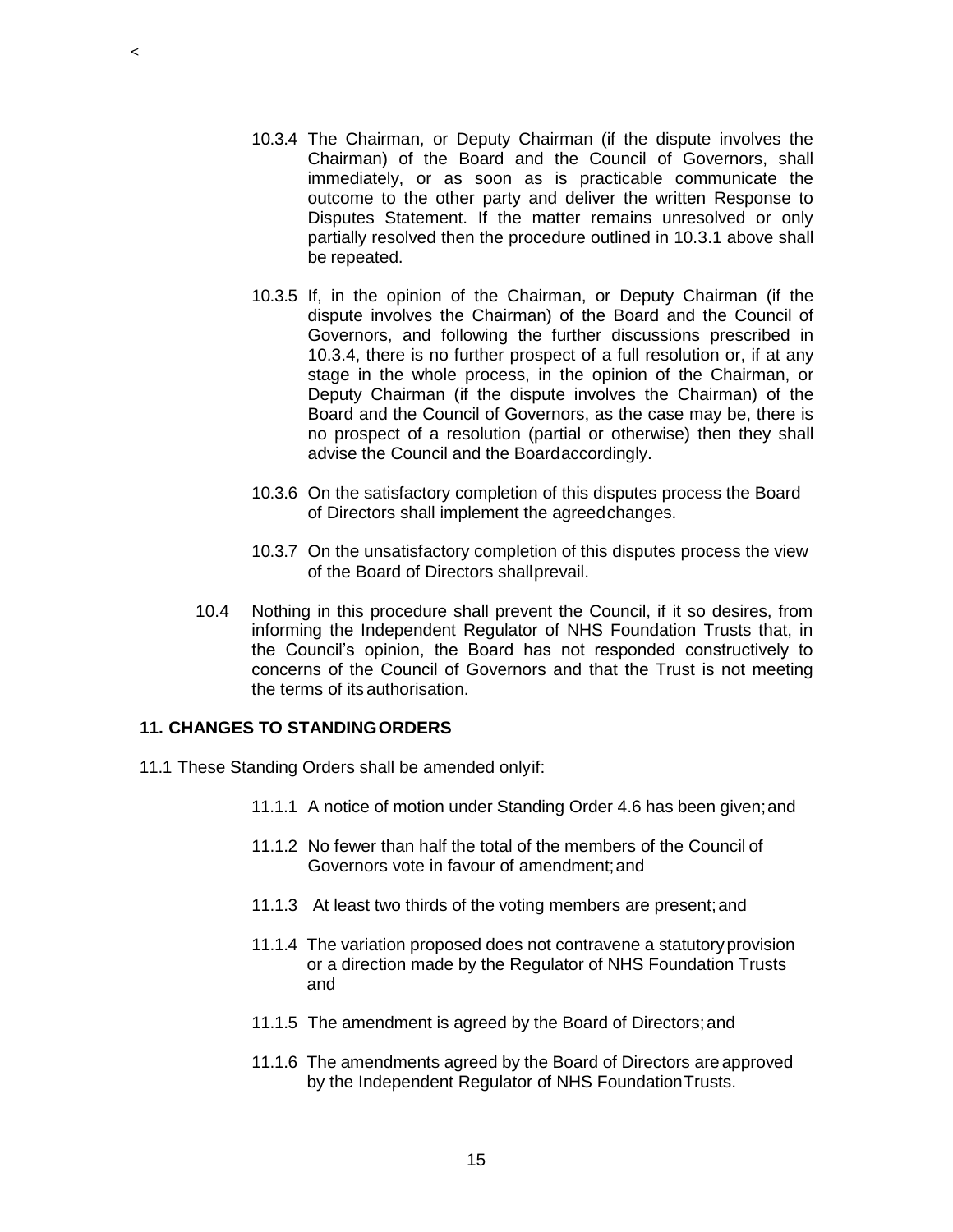10.3.4 The Chairman, or Deputy Chairman (if the dispute involves the Chairman) of the Board and the Council of Governors, shall immediately, or as soon as is practicable communicate the outcome to the other party and deliver the written Response to Disputes Statement. If the matter remains unresolved or only partially resolved then the procedure outlined in 10.3.1 above shall be repeated.

10.3.5 If, in the opinion of the Chairman, or Deputy Chairman (if the dispute involves the Chairman) of the Board and the Council of Governors, and following the further discussions prescribed in 10.3.4, there is no further prospect of a full resolution or, if at any stage in the whole process, in the opinion of the Chairman, or Deputy Chairman (if the dispute involves the Chairman) of the Board and the Council of Governors, as the case may be, there is no prospect of a resolution (partial or otherwise) then they shall advise the Council and the Board accordingly.

10.3.6 On the satisfactory completion of this disputes process the Board of Directors shall implement the agreed changes.

10.3.7 On the unsatisfactory completion of this disputes process the view of the Board of Directors shall prevail.

10.4 Nothing in this procedure shall prevent the Council, if it so desires, from informing the Independent Regulator of NHS Foundation Trusts that, in the Council's opinion, the Board has not responded constructively to concerns of the Council of Governors and that the Trust is not meeting the terms of its authorisation.

## 11. CHANGES TO STANDING ORDERS

11.1 These Standing Orders shall be amended only if:

11.1.1 A notice of motion under Standing Order 4.6 has been given; and

11.1.2 No fewer than half the total of the members of the Council of Governors vote in favour of amendment; and

11.1.3 At least two thirds of the voting members are present; and

11.1.4 The variation proposed does not contravene a statutory provision or a direction made by the Regulator of NHS Foundation Trusts and

11.1.5 The amendment is agreed by the Board of Directors; and

11.1.6 The amendments agreed by the Board of Directors are approved by the Independent Regulator of NHS Foundation Trusts.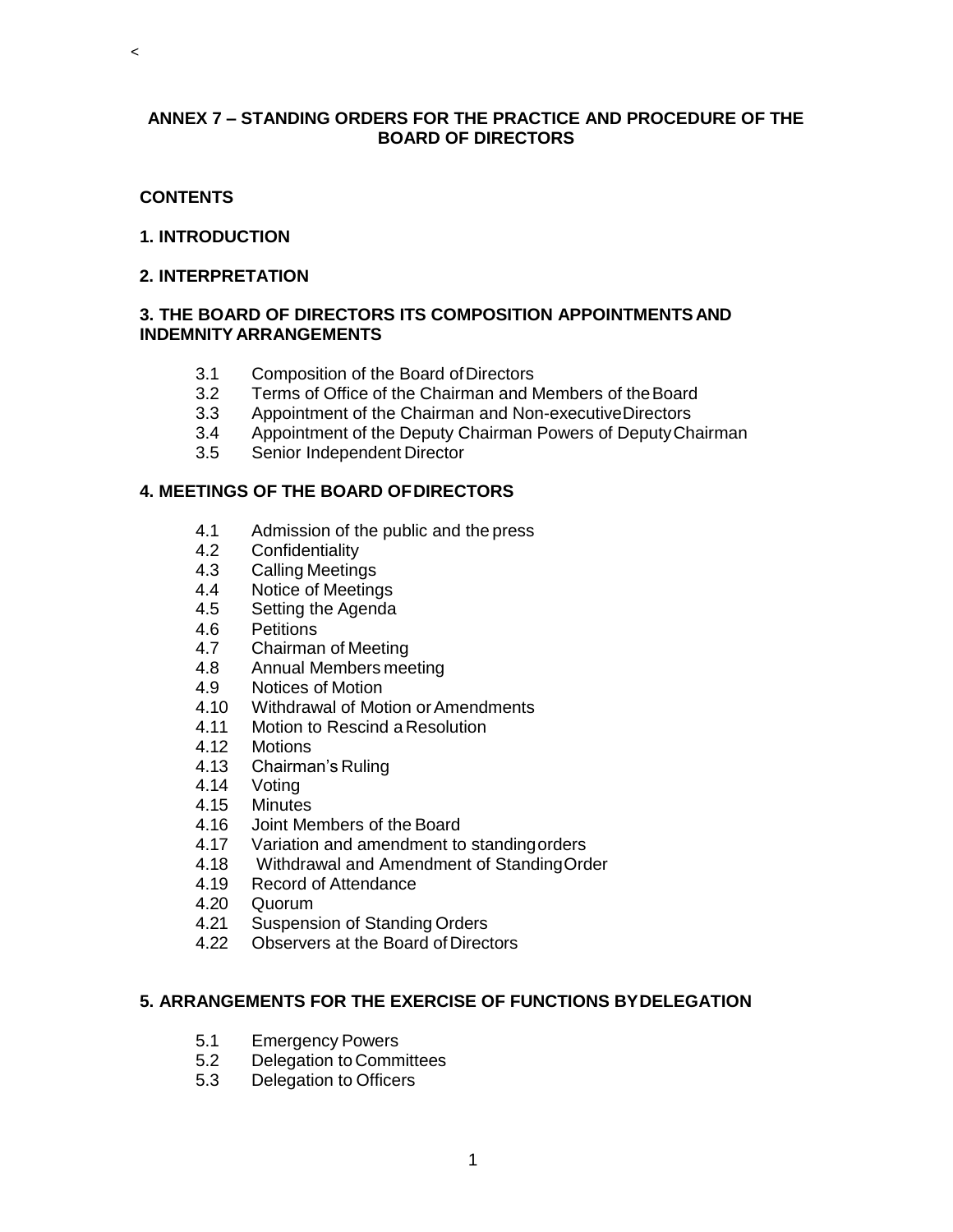<

## ANNEX 7 – STANDING ORDERS FOR THE PRACTICE AND PROCEDURE OF THE BOARD OF DIRECTORS

**CONTENTS**

**1. INTRODUCTION**

**2. INTERPRETATION**

**3. THE BOARD OF DIRECTORS ITS COMPOSITION APPOINTMENTS AND INDEMNITY ARRANGEMENTS**

- 3.1 Composition of the Board of Directors
- 3.2 Terms of Office of the Chairman and Members of the Board
- 3.3 Appointment of the Chairman and Non-executive Directors
- 3.4 Appointment of the Deputy Chairman Powers of Deputy Chairman
- 3.5 Senior Independent Director

**4. MEETINGS OF THE BOARD OF DIRECTORS**

- 4.1 Admission of the public and the press
- 4.2 Confidentiality
- 4.3 Calling Meetings
- 4.4 Notice of Meetings
- 4.5 Setting the Agenda
- 4.6 Petitions
- 4.7 Chairman of Meeting
- 4.8 Annual Members meeting
- 4.9 Notices of Motion
- 4.10 Withdrawal of Motion or Amendments
- 4.11 Motion to Rescind a Resolution
- 4.12 Motions
- 4.13 Chairman's Ruling
- 4.14 Voting
- 4.15 Minutes
- 4.16 Joint Members of the Board
- 4.17 Variation and amendment to standing orders
- 4.18 Withdrawal and Amendment of Standing Order
- 4.19 Record of Attendance
- 4.20 Quorum
- 4.21 Suspension of Standing Orders
- 4.22 Observers at the Board of Directors

**5. ARRANGEMENTS FOR THE EXERCISE OF FUNCTIONS BY DELEGATION**

- 5.1 Emergency Powers
- 5.2 Delegation to Committees
- 5.3 Delegation to Officers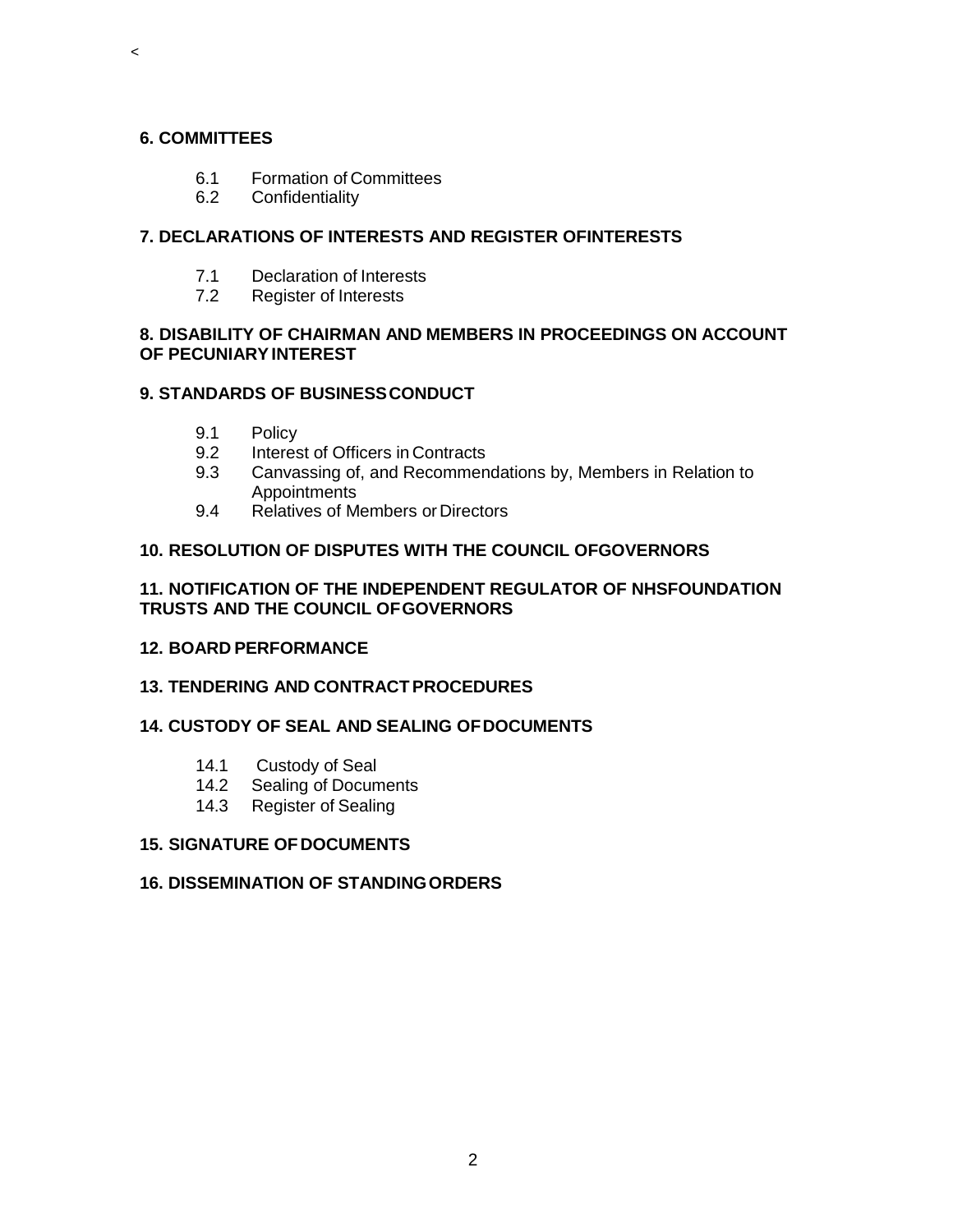<

**6. COMMITTEES**

- 6.1 Formation of Committees
- 6.2 Confidentiality

**7. DECLARATIONS OF INTERESTS AND REGISTER OFINTERESTS**

- 7.1 Declaration of Interests
- 7.2 Register of Interests

**8. DISABILITY OF CHAIRMAN AND MEMBERS IN PROCEEDINGS ON ACCOUNT OF PECUNIARY INTEREST**

**9. STANDARDS OF BUSINESS CONDUCT**

- 9.1 Policy
- 9.2 Interest of Officers in Contracts
- 9.3 Canvassing of, and Recommendations by, Members in Relation to Appointments
- 9.4 Relatives of Members or Directors

**10. RESOLUTION OF DISPUTES WITH THE COUNCIL OFGOVERNORS**

**11. NOTIFICATION OF THE INDEPENDENT REGULATOR OF NHSFOUNDATION TRUSTS AND THE COUNCIL OFGOVERNORS**

**12. BOARD PERFORMANCE**

**13. TENDERING AND CONTRACT PROCEDURES**

**14. CUSTODY OF SEAL AND SEALING OFDOCUMENTS**

- 14.1 Custody of Seal
- 14.2 Sealing of Documents
- 14.3 Register of Sealing

**15. SIGNATURE OFDOCUMENTS**

**16. DISSEMINATION OF STANDINGORDERS**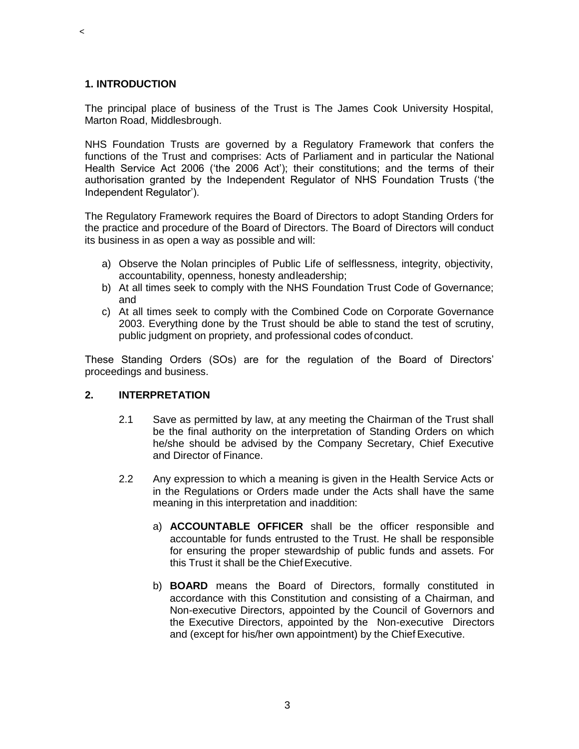## 1. INTRODUCTION

The principal place of business of the Trust is The James Cook University Hospital, Marton Road, Middlesbrough.

NHS Foundation Trusts are governed by a Regulatory Framework that confers the functions of the Trust and comprises: Acts of Parliament and in particular the National Health Service Act 2006 ('the 2006 Act'); their constitutions; and the terms of their authorisation granted by the Independent Regulator of NHS Foundation Trusts ('the Independent Regulator').

The Regulatory Framework requires the Board of Directors to adopt Standing Orders for the practice and procedure of the Board of Directors. The Board of Directors will conduct its business in as open a way as possible and will:

a) Observe the Nolan principles of Public Life of selflessness, integrity, objectivity, accountability, openness, honesty andleadership;
b) At all times seek to comply with the NHS Foundation Trust Code of Governance; and
c) At all times seek to comply with the Combined Code on Corporate Governance 2003. Everything done by the Trust should be able to stand the test of scrutiny, public judgment on propriety, and professional codes of conduct.

These Standing Orders (SOs) are for the regulation of the Board of Directors' proceedings and business.

## 2. INTERPRETATION

2.1 Save as permitted by law, at any meeting the Chairman of the Trust shall be the final authority on the interpretation of Standing Orders on which he/she should be advised by the Company Secretary, Chief Executive and Director of Finance.

2.2 Any expression to which a meaning is given in the Health Service Acts or in the Regulations or Orders made under the Acts shall have the same meaning in this interpretation and inaddition:

a) **ACCOUNTABLE OFFICER** shall be the officer responsible and accountable for funds entrusted to the Trust. He shall be responsible for ensuring the proper stewardship of public funds and assets. For this Trust it shall be the Chief Executive.

b) **BOARD** means the Board of Directors, formally constituted in accordance with this Constitution and consisting of a Chairman, and Non-executive Directors, appointed by the Council of Governors and the Executive Directors, appointed by the Non-executive Directors and (except for his/her own appointment) by the Chief Executive.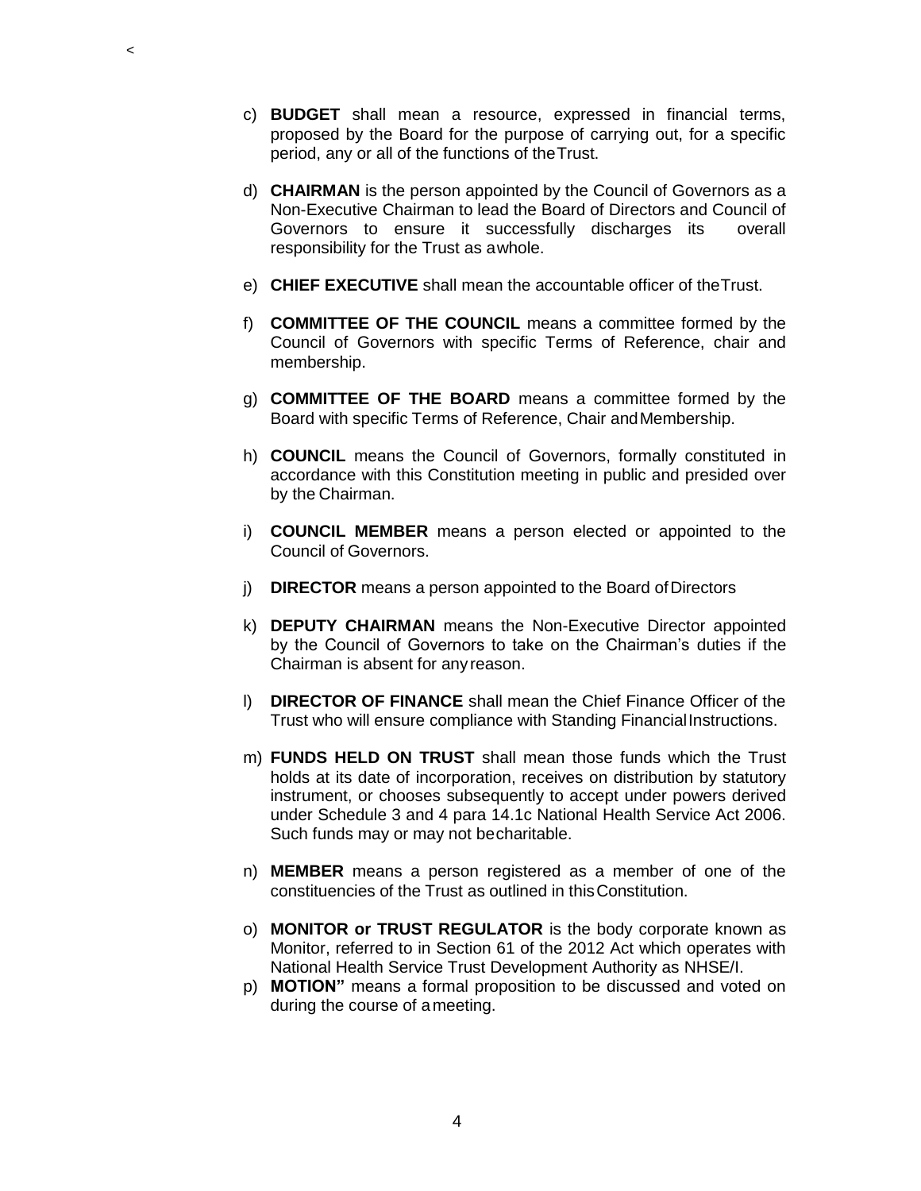<

c) **BUDGET** shall mean a resource, expressed in financial terms, proposed by the Board for the purpose of carrying out, for a specific period, any or all of the functions of the Trust.

d) **CHAIRMAN** is the person appointed by the Council of Governors as a Non-Executive Chairman to lead the Board of Directors and Council of Governors to ensure it successfully discharges its overall responsibility for the Trust as a whole.

e) **CHIEF EXECUTIVE** shall mean the accountable officer of the Trust.

f) **COMMITTEE OF THE COUNCIL** means a committee formed by the Council of Governors with specific Terms of Reference, chair and membership.

g) **COMMITTEE OF THE BOARD** means a committee formed by the Board with specific Terms of Reference, Chair and Membership.

h) **COUNCIL** means the Council of Governors, formally constituted in accordance with this Constitution meeting in public and presided over by the Chairman.

i) **COUNCIL MEMBER** means a person elected or appointed to the Council of Governors.

j) **DIRECTOR** means a person appointed to the Board of Directors

k) **DEPUTY CHAIRMAN** means the Non-Executive Director appointed by the Council of Governors to take on the Chairman's duties if the Chairman is absent for any reason.

l) **DIRECTOR OF FINANCE** shall mean the Chief Finance Officer of the Trust who will ensure compliance with Standing Financial Instructions.

m) **FUNDS HELD ON TRUST** shall mean those funds which the Trust holds at its date of incorporation, receives on distribution by statutory instrument, or chooses subsequently to accept under powers derived under Schedule 3 and 4 para 14.1c National Health Service Act 2006. Such funds may or may not be charitable.

n) **MEMBER** means a person registered as a member of one of the constituencies of the Trust as outlined in this Constitution.

o) **MONITOR or TRUST REGULATOR** is the body corporate known as Monitor, referred to in Section 61 of the 2012 Act which operates with National Health Service Trust Development Authority as NHSE/I.

p) **MOTION"** means a formal proposition to be discussed and voted on during the course of a meeting.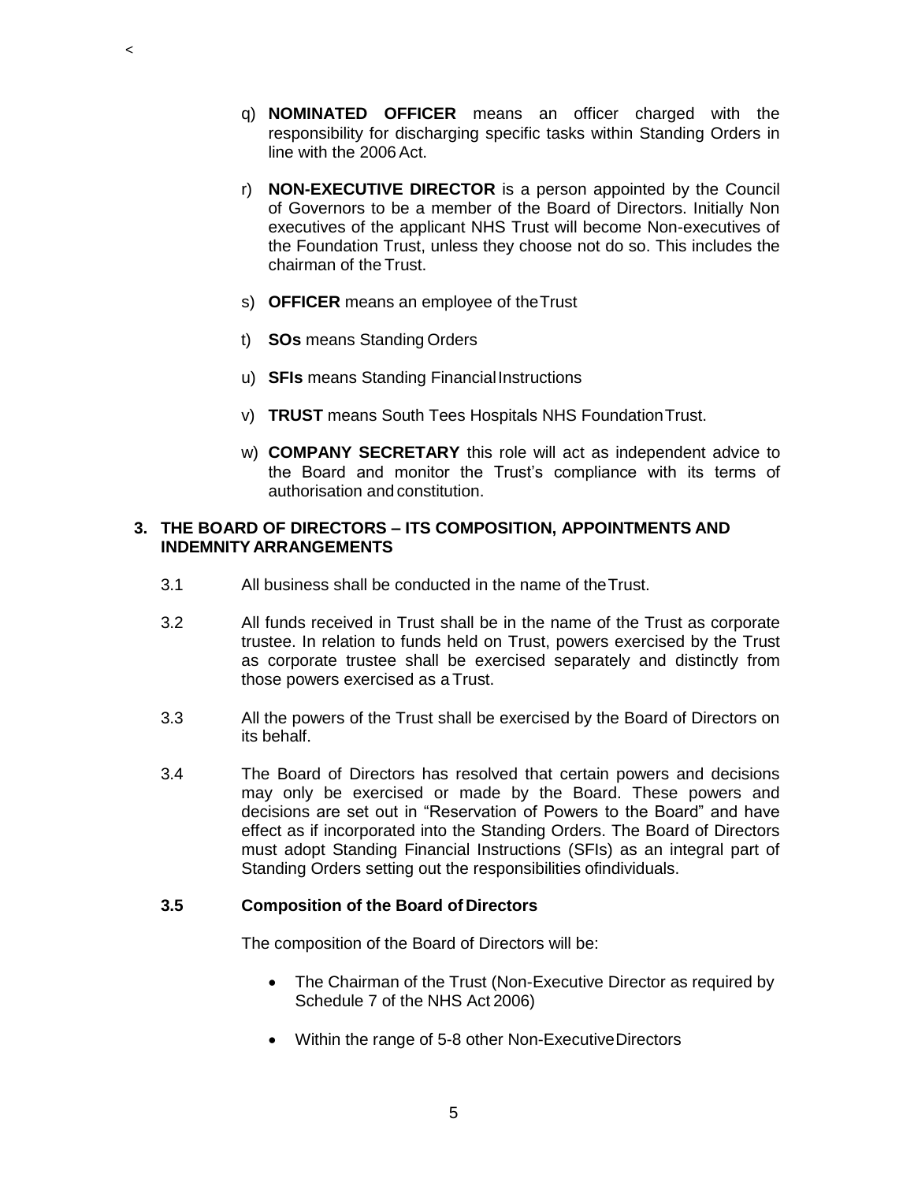q) **NOMINATED OFFICER** means an officer charged with the responsibility for discharging specific tasks within Standing Orders in line with the 2006 Act.

r) **NON-EXECUTIVE DIRECTOR** is a person appointed by the Council of Governors to be a member of the Board of Directors. Initially Non executives of the applicant NHS Trust will become Non-executives of the Foundation Trust, unless they choose not do so. This includes the chairman of the Trust.

s) **OFFICER** means an employee of the Trust

t) **SOs** means Standing Orders

u) **SFIs** means Standing Financial Instructions

v) **TRUST** means South Tees Hospitals NHS Foundation Trust.

w) **COMPANY SECRETARY** this role will act as independent advice to the Board and monitor the Trust's compliance with its terms of authorisation and constitution.

## 3. THE BOARD OF DIRECTORS – ITS COMPOSITION, APPOINTMENTS AND INDEMNITY ARRANGEMENTS

3.1 All business shall be conducted in the name of the Trust.

3.2 All funds received in Trust shall be in the name of the Trust as corporate trustee. In relation to funds held on Trust, powers exercised by the Trust as corporate trustee shall be exercised separately and distinctly from those powers exercised as a Trust.

3.3 All the powers of the Trust shall be exercised by the Board of Directors on its behalf.

3.4 The Board of Directors has resolved that certain powers and decisions may only be exercised or made by the Board. These powers and decisions are set out in "Reservation of Powers to the Board" and have effect as if incorporated into the Standing Orders. The Board of Directors must adopt Standing Financial Instructions (SFIs) as an integral part of Standing Orders setting out the responsibilities of individuals.

### 3.5 Composition of the Board of Directors

The composition of the Board of Directors will be:

- The Chairman of the Trust (Non-Executive Director as required by Schedule 7 of the NHS Act 2006)
- Within the range of 5-8 other Non-Executive Directors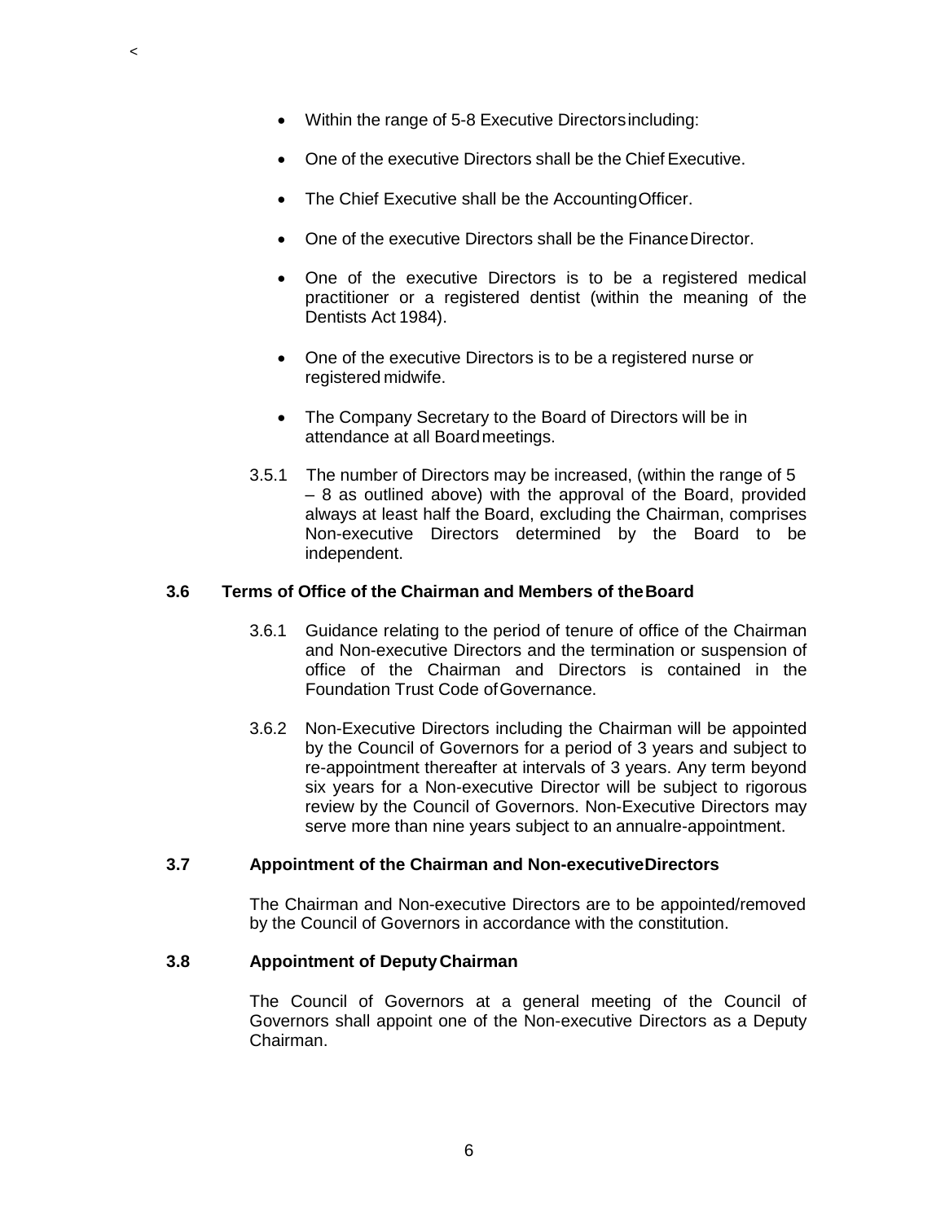<

- Within the range of 5-8 Executive Directors including:
- One of the executive Directors shall be the Chief Executive.
- The Chief Executive shall be the Accounting Officer.
- One of the executive Directors shall be the Finance Director.
- One of the executive Directors is to be a registered medical practitioner or a registered dentist (within the meaning of the Dentists Act 1984).
- One of the executive Directors is to be a registered nurse or registered midwife.
- The Company Secretary to the Board of Directors will be in attendance at all Board meetings.

3.5.1 The number of Directors may be increased, (within the range of 5 – 8 as outlined above) with the approval of the Board, provided always at least half the Board, excluding the Chairman, comprises Non-executive Directors determined by the Board to be independent.

### 3.6 Terms of Office of the Chairman and Members of the Board

3.6.1 Guidance relating to the period of tenure of office of the Chairman and Non-executive Directors and the termination or suspension of office of the Chairman and Directors is contained in the Foundation Trust Code of Governance.

3.6.2 Non-Executive Directors including the Chairman will be appointed by the Council of Governors for a period of 3 years and subject to re-appointment thereafter at intervals of 3 years. Any term beyond six years for a Non-executive Director will be subject to rigorous review by the Council of Governors. Non-Executive Directors may serve more than nine years subject to an annual re-appointment.

### 3.7 Appointment of the Chairman and Non-executive Directors

The Chairman and Non-executive Directors are to be appointed/removed by the Council of Governors in accordance with the constitution.

### 3.8 Appointment of Deputy Chairman

The Council of Governors at a general meeting of the Council of Governors shall appoint one of the Non-executive Directors as a Deputy Chairman.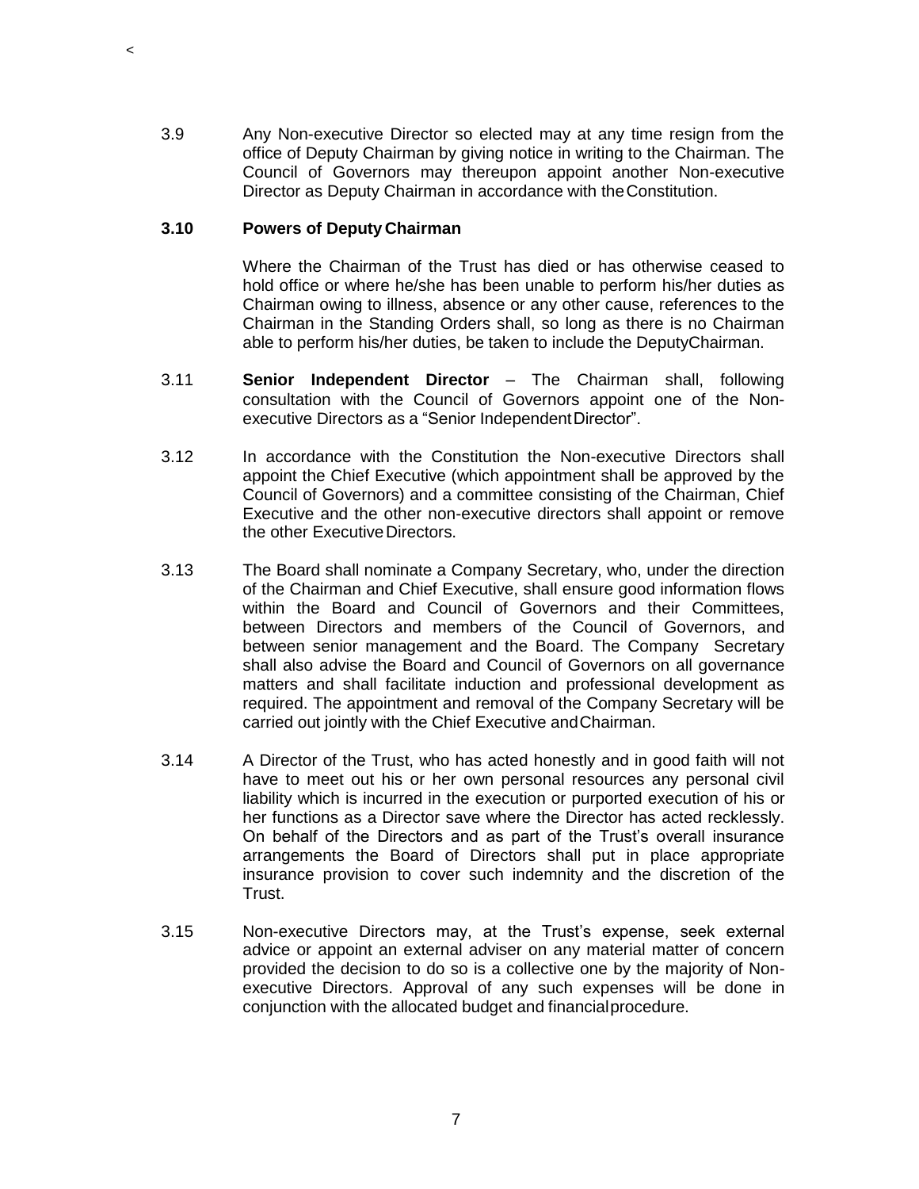3.9 Any Non-executive Director so elected may at any time resign from the office of Deputy Chairman by giving notice in writing to the Chairman. The Council of Governors may thereupon appoint another Non-executive Director as Deputy Chairman in accordance with the Constitution.

**3.10 Powers of Deputy Chairman**

Where the Chairman of the Trust has died or has otherwise ceased to hold office or where he/she has been unable to perform his/her duties as Chairman owing to illness, absence or any other cause, references to the Chairman in the Standing Orders shall, so long as there is no Chairman able to perform his/her duties, be taken to include the Deputy Chairman.

3.11 **Senior Independent Director** – The Chairman shall, following consultation with the Council of Governors appoint one of the Non-executive Directors as a "Senior Independent Director".

3.12 In accordance with the Constitution the Non-executive Directors shall appoint the Chief Executive (which appointment shall be approved by the Council of Governors) and a committee consisting of the Chairman, Chief Executive and the other non-executive directors shall appoint or remove the other Executive Directors.

3.13 The Board shall nominate a Company Secretary, who, under the direction of the Chairman and Chief Executive, shall ensure good information flows within the Board and Council of Governors and their Committees, between Directors and members of the Council of Governors, and between senior management and the Board. The Company Secretary shall also advise the Board and Council of Governors on all governance matters and shall facilitate induction and professional development as required. The appointment and removal of the Company Secretary will be carried out jointly with the Chief Executive and Chairman.

3.14 A Director of the Trust, who has acted honestly and in good faith will not have to meet out his or her own personal resources any personal civil liability which is incurred in the execution or purported execution of his or her functions as a Director save where the Director has acted recklessly. On behalf of the Directors and as part of the Trust's overall insurance arrangements the Board of Directors shall put in place appropriate insurance provision to cover such indemnity and the discretion of the Trust.

3.15 Non-executive Directors may, at the Trust's expense, seek external advice or appoint an external adviser on any material matter of concern provided the decision to do so is a collective one by the majority of Non-executive Directors. Approval of any such expenses will be done in conjunction with the allocated budget and financial procedure.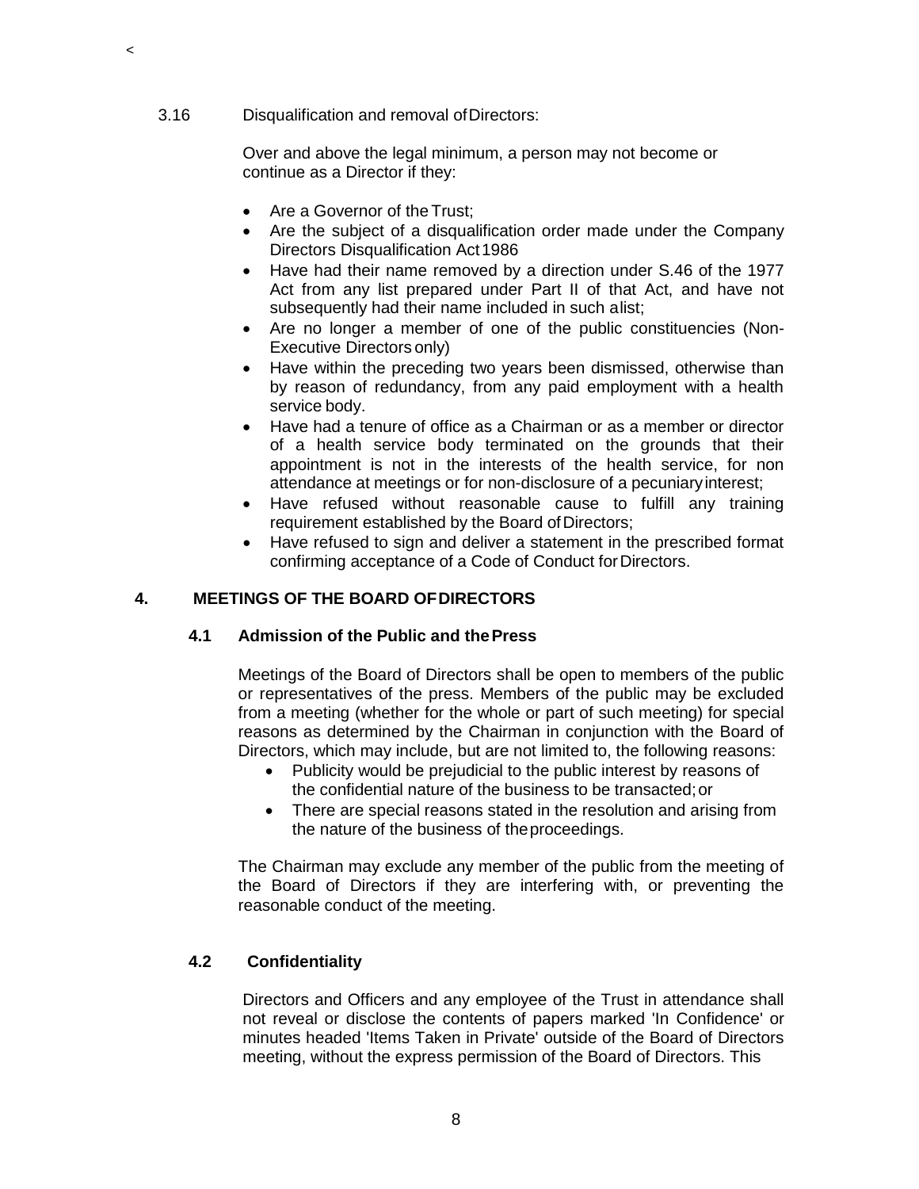3.16 Disqualification and removal of Directors:

Over and above the legal minimum, a person may not become or continue as a Director if they:

- Are a Governor of the Trust;
- Are the subject of a disqualification order made under the Company Directors Disqualification Act 1986
- Have had their name removed by a direction under S.46 of the 1977 Act from any list prepared under Part II of that Act, and have not subsequently had their name included in such a list;
- Are no longer a member of one of the public constituencies (Non-Executive Directors only)
- Have within the preceding two years been dismissed, otherwise than by reason of redundancy, from any paid employment with a health service body.
- Have had a tenure of office as a Chairman or as a member or director of a health service body terminated on the grounds that their appointment is not in the interests of the health service, for non attendance at meetings or for non-disclosure of a pecuniary interest;
- Have refused without reasonable cause to fulfill any training requirement established by the Board of Directors;
- Have refused to sign and deliver a statement in the prescribed format confirming acceptance of a Code of Conduct for Directors.

## 4. MEETINGS OF THE BOARD OF DIRECTORS

### 4.1 Admission of the Public and the Press

Meetings of the Board of Directors shall be open to members of the public or representatives of the press. Members of the public may be excluded from a meeting (whether for the whole or part of such meeting) for special reasons as determined by the Chairman in conjunction with the Board of Directors, which may include, but are not limited to, the following reasons:

- Publicity would be prejudicial to the public interest by reasons of the confidential nature of the business to be transacted; or
- There are special reasons stated in the resolution and arising from the nature of the business of the proceedings.

The Chairman may exclude any member of the public from the meeting of the Board of Directors if they are interfering with, or preventing the reasonable conduct of the meeting.

### 4.2 Confidentiality

Directors and Officers and any employee of the Trust in attendance shall not reveal or disclose the contents of papers marked 'In Confidence' or minutes headed 'Items Taken in Private' outside of the Board of Directors meeting, without the express permission of the Board of Directors. This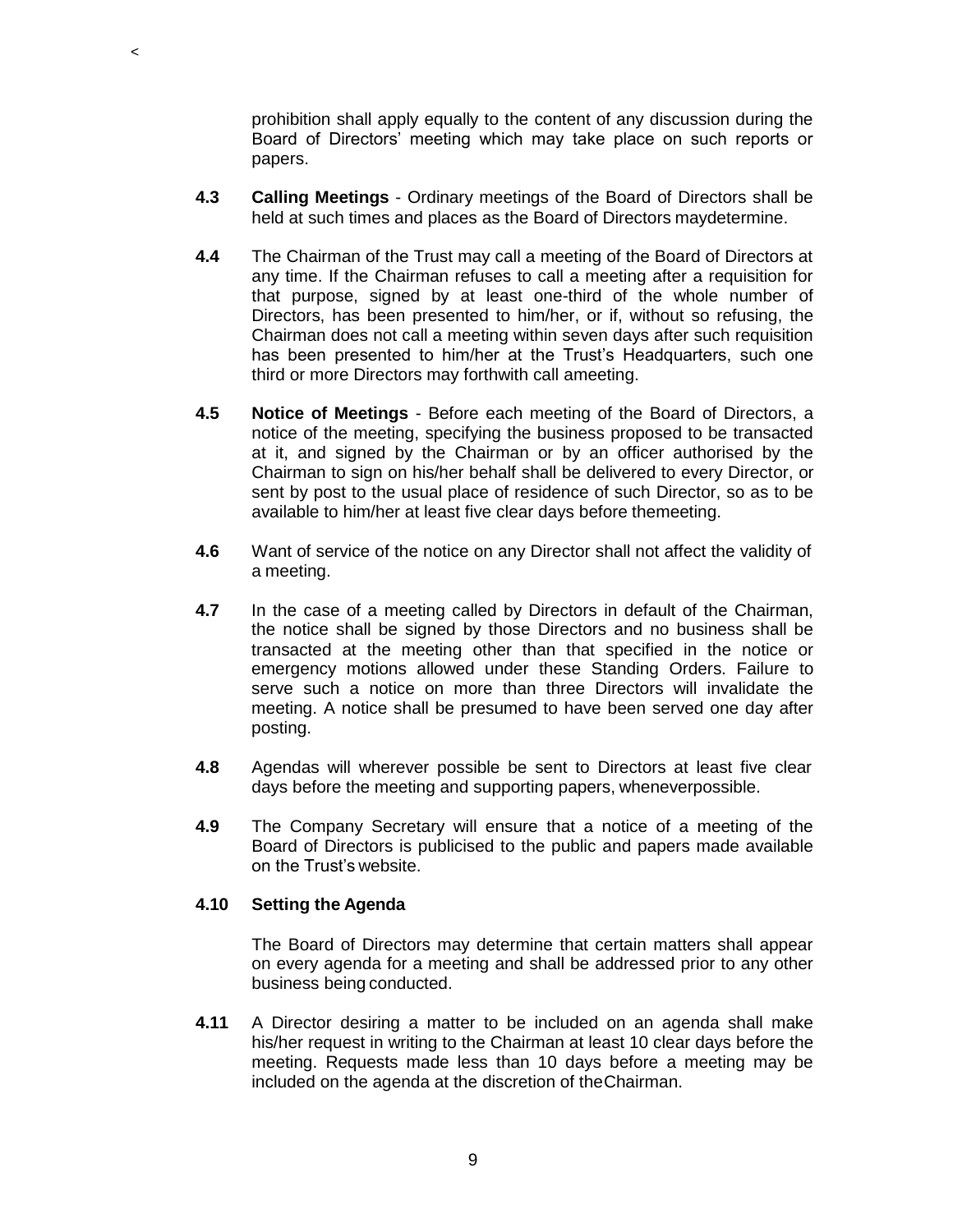prohibition shall apply equally to the content of any discussion during the Board of Directors' meeting which may take place on such reports or papers.

**4.3** **Calling Meetings** - Ordinary meetings of the Board of Directors shall be held at such times and places as the Board of Directors maydetermine.

**4.4** The Chairman of the Trust may call a meeting of the Board of Directors at any time. If the Chairman refuses to call a meeting after a requisition for that purpose, signed by at least one-third of the whole number of Directors, has been presented to him/her, or if, without so refusing, the Chairman does not call a meeting within seven days after such requisition has been presented to him/her at the Trust's Headquarters, such one third or more Directors may forthwith call ameeting.

**4.5** **Notice of Meetings** - Before each meeting of the Board of Directors, a notice of the meeting, specifying the business proposed to be transacted at it, and signed by the Chairman or by an officer authorised by the Chairman to sign on his/her behalf shall be delivered to every Director, or sent by post to the usual place of residence of such Director, so as to be available to him/her at least five clear days before themeeting.

**4.6** Want of service of the notice on any Director shall not affect the validity of a meeting.

**4.7** In the case of a meeting called by Directors in default of the Chairman, the notice shall be signed by those Directors and no business shall be transacted at the meeting other than that specified in the notice or emergency motions allowed under these Standing Orders. Failure to serve such a notice on more than three Directors will invalidate the meeting. A notice shall be presumed to have been served one day after posting.

**4.8** Agendas will wherever possible be sent to Directors at least five clear days before the meeting and supporting papers, wheneverpossible.

**4.9** The Company Secretary will ensure that a notice of a meeting of the Board of Directors is publicised to the public and papers made available on the Trust's website.

**4.10 Setting the Agenda**

The Board of Directors may determine that certain matters shall appear on every agenda for a meeting and shall be addressed prior to any other business being conducted.

**4.11** A Director desiring a matter to be included on an agenda shall make his/her request in writing to the Chairman at least 10 clear days before the meeting. Requests made less than 10 days before a meeting may be included on the agenda at the discretion of theChairman.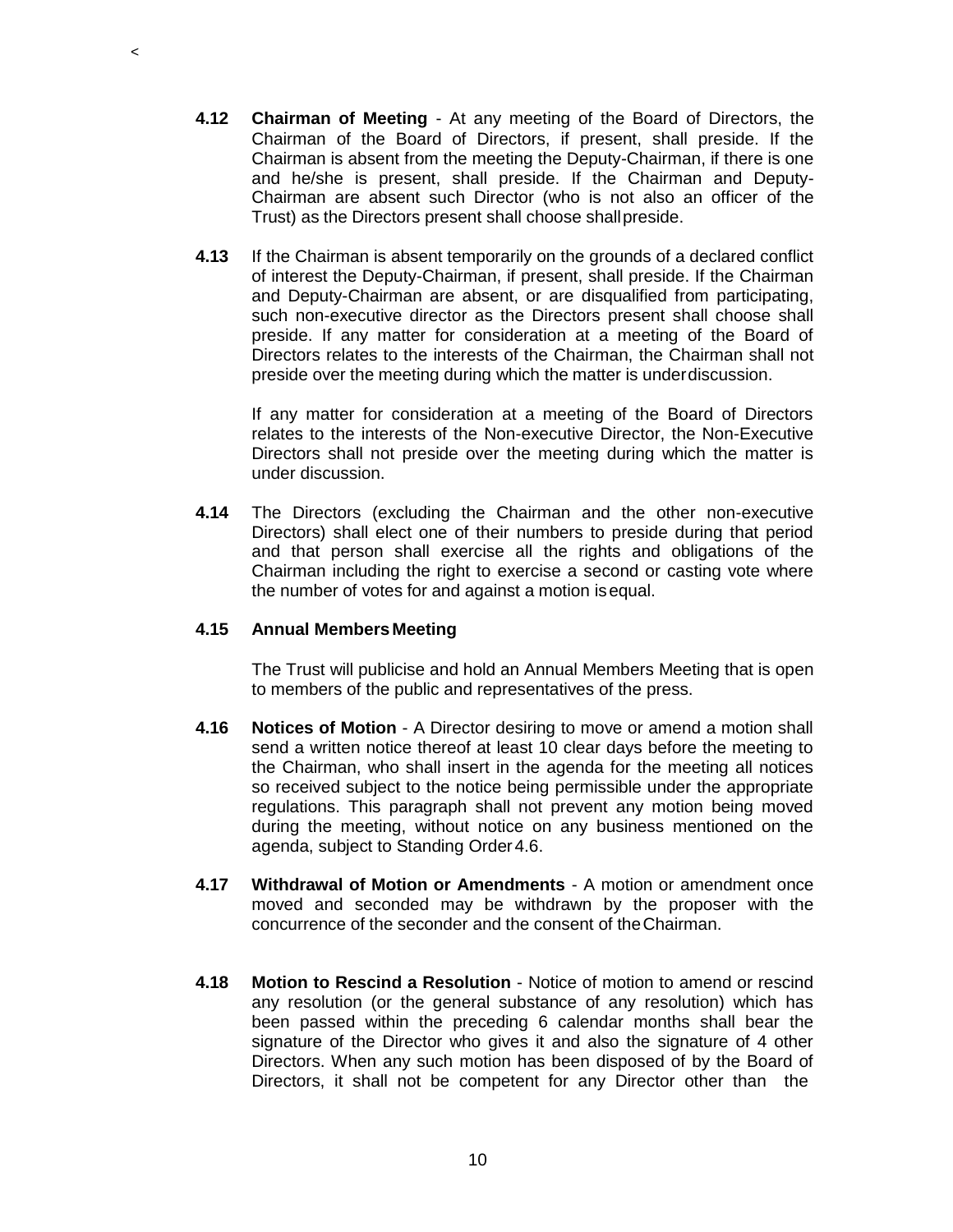**4.12 Chairman of Meeting** - At any meeting of the Board of Directors, the Chairman of the Board of Directors, if present, shall preside. If the Chairman is absent from the meeting the Deputy-Chairman, if there is one and he/she is present, shall preside. If the Chairman and Deputy-Chairman are absent such Director (who is not also an officer of the Trust) as the Directors present shall choose shall preside.

**4.13** If the Chairman is absent temporarily on the grounds of a declared conflict of interest the Deputy-Chairman, if present, shall preside. If the Chairman and Deputy-Chairman are absent, or are disqualified from participating, such non-executive director as the Directors present shall choose shall preside. If any matter for consideration at a meeting of the Board of Directors relates to the interests of the Chairman, the Chairman shall not preside over the meeting during which the matter is under discussion.

If any matter for consideration at a meeting of the Board of Directors relates to the interests of the Non-executive Director, the Non-Executive Directors shall not preside over the meeting during which the matter is under discussion.

**4.14** The Directors (excluding the Chairman and the other non-executive Directors) shall elect one of their numbers to preside during that period and that person shall exercise all the rights and obligations of the Chairman including the right to exercise a second or casting vote where the number of votes for and against a motion is equal.

**4.15 Annual Members Meeting**

The Trust will publicise and hold an Annual Members Meeting that is open to members of the public and representatives of the press.

**4.16 Notices of Motion** - A Director desiring to move or amend a motion shall send a written notice thereof at least 10 clear days before the meeting to the Chairman, who shall insert in the agenda for the meeting all notices so received subject to the notice being permissible under the appropriate regulations. This paragraph shall not prevent any motion being moved during the meeting, without notice on any business mentioned on the agenda, subject to Standing Order 4.6.

**4.17 Withdrawal of Motion or Amendments** - A motion or amendment once moved and seconded may be withdrawn by the proposer with the concurrence of the seconder and the consent of the Chairman.

**4.18 Motion to Rescind a Resolution** - Notice of motion to amend or rescind any resolution (or the general substance of any resolution) which has been passed within the preceding 6 calendar months shall bear the signature of the Director who gives it and also the signature of 4 other Directors. When any such motion has been disposed of by the Board of Directors, it shall not be competent for any Director other than the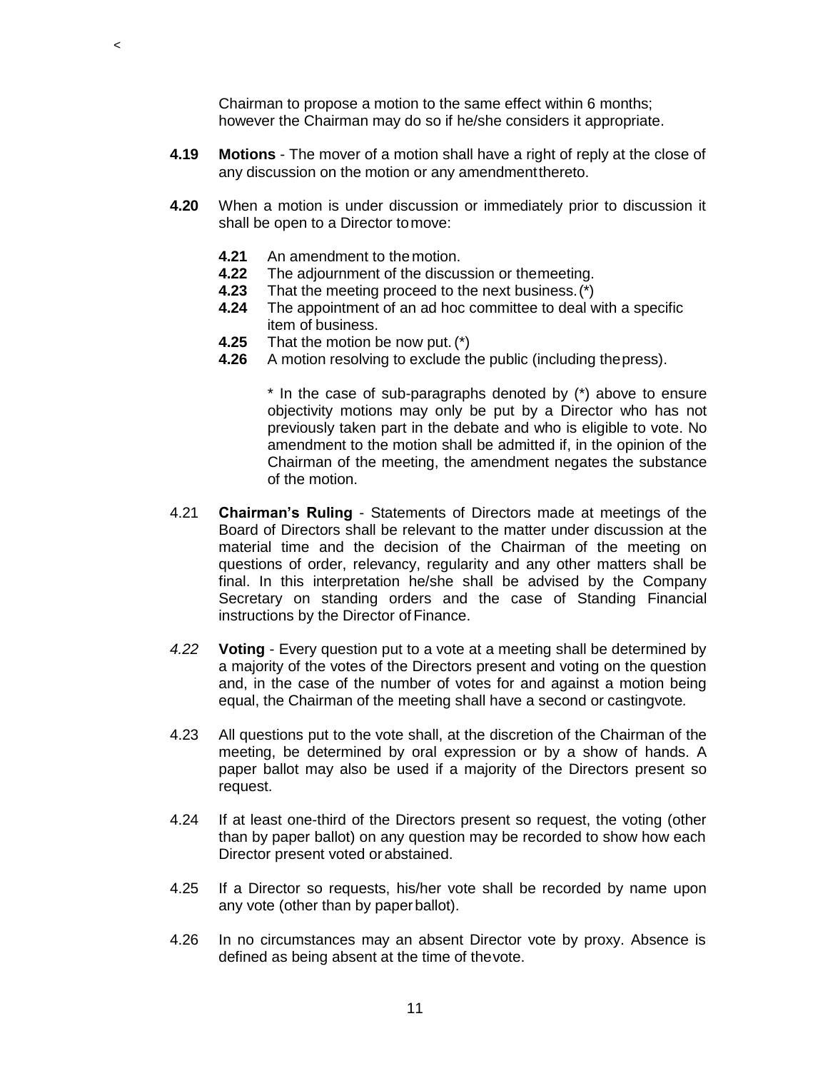Chairman to propose a motion to the same effect within 6 months; however the Chairman may do so if he/she considers it appropriate.

**4.19** **Motions** - The mover of a motion shall have a right of reply at the close of any discussion on the motion or any amendment thereto.

**4.20** When a motion is under discussion or immediately prior to discussion it shall be open to a Director to move:

- **4.21** An amendment to the motion.
- **4.22** The adjournment of the discussion or the meeting.
- **4.23** That the meeting proceed to the next business. (*)
- **4.24** The appointment of an ad hoc committee to deal with a specific item of business.
- **4.25** That the motion be now put. (*)
- **4.26** A motion resolving to exclude the public (including the press).

  * In the case of sub-paragraphs denoted by (*) above to ensure objectivity motions may only be put by a Director who has not previously taken part in the debate and who is eligible to vote. No amendment to the motion shall be admitted if, in the opinion of the Chairman of the meeting, the amendment negates the substance of the motion.

4.21 **Chairman's Ruling** - Statements of Directors made at meetings of the Board of Directors shall be relevant to the matter under discussion at the material time and the decision of the Chairman of the meeting on questions of order, relevancy, regularity and any other matters shall be final. In this interpretation he/she shall be advised by the Company Secretary on standing orders and the case of Standing Financial instructions by the Director of Finance.

*4.22* **Voting** - Every question put to a vote at a meeting shall be determined by a majority of the votes of the Directors present and voting on the question and, in the case of the number of votes for and against a motion being equal, the Chairman of the meeting shall have a second or casting vote.

4.23 All questions put to the vote shall, at the discretion of the Chairman of the meeting, be determined by oral expression or by a show of hands. A paper ballot may also be used if a majority of the Directors present so request.

4.24 If at least one-third of the Directors present so request, the voting (other than by paper ballot) on any question may be recorded to show how each Director present voted or abstained.

4.25 If a Director so requests, his/her vote shall be recorded by name upon any vote (other than by paper ballot).

4.26 In no circumstances may an absent Director vote by proxy. Absence is defined as being absent at the time of the vote.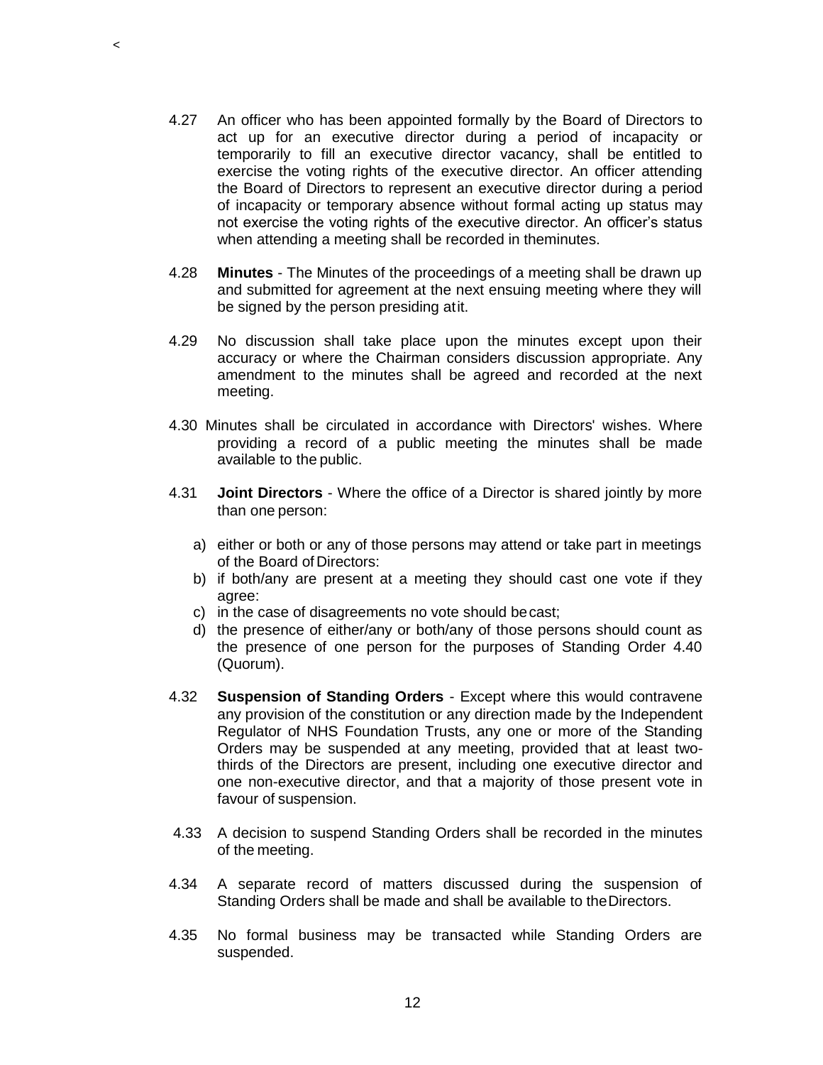4.27 An officer who has been appointed formally by the Board of Directors to act up for an executive director during a period of incapacity or temporarily to fill an executive director vacancy, shall be entitled to exercise the voting rights of the executive director. An officer attending the Board of Directors to represent an executive director during a period of incapacity or temporary absence without formal acting up status may not exercise the voting rights of the executive director. An officer's status when attending a meeting shall be recorded in theminutes.

4.28 **Minutes** - The Minutes of the proceedings of a meeting shall be drawn up and submitted for agreement at the next ensuing meeting where they will be signed by the person presiding atit.

4.29 No discussion shall take place upon the minutes except upon their accuracy or where the Chairman considers discussion appropriate. Any amendment to the minutes shall be agreed and recorded at the next meeting.

4.30 Minutes shall be circulated in accordance with Directors' wishes. Where providing a record of a public meeting the minutes shall be made available to the public.

4.31 **Joint Directors** - Where the office of a Director is shared jointly by more than one person:

a) either or both or any of those persons may attend or take part in meetings of the Board of Directors:
b) if both/any are present at a meeting they should cast one vote if they agree:
c) in the case of disagreements no vote should becast;
d) the presence of either/any or both/any of those persons should count as the presence of one person for the purposes of Standing Order 4.40 (Quorum).

4.32 **Suspension of Standing Orders** - Except where this would contravene any provision of the constitution or any direction made by the Independent Regulator of NHS Foundation Trusts, any one or more of the Standing Orders may be suspended at any meeting, provided that at least two-thirds of the Directors are present, including one executive director and one non-executive director, and that a majority of those present vote in favour of suspension.

4.33 A decision to suspend Standing Orders shall be recorded in the minutes of the meeting.

4.34 A separate record of matters discussed during the suspension of Standing Orders shall be made and shall be available to theDirectors.

4.35 No formal business may be transacted while Standing Orders are suspended.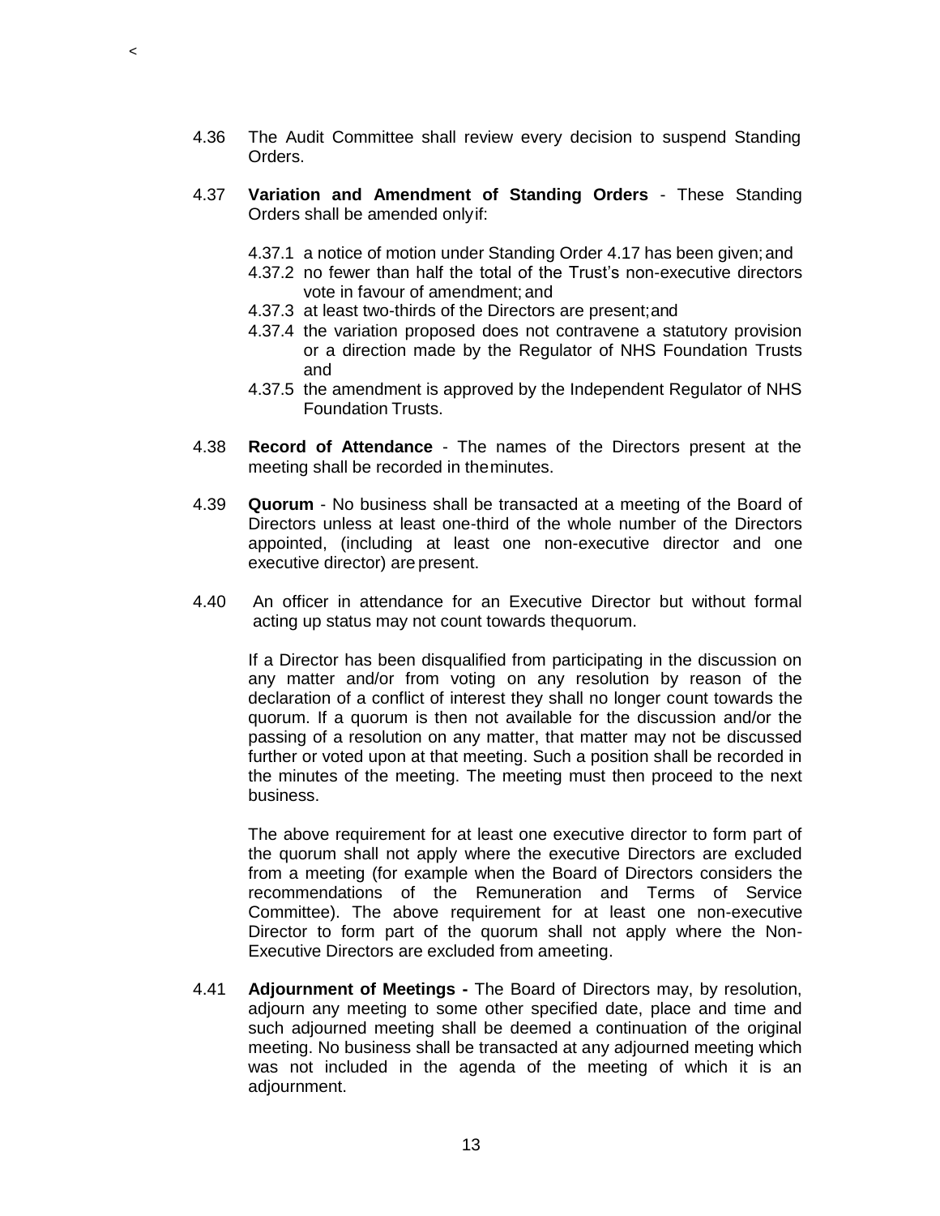4.36 The Audit Committee shall review every decision to suspend Standing Orders.

4.37 **Variation and Amendment of Standing Orders** - These Standing Orders shall be amended only if:

4.37.1 a notice of motion under Standing Order 4.17 has been given; and

4.37.2 no fewer than half the total of the Trust's non-executive directors vote in favour of amendment; and

4.37.3 at least two-thirds of the Directors are present; and

4.37.4 the variation proposed does not contravene a statutory provision or a direction made by the Regulator of NHS Foundation Trusts and

4.37.5 the amendment is approved by the Independent Regulator of NHS Foundation Trusts.

4.38 **Record of Attendance** - The names of the Directors present at the meeting shall be recorded in the minutes.

4.39 **Quorum** - No business shall be transacted at a meeting of the Board of Directors unless at least one-third of the whole number of the Directors appointed, (including at least one non-executive director and one executive director) are present.

4.40 An officer in attendance for an Executive Director but without formal acting up status may not count towards the quorum.

If a Director has been disqualified from participating in the discussion on any matter and/or from voting on any resolution by reason of the declaration of a conflict of interest they shall no longer count towards the quorum. If a quorum is then not available for the discussion and/or the passing of a resolution on any matter, that matter may not be discussed further or voted upon at that meeting. Such a position shall be recorded in the minutes of the meeting. The meeting must then proceed to the next business.

The above requirement for at least one executive director to form part of the quorum shall not apply where the executive Directors are excluded from a meeting (for example when the Board of Directors considers the recommendations of the Remuneration and Terms of Service Committee). The above requirement for at least one non-executive Director to form part of the quorum shall not apply where the Non-Executive Directors are excluded from a meeting.

4.41 **Adjournment of Meetings -** The Board of Directors may, by resolution, adjourn any meeting to some other specified date, place and time and such adjourned meeting shall be deemed a continuation of the original meeting. No business shall be transacted at any adjourned meeting which was not included in the agenda of the meeting of which it is an adjournment.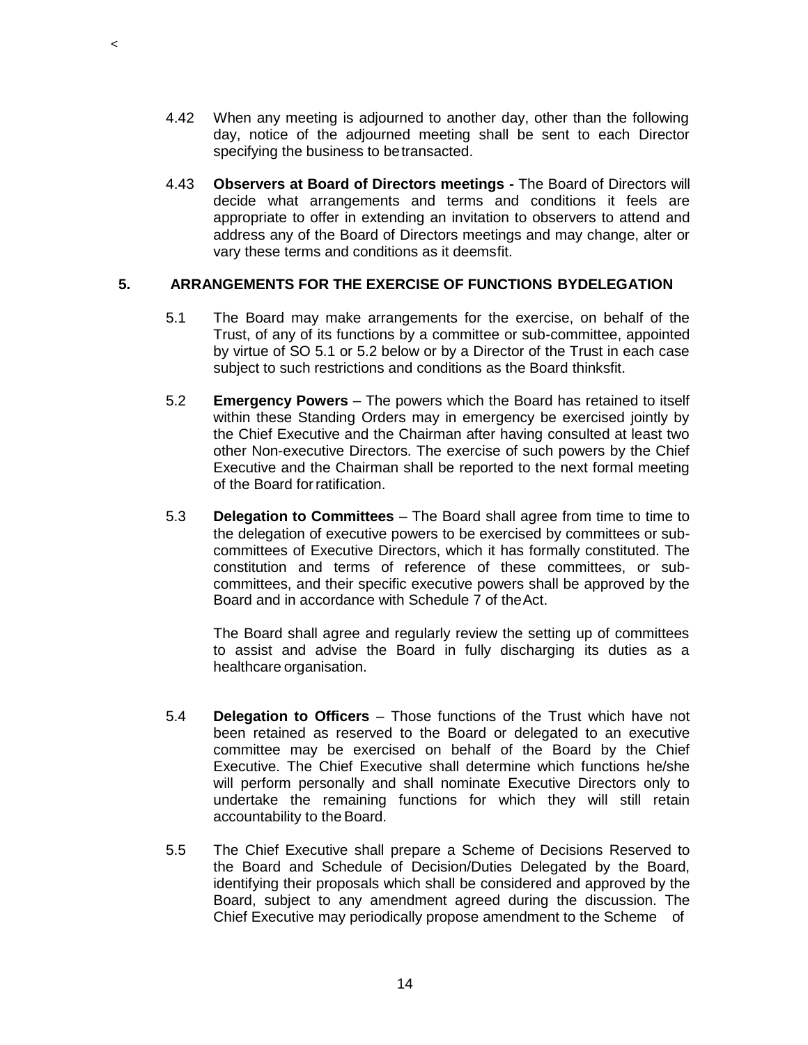4.42 When any meeting is adjourned to another day, other than the following day, notice of the adjourned meeting shall be sent to each Director specifying the business to be transacted.

4.43 **Observers at Board of Directors meetings -** The Board of Directors will decide what arrangements and terms and conditions it feels are appropriate to offer in extending an invitation to observers to attend and address any of the Board of Directors meetings and may change, alter or vary these terms and conditions as it deems fit.

## 5. ARRANGEMENTS FOR THE EXERCISE OF FUNCTIONS BY DELEGATION

5.1 The Board may make arrangements for the exercise, on behalf of the Trust, of any of its functions by a committee or sub-committee, appointed by virtue of SO 5.1 or 5.2 below or by a Director of the Trust in each case subject to such restrictions and conditions as the Board thinks fit.

5.2 **Emergency Powers** – The powers which the Board has retained to itself within these Standing Orders may in emergency be exercised jointly by the Chief Executive and the Chairman after having consulted at least two other Non-executive Directors. The exercise of such powers by the Chief Executive and the Chairman shall be reported to the next formal meeting of the Board for ratification.

5.3 **Delegation to Committees** – The Board shall agree from time to time to the delegation of executive powers to be exercised by committees or sub-committees of Executive Directors, which it has formally constituted. The constitution and terms of reference of these committees, or sub-committees, and their specific executive powers shall be approved by the Board and in accordance with Schedule 7 of the Act.

The Board shall agree and regularly review the setting up of committees to assist and advise the Board in fully discharging its duties as a healthcare organisation.

5.4 **Delegation to Officers** – Those functions of the Trust which have not been retained as reserved to the Board or delegated to an executive committee may be exercised on behalf of the Board by the Chief Executive. The Chief Executive shall determine which functions he/she will perform personally and shall nominate Executive Directors only to undertake the remaining functions for which they will still retain accountability to the Board.

5.5 The Chief Executive shall prepare a Scheme of Decisions Reserved to the Board and Schedule of Decision/Duties Delegated by the Board, identifying their proposals which shall be considered and approved by the Board, subject to any amendment agreed during the discussion. The Chief Executive may periodically propose amendment to the Scheme of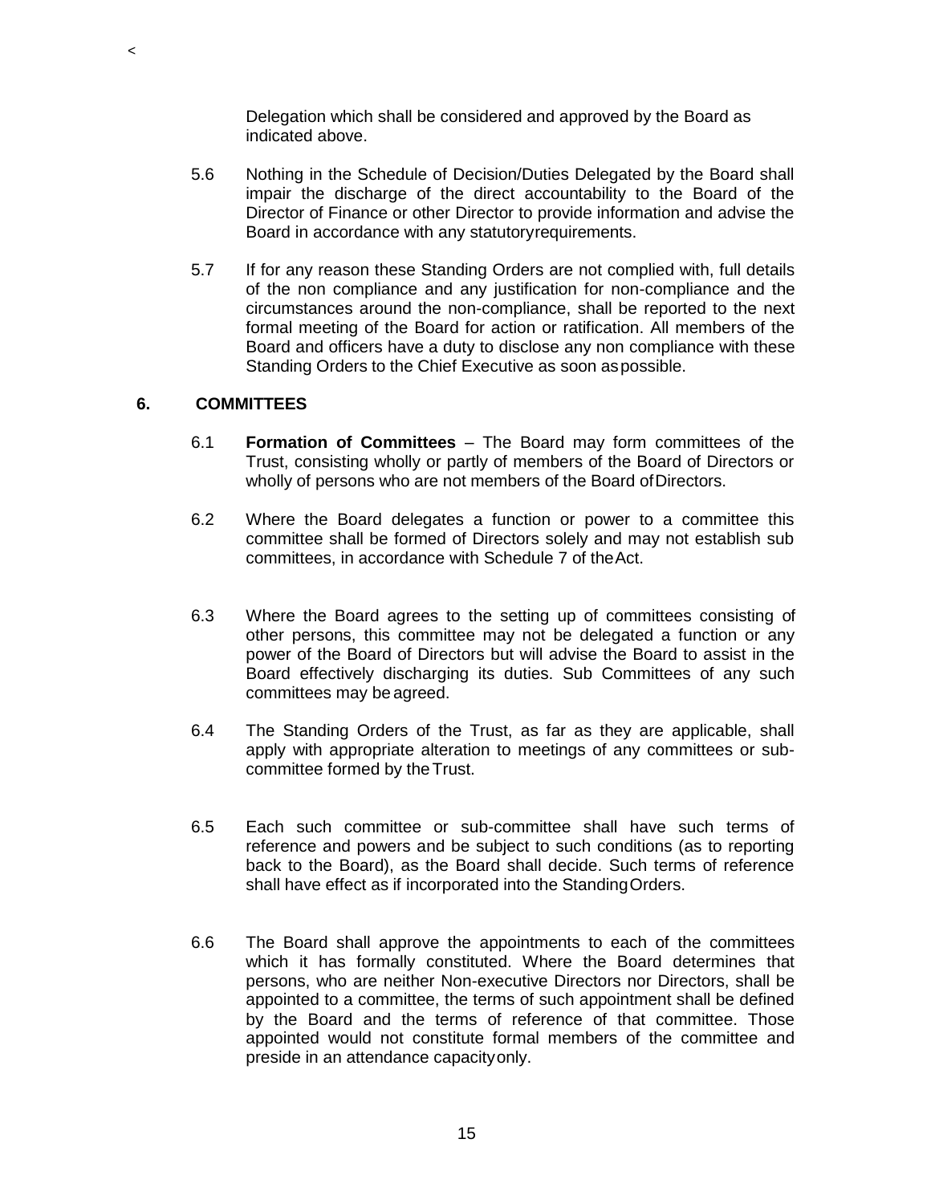Delegation which shall be considered and approved by the Board as indicated above.

5.6 Nothing in the Schedule of Decision/Duties Delegated by the Board shall impair the discharge of the direct accountability to the Board of the Director of Finance or other Director to provide information and advise the Board in accordance with any statutory requirements.

5.7 If for any reason these Standing Orders are not complied with, full details of the non compliance and any justification for non-compliance and the circumstances around the non-compliance, shall be reported to the next formal meeting of the Board for action or ratification. All members of the Board and officers have a duty to disclose any non compliance with these Standing Orders to the Chief Executive as soon as possible.

## 6. COMMITTEES

6.1 **Formation of Committees** – The Board may form committees of the Trust, consisting wholly or partly of members of the Board of Directors or wholly of persons who are not members of the Board of Directors.

6.2 Where the Board delegates a function or power to a committee this committee shall be formed of Directors solely and may not establish sub committees, in accordance with Schedule 7 of the Act.

6.3 Where the Board agrees to the setting up of committees consisting of other persons, this committee may not be delegated a function or any power of the Board of Directors but will advise the Board to assist in the Board effectively discharging its duties. Sub Committees of any such committees may be agreed.

6.4 The Standing Orders of the Trust, as far as they are applicable, shall apply with appropriate alteration to meetings of any committees or sub-committee formed by the Trust.

6.5 Each such committee or sub-committee shall have such terms of reference and powers and be subject to such conditions (as to reporting back to the Board), as the Board shall decide. Such terms of reference shall have effect as if incorporated into the Standing Orders.

6.6 The Board shall approve the appointments to each of the committees which it has formally constituted. Where the Board determines that persons, who are neither Non-executive Directors nor Directors, shall be appointed to a committee, the terms of such appointment shall be defined by the Board and the terms of reference of that committee. Those appointed would not constitute formal members of the committee and preside in an attendance capacity only.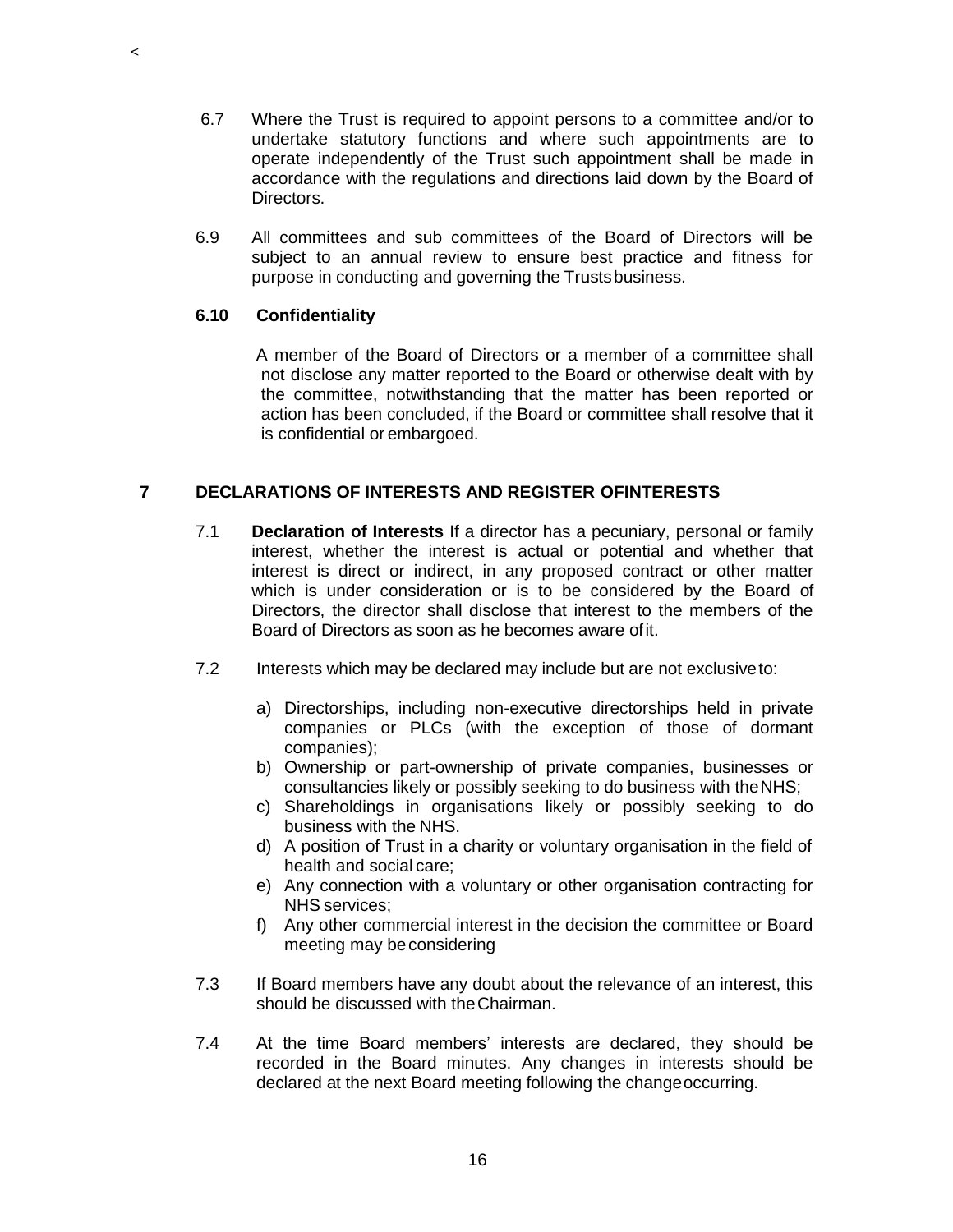6.7 Where the Trust is required to appoint persons to a committee and/or to undertake statutory functions and where such appointments are to operate independently of the Trust such appointment shall be made in accordance with the regulations and directions laid down by the Board of Directors.

6.9 All committees and sub committees of the Board of Directors will be subject to an annual review to ensure best practice and fitness for purpose in conducting and governing the Trusts business.

### 6.10 Confidentiality

A member of the Board of Directors or a member of a committee shall not disclose any matter reported to the Board or otherwise dealt with by the committee, notwithstanding that the matter has been reported or action has been concluded, if the Board or committee shall resolve that it is confidential or embargoed.

## 7 DECLARATIONS OF INTERESTS AND REGISTER OFINTERESTS

7.1 **Declaration of Interests** If a director has a pecuniary, personal or family interest, whether the interest is actual or potential and whether that interest is direct or indirect, in any proposed contract or other matter which is under consideration or is to be considered by the Board of Directors, the director shall disclose that interest to the members of the Board of Directors as soon as he becomes aware of it.

7.2 Interests which may be declared may include but are not exclusive to:

a) Directorships, including non-executive directorships held in private companies or PLCs (with the exception of those of dormant companies);
b) Ownership or part-ownership of private companies, businesses or consultancies likely or possibly seeking to do business with the NHS;
c) Shareholdings in organisations likely or possibly seeking to do business with the NHS.
d) A position of Trust in a charity or voluntary organisation in the field of health and social care;
e) Any connection with a voluntary or other organisation contracting for NHS services;
f) Any other commercial interest in the decision the committee or Board meeting may be considering

7.3 If Board members have any doubt about the relevance of an interest, this should be discussed with the Chairman.

7.4 At the time Board members' interests are declared, they should be recorded in the Board minutes. Any changes in interests should be declared at the next Board meeting following the change occurring.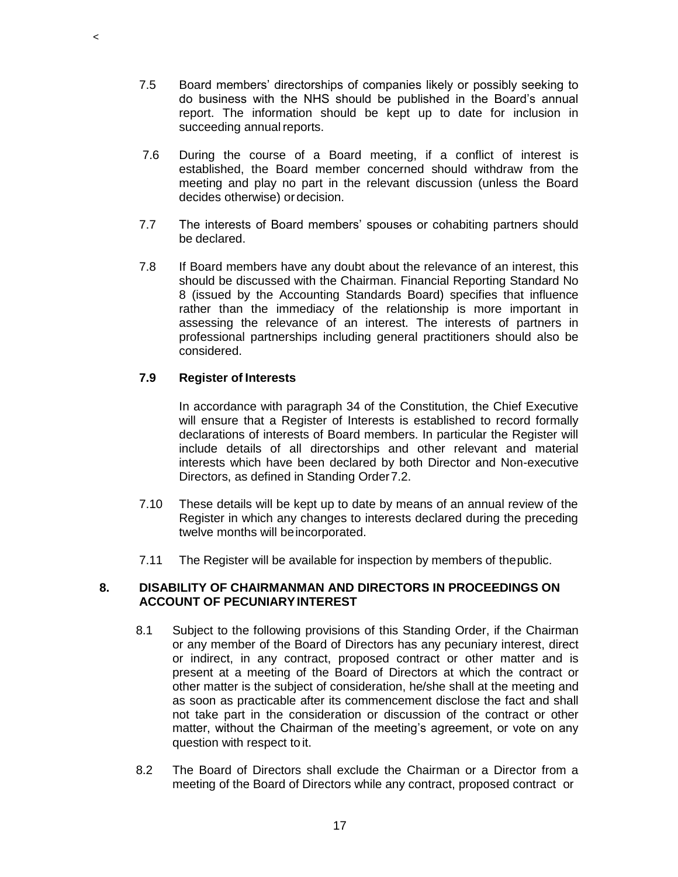7.5 Board members' directorships of companies likely or possibly seeking to do business with the NHS should be published in the Board's annual report. The information should be kept up to date for inclusion in succeeding annual reports.

7.6 During the course of a Board meeting, if a conflict of interest is established, the Board member concerned should withdraw from the meeting and play no part in the relevant discussion (unless the Board decides otherwise) or decision.

7.7 The interests of Board members' spouses or cohabiting partners should be declared.

7.8 If Board members have any doubt about the relevance of an interest, this should be discussed with the Chairman. Financial Reporting Standard No 8 (issued by the Accounting Standards Board) specifies that influence rather than the immediacy of the relationship is more important in assessing the relevance of an interest. The interests of partners in professional partnerships including general practitioners should also be considered.

**7.9 Register of Interests**

In accordance with paragraph 34 of the Constitution, the Chief Executive will ensure that a Register of Interests is established to record formally declarations of interests of Board members. In particular the Register will include details of all directorships and other relevant and material interests which have been declared by both Director and Non-executive Directors, as defined in Standing Order 7.2.

7.10 These details will be kept up to date by means of an annual review of the Register in which any changes to interests declared during the preceding twelve months will be incorporated.

7.11 The Register will be available for inspection by members of the public.

## 8. DISABILITY OF CHAIRMANMAN AND DIRECTORS IN PROCEEDINGS ON ACCOUNT OF PECUNIARY INTEREST

8.1 Subject to the following provisions of this Standing Order, if the Chairman or any member of the Board of Directors has any pecuniary interest, direct or indirect, in any contract, proposed contract or other matter and is present at a meeting of the Board of Directors at which the contract or other matter is the subject of consideration, he/she shall at the meeting and as soon as practicable after its commencement disclose the fact and shall not take part in the consideration or discussion of the contract or other matter, without the Chairman of the meeting's agreement, or vote on any question with respect to it.

8.2 The Board of Directors shall exclude the Chairman or a Director from a meeting of the Board of Directors while any contract, proposed contract or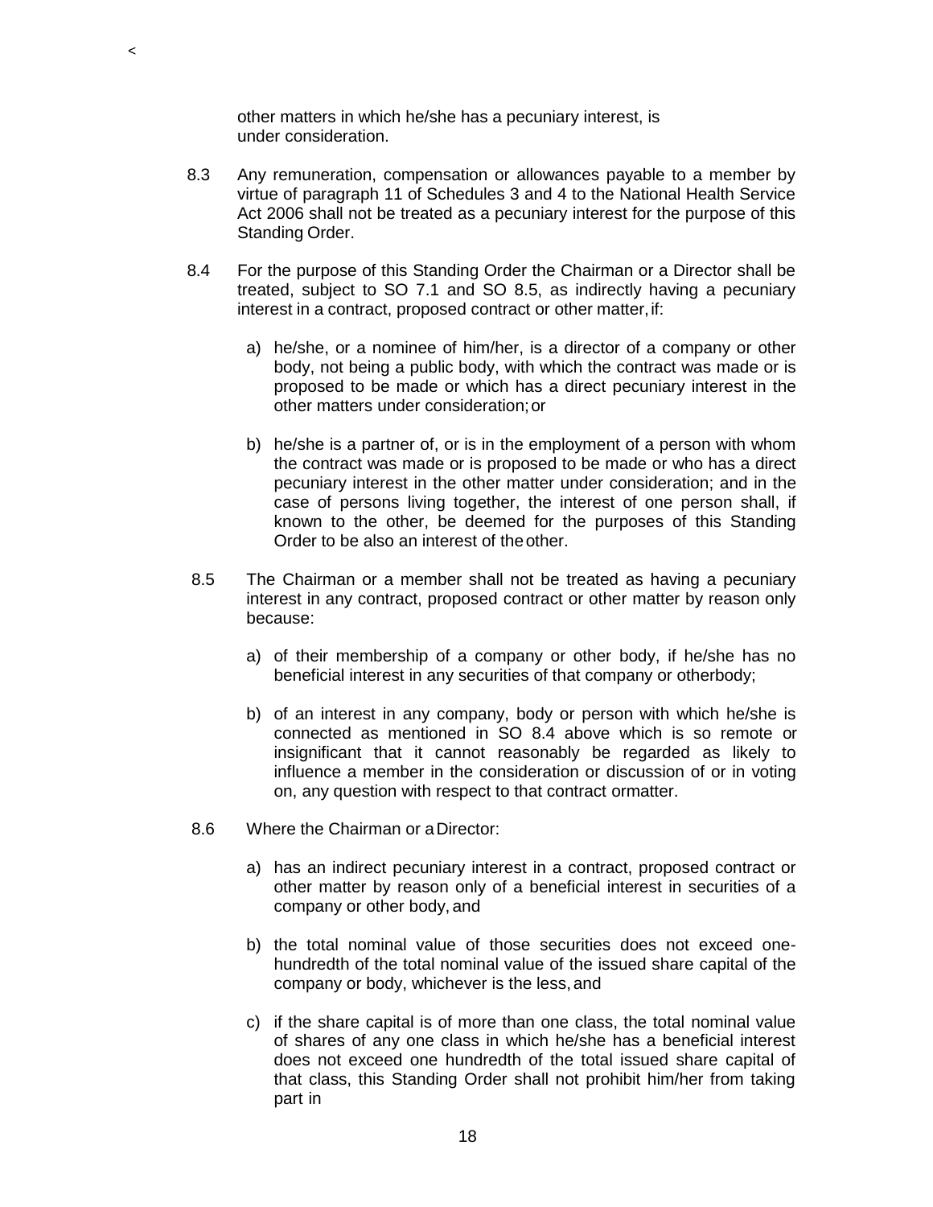other matters in which he/she has a pecuniary interest, is under consideration.

8.3 Any remuneration, compensation or allowances payable to a member by virtue of paragraph 11 of Schedules 3 and 4 to the National Health Service Act 2006 shall not be treated as a pecuniary interest for the purpose of this Standing Order.

8.4 For the purpose of this Standing Order the Chairman or a Director shall be treated, subject to SO 7.1 and SO 8.5, as indirectly having a pecuniary interest in a contract, proposed contract or other matter, if:

a) he/she, or a nominee of him/her, is a director of a company or other body, not being a public body, with which the contract was made or is proposed to be made or which has a direct pecuniary interest in the other matters under consideration; or

b) he/she is a partner of, or is in the employment of a person with whom the contract was made or is proposed to be made or who has a direct pecuniary interest in the other matter under consideration; and in the case of persons living together, the interest of one person shall, if known to the other, be deemed for the purposes of this Standing Order to be also an interest of the other.

8.5 The Chairman or a member shall not be treated as having a pecuniary interest in any contract, proposed contract or other matter by reason only because:

a) of their membership of a company or other body, if he/she has no beneficial interest in any securities of that company or other body;

b) of an interest in any company, body or person with which he/she is connected as mentioned in SO 8.4 above which is so remote or insignificant that it cannot reasonably be regarded as likely to influence a member in the consideration or discussion of or in voting on, any question with respect to that contract or matter.

8.6 Where the Chairman or a Director:

a) has an indirect pecuniary interest in a contract, proposed contract or other matter by reason only of a beneficial interest in securities of a company or other body, and

b) the total nominal value of those securities does not exceed one-hundredth of the total nominal value of the issued share capital of the company or body, whichever is the less, and

c) if the share capital is of more than one class, the total nominal value of shares of any one class in which he/she has a beneficial interest does not exceed one hundredth of the total issued share capital of that class, this Standing Order shall not prohibit him/her from taking part in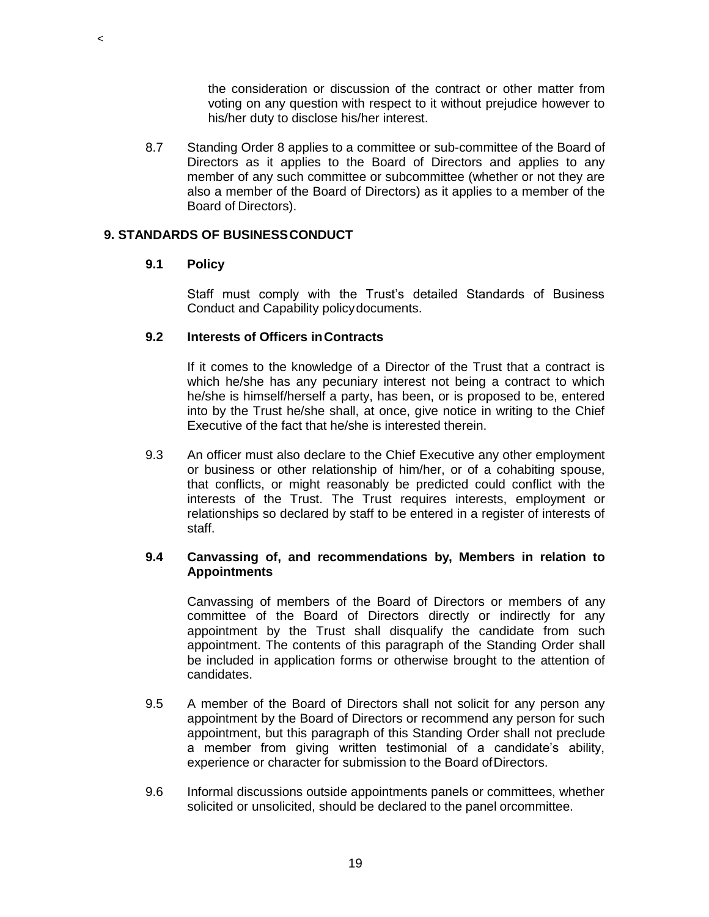the consideration or discussion of the contract or other matter from voting on any question with respect to it without prejudice however to his/her duty to disclose his/her interest.

8.7 Standing Order 8 applies to a committee or sub-committee of the Board of Directors as it applies to the Board of Directors and applies to any member of any such committee or subcommittee (whether or not they are also a member of the Board of Directors) as it applies to a member of the Board of Directors).

## 9. STANDARDS OF BUSINESS CONDUCT

### 9.1 Policy

Staff must comply with the Trust's detailed Standards of Business Conduct and Capability policy documents.

### 9.2 Interests of Officers in Contracts

If it comes to the knowledge of a Director of the Trust that a contract is which he/she has any pecuniary interest not being a contract to which he/she is himself/herself a party, has been, or is proposed to be, entered into by the Trust he/she shall, at once, give notice in writing to the Chief Executive of the fact that he/she is interested therein.

9.3 An officer must also declare to the Chief Executive any other employment or business or other relationship of him/her, or of a cohabiting spouse, that conflicts, or might reasonably be predicted could conflict with the interests of the Trust. The Trust requires interests, employment or relationships so declared by staff to be entered in a register of interests of staff.

### 9.4 Canvassing of, and recommendations by, Members in relation to Appointments

Canvassing of members of the Board of Directors or members of any committee of the Board of Directors directly or indirectly for any appointment by the Trust shall disqualify the candidate from such appointment. The contents of this paragraph of the Standing Order shall be included in application forms or otherwise brought to the attention of candidates.

9.5 A member of the Board of Directors shall not solicit for any person any appointment by the Board of Directors or recommend any person for such appointment, but this paragraph of this Standing Order shall not preclude a member from giving written testimonial of a candidate's ability, experience or character for submission to the Board of Directors.

9.6 Informal discussions outside appointments panels or committees, whether solicited or unsolicited, should be declared to the panel or committee.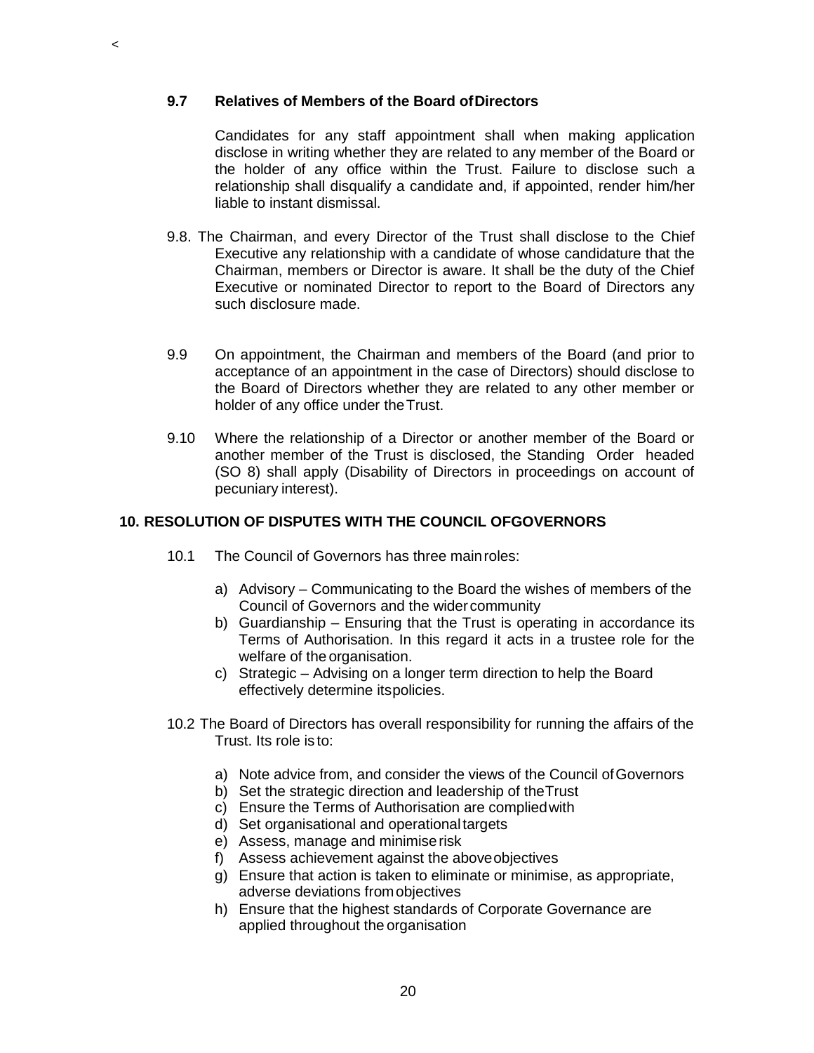<

### 9.7 Relatives of Members of the Board of Directors

Candidates for any staff appointment shall when making application disclose in writing whether they are related to any member of the Board or the holder of any office within the Trust. Failure to disclose such a relationship shall disqualify a candidate and, if appointed, render him/her liable to instant dismissal.

9.8. The Chairman, and every Director of the Trust shall disclose to the Chief Executive any relationship with a candidate of whose candidature that the Chairman, members or Director is aware. It shall be the duty of the Chief Executive or nominated Director to report to the Board of Directors any such disclosure made.

9.9 On appointment, the Chairman and members of the Board (and prior to acceptance of an appointment in the case of Directors) should disclose to the Board of Directors whether they are related to any other member or holder of any office under the Trust.

9.10 Where the relationship of a Director or another member of the Board or another member of the Trust is disclosed, the Standing Order headed (SO 8) shall apply (Disability of Directors in proceedings on account of pecuniary interest).

## 10. RESOLUTION OF DISPUTES WITH THE COUNCIL OF GOVERNORS

10.1 The Council of Governors has three main roles:

a) Advisory – Communicating to the Board the wishes of members of the Council of Governors and the wider community
b) Guardianship – Ensuring that the Trust is operating in accordance its Terms of Authorisation. In this regard it acts in a trustee role for the welfare of the organisation.
c) Strategic – Advising on a longer term direction to help the Board effectively determine its policies.

10.2 The Board of Directors has overall responsibility for running the affairs of the Trust. Its role is to:

a) Note advice from, and consider the views of the Council of Governors
b) Set the strategic direction and leadership of the Trust
c) Ensure the Terms of Authorisation are complied with
d) Set organisational and operational targets
e) Assess, manage and minimise risk
f) Assess achievement against the above objectives
g) Ensure that action is taken to eliminate or minimise, as appropriate, adverse deviations from objectives
h) Ensure that the highest standards of Corporate Governance are applied throughout the organisation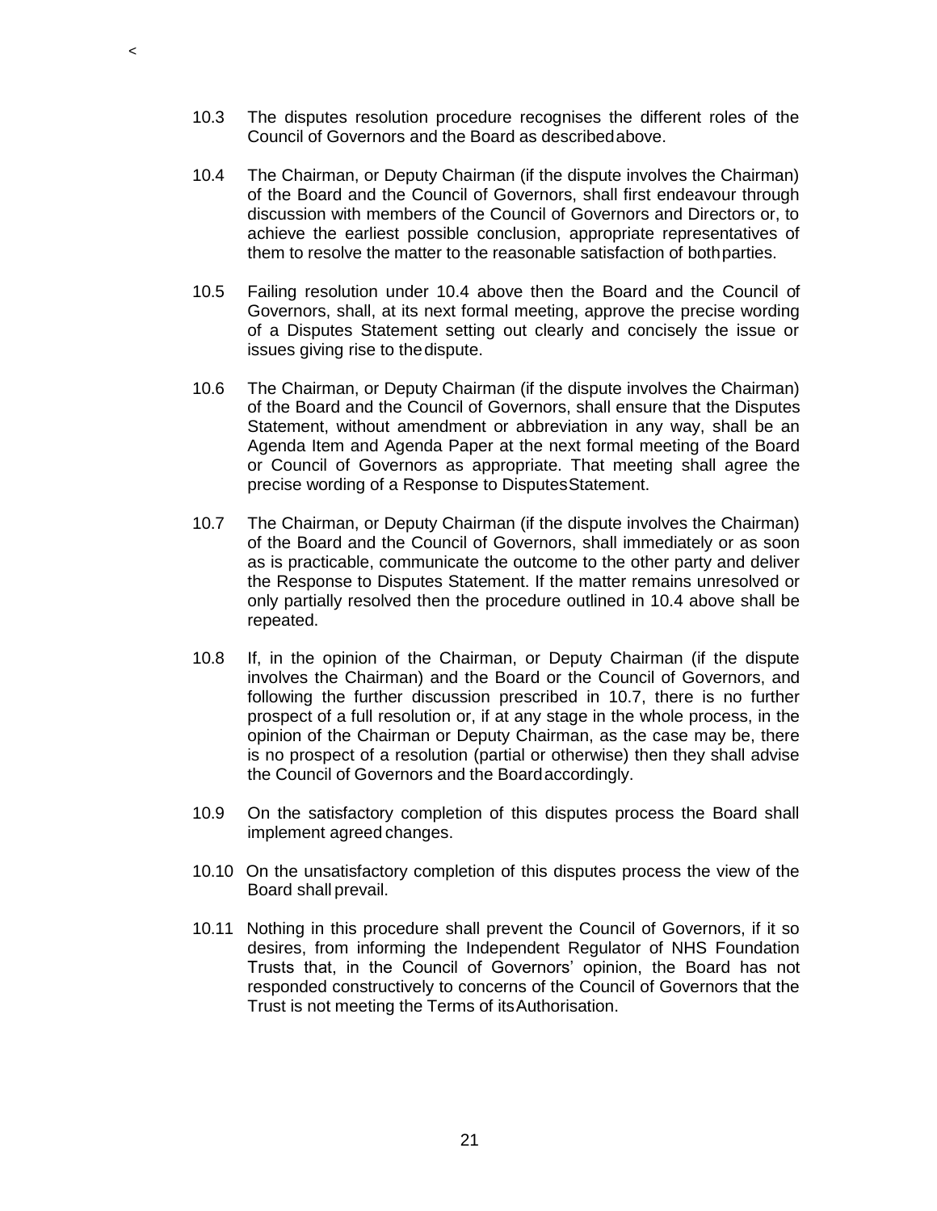10.3 The disputes resolution procedure recognises the different roles of the Council of Governors and the Board as described above.

10.4 The Chairman, or Deputy Chairman (if the dispute involves the Chairman) of the Board and the Council of Governors, shall first endeavour through discussion with members of the Council of Governors and Directors or, to achieve the earliest possible conclusion, appropriate representatives of them to resolve the matter to the reasonable satisfaction of both parties.

10.5 Failing resolution under 10.4 above then the Board and the Council of Governors, shall, at its next formal meeting, approve the precise wording of a Disputes Statement setting out clearly and concisely the issue or issues giving rise to the dispute.

10.6 The Chairman, or Deputy Chairman (if the dispute involves the Chairman) of the Board and the Council of Governors, shall ensure that the Disputes Statement, without amendment or abbreviation in any way, shall be an Agenda Item and Agenda Paper at the next formal meeting of the Board or Council of Governors as appropriate. That meeting shall agree the precise wording of a Response to Disputes Statement.

10.7 The Chairman, or Deputy Chairman (if the dispute involves the Chairman) of the Board and the Council of Governors, shall immediately or as soon as is practicable, communicate the outcome to the other party and deliver the Response to Disputes Statement. If the matter remains unresolved or only partially resolved then the procedure outlined in 10.4 above shall be repeated.

10.8 If, in the opinion of the Chairman, or Deputy Chairman (if the dispute involves the Chairman) and the Board or the Council of Governors, and following the further discussion prescribed in 10.7, there is no further prospect of a full resolution or, if at any stage in the whole process, in the opinion of the Chairman or Deputy Chairman, as the case may be, there is no prospect of a resolution (partial or otherwise) then they shall advise the Council of Governors and the Board accordingly.

10.9 On the satisfactory completion of this disputes process the Board shall implement agreed changes.

10.10 On the unsatisfactory completion of this disputes process the view of the Board shall prevail.

10.11 Nothing in this procedure shall prevent the Council of Governors, if it so desires, from informing the Independent Regulator of NHS Foundation Trusts that, in the Council of Governors' opinion, the Board has not responded constructively to concerns of the Council of Governors that the Trust is not meeting the Terms of its Authorisation.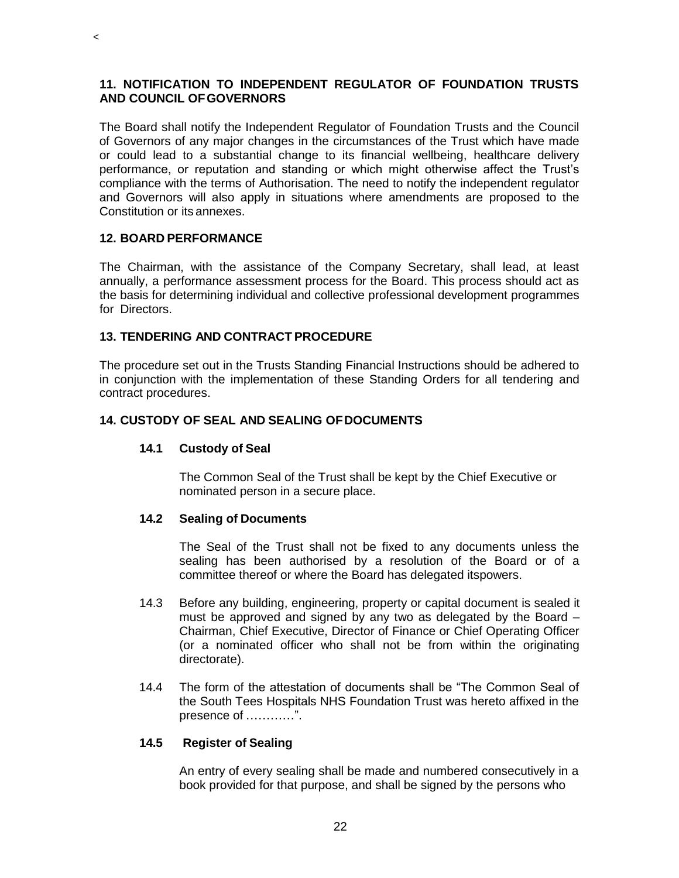## 11. NOTIFICATION TO INDEPENDENT REGULATOR OF FOUNDATION TRUSTS AND COUNCIL OF GOVERNORS

The Board shall notify the Independent Regulator of Foundation Trusts and the Council of Governors of any major changes in the circumstances of the Trust which have made or could lead to a substantial change to its financial wellbeing, healthcare delivery performance, or reputation and standing or which might otherwise affect the Trust's compliance with the terms of Authorisation. The need to notify the independent regulator and Governors will also apply in situations where amendments are proposed to the Constitution or its annexes.

## 12. BOARD PERFORMANCE

The Chairman, with the assistance of the Company Secretary, shall lead, at least annually, a performance assessment process for the Board. This process should act as the basis for determining individual and collective professional development programmes for Directors.

## 13. TENDERING AND CONTRACT PROCEDURE

The procedure set out in the Trusts Standing Financial Instructions should be adhered to in conjunction with the implementation of these Standing Orders for all tendering and contract procedures.

## 14. CUSTODY OF SEAL AND SEALING OF DOCUMENTS

### 14.1 Custody of Seal

The Common Seal of the Trust shall be kept by the Chief Executive or nominated person in a secure place.

### 14.2 Sealing of Documents

The Seal of the Trust shall not be fixed to any documents unless the sealing has been authorised by a resolution of the Board or of a committee thereof or where the Board has delegated its powers.

14.3 Before any building, engineering, property or capital document is sealed it must be approved and signed by any two as delegated by the Board – Chairman, Chief Executive, Director of Finance or Chief Operating Officer (or a nominated officer who shall not be from within the originating directorate).

14.4 The form of the attestation of documents shall be "The Common Seal of the South Tees Hospitals NHS Foundation Trust was hereto affixed in the presence of …………".

### 14.5 Register of Sealing

An entry of every sealing shall be made and numbered consecutively in a book provided for that purpose, and shall be signed by the persons who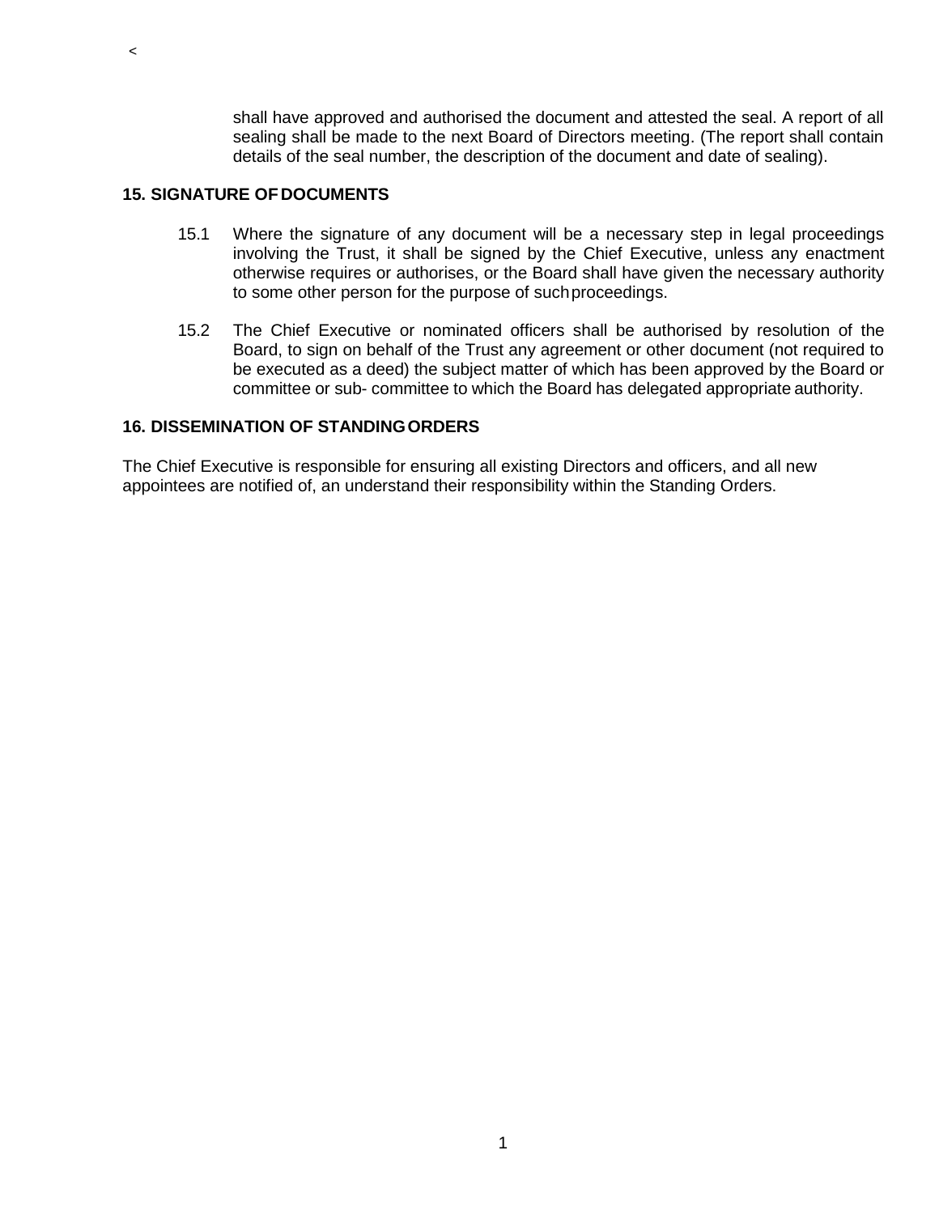<

shall have approved and authorised the document and attested the seal. A report of all sealing shall be made to the next Board of Directors meeting. (The report shall contain details of the seal number, the description of the document and date of sealing).

### 15. SIGNATURE OF DOCUMENTS

15.1 Where the signature of any document will be a necessary step in legal proceedings involving the Trust, it shall be signed by the Chief Executive, unless any enactment otherwise requires or authorises, or the Board shall have given the necessary authority to some other person for the purpose of such proceedings.

15.2 The Chief Executive or nominated officers shall be authorised by resolution of the Board, to sign on behalf of the Trust any agreement or other document (not required to be executed as a deed) the subject matter of which has been approved by the Board or committee or sub- committee to which the Board has delegated appropriate authority.

### 16. DISSEMINATION OF STANDING ORDERS

The Chief Executive is responsible for ensuring all existing Directors and officers, and all new appointees are notified of, an understand their responsibility within the Standing Orders.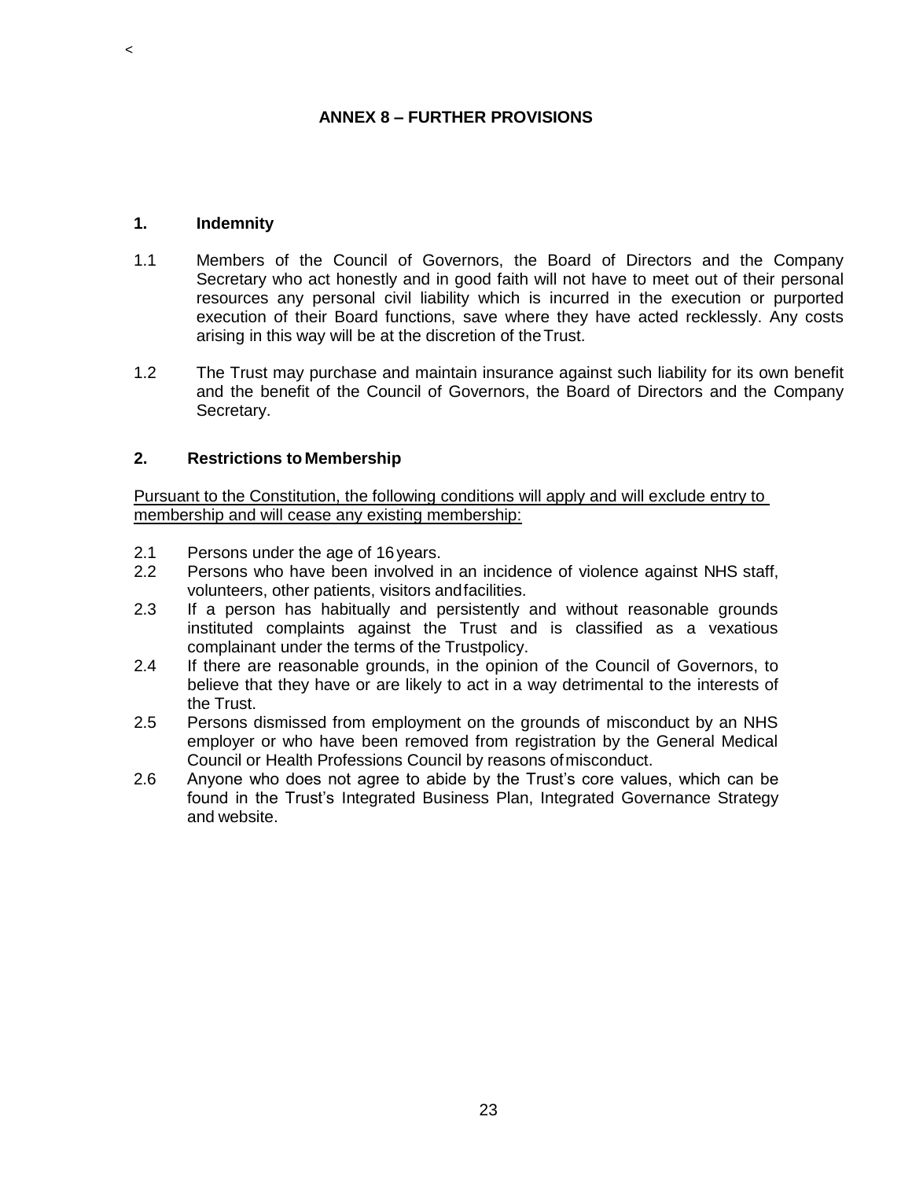## ANNEX 8 – FURTHER PROVISIONS

### 1. Indemnity

1.1 Members of the Council of Governors, the Board of Directors and the Company Secretary who act honestly and in good faith will not have to meet out of their personal resources any personal civil liability which is incurred in the execution or purported execution of their Board functions, save where they have acted recklessly. Any costs arising in this way will be at the discretion of the Trust.

1.2 The Trust may purchase and maintain insurance against such liability for its own benefit and the benefit of the Council of Governors, the Board of Directors and the Company Secretary.

### 2. Restrictions to Membership

Pursuant to the Constitution, the following conditions will apply and will exclude entry to membership and will cease any existing membership:

2.1 Persons under the age of 16 years.

2.2 Persons who have been involved in an incidence of violence against NHS staff, volunteers, other patients, visitors and facilities.

2.3 If a person has habitually and persistently and without reasonable grounds instituted complaints against the Trust and is classified as a vexatious complainant under the terms of the Trust policy.

2.4 If there are reasonable grounds, in the opinion of the Council of Governors, to believe that they have or are likely to act in a way detrimental to the interests of the Trust.

2.5 Persons dismissed from employment on the grounds of misconduct by an NHS employer or who have been removed from registration by the General Medical Council or Health Professions Council by reasons of misconduct.

2.6 Anyone who does not agree to abide by the Trust's core values, which can be found in the Trust's Integrated Business Plan, Integrated Governance Strategy and website.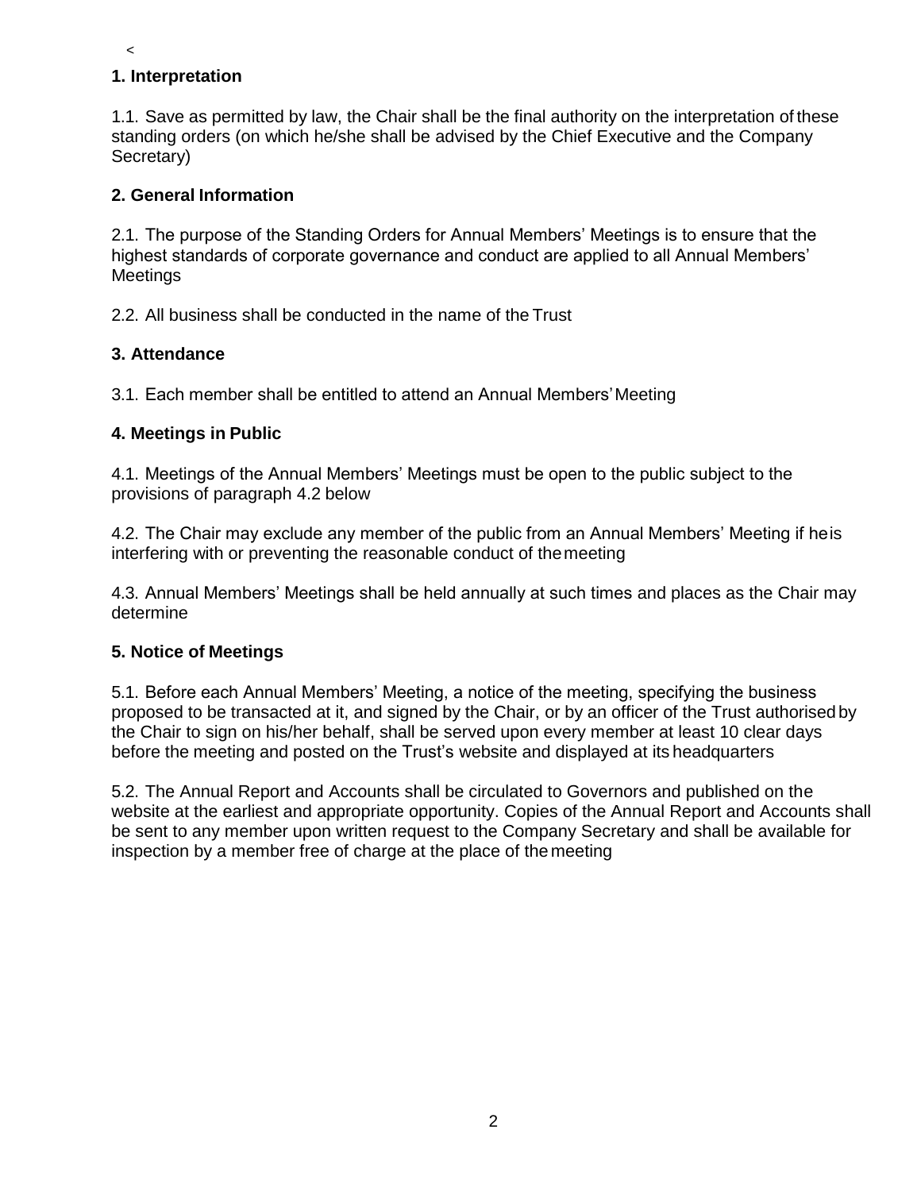<

## 1. Interpretation

1.1. Save as permitted by law, the Chair shall be the final authority on the interpretation of these standing orders (on which he/she shall be advised by the Chief Executive and the Company Secretary)

## 2. General Information

2.1. The purpose of the Standing Orders for Annual Members' Meetings is to ensure that the highest standards of corporate governance and conduct are applied to all Annual Members' Meetings

2.2. All business shall be conducted in the name of the Trust

## 3. Attendance

3.1. Each member shall be entitled to attend an Annual Members' Meeting

## 4. Meetings in Public

4.1. Meetings of the Annual Members' Meetings must be open to the public subject to the provisions of paragraph 4.2 below

4.2. The Chair may exclude any member of the public from an Annual Members' Meeting if he is interfering with or preventing the reasonable conduct of the meeting

4.3. Annual Members' Meetings shall be held annually at such times and places as the Chair may determine

## 5. Notice of Meetings

5.1. Before each Annual Members' Meeting, a notice of the meeting, specifying the business proposed to be transacted at it, and signed by the Chair, or by an officer of the Trust authorised by the Chair to sign on his/her behalf, shall be served upon every member at least 10 clear days before the meeting and posted on the Trust's website and displayed at its headquarters

5.2. The Annual Report and Accounts shall be circulated to Governors and published on the website at the earliest and appropriate opportunity. Copies of the Annual Report and Accounts shall be sent to any member upon written request to the Company Secretary and shall be available for inspection by a member free of charge at the place of the meeting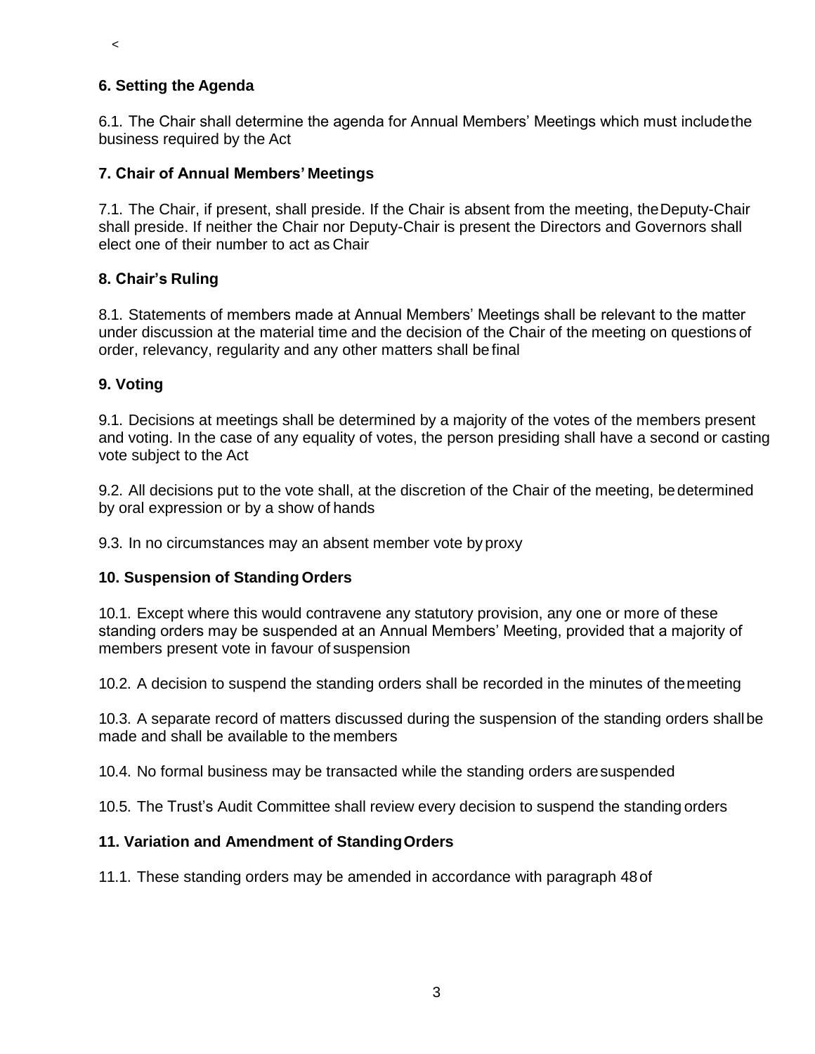&lt;

### 6. Setting the Agenda

6.1. The Chair shall determine the agenda for Annual Members' Meetings which must include the business required by the Act

### 7. Chair of Annual Members' Meetings

7.1. The Chair, if present, shall preside. If the Chair is absent from the meeting, the Deputy-Chair shall preside. If neither the Chair nor Deputy-Chair is present the Directors and Governors shall elect one of their number to act as Chair

### 8. Chair's Ruling

8.1. Statements of members made at Annual Members' Meetings shall be relevant to the matter under discussion at the material time and the decision of the Chair of the meeting on questions of order, relevancy, regularity and any other matters shall be final

### 9. Voting

9.1. Decisions at meetings shall be determined by a majority of the votes of the members present and voting. In the case of any equality of votes, the person presiding shall have a second or casting vote subject to the Act

9.2. All decisions put to the vote shall, at the discretion of the Chair of the meeting, be determined by oral expression or by a show of hands

9.3. In no circumstances may an absent member vote by proxy

### 10. Suspension of Standing Orders

10.1. Except where this would contravene any statutory provision, any one or more of these standing orders may be suspended at an Annual Members' Meeting, provided that a majority of members present vote in favour of suspension

10.2. A decision to suspend the standing orders shall be recorded in the minutes of the meeting

10.3. A separate record of matters discussed during the suspension of the standing orders shall be made and shall be available to the members

10.4. No formal business may be transacted while the standing orders are suspended

10.5. The Trust's Audit Committee shall review every decision to suspend the standing orders

### 11. Variation and Amendment of Standing Orders

11.1. These standing orders may be amended in accordance with paragraph 48 of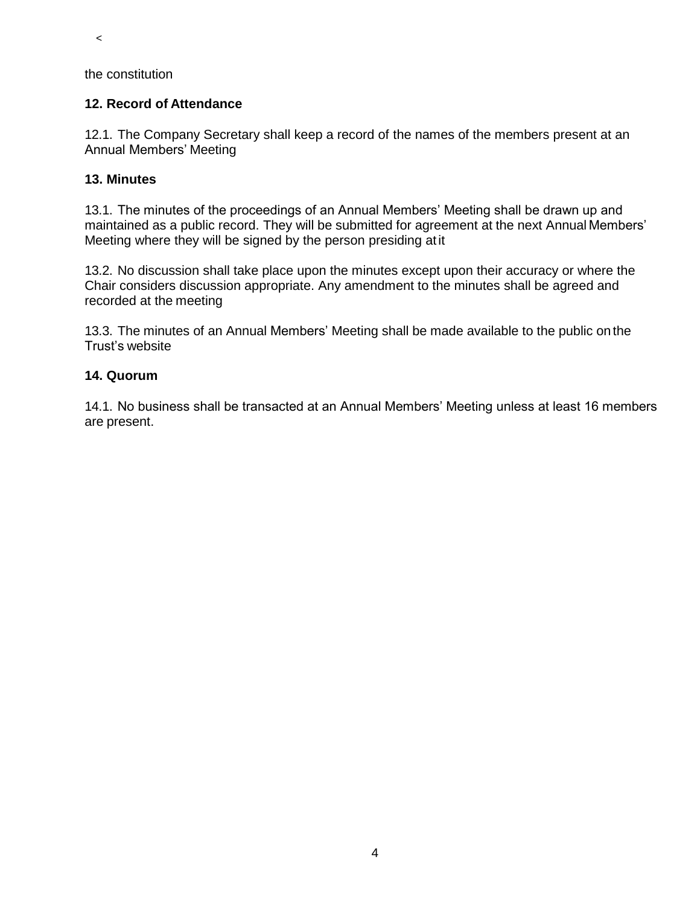<

the constitution

**12. Record of Attendance**

12.1. The Company Secretary shall keep a record of the names of the members present at an Annual Members' Meeting

**13. Minutes**

13.1. The minutes of the proceedings of an Annual Members' Meeting shall be drawn up and maintained as a public record. They will be submitted for agreement at the next Annual Members' Meeting where they will be signed by the person presiding at it

13.2. No discussion shall take place upon the minutes except upon their accuracy or where the Chair considers discussion appropriate. Any amendment to the minutes shall be agreed and recorded at the meeting

13.3. The minutes of an Annual Members' Meeting shall be made available to the public on the Trust's website

**14. Quorum**

14.1. No business shall be transacted at an Annual Members' Meeting unless at least 16 members are present.